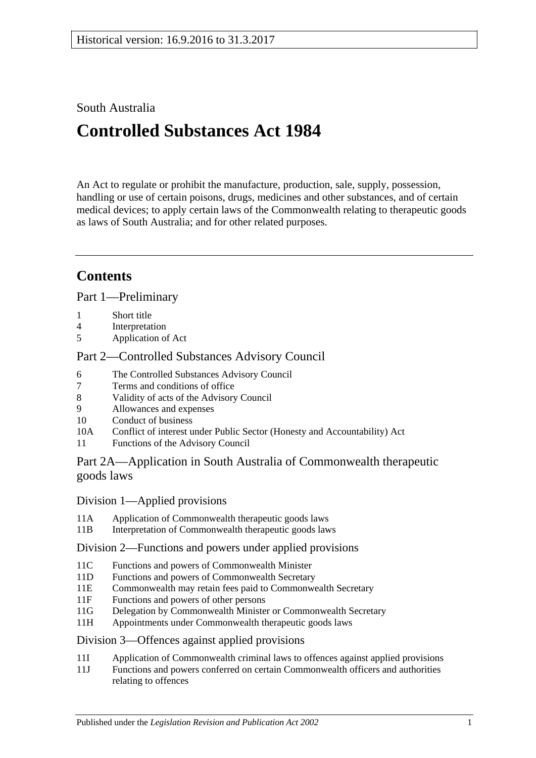Historical version: 16.9.2016 to 31.3.2017

South Australia

# Controlled Substances Act 1984

An Act to regulate or prohibit the manufacture, production, sale, supply, possession, handling or use of certain poisons, drugs, medicines and other substances, and of certain medical devices; to apply certain laws of the Commonwealth relating to therapeutic goods as laws of South Australia; and for other related purposes.

## Contents

### Part 1—Preliminary

1 Short title
4 Interpretation
5 Application of Act

### Part 2—Controlled Substances Advisory Council

6 The Controlled Substances Advisory Council
7 Terms and conditions of office
8 Validity of acts of the Advisory Council
9 Allowances and expenses
10 Conduct of business
10A Conflict of interest under Public Sector (Honesty and Accountability) Act
11 Functions of the Advisory Council

### Part 2A—Application in South Australia of Commonwealth therapeutic goods laws

#### Division 1—Applied provisions

11A Application of Commonwealth therapeutic goods laws
11B Interpretation of Commonwealth therapeutic goods laws

#### Division 2—Functions and powers under applied provisions

11C Functions and powers of Commonwealth Minister
11D Functions and powers of Commonwealth Secretary
11E Commonwealth may retain fees paid to Commonwealth Secretary
11F Functions and powers of other persons
11G Delegation by Commonwealth Minister or Commonwealth Secretary
11H Appointments under Commonwealth therapeutic goods laws

#### Division 3—Offences against applied provisions

11I Application of Commonwealth criminal laws to offences against applied provisions
11J Functions and powers conferred on certain Commonwealth officers and authorities relating to offences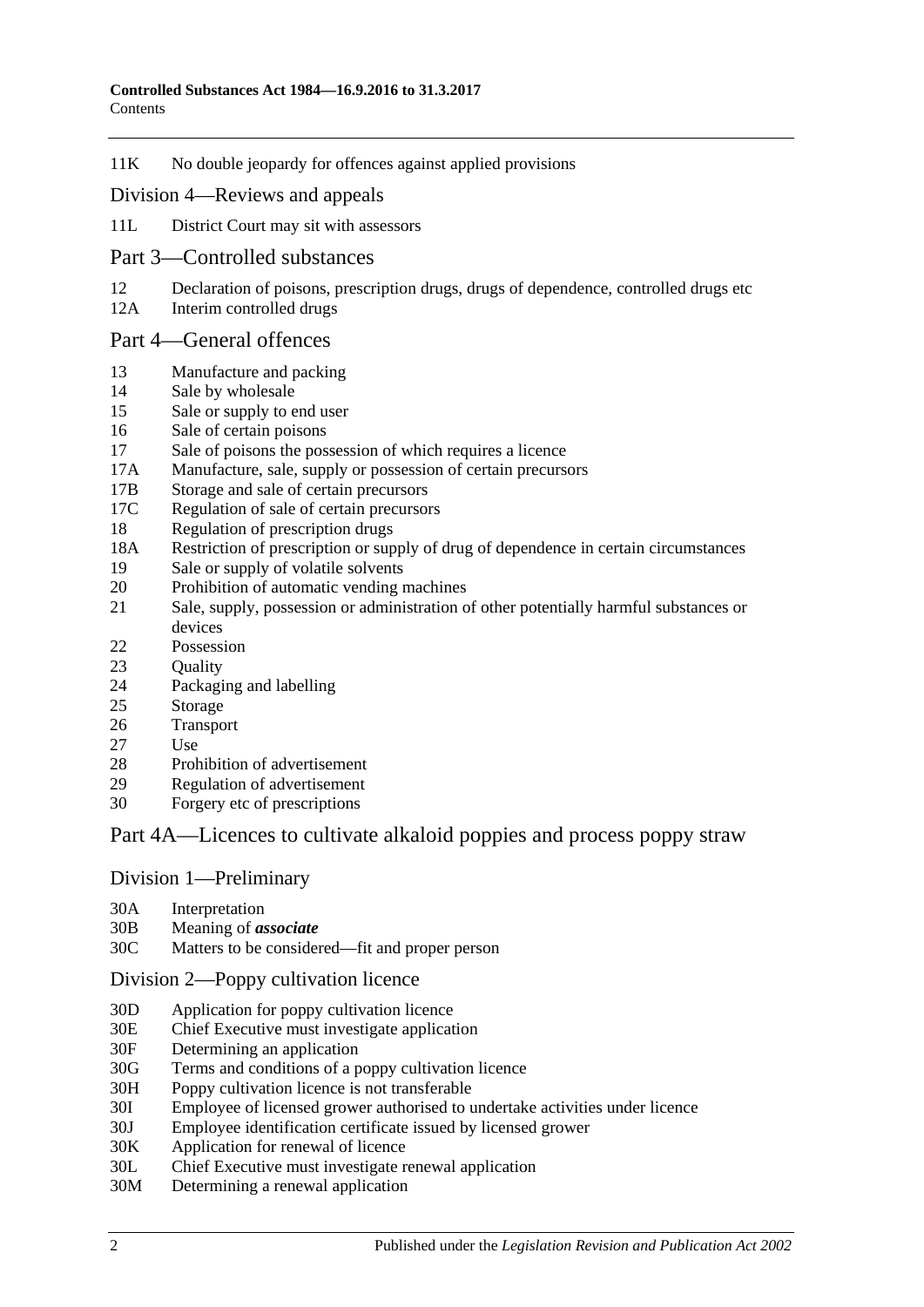11K No double jeopardy for offences against applied provisions

## Division 4—Reviews and appeals

11L District Court may sit with assessors

## Part 3—Controlled substances

12 Declaration of poisons, prescription drugs, drugs of dependence, controlled drugs etc
12A Interim controlled drugs

## Part 4—General offences

13 Manufacture and packing
14 Sale by wholesale
15 Sale or supply to end user
16 Sale of certain poisons
17 Sale of poisons the possession of which requires a licence
17A Manufacture, sale, supply or possession of certain precursors
17B Storage and sale of certain precursors
17C Regulation of sale of certain precursors
18 Regulation of prescription drugs
18A Restriction of prescription or supply of drug of dependence in certain circumstances
19 Sale or supply of volatile solvents
20 Prohibition of automatic vending machines
21 Sale, supply, possession or administration of other potentially harmful substances or devices
22 Possession
23 Quality
24 Packaging and labelling
25 Storage
26 Transport
27 Use
28 Prohibition of advertisement
29 Regulation of advertisement
30 Forgery etc of prescriptions

## Part 4A—Licences to cultivate alkaloid poppies and process poppy straw

### Division 1—Preliminary

30A Interpretation
30B Meaning of ***associate***
30C Matters to be considered—fit and proper person

### Division 2—Poppy cultivation licence

30D Application for poppy cultivation licence
30E Chief Executive must investigate application
30F Determining an application
30G Terms and conditions of a poppy cultivation licence
30H Poppy cultivation licence is not transferable
30I Employee of licensed grower authorised to undertake activities under licence
30J Employee identification certificate issued by licensed grower
30K Application for renewal of licence
30L Chief Executive must investigate renewal application
30M Determining a renewal application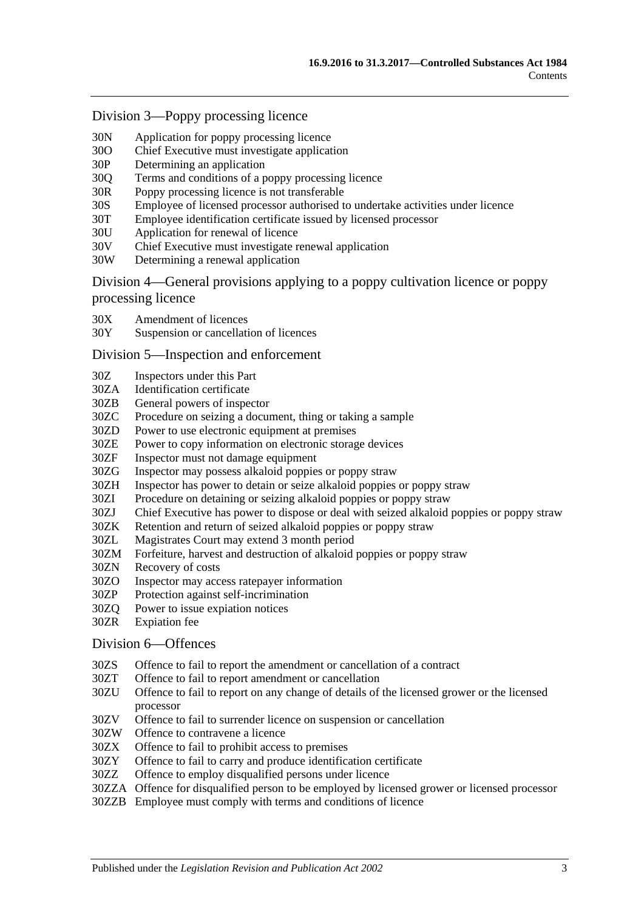## Division 3—Poppy processing licence

30N Application for poppy processing licence
30O Chief Executive must investigate application
30P Determining an application
30Q Terms and conditions of a poppy processing licence
30R Poppy processing licence is not transferable
30S Employee of licensed processor authorised to undertake activities under licence
30T Employee identification certificate issued by licensed processor
30U Application for renewal of licence
30V Chief Executive must investigate renewal application
30W Determining a renewal application

## Division 4—General provisions applying to a poppy cultivation licence or poppy processing licence

30X Amendment of licences
30Y Suspension or cancellation of licences

## Division 5—Inspection and enforcement

30Z Inspectors under this Part
30ZA Identification certificate
30ZB General powers of inspector
30ZC Procedure on seizing a document, thing or taking a sample
30ZD Power to use electronic equipment at premises
30ZE Power to copy information on electronic storage devices
30ZF Inspector must not damage equipment
30ZG Inspector may possess alkaloid poppies or poppy straw
30ZH Inspector has power to detain or seize alkaloid poppies or poppy straw
30ZI Procedure on detaining or seizing alkaloid poppies or poppy straw
30ZJ Chief Executive has power to dispose or deal with seized alkaloid poppies or poppy straw
30ZK Retention and return of seized alkaloid poppies or poppy straw
30ZL Magistrates Court may extend 3 month period
30ZM Forfeiture, harvest and destruction of alkaloid poppies or poppy straw
30ZN Recovery of costs
30ZO Inspector may access ratepayer information
30ZP Protection against self-incrimination
30ZQ Power to issue expiation notices
30ZR Expiation fee

## Division 6—Offences

30ZS Offence to fail to report the amendment or cancellation of a contract
30ZT Offence to fail to report amendment or cancellation
30ZU Offence to fail to report on any change of details of the licensed grower or the licensed processor
30ZV Offence to fail to surrender licence on suspension or cancellation
30ZW Offence to contravene a licence
30ZX Offence to fail to prohibit access to premises
30ZY Offence to fail to carry and produce identification certificate
30ZZ Offence to employ disqualified persons under licence
30ZZA Offence for disqualified person to be employed by licensed grower or licensed processor
30ZZB Employee must comply with terms and conditions of licence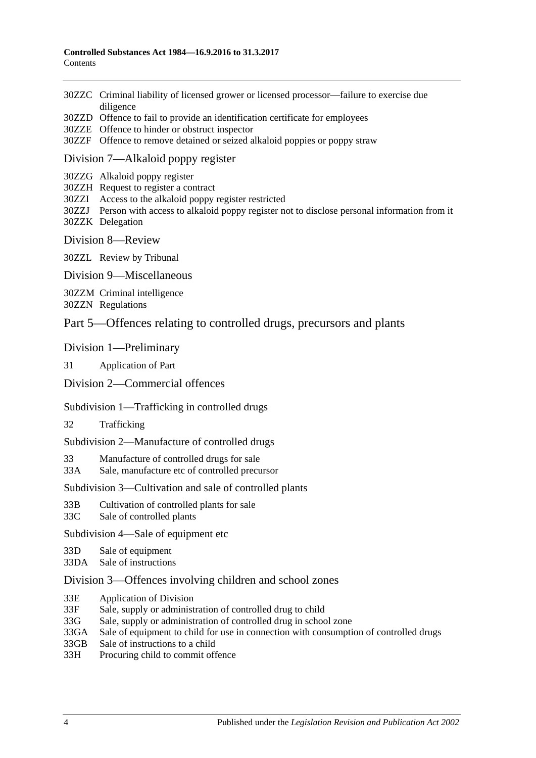30ZZC Criminal liability of licensed grower or licensed processor—failure to exercise due diligence
30ZZD Offence to fail to provide an identification certificate for employees
30ZZE Offence to hinder or obstruct inspector
30ZZF Offence to remove detained or seized alkaloid poppies or poppy straw

## Division 7—Alkaloid poppy register

30ZZG Alkaloid poppy register
30ZZH Request to register a contract
30ZZI Access to the alkaloid poppy register restricted
30ZZJ Person with access to alkaloid poppy register not to disclose personal information from it
30ZZK Delegation

## Division 8—Review

30ZZL Review by Tribunal

## Division 9—Miscellaneous

30ZZM Criminal intelligence
30ZZN Regulations

# Part 5—Offences relating to controlled drugs, precursors and plants

## Division 1—Preliminary

31 Application of Part

## Division 2—Commercial offences

### Subdivision 1—Trafficking in controlled drugs

32 Trafficking

### Subdivision 2—Manufacture of controlled drugs

33 Manufacture of controlled drugs for sale
33A Sale, manufacture etc of controlled precursor

### Subdivision 3—Cultivation and sale of controlled plants

33B Cultivation of controlled plants for sale
33C Sale of controlled plants

### Subdivision 4—Sale of equipment etc

33D Sale of equipment
33DA Sale of instructions

## Division 3—Offences involving children and school zones

33E Application of Division
33F Sale, supply or administration of controlled drug to child
33G Sale, supply or administration of controlled drug in school zone
33GA Sale of equipment to child for use in connection with consumption of controlled drugs
33GB Sale of instructions to a child
33H Procuring child to commit offence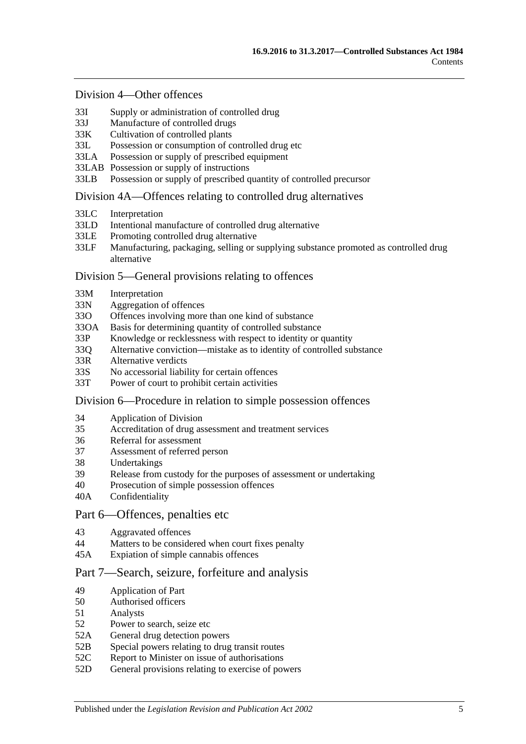## Division 4—Other offences

33I Supply or administration of controlled drug
33J Manufacture of controlled drugs
33K Cultivation of controlled plants
33L Possession or consumption of controlled drug etc
33LA Possession or supply of prescribed equipment
33LAB Possession or supply of instructions
33LB Possession or supply of prescribed quantity of controlled precursor

## Division 4A—Offences relating to controlled drug alternatives

33LC Interpretation
33LD Intentional manufacture of controlled drug alternative
33LE Promoting controlled drug alternative
33LF Manufacturing, packaging, selling or supplying substance promoted as controlled drug alternative

## Division 5—General provisions relating to offences

33M Interpretation
33N Aggregation of offences
33O Offences involving more than one kind of substance
33OA Basis for determining quantity of controlled substance
33P Knowledge or recklessness with respect to identity or quantity
33Q Alternative conviction—mistake as to identity of controlled substance
33R Alternative verdicts
33S No accessorial liability for certain offences
33T Power of court to prohibit certain activities

## Division 6—Procedure in relation to simple possession offences

34 Application of Division
35 Accreditation of drug assessment and treatment services
36 Referral for assessment
37 Assessment of referred person
38 Undertakings
39 Release from custody for the purposes of assessment or undertaking
40 Prosecution of simple possession offences
40A Confidentiality

# Part 6—Offences, penalties etc

43 Aggravated offences
44 Matters to be considered when court fixes penalty
45A Expiation of simple cannabis offences

# Part 7—Search, seizure, forfeiture and analysis

49 Application of Part
50 Authorised officers
51 Analysts
52 Power to search, seize etc
52A General drug detection powers
52B Special powers relating to drug transit routes
52C Report to Minister on issue of authorisations
52D General provisions relating to exercise of powers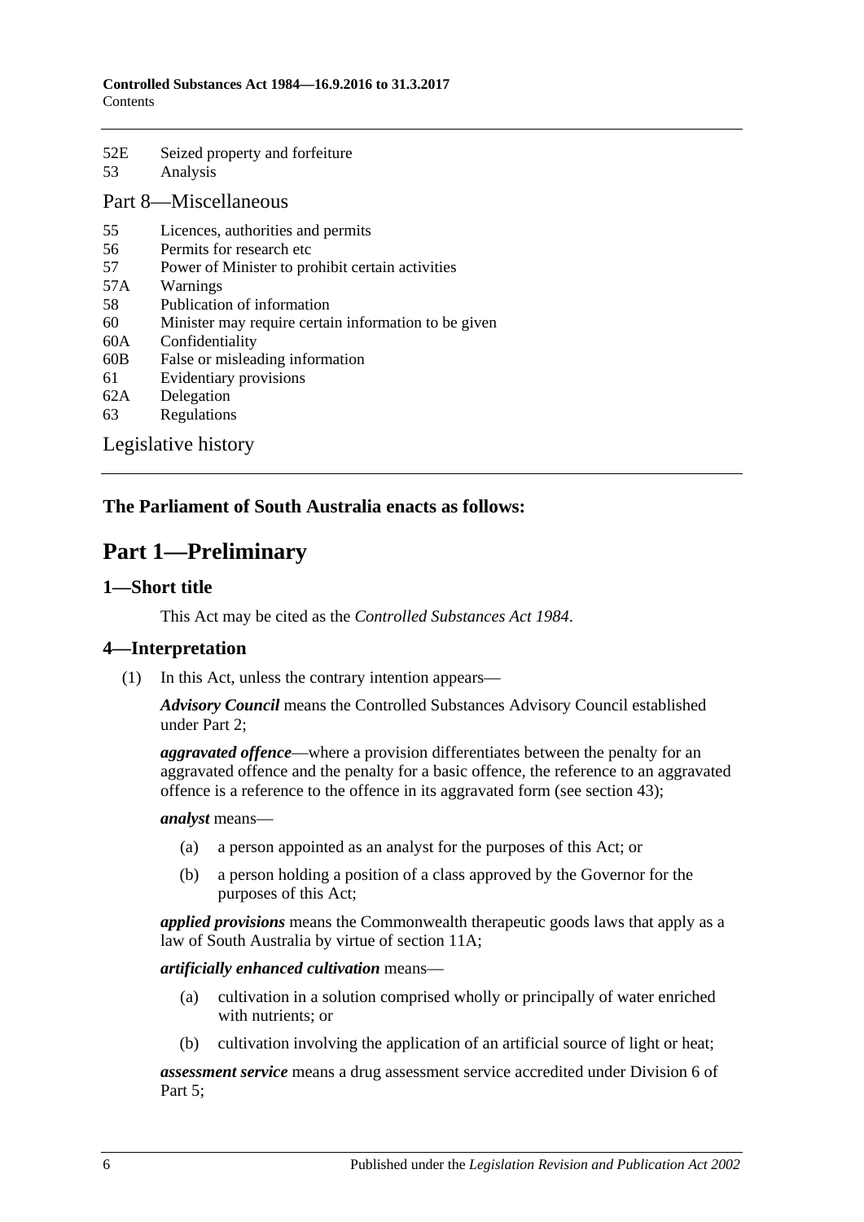52E Seized property and forfeiture
53 Analysis

Part 8—Miscellaneous

55 Licences, authorities and permits
56 Permits for research etc
57 Power of Minister to prohibit certain activities
57A Warnings
58 Publication of information
60 Minister may require certain information to be given
60A Confidentiality
60B False or misleading information
61 Evidentiary provisions
62A Delegation
63 Regulations

Legislative history

**The Parliament of South Australia enacts as follows:**

# Part 1—Preliminary

## 1—Short title

This Act may be cited as the *Controlled Substances Act 1984*.

## 4—Interpretation

(1) In this Act, unless the contrary intention appears—

***Advisory Council*** means the Controlled Substances Advisory Council established under Part 2;

***aggravated offence***—where a provision differentiates between the penalty for an aggravated offence and the penalty for a basic offence, the reference to an aggravated offence is a reference to the offence in its aggravated form (see section 43);

***analyst*** means—

(a) a person appointed as an analyst for the purposes of this Act; or

(b) a person holding a position of a class approved by the Governor for the purposes of this Act;

***applied provisions*** means the Commonwealth therapeutic goods laws that apply as a law of South Australia by virtue of section 11A;

***artificially enhanced cultivation*** means—

(a) cultivation in a solution comprised wholly or principally of water enriched with nutrients; or

(b) cultivation involving the application of an artificial source of light or heat;

***assessment service*** means a drug assessment service accredited under Division 6 of Part 5;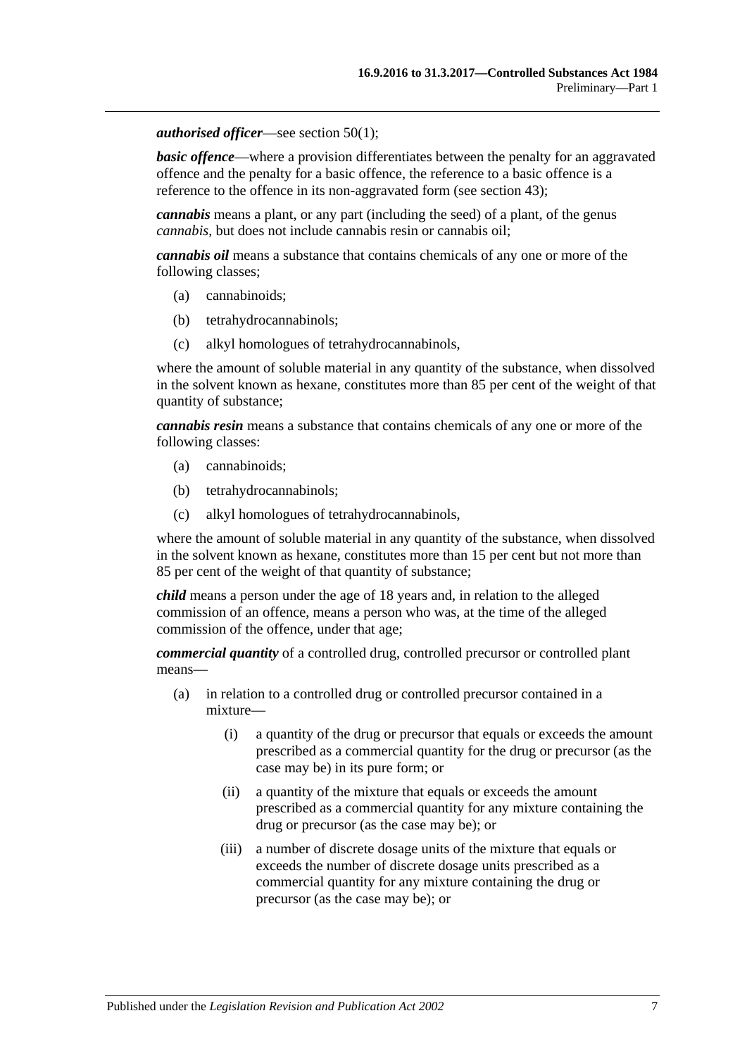***authorised officer***—see section 50(1);

***basic offence***—where a provision differentiates between the penalty for an aggravated offence and the penalty for a basic offence, the reference to a basic offence is a reference to the offence in its non-aggravated form (see section 43);

***cannabis*** means a plant, or any part (including the seed) of a plant, of the genus *cannabis*, but does not include cannabis resin or cannabis oil;

***cannabis oil*** means a substance that contains chemicals of any one or more of the following classes;

- (a) cannabinoids;
- (b) tetrahydrocannabinols;
- (c) alkyl homologues of tetrahydrocannabinols,

where the amount of soluble material in any quantity of the substance, when dissolved in the solvent known as hexane, constitutes more than 85 per cent of the weight of that quantity of substance;

***cannabis resin*** means a substance that contains chemicals of any one or more of the following classes:

- (a) cannabinoids;
- (b) tetrahydrocannabinols;
- (c) alkyl homologues of tetrahydrocannabinols,

where the amount of soluble material in any quantity of the substance, when dissolved in the solvent known as hexane, constitutes more than 15 per cent but not more than 85 per cent of the weight of that quantity of substance;

***child*** means a person under the age of 18 years and, in relation to the alleged commission of an offence, means a person who was, at the time of the alleged commission of the offence, under that age;

***commercial quantity*** of a controlled drug, controlled precursor or controlled plant means—

- (a) in relation to a controlled drug or controlled precursor contained in a mixture—
  - (i) a quantity of the drug or precursor that equals or exceeds the amount prescribed as a commercial quantity for the drug or precursor (as the case may be) in its pure form; or
  - (ii) a quantity of the mixture that equals or exceeds the amount prescribed as a commercial quantity for any mixture containing the drug or precursor (as the case may be); or
  - (iii) a number of discrete dosage units of the mixture that equals or exceeds the number of discrete dosage units prescribed as a commercial quantity for any mixture containing the drug or precursor (as the case may be); or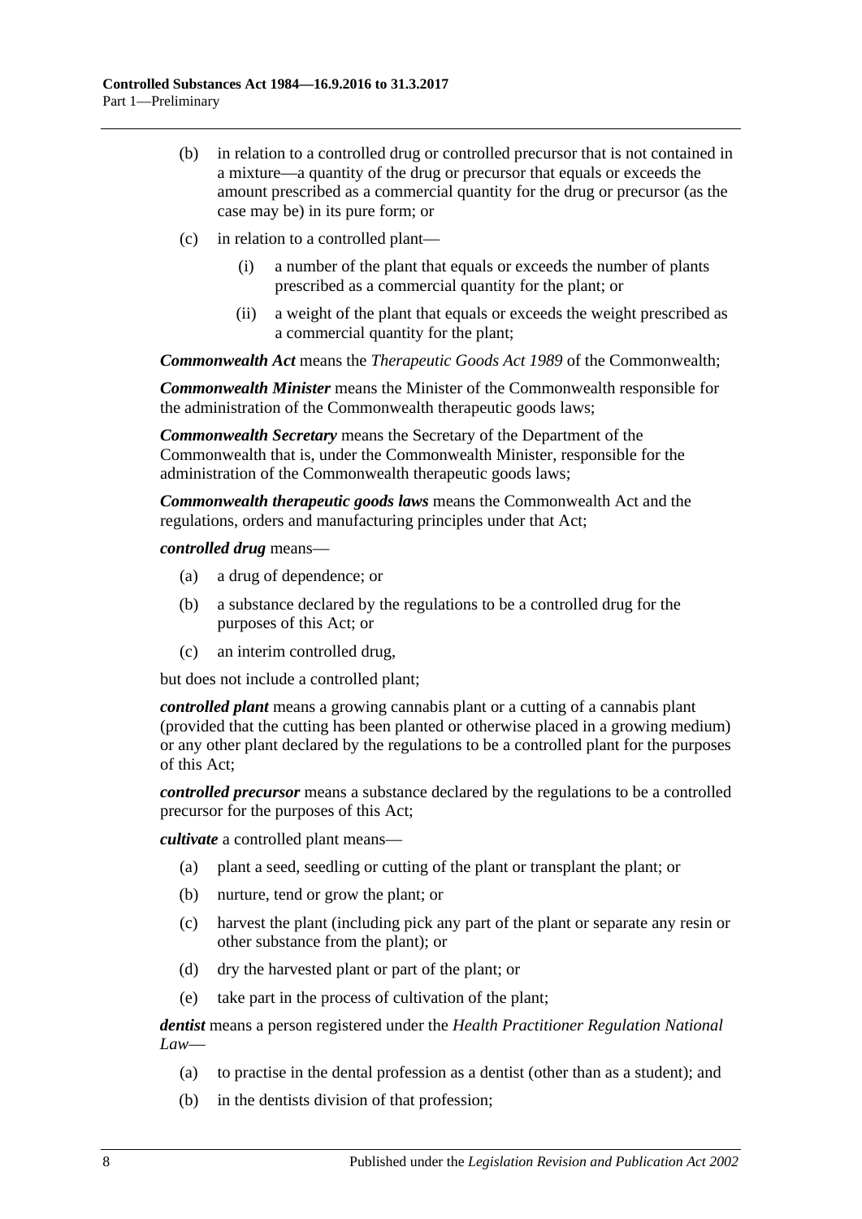(b) in relation to a controlled drug or controlled precursor that is not contained in a mixture—a quantity of the drug or precursor that equals or exceeds the amount prescribed as a commercial quantity for the drug or precursor (as the case may be) in its pure form; or

(c) in relation to a controlled plant—

(i) a number of the plant that equals or exceeds the number of plants prescribed as a commercial quantity for the plant; or

(ii) a weight of the plant that equals or exceeds the weight prescribed as a commercial quantity for the plant;

***Commonwealth Act*** means the *Therapeutic Goods Act 1989* of the Commonwealth;

***Commonwealth Minister*** means the Minister of the Commonwealth responsible for the administration of the Commonwealth therapeutic goods laws;

***Commonwealth Secretary*** means the Secretary of the Department of the Commonwealth that is, under the Commonwealth Minister, responsible for the administration of the Commonwealth therapeutic goods laws;

***Commonwealth therapeutic goods laws*** means the Commonwealth Act and the regulations, orders and manufacturing principles under that Act;

***controlled drug*** means—

(a) a drug of dependence; or

(b) a substance declared by the regulations to be a controlled drug for the purposes of this Act; or

(c) an interim controlled drug,

but does not include a controlled plant;

***controlled plant*** means a growing cannabis plant or a cutting of a cannabis plant (provided that the cutting has been planted or otherwise placed in a growing medium) or any other plant declared by the regulations to be a controlled plant for the purposes of this Act;

***controlled precursor*** means a substance declared by the regulations to be a controlled precursor for the purposes of this Act;

***cultivate*** a controlled plant means—

(a) plant a seed, seedling or cutting of the plant or transplant the plant; or

(b) nurture, tend or grow the plant; or

(c) harvest the plant (including pick any part of the plant or separate any resin or other substance from the plant); or

(d) dry the harvested plant or part of the plant; or

(e) take part in the process of cultivation of the plant;

***dentist*** means a person registered under the *Health Practitioner Regulation National Law*—

(a) to practise in the dental profession as a dentist (other than as a student); and

(b) in the dentists division of that profession;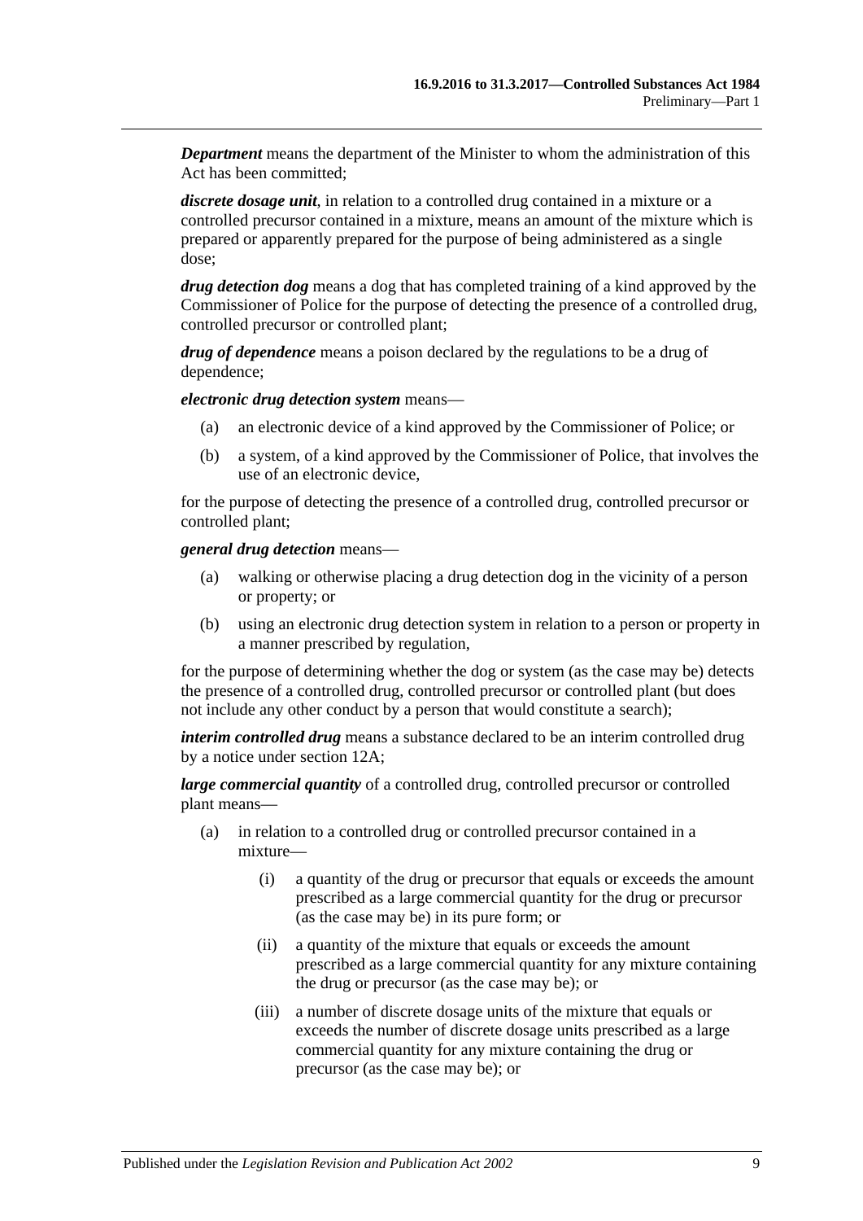***Department*** means the department of the Minister to whom the administration of this Act has been committed;

***discrete dosage unit***, in relation to a controlled drug contained in a mixture or a controlled precursor contained in a mixture, means an amount of the mixture which is prepared or apparently prepared for the purpose of being administered as a single dose;

***drug detection dog*** means a dog that has completed training of a kind approved by the Commissioner of Police for the purpose of detecting the presence of a controlled drug, controlled precursor or controlled plant;

***drug of dependence*** means a poison declared by the regulations to be a drug of dependence;

***electronic drug detection system*** means—

(a) an electronic device of a kind approved by the Commissioner of Police; or

(b) a system, of a kind approved by the Commissioner of Police, that involves the use of an electronic device,

for the purpose of detecting the presence of a controlled drug, controlled precursor or controlled plant;

***general drug detection*** means—

(a) walking or otherwise placing a drug detection dog in the vicinity of a person or property; or

(b) using an electronic drug detection system in relation to a person or property in a manner prescribed by regulation,

for the purpose of determining whether the dog or system (as the case may be) detects the presence of a controlled drug, controlled precursor or controlled plant (but does not include any other conduct by a person that would constitute a search);

***interim controlled drug*** means a substance declared to be an interim controlled drug by a notice under section 12A;

***large commercial quantity*** of a controlled drug, controlled precursor or controlled plant means—

(a) in relation to a controlled drug or controlled precursor contained in a mixture—

(i) a quantity of the drug or precursor that equals or exceeds the amount prescribed as a large commercial quantity for the drug or precursor (as the case may be) in its pure form; or

(ii) a quantity of the mixture that equals or exceeds the amount prescribed as a large commercial quantity for any mixture containing the drug or precursor (as the case may be); or

(iii) a number of discrete dosage units of the mixture that equals or exceeds the number of discrete dosage units prescribed as a large commercial quantity for any mixture containing the drug or precursor (as the case may be); or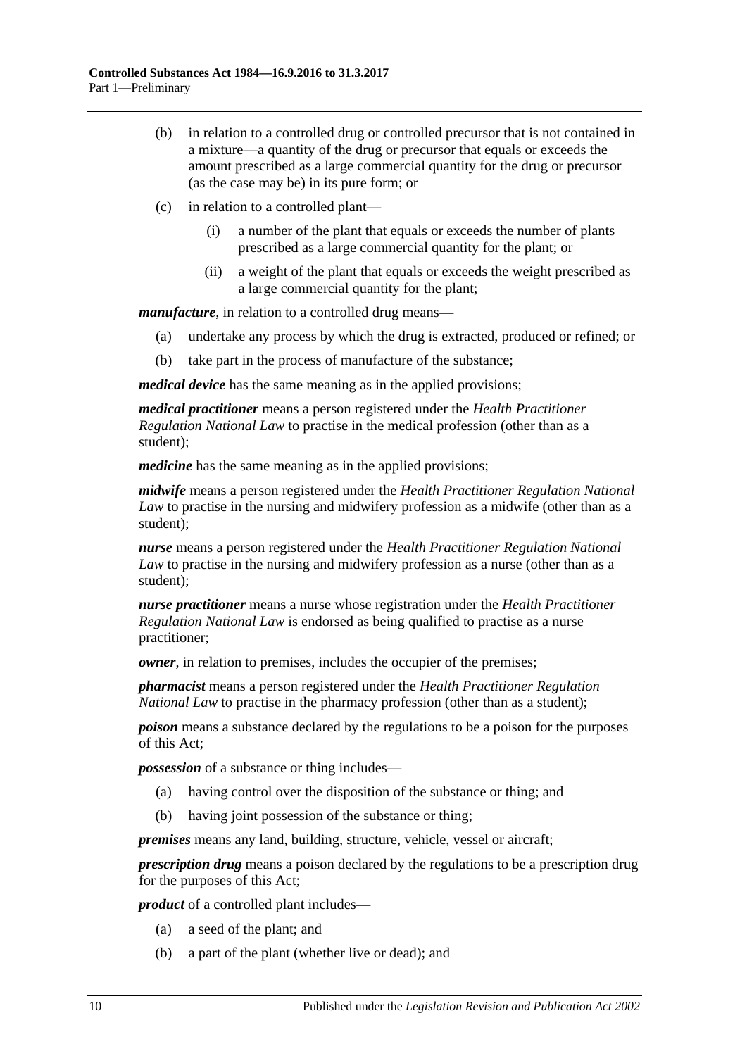(b) in relation to a controlled drug or controlled precursor that is not contained in a mixture—a quantity of the drug or precursor that equals or exceeds the amount prescribed as a large commercial quantity for the drug or precursor (as the case may be) in its pure form; or

(c) in relation to a controlled plant—

(i) a number of the plant that equals or exceeds the number of plants prescribed as a large commercial quantity for the plant; or

(ii) a weight of the plant that equals or exceeds the weight prescribed as a large commercial quantity for the plant;

***manufacture***, in relation to a controlled drug means—

(a) undertake any process by which the drug is extracted, produced or refined; or

(b) take part in the process of manufacture of the substance;

***medical device*** has the same meaning as in the applied provisions;

***medical practitioner*** means a person registered under the *Health Practitioner Regulation National Law* to practise in the medical profession (other than as a student);

***medicine*** has the same meaning as in the applied provisions;

***midwife*** means a person registered under the *Health Practitioner Regulation National Law* to practise in the nursing and midwifery profession as a midwife (other than as a student);

***nurse*** means a person registered under the *Health Practitioner Regulation National Law* to practise in the nursing and midwifery profession as a nurse (other than as a student);

***nurse practitioner*** means a nurse whose registration under the *Health Practitioner Regulation National Law* is endorsed as being qualified to practise as a nurse practitioner;

***owner***, in relation to premises, includes the occupier of the premises;

***pharmacist*** means a person registered under the *Health Practitioner Regulation National Law* to practise in the pharmacy profession (other than as a student);

***poison*** means a substance declared by the regulations to be a poison for the purposes of this Act;

***possession*** of a substance or thing includes—

(a) having control over the disposition of the substance or thing; and

(b) having joint possession of the substance or thing;

***premises*** means any land, building, structure, vehicle, vessel or aircraft;

***prescription drug*** means a poison declared by the regulations to be a prescription drug for the purposes of this Act;

***product*** of a controlled plant includes—

(a) a seed of the plant; and

(b) a part of the plant (whether live or dead); and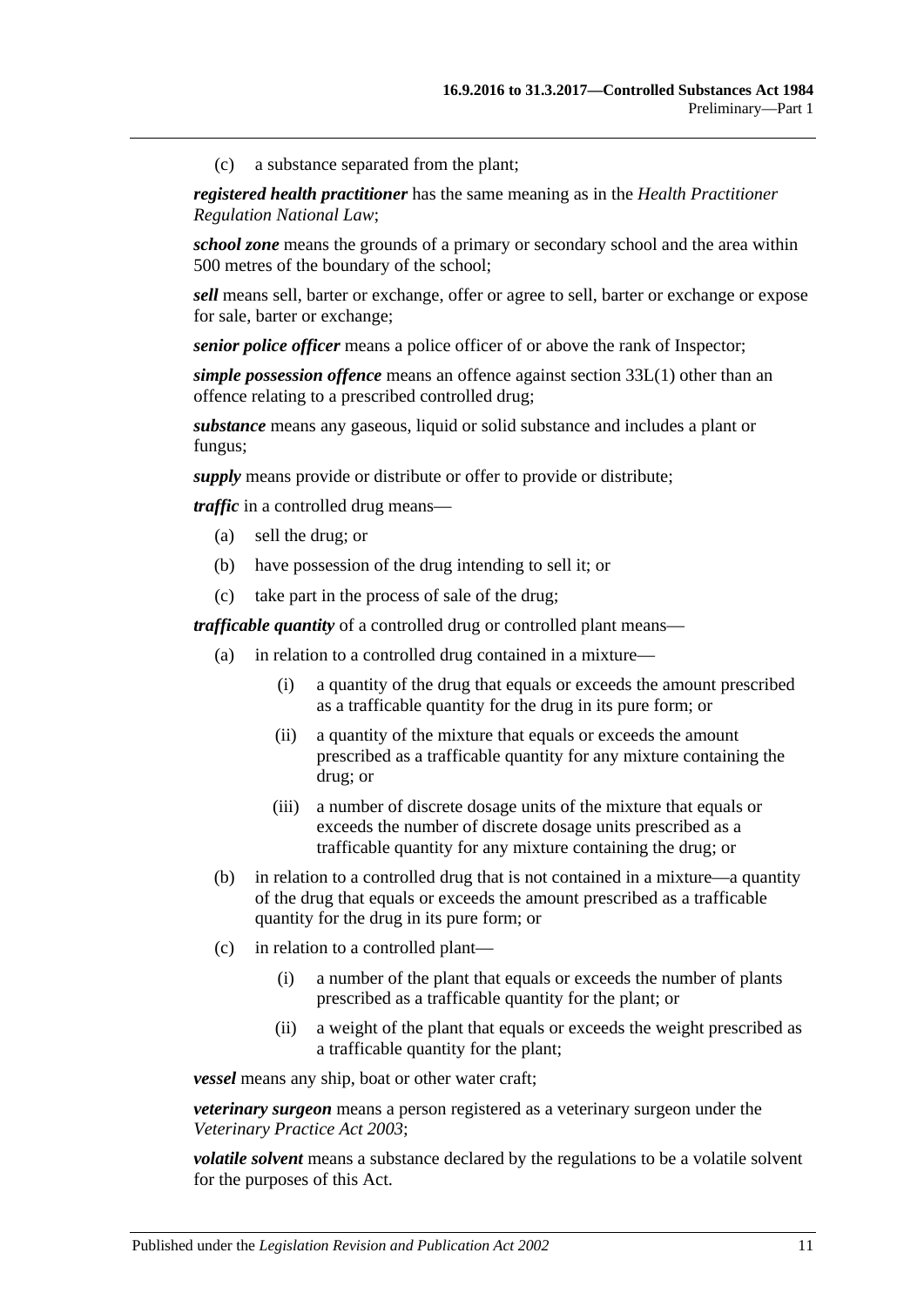(c) a substance separated from the plant;

***registered health practitioner*** has the same meaning as in the *Health Practitioner Regulation National Law*;

***school zone*** means the grounds of a primary or secondary school and the area within 500 metres of the boundary of the school;

***sell*** means sell, barter or exchange, offer or agree to sell, barter or exchange or expose for sale, barter or exchange;

***senior police officer*** means a police officer of or above the rank of Inspector;

***simple possession offence*** means an offence against section 33L(1) other than an offence relating to a prescribed controlled drug;

***substance*** means any gaseous, liquid or solid substance and includes a plant or fungus;

***supply*** means provide or distribute or offer to provide or distribute;

***traffic*** in a controlled drug means—

- (a) sell the drug; or
- (b) have possession of the drug intending to sell it; or
- (c) take part in the process of sale of the drug;

***trafficable quantity*** of a controlled drug or controlled plant means—

- (a) in relation to a controlled drug contained in a mixture—
  - (i) a quantity of the drug that equals or exceeds the amount prescribed as a trafficable quantity for the drug in its pure form; or
  - (ii) a quantity of the mixture that equals or exceeds the amount prescribed as a trafficable quantity for any mixture containing the drug; or
  - (iii) a number of discrete dosage units of the mixture that equals or exceeds the number of discrete dosage units prescribed as a trafficable quantity for any mixture containing the drug; or
- (b) in relation to a controlled drug that is not contained in a mixture—a quantity of the drug that equals or exceeds the amount prescribed as a trafficable quantity for the drug in its pure form; or
- (c) in relation to a controlled plant—
  - (i) a number of the plant that equals or exceeds the number of plants prescribed as a trafficable quantity for the plant; or
  - (ii) a weight of the plant that equals or exceeds the weight prescribed as a trafficable quantity for the plant;

***vessel*** means any ship, boat or other water craft;

***veterinary surgeon*** means a person registered as a veterinary surgeon under the *Veterinary Practice Act 2003*;

***volatile solvent*** means a substance declared by the regulations to be a volatile solvent for the purposes of this Act.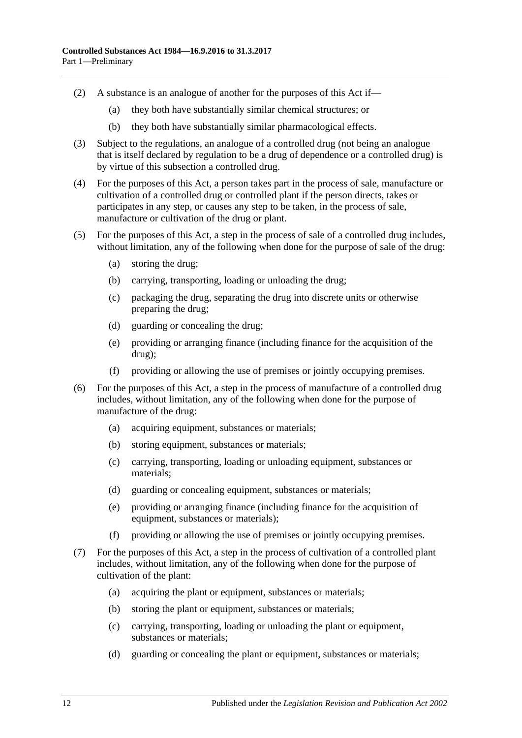(2) A substance is an analogue of another for the purposes of this Act if—

  (a) they both have substantially similar chemical structures; or

  (b) they both have substantially similar pharmacological effects.

(3) Subject to the regulations, an analogue of a controlled drug (not being an analogue that is itself declared by regulation to be a drug of dependence or a controlled drug) is by virtue of this subsection a controlled drug.

(4) For the purposes of this Act, a person takes part in the process of sale, manufacture or cultivation of a controlled drug or controlled plant if the person directs, takes or participates in any step, or causes any step to be taken, in the process of sale, manufacture or cultivation of the drug or plant.

(5) For the purposes of this Act, a step in the process of sale of a controlled drug includes, without limitation, any of the following when done for the purpose of sale of the drug:

  (a) storing the drug;

  (b) carrying, transporting, loading or unloading the drug;

  (c) packaging the drug, separating the drug into discrete units or otherwise preparing the drug;

  (d) guarding or concealing the drug;

  (e) providing or arranging finance (including finance for the acquisition of the drug);

  (f) providing or allowing the use of premises or jointly occupying premises.

(6) For the purposes of this Act, a step in the process of manufacture of a controlled drug includes, without limitation, any of the following when done for the purpose of manufacture of the drug:

  (a) acquiring equipment, substances or materials;

  (b) storing equipment, substances or materials;

  (c) carrying, transporting, loading or unloading equipment, substances or materials;

  (d) guarding or concealing equipment, substances or materials;

  (e) providing or arranging finance (including finance for the acquisition of equipment, substances or materials);

  (f) providing or allowing the use of premises or jointly occupying premises.

(7) For the purposes of this Act, a step in the process of cultivation of a controlled plant includes, without limitation, any of the following when done for the purpose of cultivation of the plant:

  (a) acquiring the plant or equipment, substances or materials;

  (b) storing the plant or equipment, substances or materials;

  (c) carrying, transporting, loading or unloading the plant or equipment, substances or materials;

  (d) guarding or concealing the plant or equipment, substances or materials;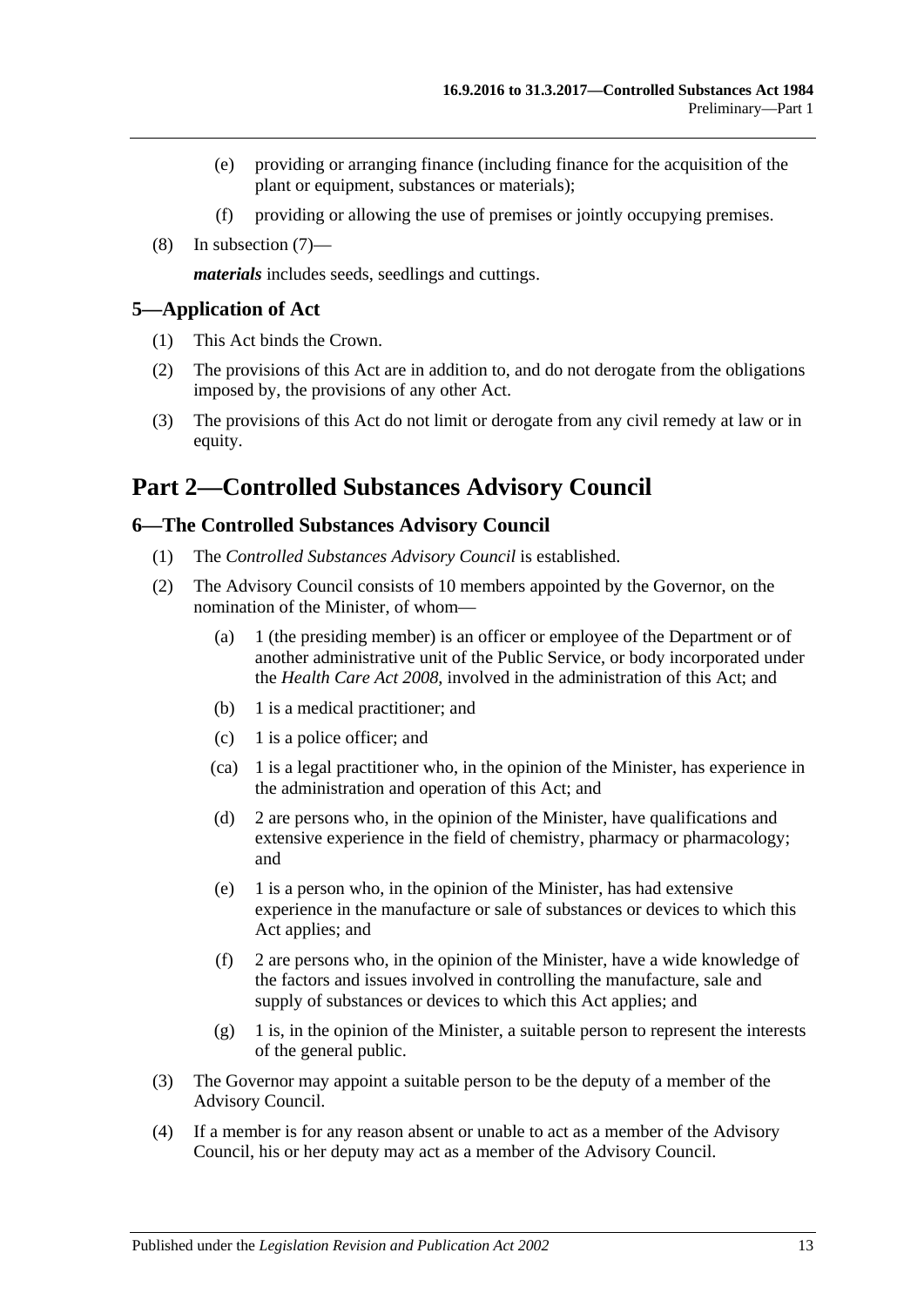(e) providing or arranging finance (including finance for the acquisition of the plant or equipment, substances or materials);

(f) providing or allowing the use of premises or jointly occupying premises.

(8) In subsection (7)—

***materials*** includes seeds, seedlings and cuttings.

## 5—Application of Act

(1) This Act binds the Crown.

(2) The provisions of this Act are in addition to, and do not derogate from the obligations imposed by, the provisions of any other Act.

(3) The provisions of this Act do not limit or derogate from any civil remedy at law or in equity.

# Part 2—Controlled Substances Advisory Council

## 6—The Controlled Substances Advisory Council

(1) The *Controlled Substances Advisory Council* is established.

(2) The Advisory Council consists of 10 members appointed by the Governor, on the nomination of the Minister, of whom—

(a) 1 (the presiding member) is an officer or employee of the Department or of another administrative unit of the Public Service, or body incorporated under the *Health Care Act 2008*, involved in the administration of this Act; and

(b) 1 is a medical practitioner; and

(c) 1 is a police officer; and

(ca) 1 is a legal practitioner who, in the opinion of the Minister, has experience in the administration and operation of this Act; and

(d) 2 are persons who, in the opinion of the Minister, have qualifications and extensive experience in the field of chemistry, pharmacy or pharmacology; and

(e) 1 is a person who, in the opinion of the Minister, has had extensive experience in the manufacture or sale of substances or devices to which this Act applies; and

(f) 2 are persons who, in the opinion of the Minister, have a wide knowledge of the factors and issues involved in controlling the manufacture, sale and supply of substances or devices to which this Act applies; and

(g) 1 is, in the opinion of the Minister, a suitable person to represent the interests of the general public.

(3) The Governor may appoint a suitable person to be the deputy of a member of the Advisory Council.

(4) If a member is for any reason absent or unable to act as a member of the Advisory Council, his or her deputy may act as a member of the Advisory Council.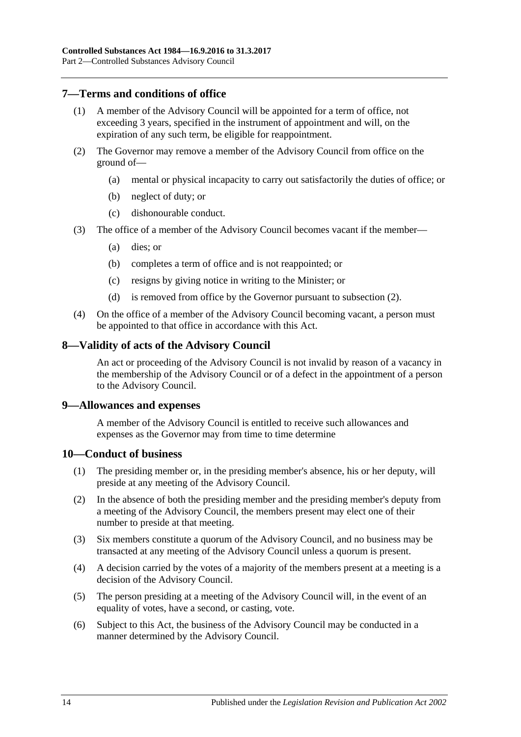## 7—Terms and conditions of office

(1) A member of the Advisory Council will be appointed for a term of office, not exceeding 3 years, specified in the instrument of appointment and will, on the expiration of any such term, be eligible for reappointment.

(2) The Governor may remove a member of the Advisory Council from office on the ground of—

- (a) mental or physical incapacity to carry out satisfactorily the duties of office; or
- (b) neglect of duty; or
- (c) dishonourable conduct.

(3) The office of a member of the Advisory Council becomes vacant if the member—

- (a) dies; or
- (b) completes a term of office and is not reappointed; or
- (c) resigns by giving notice in writing to the Minister; or
- (d) is removed from office by the Governor pursuant to subsection (2).

(4) On the office of a member of the Advisory Council becoming vacant, a person must be appointed to that office in accordance with this Act.

## 8—Validity of acts of the Advisory Council

An act or proceeding of the Advisory Council is not invalid by reason of a vacancy in the membership of the Advisory Council or of a defect in the appointment of a person to the Advisory Council.

## 9—Allowances and expenses

A member of the Advisory Council is entitled to receive such allowances and expenses as the Governor may from time to time determine

## 10—Conduct of business

(1) The presiding member or, in the presiding member's absence, his or her deputy, will preside at any meeting of the Advisory Council.

(2) In the absence of both the presiding member and the presiding member's deputy from a meeting of the Advisory Council, the members present may elect one of their number to preside at that meeting.

(3) Six members constitute a quorum of the Advisory Council, and no business may be transacted at any meeting of the Advisory Council unless a quorum is present.

(4) A decision carried by the votes of a majority of the members present at a meeting is a decision of the Advisory Council.

(5) The person presiding at a meeting of the Advisory Council will, in the event of an equality of votes, have a second, or casting, vote.

(6) Subject to this Act, the business of the Advisory Council may be conducted in a manner determined by the Advisory Council.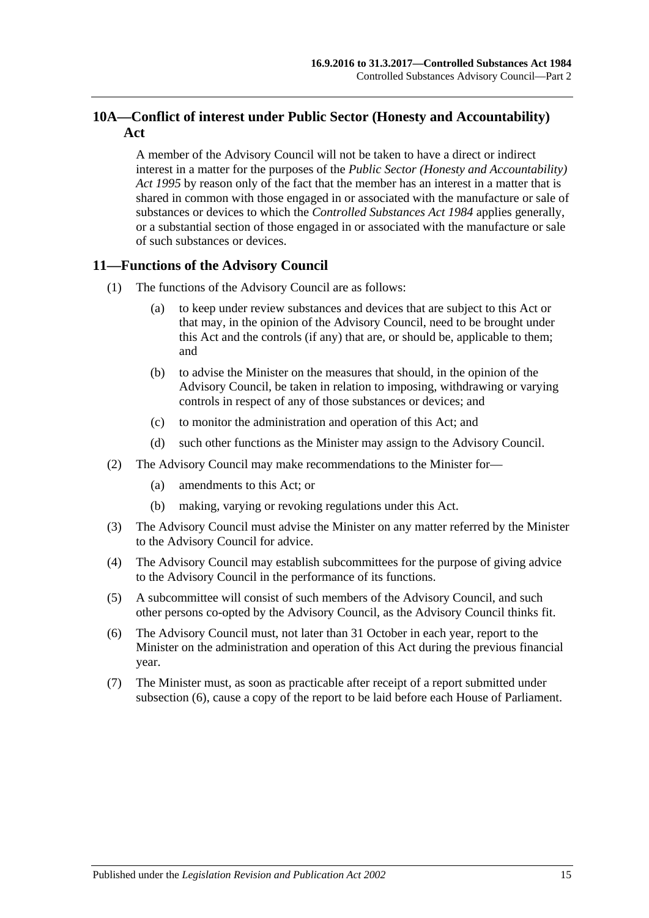## 10A—Conflict of interest under Public Sector (Honesty and Accountability) Act

A member of the Advisory Council will not be taken to have a direct or indirect interest in a matter for the purposes of the *Public Sector (Honesty and Accountability) Act 1995* by reason only of the fact that the member has an interest in a matter that is shared in common with those engaged in or associated with the manufacture or sale of substances or devices to which the *Controlled Substances Act 1984* applies generally, or a substantial section of those engaged in or associated with the manufacture or sale of such substances or devices.

## 11—Functions of the Advisory Council

(1) The functions of the Advisory Council are as follows:

(a) to keep under review substances and devices that are subject to this Act or that may, in the opinion of the Advisory Council, need to be brought under this Act and the controls (if any) that are, or should be, applicable to them; and

(b) to advise the Minister on the measures that should, in the opinion of the Advisory Council, be taken in relation to imposing, withdrawing or varying controls in respect of any of those substances or devices; and

(c) to monitor the administration and operation of this Act; and

(d) such other functions as the Minister may assign to the Advisory Council.

(2) The Advisory Council may make recommendations to the Minister for—

(a) amendments to this Act; or

(b) making, varying or revoking regulations under this Act.

(3) The Advisory Council must advise the Minister on any matter referred by the Minister to the Advisory Council for advice.

(4) The Advisory Council may establish subcommittees for the purpose of giving advice to the Advisory Council in the performance of its functions.

(5) A subcommittee will consist of such members of the Advisory Council, and such other persons co-opted by the Advisory Council, as the Advisory Council thinks fit.

(6) The Advisory Council must, not later than 31 October in each year, report to the Minister on the administration and operation of this Act during the previous financial year.

(7) The Minister must, as soon as practicable after receipt of a report submitted under subsection (6), cause a copy of the report to be laid before each House of Parliament.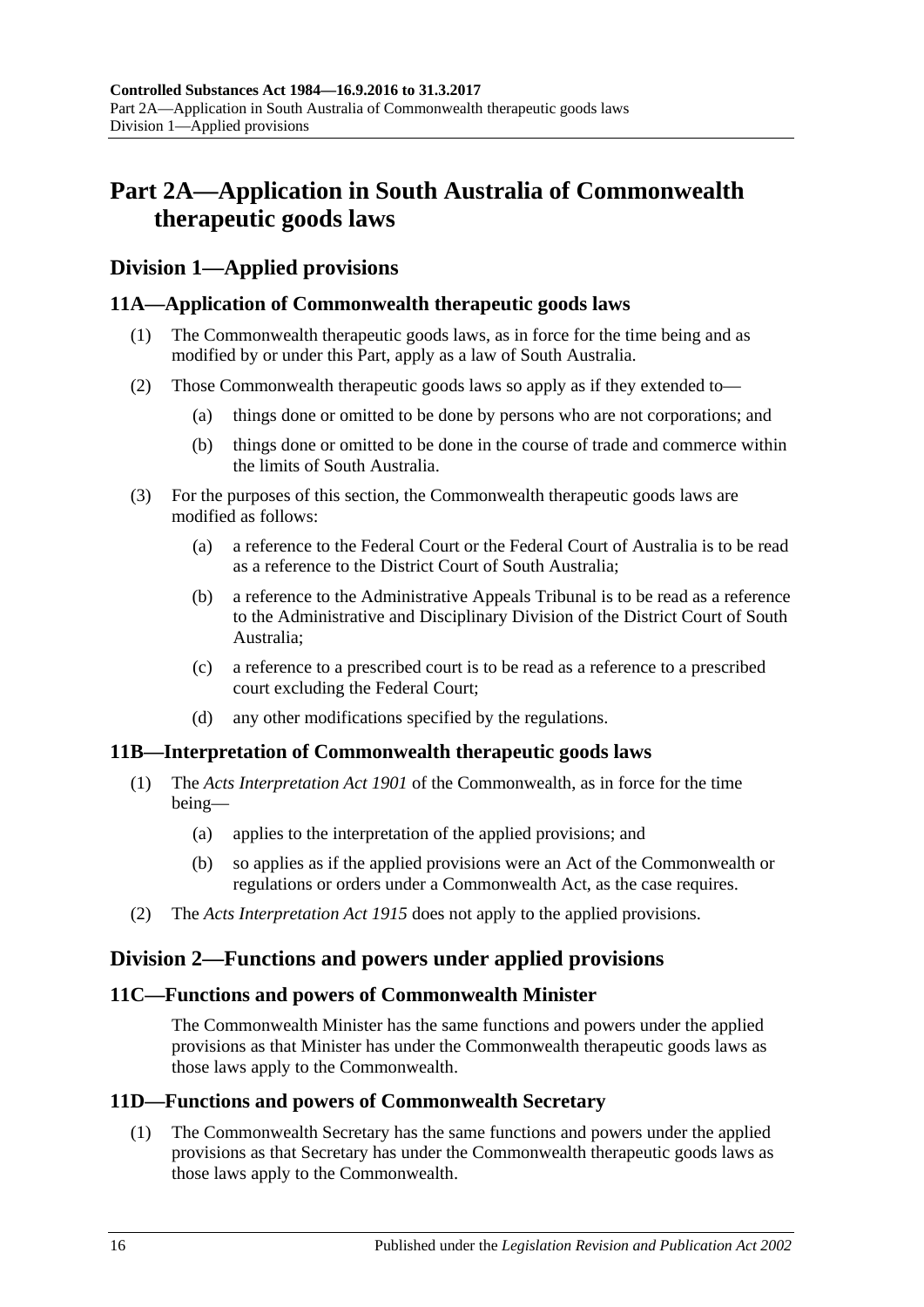# Part 2A—Application in South Australia of Commonwealth therapeutic goods laws

## Division 1—Applied provisions

### 11A—Application of Commonwealth therapeutic goods laws

(1) The Commonwealth therapeutic goods laws, as in force for the time being and as modified by or under this Part, apply as a law of South Australia.

(2) Those Commonwealth therapeutic goods laws so apply as if they extended to—

(a) things done or omitted to be done by persons who are not corporations; and

(b) things done or omitted to be done in the course of trade and commerce within the limits of South Australia.

(3) For the purposes of this section, the Commonwealth therapeutic goods laws are modified as follows:

(a) a reference to the Federal Court or the Federal Court of Australia is to be read as a reference to the District Court of South Australia;

(b) a reference to the Administrative Appeals Tribunal is to be read as a reference to the Administrative and Disciplinary Division of the District Court of South Australia;

(c) a reference to a prescribed court is to be read as a reference to a prescribed court excluding the Federal Court;

(d) any other modifications specified by the regulations.

### 11B—Interpretation of Commonwealth therapeutic goods laws

(1) The *Acts Interpretation Act 1901* of the Commonwealth, as in force for the time being—

(a) applies to the interpretation of the applied provisions; and

(b) so applies as if the applied provisions were an Act of the Commonwealth or regulations or orders under a Commonwealth Act, as the case requires.

(2) The *Acts Interpretation Act 1915* does not apply to the applied provisions.

## Division 2—Functions and powers under applied provisions

### 11C—Functions and powers of Commonwealth Minister

The Commonwealth Minister has the same functions and powers under the applied provisions as that Minister has under the Commonwealth therapeutic goods laws as those laws apply to the Commonwealth.

### 11D—Functions and powers of Commonwealth Secretary

(1) The Commonwealth Secretary has the same functions and powers under the applied provisions as that Secretary has under the Commonwealth therapeutic goods laws as those laws apply to the Commonwealth.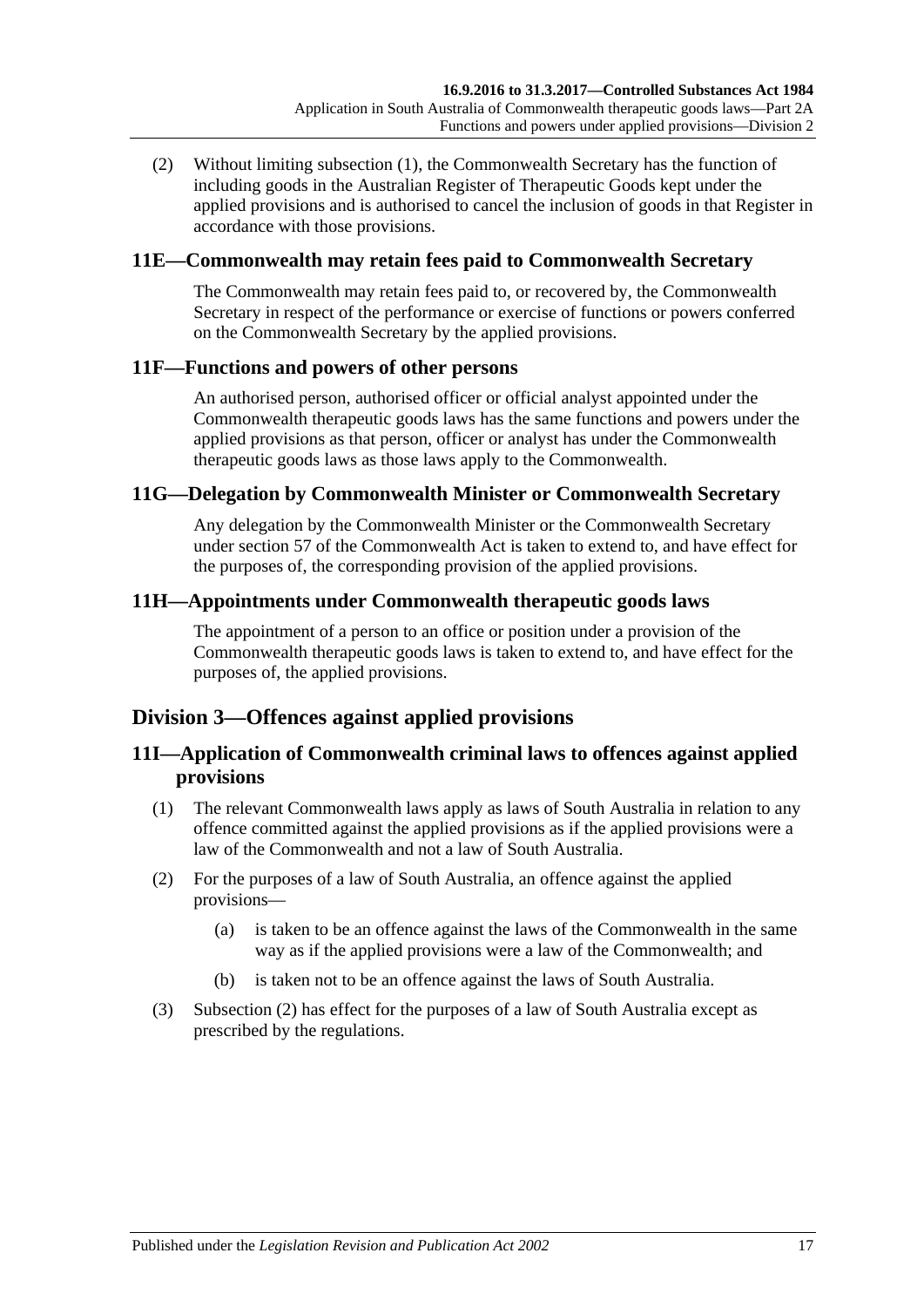(2) Without limiting subsection (1), the Commonwealth Secretary has the function of including goods in the Australian Register of Therapeutic Goods kept under the applied provisions and is authorised to cancel the inclusion of goods in that Register in accordance with those provisions.

### 11E—Commonwealth may retain fees paid to Commonwealth Secretary

The Commonwealth may retain fees paid to, or recovered by, the Commonwealth Secretary in respect of the performance or exercise of functions or powers conferred on the Commonwealth Secretary by the applied provisions.

### 11F—Functions and powers of other persons

An authorised person, authorised officer or official analyst appointed under the Commonwealth therapeutic goods laws has the same functions and powers under the applied provisions as that person, officer or analyst has under the Commonwealth therapeutic goods laws as those laws apply to the Commonwealth.

### 11G—Delegation by Commonwealth Minister or Commonwealth Secretary

Any delegation by the Commonwealth Minister or the Commonwealth Secretary under section 57 of the Commonwealth Act is taken to extend to, and have effect for the purposes of, the corresponding provision of the applied provisions.

### 11H—Appointments under Commonwealth therapeutic goods laws

The appointment of a person to an office or position under a provision of the Commonwealth therapeutic goods laws is taken to extend to, and have effect for the purposes of, the applied provisions.

## Division 3—Offences against applied provisions

### 11I—Application of Commonwealth criminal laws to offences against applied provisions

(1) The relevant Commonwealth laws apply as laws of South Australia in relation to any offence committed against the applied provisions as if the applied provisions were a law of the Commonwealth and not a law of South Australia.

(2) For the purposes of a law of South Australia, an offence against the applied provisions—

(a) is taken to be an offence against the laws of the Commonwealth in the same way as if the applied provisions were a law of the Commonwealth; and

(b) is taken not to be an offence against the laws of South Australia.

(3) Subsection (2) has effect for the purposes of a law of South Australia except as prescribed by the regulations.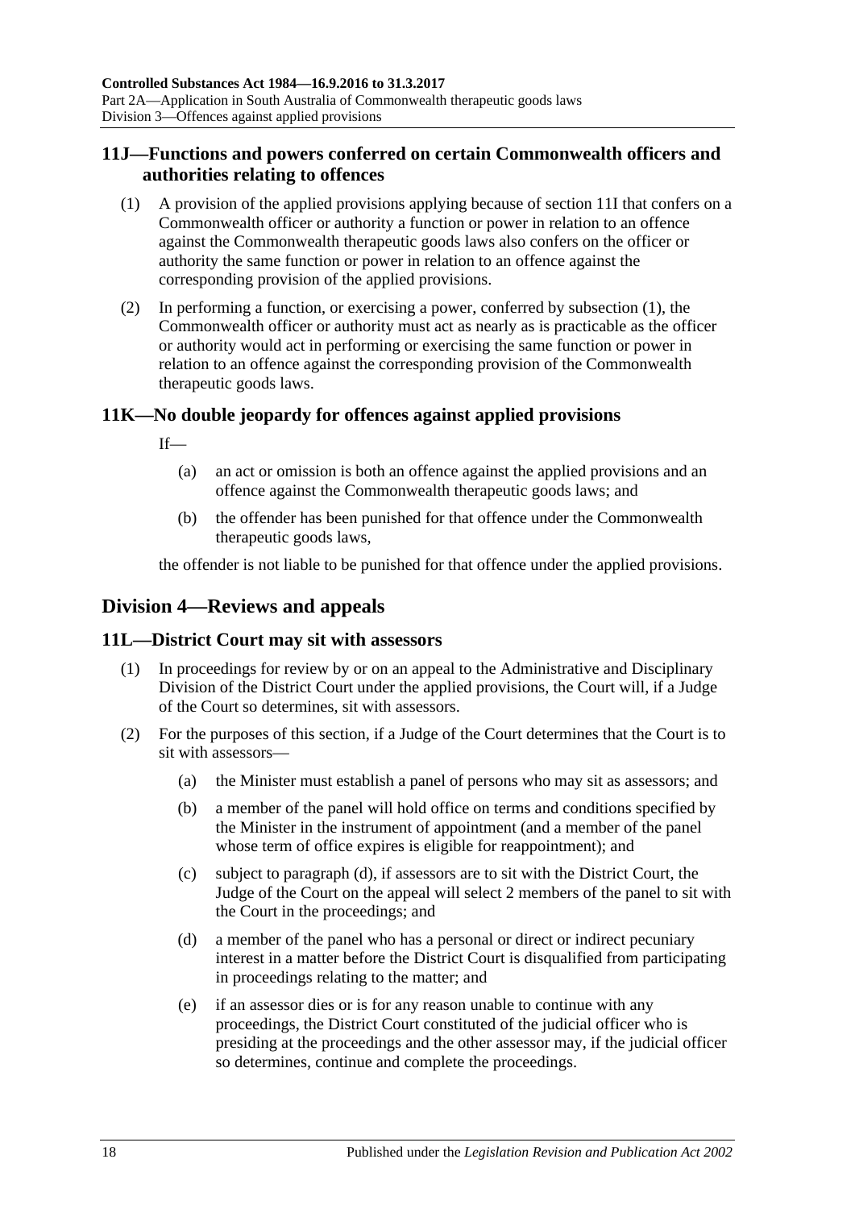## 11J—Functions and powers conferred on certain Commonwealth officers and authorities relating to offences

(1) A provision of the applied provisions applying because of section 11I that confers on a Commonwealth officer or authority a function or power in relation to an offence against the Commonwealth therapeutic goods laws also confers on the officer or authority the same function or power in relation to an offence against the corresponding provision of the applied provisions.

(2) In performing a function, or exercising a power, conferred by subsection (1), the Commonwealth officer or authority must act as nearly as is practicable as the officer or authority would act in performing or exercising the same function or power in relation to an offence against the corresponding provision of the Commonwealth therapeutic goods laws.

## 11K—No double jeopardy for offences against applied provisions

If—

(a) an act or omission is both an offence against the applied provisions and an offence against the Commonwealth therapeutic goods laws; and

(b) the offender has been punished for that offence under the Commonwealth therapeutic goods laws,

the offender is not liable to be punished for that offence under the applied provisions.

# Division 4—Reviews and appeals

## 11L—District Court may sit with assessors

(1) In proceedings for review by or on an appeal to the Administrative and Disciplinary Division of the District Court under the applied provisions, the Court will, if a Judge of the Court so determines, sit with assessors.

(2) For the purposes of this section, if a Judge of the Court determines that the Court is to sit with assessors—

(a) the Minister must establish a panel of persons who may sit as assessors; and

(b) a member of the panel will hold office on terms and conditions specified by the Minister in the instrument of appointment (and a member of the panel whose term of office expires is eligible for reappointment); and

(c) subject to paragraph (d), if assessors are to sit with the District Court, the Judge of the Court on the appeal will select 2 members of the panel to sit with the Court in the proceedings; and

(d) a member of the panel who has a personal or direct or indirect pecuniary interest in a matter before the District Court is disqualified from participating in proceedings relating to the matter; and

(e) if an assessor dies or is for any reason unable to continue with any proceedings, the District Court constituted of the judicial officer who is presiding at the proceedings and the other assessor may, if the judicial officer so determines, continue and complete the proceedings.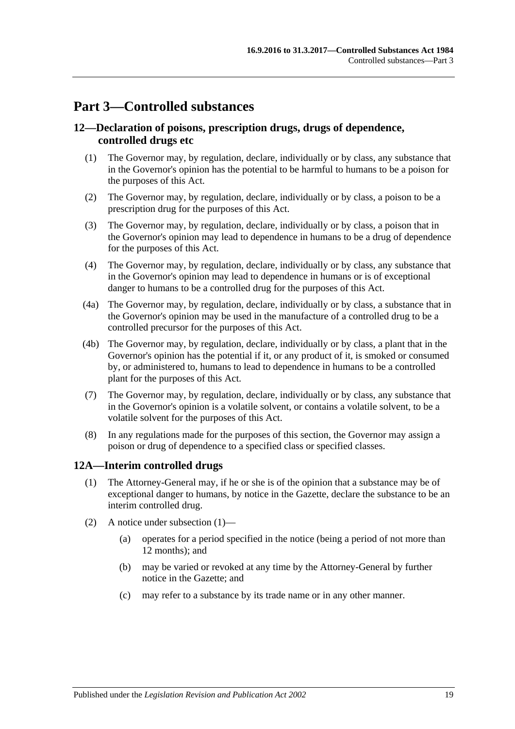# Part 3—Controlled substances

## 12—Declaration of poisons, prescription drugs, drugs of dependence, controlled drugs etc

(1) The Governor may, by regulation, declare, individually or by class, any substance that in the Governor's opinion has the potential to be harmful to humans to be a poison for the purposes of this Act.

(2) The Governor may, by regulation, declare, individually or by class, a poison to be a prescription drug for the purposes of this Act.

(3) The Governor may, by regulation, declare, individually or by class, a poison that in the Governor's opinion may lead to dependence in humans to be a drug of dependence for the purposes of this Act.

(4) The Governor may, by regulation, declare, individually or by class, any substance that in the Governor's opinion may lead to dependence in humans or is of exceptional danger to humans to be a controlled drug for the purposes of this Act.

(4a) The Governor may, by regulation, declare, individually or by class, a substance that in the Governor's opinion may be used in the manufacture of a controlled drug to be a controlled precursor for the purposes of this Act.

(4b) The Governor may, by regulation, declare, individually or by class, a plant that in the Governor's opinion has the potential if it, or any product of it, is smoked or consumed by, or administered to, humans to lead to dependence in humans to be a controlled plant for the purposes of this Act.

(7) The Governor may, by regulation, declare, individually or by class, any substance that in the Governor's opinion is a volatile solvent, or contains a volatile solvent, to be a volatile solvent for the purposes of this Act.

(8) In any regulations made for the purposes of this section, the Governor may assign a poison or drug of dependence to a specified class or specified classes.

## 12A—Interim controlled drugs

(1) The Attorney-General may, if he or she is of the opinion that a substance may be of exceptional danger to humans, by notice in the Gazette, declare the substance to be an interim controlled drug.

(2) A notice under subsection (1)—

(a) operates for a period specified in the notice (being a period of not more than 12 months); and

(b) may be varied or revoked at any time by the Attorney-General by further notice in the Gazette; and

(c) may refer to a substance by its trade name or in any other manner.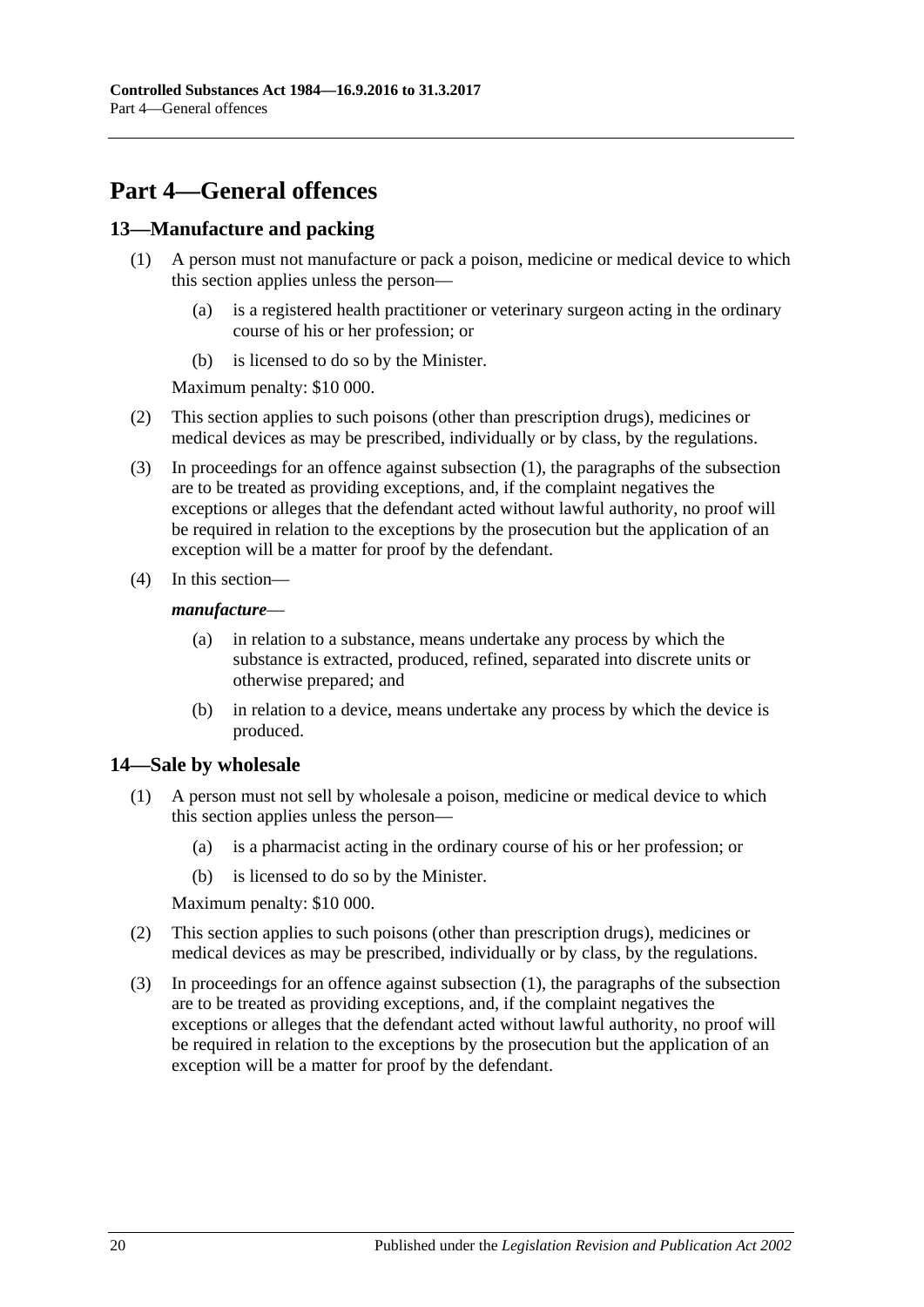## Part 4—General offences

### 13—Manufacture and packing

(1) A person must not manufacture or pack a poison, medicine or medical device to which this section applies unless the person—

   (a) is a registered health practitioner or veterinary surgeon acting in the ordinary course of his or her profession; or

   (b) is licensed to do so by the Minister.

   Maximum penalty: $10 000.

(2) This section applies to such poisons (other than prescription drugs), medicines or medical devices as may be prescribed, individually or by class, by the regulations.

(3) In proceedings for an offence against subsection (1), the paragraphs of the subsection are to be treated as providing exceptions, and, if the complaint negatives the exceptions or alleges that the defendant acted without lawful authority, no proof will be required in relation to the exceptions by the prosecution but the application of an exception will be a matter for proof by the defendant.

(4) In this section—

   ***manufacture***—

   (a) in relation to a substance, means undertake any process by which the substance is extracted, produced, refined, separated into discrete units or otherwise prepared; and

   (b) in relation to a device, means undertake any process by which the device is produced.

### 14—Sale by wholesale

(1) A person must not sell by wholesale a poison, medicine or medical device to which this section applies unless the person—

   (a) is a pharmacist acting in the ordinary course of his or her profession; or

   (b) is licensed to do so by the Minister.

   Maximum penalty: $10 000.

(2) This section applies to such poisons (other than prescription drugs), medicines or medical devices as may be prescribed, individually or by class, by the regulations.

(3) In proceedings for an offence against subsection (1), the paragraphs of the subsection are to be treated as providing exceptions, and, if the complaint negatives the exceptions or alleges that the defendant acted without lawful authority, no proof will be required in relation to the exceptions by the prosecution but the application of an exception will be a matter for proof by the defendant.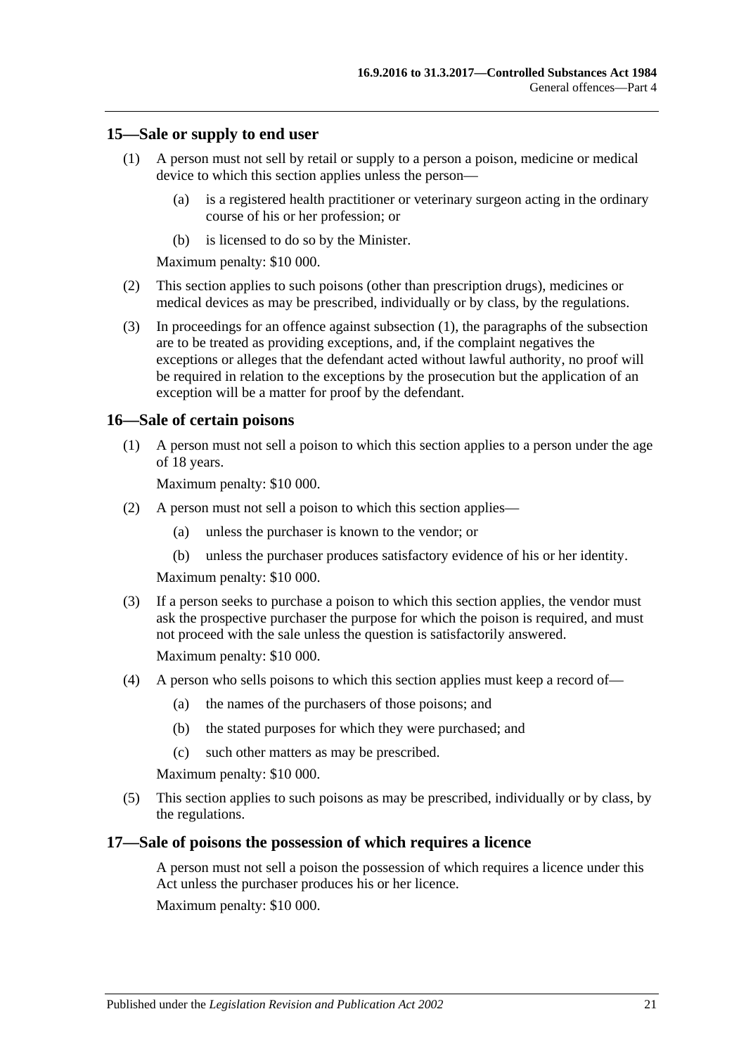## 15—Sale or supply to end user

(1) A person must not sell by retail or supply to a person a poison, medicine or medical device to which this section applies unless the person—

(a) is a registered health practitioner or veterinary surgeon acting in the ordinary course of his or her profession; or

(b) is licensed to do so by the Minister.

Maximum penalty: $10 000.

(2) This section applies to such poisons (other than prescription drugs), medicines or medical devices as may be prescribed, individually or by class, by the regulations.

(3) In proceedings for an offence against subsection (1), the paragraphs of the subsection are to be treated as providing exceptions, and, if the complaint negatives the exceptions or alleges that the defendant acted without lawful authority, no proof will be required in relation to the exceptions by the prosecution but the application of an exception will be a matter for proof by the defendant.

## 16—Sale of certain poisons

(1) A person must not sell a poison to which this section applies to a person under the age of 18 years.

Maximum penalty: $10 000.

(2) A person must not sell a poison to which this section applies—

(a) unless the purchaser is known to the vendor; or

(b) unless the purchaser produces satisfactory evidence of his or her identity.

Maximum penalty: $10 000.

(3) If a person seeks to purchase a poison to which this section applies, the vendor must ask the prospective purchaser the purpose for which the poison is required, and must not proceed with the sale unless the question is satisfactorily answered.

Maximum penalty: $10 000.

(4) A person who sells poisons to which this section applies must keep a record of—

(a) the names of the purchasers of those poisons; and

(b) the stated purposes for which they were purchased; and

(c) such other matters as may be prescribed.

Maximum penalty: $10 000.

(5) This section applies to such poisons as may be prescribed, individually or by class, by the regulations.

## 17—Sale of poisons the possession of which requires a licence

A person must not sell a poison the possession of which requires a licence under this Act unless the purchaser produces his or her licence.

Maximum penalty: $10 000.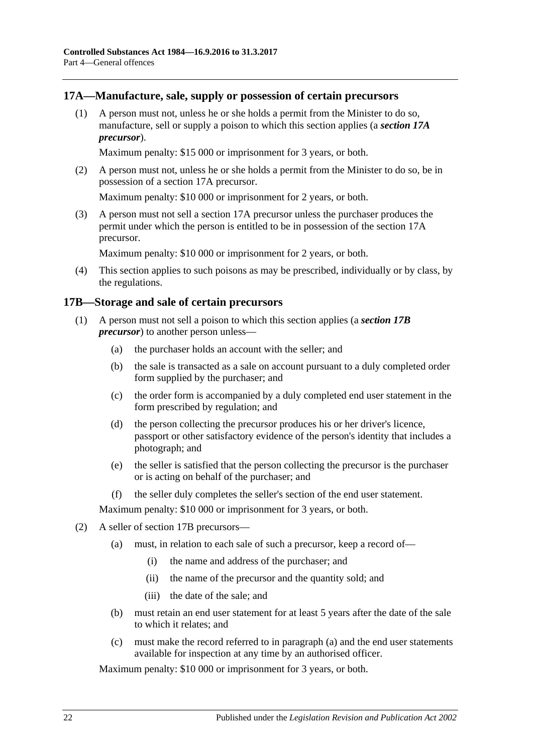## 17A—Manufacture, sale, supply or possession of certain precursors

(1) A person must not, unless he or she holds a permit from the Minister to do so, manufacture, sell or supply a poison to which this section applies (a ***section 17A precursor***).

Maximum penalty: $15 000 or imprisonment for 3 years, or both.

(2) A person must not, unless he or she holds a permit from the Minister to do so, be in possession of a section 17A precursor.

Maximum penalty: $10 000 or imprisonment for 2 years, or both.

(3) A person must not sell a section 17A precursor unless the purchaser produces the permit under which the person is entitled to be in possession of the section 17A precursor.

Maximum penalty: $10 000 or imprisonment for 2 years, or both.

(4) This section applies to such poisons as may be prescribed, individually or by class, by the regulations.

## 17B—Storage and sale of certain precursors

(1) A person must not sell a poison to which this section applies (a ***section 17B precursor***) to another person unless—

   (a) the purchaser holds an account with the seller; and

   (b) the sale is transacted as a sale on account pursuant to a duly completed order form supplied by the purchaser; and

   (c) the order form is accompanied by a duly completed end user statement in the form prescribed by regulation; and

   (d) the person collecting the precursor produces his or her driver's licence, passport or other satisfactory evidence of the person's identity that includes a photograph; and

   (e) the seller is satisfied that the person collecting the precursor is the purchaser or is acting on behalf of the purchaser; and

   (f) the seller duly completes the seller's section of the end user statement.

Maximum penalty: $10 000 or imprisonment for 3 years, or both.

(2) A seller of section 17B precursors—

   (a) must, in relation to each sale of such a precursor, keep a record of—

      (i) the name and address of the purchaser; and

      (ii) the name of the precursor and the quantity sold; and

      (iii) the date of the sale; and

   (b) must retain an end user statement for at least 5 years after the date of the sale to which it relates; and

   (c) must make the record referred to in paragraph (a) and the end user statements available for inspection at any time by an authorised officer.

Maximum penalty: $10 000 or imprisonment for 3 years, or both.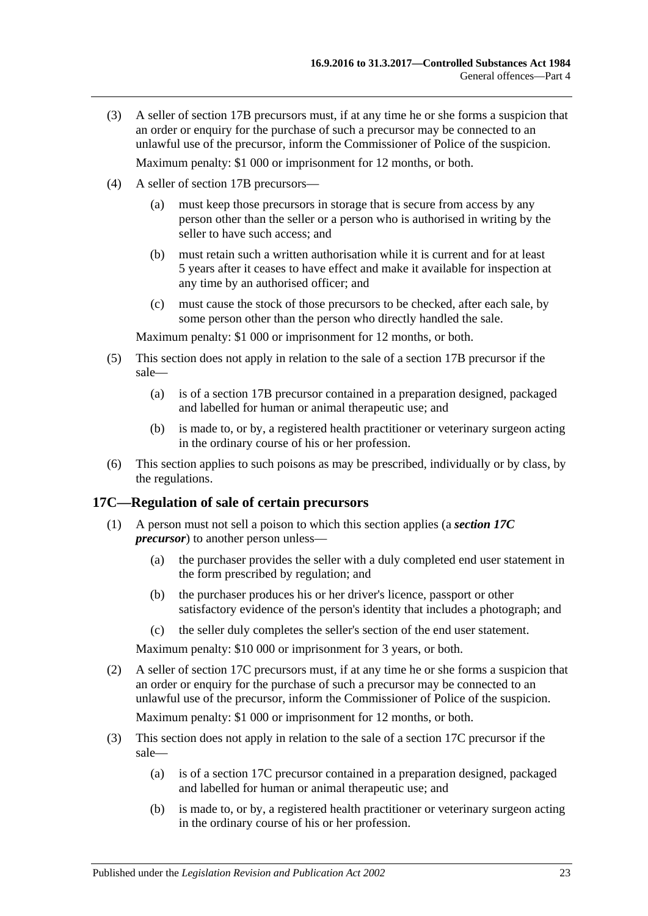(3) A seller of section 17B precursors must, if at any time he or she forms a suspicion that an order or enquiry for the purchase of such a precursor may be connected to an unlawful use of the precursor, inform the Commissioner of Police of the suspicion.

Maximum penalty: $1 000 or imprisonment for 12 months, or both.

(4) A seller of section 17B precursors—

(a) must keep those precursors in storage that is secure from access by any person other than the seller or a person who is authorised in writing by the seller to have such access; and

(b) must retain such a written authorisation while it is current and for at least 5 years after it ceases to have effect and make it available for inspection at any time by an authorised officer; and

(c) must cause the stock of those precursors to be checked, after each sale, by some person other than the person who directly handled the sale.

Maximum penalty: $1 000 or imprisonment for 12 months, or both.

(5) This section does not apply in relation to the sale of a section 17B precursor if the sale—

(a) is of a section 17B precursor contained in a preparation designed, packaged and labelled for human or animal therapeutic use; and

(b) is made to, or by, a registered health practitioner or veterinary surgeon acting in the ordinary course of his or her profession.

(6) This section applies to such poisons as may be prescribed, individually or by class, by the regulations.

## 17C—Regulation of sale of certain precursors

(1) A person must not sell a poison to which this section applies (a ***section 17C precursor***) to another person unless—

(a) the purchaser provides the seller with a duly completed end user statement in the form prescribed by regulation; and

(b) the purchaser produces his or her driver's licence, passport or other satisfactory evidence of the person's identity that includes a photograph; and

(c) the seller duly completes the seller's section of the end user statement.

Maximum penalty: $10 000 or imprisonment for 3 years, or both.

(2) A seller of section 17C precursors must, if at any time he or she forms a suspicion that an order or enquiry for the purchase of such a precursor may be connected to an unlawful use of the precursor, inform the Commissioner of Police of the suspicion.

Maximum penalty: $1 000 or imprisonment for 12 months, or both.

(3) This section does not apply in relation to the sale of a section 17C precursor if the sale—

(a) is of a section 17C precursor contained in a preparation designed, packaged and labelled for human or animal therapeutic use; and

(b) is made to, or by, a registered health practitioner or veterinary surgeon acting in the ordinary course of his or her profession.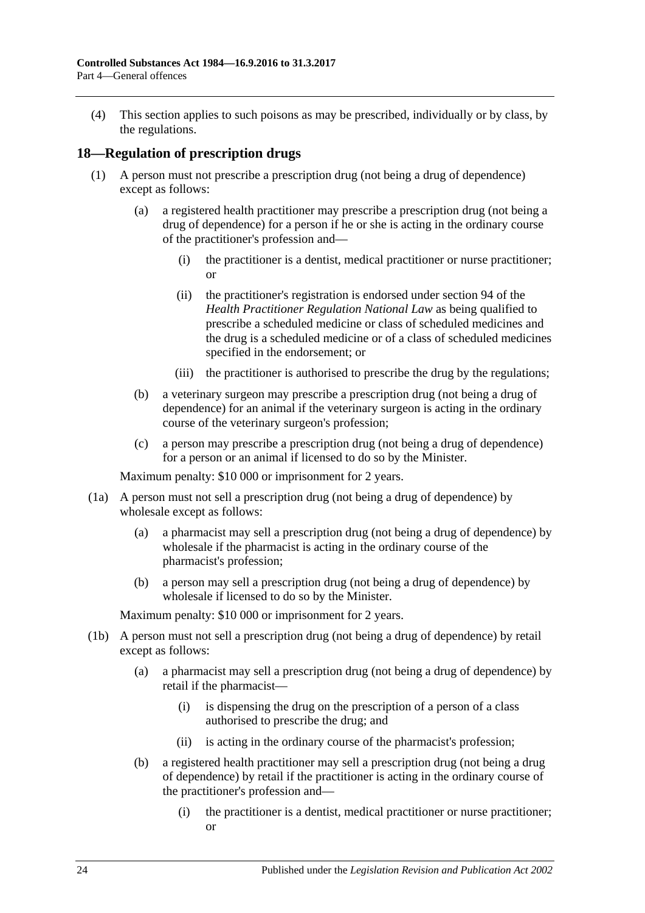(4) This section applies to such poisons as may be prescribed, individually or by class, by the regulations.

## 18—Regulation of prescription drugs

(1) A person must not prescribe a prescription drug (not being a drug of dependence) except as follows:

(a) a registered health practitioner may prescribe a prescription drug (not being a drug of dependence) for a person if he or she is acting in the ordinary course of the practitioner's profession and—

(i) the practitioner is a dentist, medical practitioner or nurse practitioner; or

(ii) the practitioner's registration is endorsed under section 94 of the *Health Practitioner Regulation National Law* as being qualified to prescribe a scheduled medicine or class of scheduled medicines and the drug is a scheduled medicine or of a class of scheduled medicines specified in the endorsement; or

(iii) the practitioner is authorised to prescribe the drug by the regulations;

(b) a veterinary surgeon may prescribe a prescription drug (not being a drug of dependence) for an animal if the veterinary surgeon is acting in the ordinary course of the veterinary surgeon's profession;

(c) a person may prescribe a prescription drug (not being a drug of dependence) for a person or an animal if licensed to do so by the Minister.

Maximum penalty: $10 000 or imprisonment for 2 years.

(1a) A person must not sell a prescription drug (not being a drug of dependence) by wholesale except as follows:

(a) a pharmacist may sell a prescription drug (not being a drug of dependence) by wholesale if the pharmacist is acting in the ordinary course of the pharmacist's profession;

(b) a person may sell a prescription drug (not being a drug of dependence) by wholesale if licensed to do so by the Minister.

Maximum penalty: $10 000 or imprisonment for 2 years.

(1b) A person must not sell a prescription drug (not being a drug of dependence) by retail except as follows:

(a) a pharmacist may sell a prescription drug (not being a drug of dependence) by retail if the pharmacist—

(i) is dispensing the drug on the prescription of a person of a class authorised to prescribe the drug; and

(ii) is acting in the ordinary course of the pharmacist's profession;

(b) a registered health practitioner may sell a prescription drug (not being a drug of dependence) by retail if the practitioner is acting in the ordinary course of the practitioner's profession and—

(i) the practitioner is a dentist, medical practitioner or nurse practitioner; or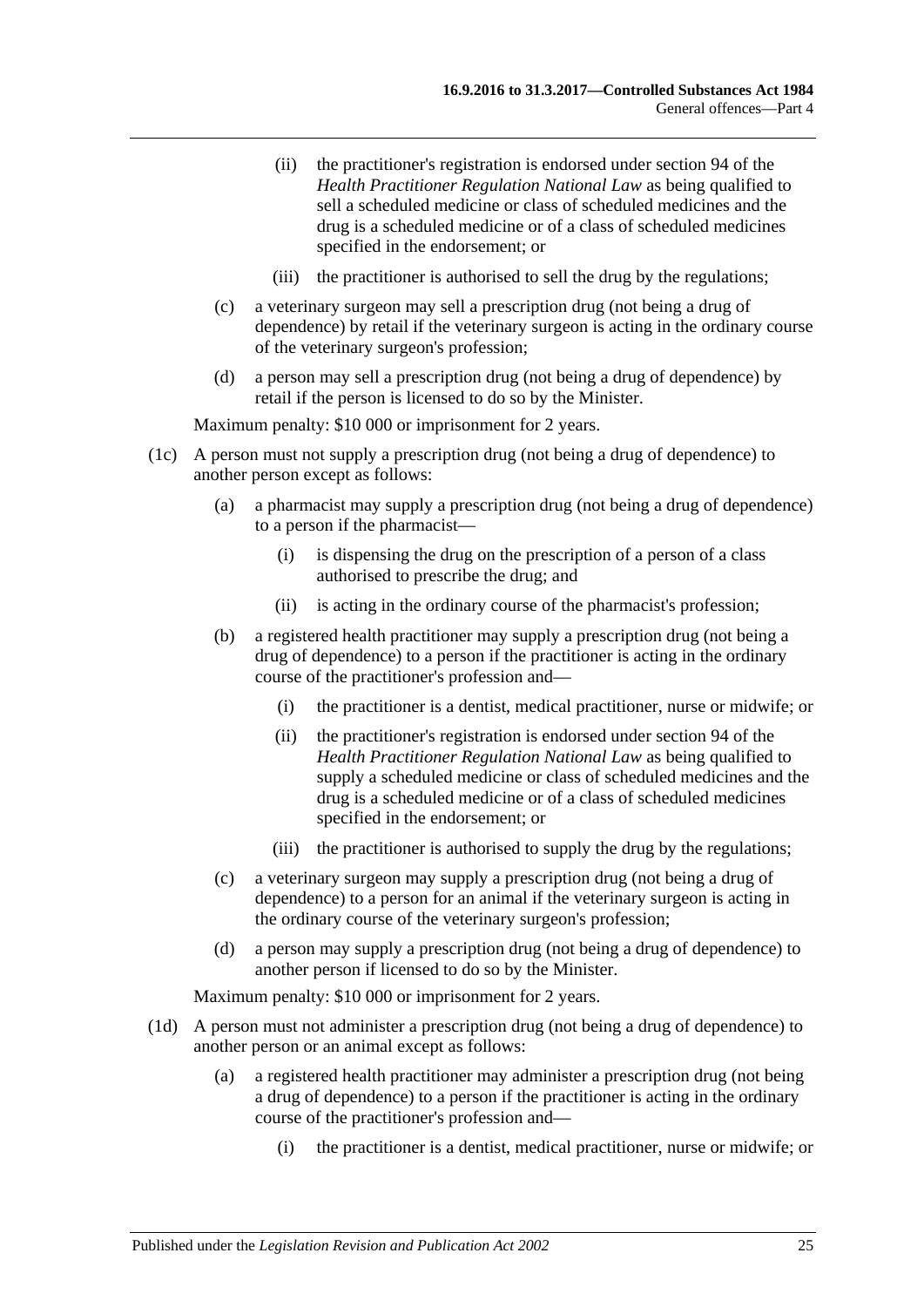(ii) the practitioner's registration is endorsed under section 94 of the *Health Practitioner Regulation National Law* as being qualified to sell a scheduled medicine or class of scheduled medicines and the drug is a scheduled medicine or of a class of scheduled medicines specified in the endorsement; or

(iii) the practitioner is authorised to sell the drug by the regulations;

(c) a veterinary surgeon may sell a prescription drug (not being a drug of dependence) by retail if the veterinary surgeon is acting in the ordinary course of the veterinary surgeon's profession;

(d) a person may sell a prescription drug (not being a drug of dependence) by retail if the person is licensed to do so by the Minister.

Maximum penalty: $10 000 or imprisonment for 2 years.

(1c) A person must not supply a prescription drug (not being a drug of dependence) to another person except as follows:

(a) a pharmacist may supply a prescription drug (not being a drug of dependence) to a person if the pharmacist—

(i) is dispensing the drug on the prescription of a person of a class authorised to prescribe the drug; and

(ii) is acting in the ordinary course of the pharmacist's profession;

(b) a registered health practitioner may supply a prescription drug (not being a drug of dependence) to a person if the practitioner is acting in the ordinary course of the practitioner's profession and—

(i) the practitioner is a dentist, medical practitioner, nurse or midwife; or

(ii) the practitioner's registration is endorsed under section 94 of the *Health Practitioner Regulation National Law* as being qualified to supply a scheduled medicine or class of scheduled medicines and the drug is a scheduled medicine or of a class of scheduled medicines specified in the endorsement; or

(iii) the practitioner is authorised to supply the drug by the regulations;

(c) a veterinary surgeon may supply a prescription drug (not being a drug of dependence) to a person for an animal if the veterinary surgeon is acting in the ordinary course of the veterinary surgeon's profession;

(d) a person may supply a prescription drug (not being a drug of dependence) to another person if licensed to do so by the Minister.

Maximum penalty: $10 000 or imprisonment for 2 years.

(1d) A person must not administer a prescription drug (not being a drug of dependence) to another person or an animal except as follows:

(a) a registered health practitioner may administer a prescription drug (not being a drug of dependence) to a person if the practitioner is acting in the ordinary course of the practitioner's profession and—

(i) the practitioner is a dentist, medical practitioner, nurse or midwife; or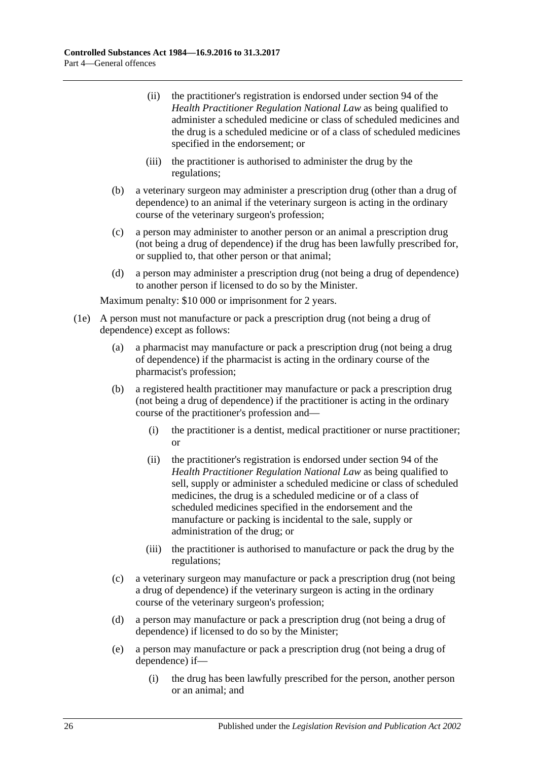(ii) the practitioner's registration is endorsed under section 94 of the *Health Practitioner Regulation National Law* as being qualified to administer a scheduled medicine or class of scheduled medicines and the drug is a scheduled medicine or of a class of scheduled medicines specified in the endorsement; or

(iii) the practitioner is authorised to administer the drug by the regulations;

(b) a veterinary surgeon may administer a prescription drug (other than a drug of dependence) to an animal if the veterinary surgeon is acting in the ordinary course of the veterinary surgeon's profession;

(c) a person may administer to another person or an animal a prescription drug (not being a drug of dependence) if the drug has been lawfully prescribed for, or supplied to, that other person or that animal;

(d) a person may administer a prescription drug (not being a drug of dependence) to another person if licensed to do so by the Minister.

Maximum penalty: $10 000 or imprisonment for 2 years.

(1e) A person must not manufacture or pack a prescription drug (not being a drug of dependence) except as follows:

(a) a pharmacist may manufacture or pack a prescription drug (not being a drug of dependence) if the pharmacist is acting in the ordinary course of the pharmacist's profession;

(b) a registered health practitioner may manufacture or pack a prescription drug (not being a drug of dependence) if the practitioner is acting in the ordinary course of the practitioner's profession and—

(i) the practitioner is a dentist, medical practitioner or nurse practitioner; or

(ii) the practitioner's registration is endorsed under section 94 of the *Health Practitioner Regulation National Law* as being qualified to sell, supply or administer a scheduled medicine or class of scheduled medicines, the drug is a scheduled medicine or of a class of scheduled medicines specified in the endorsement and the manufacture or packing is incidental to the sale, supply or administration of the drug; or

(iii) the practitioner is authorised to manufacture or pack the drug by the regulations;

(c) a veterinary surgeon may manufacture or pack a prescription drug (not being a drug of dependence) if the veterinary surgeon is acting in the ordinary course of the veterinary surgeon's profession;

(d) a person may manufacture or pack a prescription drug (not being a drug of dependence) if licensed to do so by the Minister;

(e) a person may manufacture or pack a prescription drug (not being a drug of dependence) if—

(i) the drug has been lawfully prescribed for the person, another person or an animal; and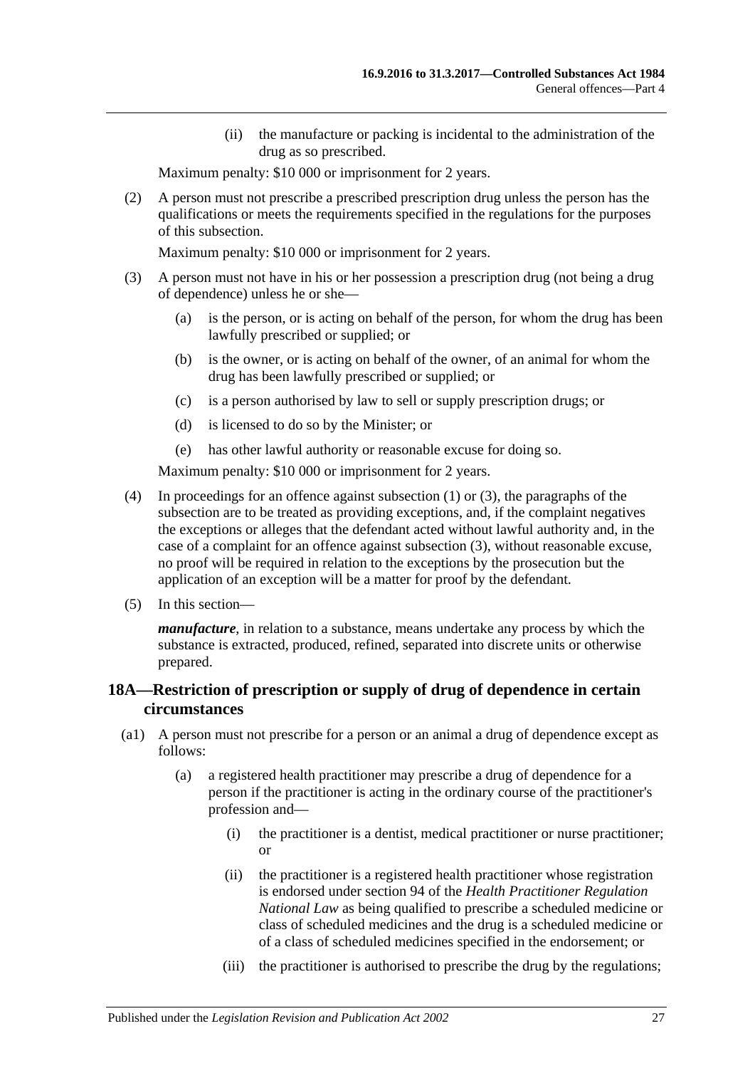(ii) the manufacture or packing is incidental to the administration of the drug as so prescribed.

Maximum penalty: $10 000 or imprisonment for 2 years.

(2) A person must not prescribe a prescribed prescription drug unless the person has the qualifications or meets the requirements specified in the regulations for the purposes of this subsection.

Maximum penalty: $10 000 or imprisonment for 2 years.

(3) A person must not have in his or her possession a prescription drug (not being a drug of dependence) unless he or she—

(a) is the person, or is acting on behalf of the person, for whom the drug has been lawfully prescribed or supplied; or

(b) is the owner, or is acting on behalf of the owner, of an animal for whom the drug has been lawfully prescribed or supplied; or

(c) is a person authorised by law to sell or supply prescription drugs; or

(d) is licensed to do so by the Minister; or

(e) has other lawful authority or reasonable excuse for doing so.

Maximum penalty: $10 000 or imprisonment for 2 years.

(4) In proceedings for an offence against subsection (1) or (3), the paragraphs of the subsection are to be treated as providing exceptions, and, if the complaint negatives the exceptions or alleges that the defendant acted without lawful authority and, in the case of a complaint for an offence against subsection (3), without reasonable excuse, no proof will be required in relation to the exceptions by the prosecution but the application of an exception will be a matter for proof by the defendant.

(5) In this section—

***manufacture***, in relation to a substance, means undertake any process by which the substance is extracted, produced, refined, separated into discrete units or otherwise prepared.

## 18A—Restriction of prescription or supply of drug of dependence in certain circumstances

(a1) A person must not prescribe for a person or an animal a drug of dependence except as follows:

(a) a registered health practitioner may prescribe a drug of dependence for a person if the practitioner is acting in the ordinary course of the practitioner's profession and—

(i) the practitioner is a dentist, medical practitioner or nurse practitioner; or

(ii) the practitioner is a registered health practitioner whose registration is endorsed under section 94 of the *Health Practitioner Regulation National Law* as being qualified to prescribe a scheduled medicine or class of scheduled medicines and the drug is a scheduled medicine or of a class of scheduled medicines specified in the endorsement; or

(iii) the practitioner is authorised to prescribe the drug by the regulations;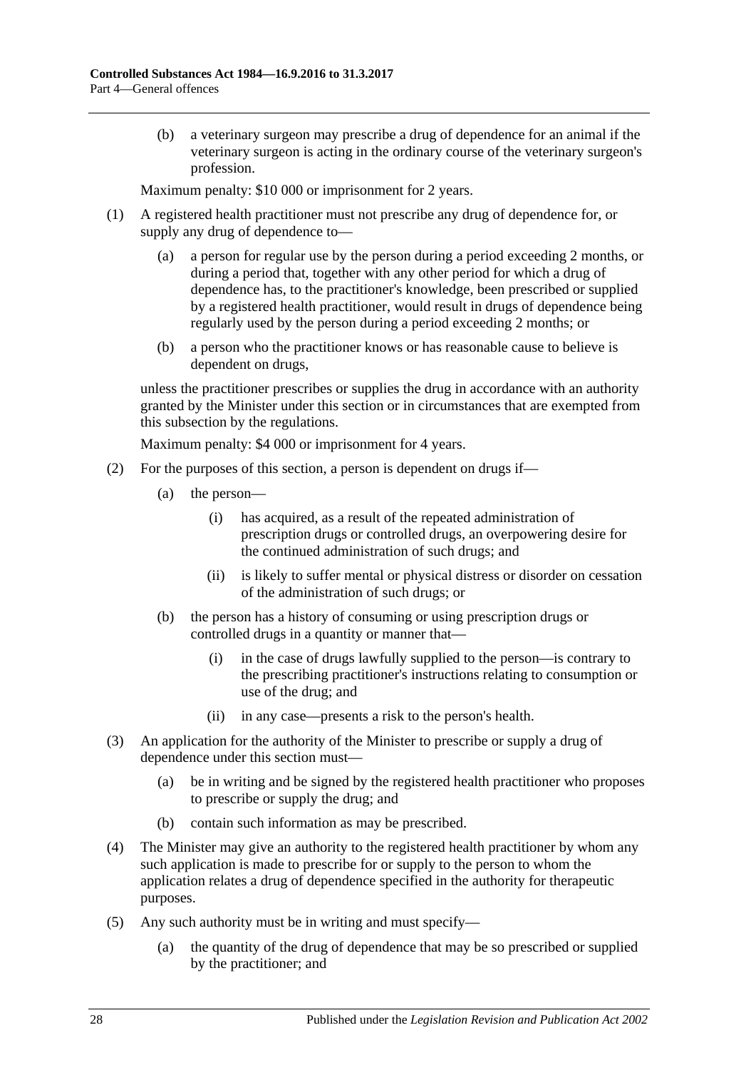(b) a veterinary surgeon may prescribe a drug of dependence for an animal if the veterinary surgeon is acting in the ordinary course of the veterinary surgeon's profession.

Maximum penalty: $10 000 or imprisonment for 2 years.

(1) A registered health practitioner must not prescribe any drug of dependence for, or supply any drug of dependence to—

(a) a person for regular use by the person during a period exceeding 2 months, or during a period that, together with any other period for which a drug of dependence has, to the practitioner's knowledge, been prescribed or supplied by a registered health practitioner, would result in drugs of dependence being regularly used by the person during a period exceeding 2 months; or

(b) a person who the practitioner knows or has reasonable cause to believe is dependent on drugs,

unless the practitioner prescribes or supplies the drug in accordance with an authority granted by the Minister under this section or in circumstances that are exempted from this subsection by the regulations.

Maximum penalty: $4 000 or imprisonment for 4 years.

(2) For the purposes of this section, a person is dependent on drugs if—

(a) the person—

(i) has acquired, as a result of the repeated administration of prescription drugs or controlled drugs, an overpowering desire for the continued administration of such drugs; and

(ii) is likely to suffer mental or physical distress or disorder on cessation of the administration of such drugs; or

(b) the person has a history of consuming or using prescription drugs or controlled drugs in a quantity or manner that—

(i) in the case of drugs lawfully supplied to the person—is contrary to the prescribing practitioner's instructions relating to consumption or use of the drug; and

(ii) in any case—presents a risk to the person's health.

(3) An application for the authority of the Minister to prescribe or supply a drug of dependence under this section must—

(a) be in writing and be signed by the registered health practitioner who proposes to prescribe or supply the drug; and

(b) contain such information as may be prescribed.

(4) The Minister may give an authority to the registered health practitioner by whom any such application is made to prescribe for or supply to the person to whom the application relates a drug of dependence specified in the authority for therapeutic purposes.

(5) Any such authority must be in writing and must specify—

(a) the quantity of the drug of dependence that may be so prescribed or supplied by the practitioner; and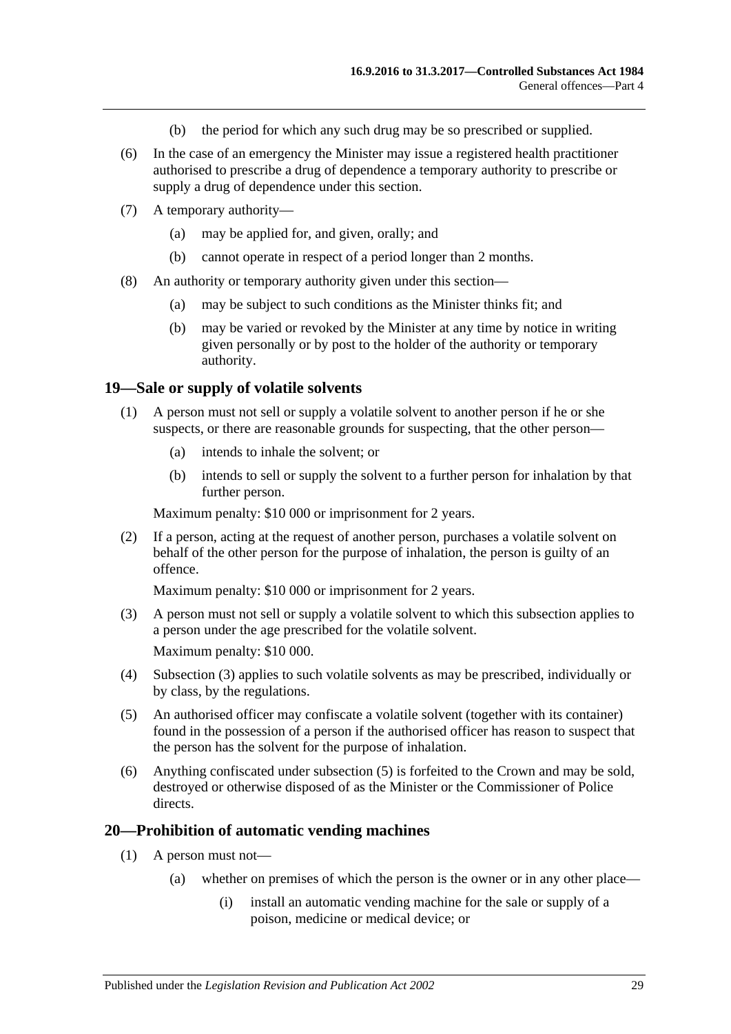(b) the period for which any such drug may be so prescribed or supplied.

(6) In the case of an emergency the Minister may issue a registered health practitioner authorised to prescribe a drug of dependence a temporary authority to prescribe or supply a drug of dependence under this section.

(7) A temporary authority—

(a) may be applied for, and given, orally; and

(b) cannot operate in respect of a period longer than 2 months.

(8) An authority or temporary authority given under this section—

(a) may be subject to such conditions as the Minister thinks fit; and

(b) may be varied or revoked by the Minister at any time by notice in writing given personally or by post to the holder of the authority or temporary authority.

## 19—Sale or supply of volatile solvents

(1) A person must not sell or supply a volatile solvent to another person if he or she suspects, or there are reasonable grounds for suspecting, that the other person—

(a) intends to inhale the solvent; or

(b) intends to sell or supply the solvent to a further person for inhalation by that further person.

Maximum penalty: $10 000 or imprisonment for 2 years.

(2) If a person, acting at the request of another person, purchases a volatile solvent on behalf of the other person for the purpose of inhalation, the person is guilty of an offence.

Maximum penalty: $10 000 or imprisonment for 2 years.

(3) A person must not sell or supply a volatile solvent to which this subsection applies to a person under the age prescribed for the volatile solvent.

Maximum penalty: $10 000.

(4) Subsection (3) applies to such volatile solvents as may be prescribed, individually or by class, by the regulations.

(5) An authorised officer may confiscate a volatile solvent (together with its container) found in the possession of a person if the authorised officer has reason to suspect that the person has the solvent for the purpose of inhalation.

(6) Anything confiscated under subsection (5) is forfeited to the Crown and may be sold, destroyed or otherwise disposed of as the Minister or the Commissioner of Police directs.

## 20—Prohibition of automatic vending machines

(1) A person must not—

(a) whether on premises of which the person is the owner or in any other place—

(i) install an automatic vending machine for the sale or supply of a poison, medicine or medical device; or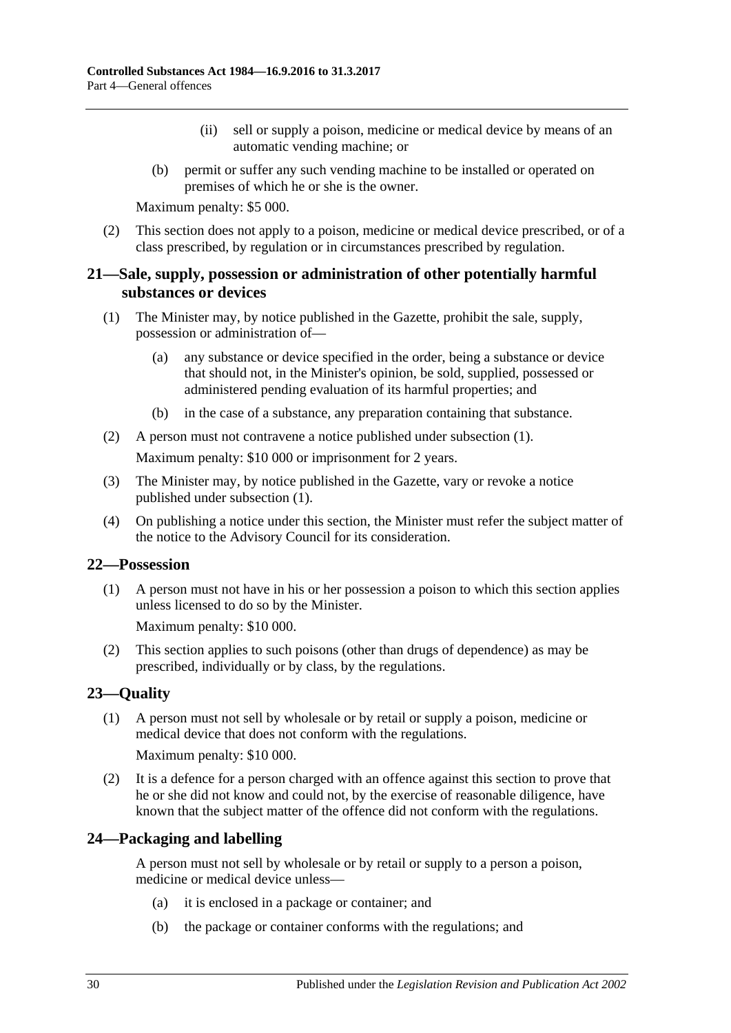(ii) sell or supply a poison, medicine or medical device by means of an automatic vending machine; or

(b) permit or suffer any such vending machine to be installed or operated on premises of which he or she is the owner.

Maximum penalty: $5 000.

(2) This section does not apply to a poison, medicine or medical device prescribed, or of a class prescribed, by regulation or in circumstances prescribed by regulation.

## 21—Sale, supply, possession or administration of other potentially harmful substances or devices

(1) The Minister may, by notice published in the Gazette, prohibit the sale, supply, possession or administration of—

(a) any substance or device specified in the order, being a substance or device that should not, in the Minister's opinion, be sold, supplied, possessed or administered pending evaluation of its harmful properties; and

(b) in the case of a substance, any preparation containing that substance.

(2) A person must not contravene a notice published under subsection (1).

Maximum penalty: $10 000 or imprisonment for 2 years.

(3) The Minister may, by notice published in the Gazette, vary or revoke a notice published under subsection (1).

(4) On publishing a notice under this section, the Minister must refer the subject matter of the notice to the Advisory Council for its consideration.

## 22—Possession

(1) A person must not have in his or her possession a poison to which this section applies unless licensed to do so by the Minister.

Maximum penalty: $10 000.

(2) This section applies to such poisons (other than drugs of dependence) as may be prescribed, individually or by class, by the regulations.

## 23—Quality

(1) A person must not sell by wholesale or by retail or supply a poison, medicine or medical device that does not conform with the regulations.

Maximum penalty: $10 000.

(2) It is a defence for a person charged with an offence against this section to prove that he or she did not know and could not, by the exercise of reasonable diligence, have known that the subject matter of the offence did not conform with the regulations.

## 24—Packaging and labelling

A person must not sell by wholesale or by retail or supply to a person a poison, medicine or medical device unless—

(a) it is enclosed in a package or container; and

(b) the package or container conforms with the regulations; and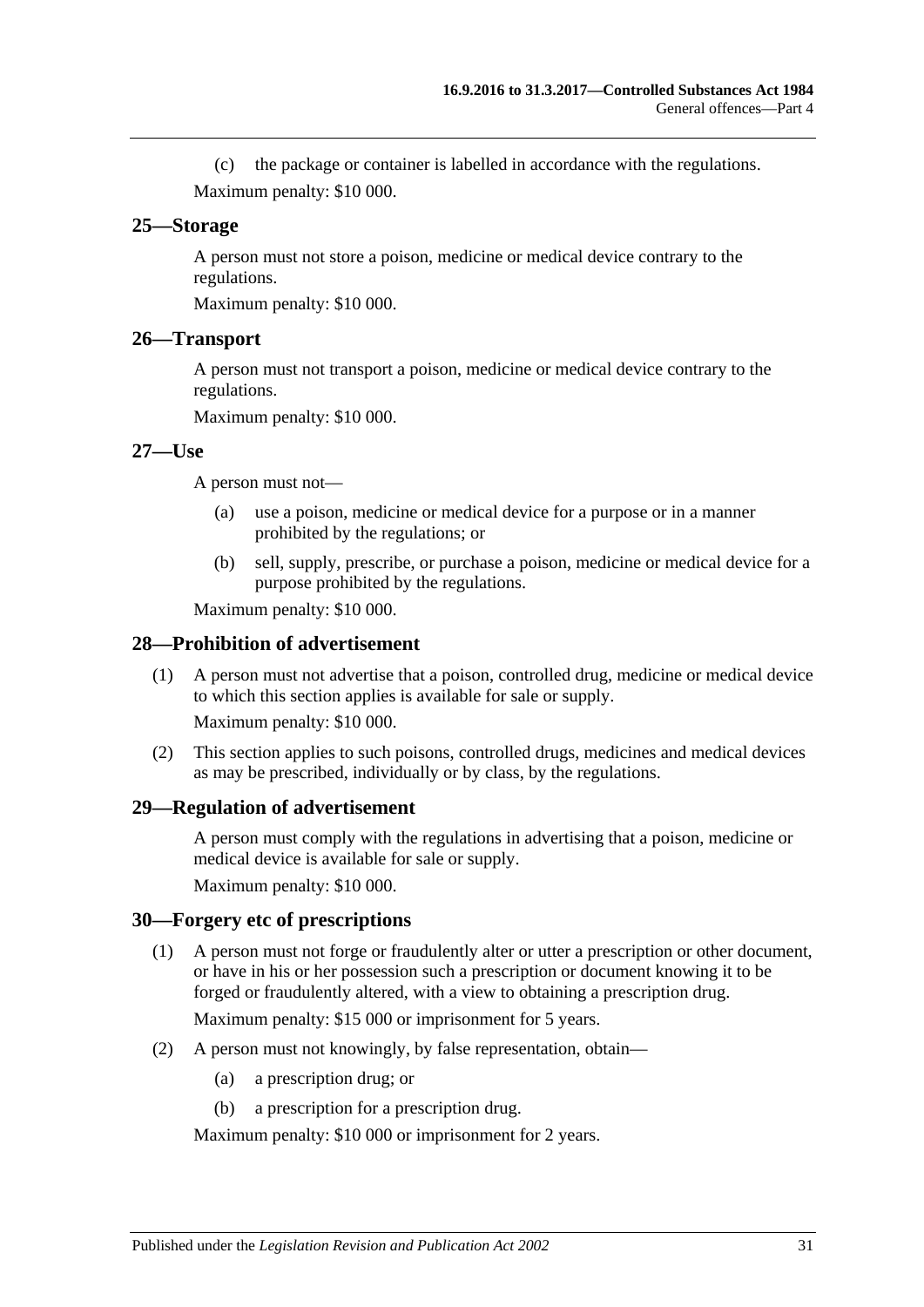(c) the package or container is labelled in accordance with the regulations.

Maximum penalty: $10 000.

## 25—Storage

A person must not store a poison, medicine or medical device contrary to the regulations.

Maximum penalty: $10 000.

## 26—Transport

A person must not transport a poison, medicine or medical device contrary to the regulations.

Maximum penalty: $10 000.

## 27—Use

A person must not—

(a) use a poison, medicine or medical device for a purpose or in a manner prohibited by the regulations; or

(b) sell, supply, prescribe, or purchase a poison, medicine or medical device for a purpose prohibited by the regulations.

Maximum penalty: $10 000.

## 28—Prohibition of advertisement

(1) A person must not advertise that a poison, controlled drug, medicine or medical device to which this section applies is available for sale or supply.

Maximum penalty: $10 000.

(2) This section applies to such poisons, controlled drugs, medicines and medical devices as may be prescribed, individually or by class, by the regulations.

## 29—Regulation of advertisement

A person must comply with the regulations in advertising that a poison, medicine or medical device is available for sale or supply.

Maximum penalty: $10 000.

## 30—Forgery etc of prescriptions

(1) A person must not forge or fraudulently alter or utter a prescription or other document, or have in his or her possession such a prescription or document knowing it to be forged or fraudulently altered, with a view to obtaining a prescription drug.

Maximum penalty: $15 000 or imprisonment for 5 years.

(2) A person must not knowingly, by false representation, obtain—

(a) a prescription drug; or

(b) a prescription for a prescription drug.

Maximum penalty: $10 000 or imprisonment for 2 years.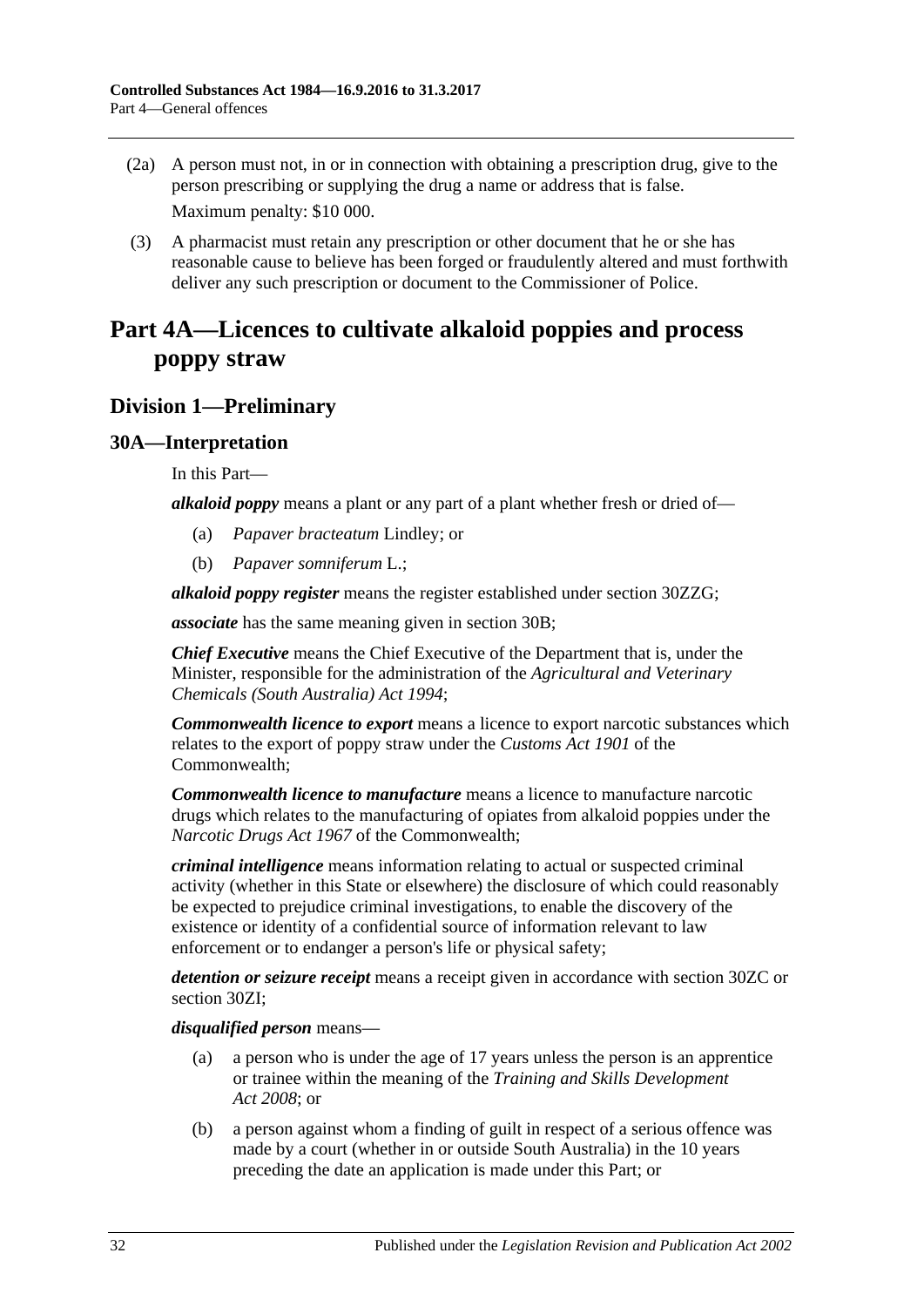(2a) A person must not, in or in connection with obtaining a prescription drug, give to the person prescribing or supplying the drug a name or address that is false.

Maximum penalty: $10 000.

(3) A pharmacist must retain any prescription or other document that he or she has reasonable cause to believe has been forged or fraudulently altered and must forthwith deliver any such prescription or document to the Commissioner of Police.

# Part 4A—Licences to cultivate alkaloid poppies and process poppy straw

## Division 1—Preliminary

### 30A—Interpretation

In this Part—

***alkaloid poppy*** means a plant or any part of a plant whether fresh or dried of—

(a) *Papaver bracteatum* Lindley; or

(b) *Papaver somniferum* L.;

***alkaloid poppy register*** means the register established under section 30ZZG;

***associate*** has the same meaning given in section 30B;

***Chief Executive*** means the Chief Executive of the Department that is, under the Minister, responsible for the administration of the *Agricultural and Veterinary Chemicals (South Australia) Act 1994*;

***Commonwealth licence to export*** means a licence to export narcotic substances which relates to the export of poppy straw under the *Customs Act 1901* of the Commonwealth;

***Commonwealth licence to manufacture*** means a licence to manufacture narcotic drugs which relates to the manufacturing of opiates from alkaloid poppies under the *Narcotic Drugs Act 1967* of the Commonwealth;

***criminal intelligence*** means information relating to actual or suspected criminal activity (whether in this State or elsewhere) the disclosure of which could reasonably be expected to prejudice criminal investigations, to enable the discovery of the existence or identity of a confidential source of information relevant to law enforcement or to endanger a person's life or physical safety;

***detention or seizure receipt*** means a receipt given in accordance with section 30ZC or section 30ZI;

***disqualified person*** means—

(a) a person who is under the age of 17 years unless the person is an apprentice or trainee within the meaning of the *Training and Skills Development Act 2008*; or

(b) a person against whom a finding of guilt in respect of a serious offence was made by a court (whether in or outside South Australia) in the 10 years preceding the date an application is made under this Part; or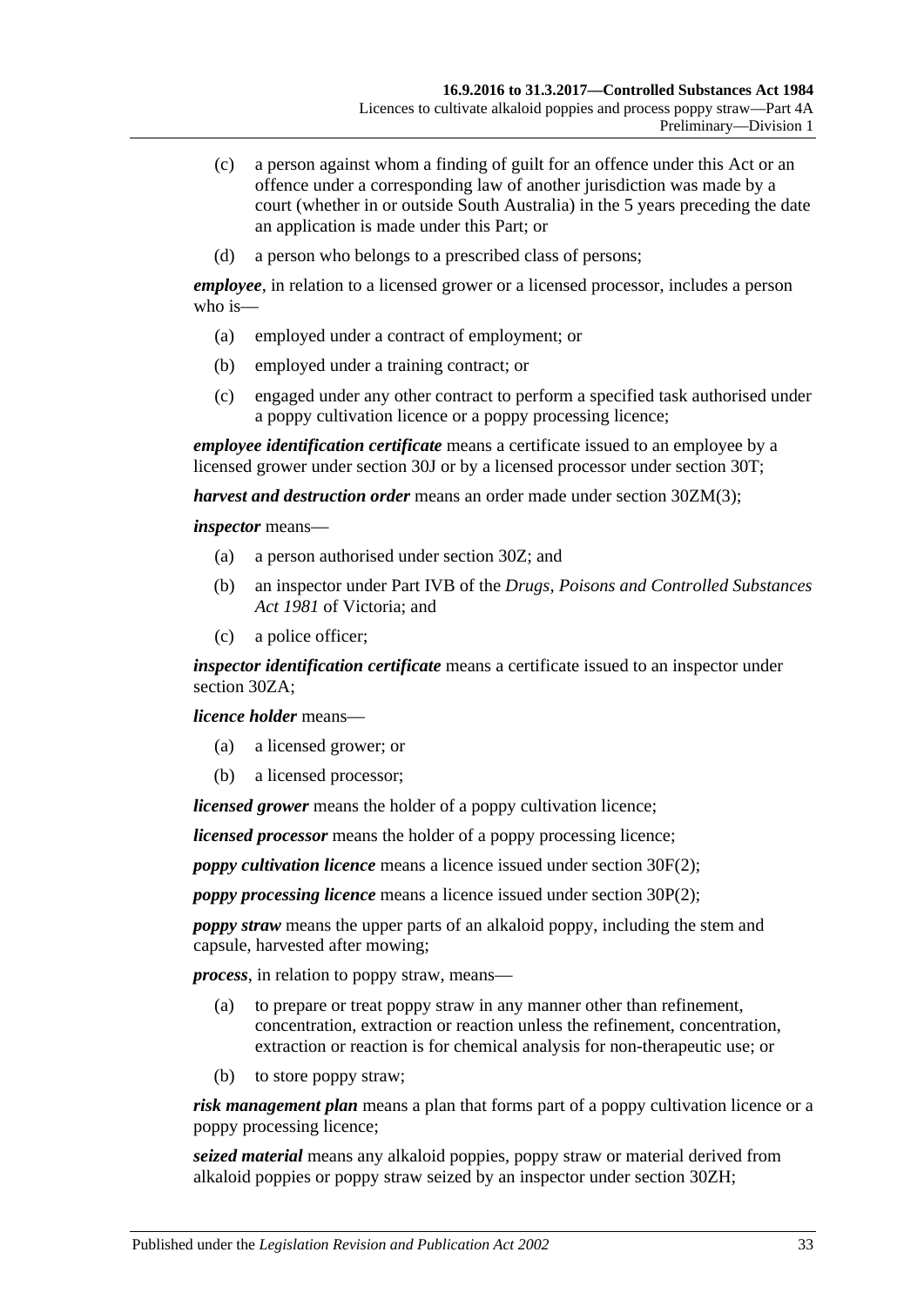- (c) a person against whom a finding of guilt for an offence under this Act or an offence under a corresponding law of another jurisdiction was made by a court (whether in or outside South Australia) in the 5 years preceding the date an application is made under this Part; or
- (d) a person who belongs to a prescribed class of persons;

***employee***, in relation to a licensed grower or a licensed processor, includes a person who is—

- (a) employed under a contract of employment; or
- (b) employed under a training contract; or
- (c) engaged under any other contract to perform a specified task authorised under a poppy cultivation licence or a poppy processing licence;

***employee identification certificate*** means a certificate issued to an employee by a licensed grower under section 30J or by a licensed processor under section 30T;

***harvest and destruction order*** means an order made under section 30ZM(3);

***inspector*** means—

- (a) a person authorised under section 30Z; and
- (b) an inspector under Part IVB of the *Drugs, Poisons and Controlled Substances Act 1981* of Victoria; and
- (c) a police officer;

***inspector identification certificate*** means a certificate issued to an inspector under section 30ZA;

***licence holder*** means—

- (a) a licensed grower; or
- (b) a licensed processor;

***licensed grower*** means the holder of a poppy cultivation licence;

***licensed processor*** means the holder of a poppy processing licence;

***poppy cultivation licence*** means a licence issued under section 30F(2);

***poppy processing licence*** means a licence issued under section 30P(2);

***poppy straw*** means the upper parts of an alkaloid poppy, including the stem and capsule, harvested after mowing;

***process***, in relation to poppy straw, means—

- (a) to prepare or treat poppy straw in any manner other than refinement, concentration, extraction or reaction unless the refinement, concentration, extraction or reaction is for chemical analysis for non-therapeutic use; or
- (b) to store poppy straw;

***risk management plan*** means a plan that forms part of a poppy cultivation licence or a poppy processing licence;

***seized material*** means any alkaloid poppies, poppy straw or material derived from alkaloid poppies or poppy straw seized by an inspector under section 30ZH;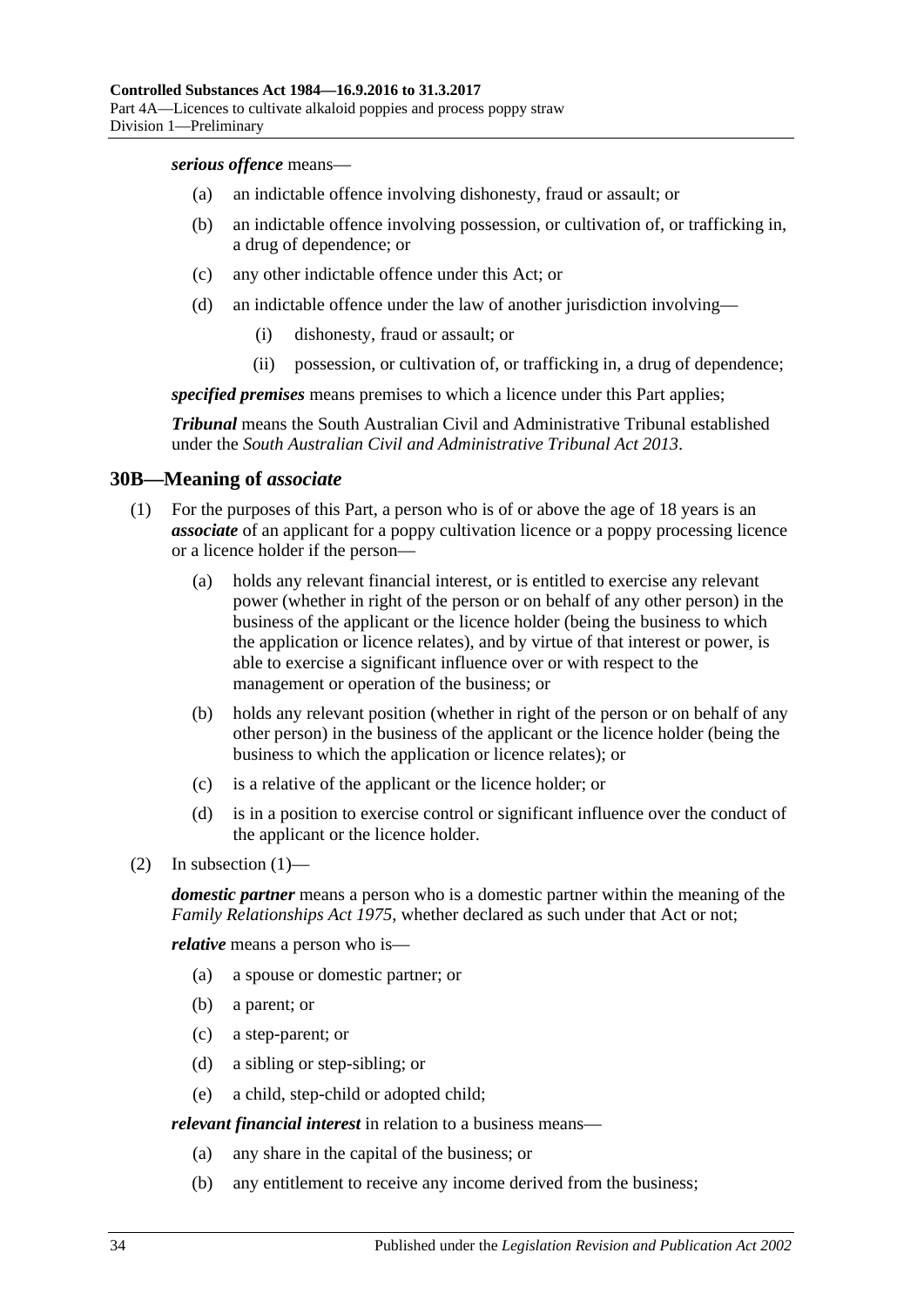***serious offence*** means—

(a) an indictable offence involving dishonesty, fraud or assault; or

(b) an indictable offence involving possession, or cultivation of, or trafficking in, a drug of dependence; or

(c) any other indictable offence under this Act; or

(d) an indictable offence under the law of another jurisdiction involving—

(i) dishonesty, fraud or assault; or

(ii) possession, or cultivation of, or trafficking in, a drug of dependence;

***specified premises*** means premises to which a licence under this Part applies;

***Tribunal*** means the South Australian Civil and Administrative Tribunal established under the *South Australian Civil and Administrative Tribunal Act 2013*.

## 30B—Meaning of *associate*

(1) For the purposes of this Part, a person who is of or above the age of 18 years is an ***associate*** of an applicant for a poppy cultivation licence or a poppy processing licence or a licence holder if the person—

(a) holds any relevant financial interest, or is entitled to exercise any relevant power (whether in right of the person or on behalf of any other person) in the business of the applicant or the licence holder (being the business to which the application or licence relates), and by virtue of that interest or power, is able to exercise a significant influence over or with respect to the management or operation of the business; or

(b) holds any relevant position (whether in right of the person or on behalf of any other person) in the business of the applicant or the licence holder (being the business to which the application or licence relates); or

(c) is a relative of the applicant or the licence holder; or

(d) is in a position to exercise control or significant influence over the conduct of the applicant or the licence holder.

(2) In subsection (1)—

***domestic partner*** means a person who is a domestic partner within the meaning of the *Family Relationships Act 1975*, whether declared as such under that Act or not;

***relative*** means a person who is—

(a) a spouse or domestic partner; or

(b) a parent; or

(c) a step-parent; or

(d) a sibling or step-sibling; or

(e) a child, step-child or adopted child;

***relevant financial interest*** in relation to a business means—

(a) any share in the capital of the business; or

(b) any entitlement to receive any income derived from the business;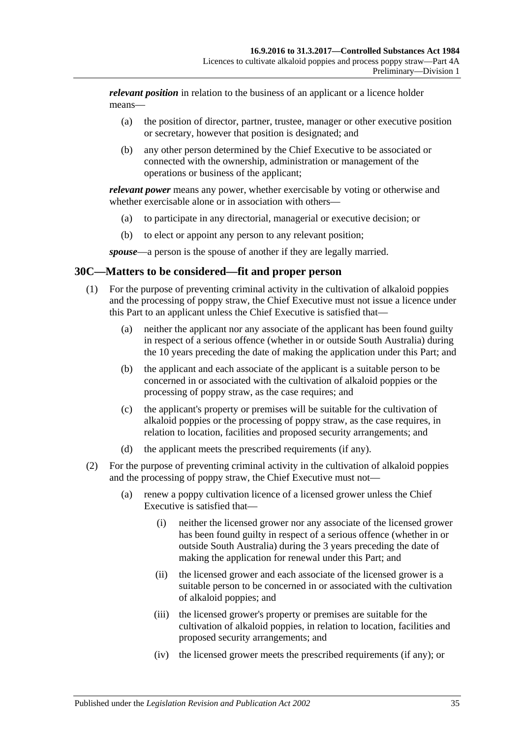***relevant position*** in relation to the business of an applicant or a licence holder means—

- (a) the position of director, partner, trustee, manager or other executive position or secretary, however that position is designated; and
- (b) any other person determined by the Chief Executive to be associated or connected with the ownership, administration or management of the operations or business of the applicant;

***relevant power*** means any power, whether exercisable by voting or otherwise and whether exercisable alone or in association with others—

- (a) to participate in any directorial, managerial or executive decision; or
- (b) to elect or appoint any person to any relevant position;

***spouse***—a person is the spouse of another if they are legally married.

## 30C—Matters to be considered—fit and proper person

(1) For the purpose of preventing criminal activity in the cultivation of alkaloid poppies and the processing of poppy straw, the Chief Executive must not issue a licence under this Part to an applicant unless the Chief Executive is satisfied that—

- (a) neither the applicant nor any associate of the applicant has been found guilty in respect of a serious offence (whether in or outside South Australia) during the 10 years preceding the date of making the application under this Part; and
- (b) the applicant and each associate of the applicant is a suitable person to be concerned in or associated with the cultivation of alkaloid poppies or the processing of poppy straw, as the case requires; and
- (c) the applicant's property or premises will be suitable for the cultivation of alkaloid poppies or the processing of poppy straw, as the case requires, in relation to location, facilities and proposed security arrangements; and
- (d) the applicant meets the prescribed requirements (if any).

(2) For the purpose of preventing criminal activity in the cultivation of alkaloid poppies and the processing of poppy straw, the Chief Executive must not—

- (a) renew a poppy cultivation licence of a licensed grower unless the Chief Executive is satisfied that—
  - (i) neither the licensed grower nor any associate of the licensed grower has been found guilty in respect of a serious offence (whether in or outside South Australia) during the 3 years preceding the date of making the application for renewal under this Part; and
  - (ii) the licensed grower and each associate of the licensed grower is a suitable person to be concerned in or associated with the cultivation of alkaloid poppies; and
  - (iii) the licensed grower's property or premises are suitable for the cultivation of alkaloid poppies, in relation to location, facilities and proposed security arrangements; and
  - (iv) the licensed grower meets the prescribed requirements (if any); or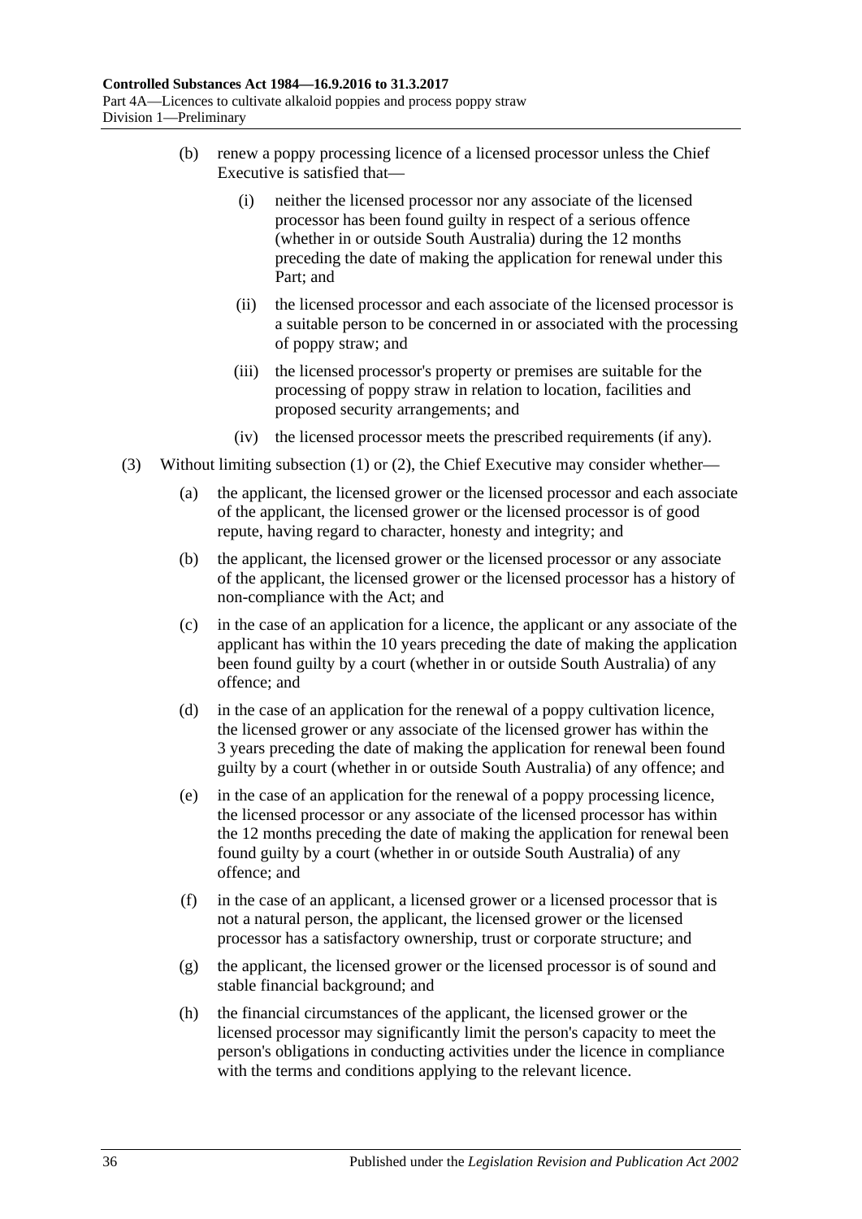(b) renew a poppy processing licence of a licensed processor unless the Chief Executive is satisfied that—

(i) neither the licensed processor nor any associate of the licensed processor has been found guilty in respect of a serious offence (whether in or outside South Australia) during the 12 months preceding the date of making the application for renewal under this Part; and

(ii) the licensed processor and each associate of the licensed processor is a suitable person to be concerned in or associated with the processing of poppy straw; and

(iii) the licensed processor's property or premises are suitable for the processing of poppy straw in relation to location, facilities and proposed security arrangements; and

(iv) the licensed processor meets the prescribed requirements (if any).

(3) Without limiting subsection (1) or (2), the Chief Executive may consider whether—

(a) the applicant, the licensed grower or the licensed processor and each associate of the applicant, the licensed grower or the licensed processor is of good repute, having regard to character, honesty and integrity; and

(b) the applicant, the licensed grower or the licensed processor or any associate of the applicant, the licensed grower or the licensed processor has a history of non-compliance with the Act; and

(c) in the case of an application for a licence, the applicant or any associate of the applicant has within the 10 years preceding the date of making the application been found guilty by a court (whether in or outside South Australia) of any offence; and

(d) in the case of an application for the renewal of a poppy cultivation licence, the licensed grower or any associate of the licensed grower has within the 3 years preceding the date of making the application for renewal been found guilty by a court (whether in or outside South Australia) of any offence; and

(e) in the case of an application for the renewal of a poppy processing licence, the licensed processor or any associate of the licensed processor has within the 12 months preceding the date of making the application for renewal been found guilty by a court (whether in or outside South Australia) of any offence; and

(f) in the case of an applicant, a licensed grower or a licensed processor that is not a natural person, the applicant, the licensed grower or the licensed processor has a satisfactory ownership, trust or corporate structure; and

(g) the applicant, the licensed grower or the licensed processor is of sound and stable financial background; and

(h) the financial circumstances of the applicant, the licensed grower or the licensed processor may significantly limit the person's capacity to meet the person's obligations in conducting activities under the licence in compliance with the terms and conditions applying to the relevant licence.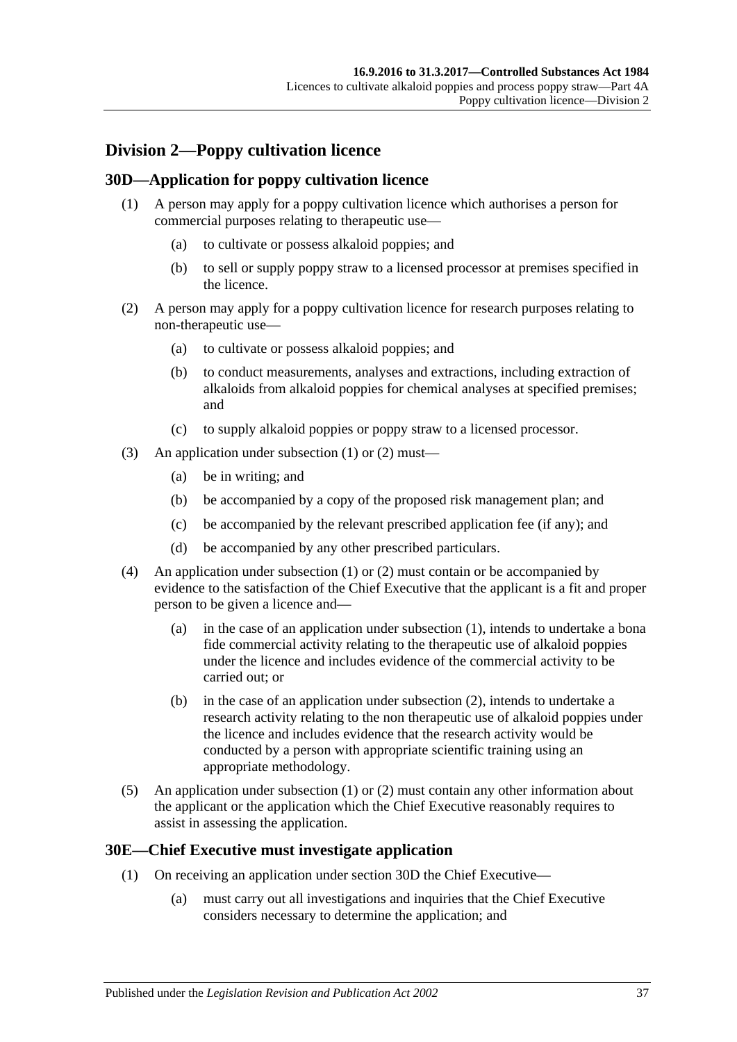## Division 2—Poppy cultivation licence

### 30D—Application for poppy cultivation licence

(1) A person may apply for a poppy cultivation licence which authorises a person for commercial purposes relating to therapeutic use—

(a) to cultivate or possess alkaloid poppies; and

(b) to sell or supply poppy straw to a licensed processor at premises specified in the licence.

(2) A person may apply for a poppy cultivation licence for research purposes relating to non-therapeutic use—

(a) to cultivate or possess alkaloid poppies; and

(b) to conduct measurements, analyses and extractions, including extraction of alkaloids from alkaloid poppies for chemical analyses at specified premises; and

(c) to supply alkaloid poppies or poppy straw to a licensed processor.

(3) An application under subsection (1) or (2) must—

(a) be in writing; and

(b) be accompanied by a copy of the proposed risk management plan; and

(c) be accompanied by the relevant prescribed application fee (if any); and

(d) be accompanied by any other prescribed particulars.

(4) An application under subsection (1) or (2) must contain or be accompanied by evidence to the satisfaction of the Chief Executive that the applicant is a fit and proper person to be given a licence and—

(a) in the case of an application under subsection (1), intends to undertake a bona fide commercial activity relating to the therapeutic use of alkaloid poppies under the licence and includes evidence of the commercial activity to be carried out; or

(b) in the case of an application under subsection (2), intends to undertake a research activity relating to the non therapeutic use of alkaloid poppies under the licence and includes evidence that the research activity would be conducted by a person with appropriate scientific training using an appropriate methodology.

(5) An application under subsection (1) or (2) must contain any other information about the applicant or the application which the Chief Executive reasonably requires to assist in assessing the application.

### 30E—Chief Executive must investigate application

(1) On receiving an application under section 30D the Chief Executive—

(a) must carry out all investigations and inquiries that the Chief Executive considers necessary to determine the application; and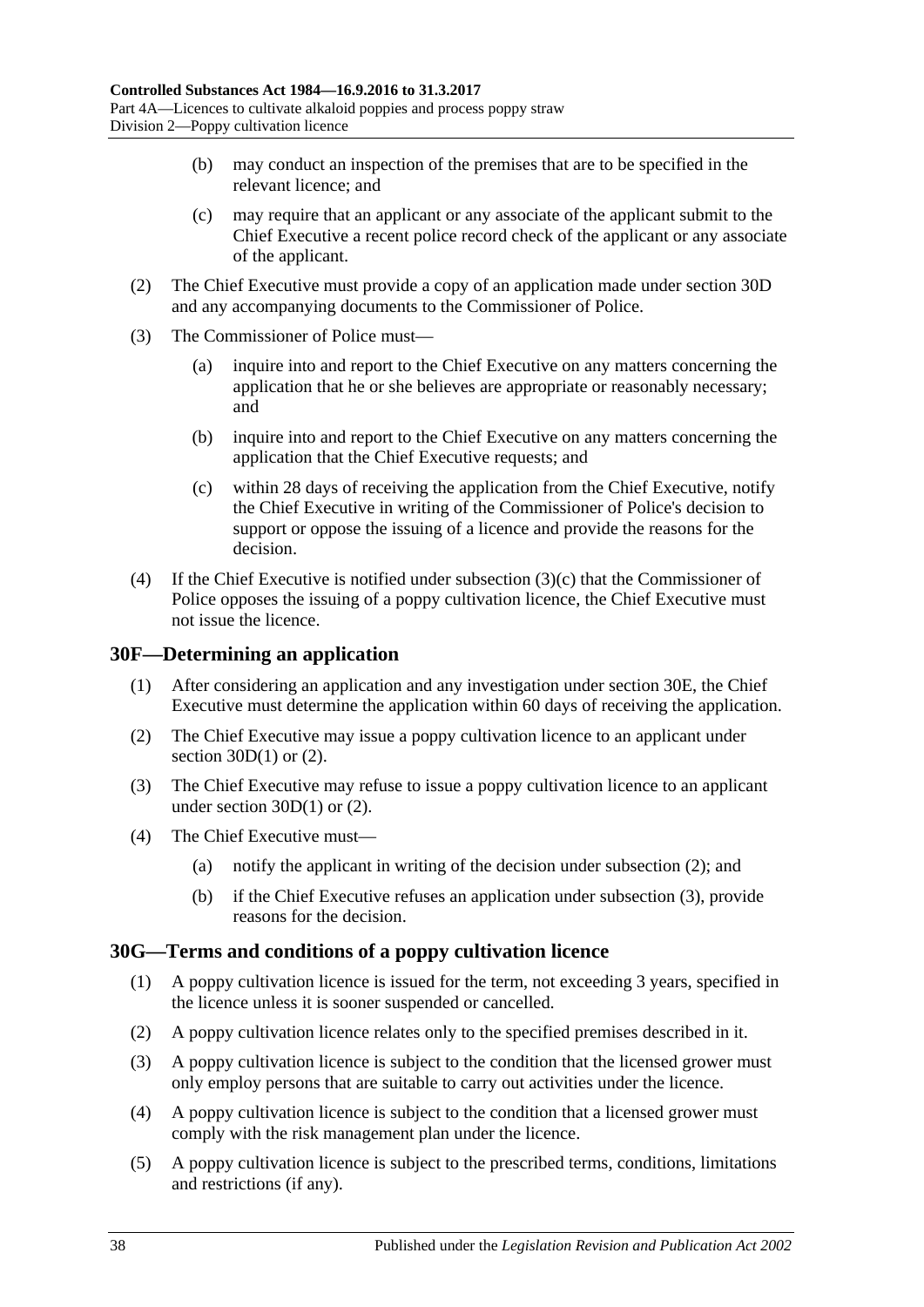(b) may conduct an inspection of the premises that are to be specified in the relevant licence; and

(c) may require that an applicant or any associate of the applicant submit to the Chief Executive a recent police record check of the applicant or any associate of the applicant.

(2) The Chief Executive must provide a copy of an application made under section 30D and any accompanying documents to the Commissioner of Police.

(3) The Commissioner of Police must—

(a) inquire into and report to the Chief Executive on any matters concerning the application that he or she believes are appropriate or reasonably necessary; and

(b) inquire into and report to the Chief Executive on any matters concerning the application that the Chief Executive requests; and

(c) within 28 days of receiving the application from the Chief Executive, notify the Chief Executive in writing of the Commissioner of Police's decision to support or oppose the issuing of a licence and provide the reasons for the decision.

(4) If the Chief Executive is notified under subsection (3)(c) that the Commissioner of Police opposes the issuing of a poppy cultivation licence, the Chief Executive must not issue the licence.

## 30F—Determining an application

(1) After considering an application and any investigation under section 30E, the Chief Executive must determine the application within 60 days of receiving the application.

(2) The Chief Executive may issue a poppy cultivation licence to an applicant under section 30D(1) or (2).

(3) The Chief Executive may refuse to issue a poppy cultivation licence to an applicant under section 30D(1) or (2).

(4) The Chief Executive must—

(a) notify the applicant in writing of the decision under subsection (2); and

(b) if the Chief Executive refuses an application under subsection (3), provide reasons for the decision.

## 30G—Terms and conditions of a poppy cultivation licence

(1) A poppy cultivation licence is issued for the term, not exceeding 3 years, specified in the licence unless it is sooner suspended or cancelled.

(2) A poppy cultivation licence relates only to the specified premises described in it.

(3) A poppy cultivation licence is subject to the condition that the licensed grower must only employ persons that are suitable to carry out activities under the licence.

(4) A poppy cultivation licence is subject to the condition that a licensed grower must comply with the risk management plan under the licence.

(5) A poppy cultivation licence is subject to the prescribed terms, conditions, limitations and restrictions (if any).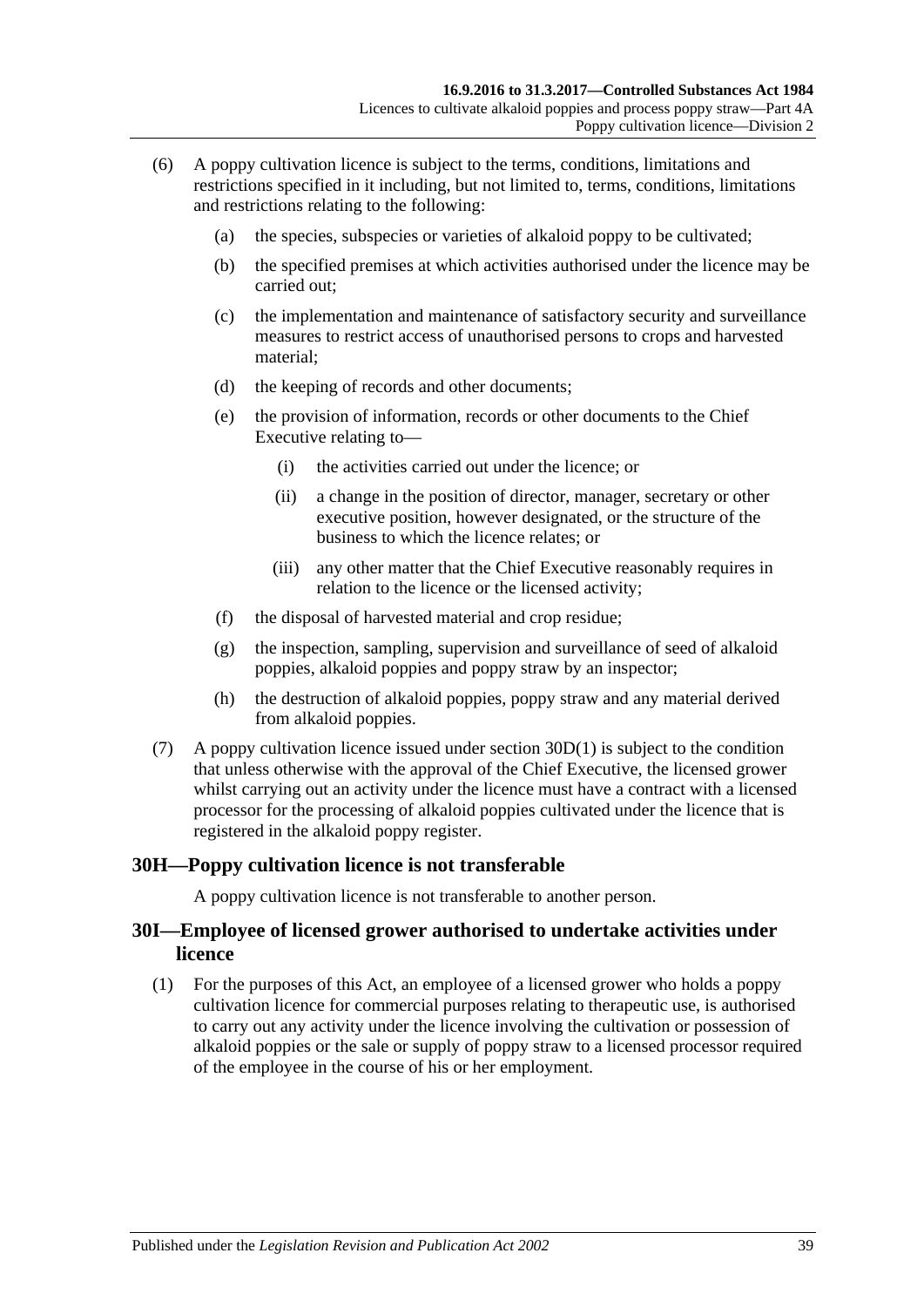(6) A poppy cultivation licence is subject to the terms, conditions, limitations and restrictions specified in it including, but not limited to, terms, conditions, limitations and restrictions relating to the following:

(a) the species, subspecies or varieties of alkaloid poppy to be cultivated;

(b) the specified premises at which activities authorised under the licence may be carried out;

(c) the implementation and maintenance of satisfactory security and surveillance measures to restrict access of unauthorised persons to crops and harvested material;

(d) the keeping of records and other documents;

(e) the provision of information, records or other documents to the Chief Executive relating to—

(i) the activities carried out under the licence; or

(ii) a change in the position of director, manager, secretary or other executive position, however designated, or the structure of the business to which the licence relates; or

(iii) any other matter that the Chief Executive reasonably requires in relation to the licence or the licensed activity;

(f) the disposal of harvested material and crop residue;

(g) the inspection, sampling, supervision and surveillance of seed of alkaloid poppies, alkaloid poppies and poppy straw by an inspector;

(h) the destruction of alkaloid poppies, poppy straw and any material derived from alkaloid poppies.

(7) A poppy cultivation licence issued under section 30D(1) is subject to the condition that unless otherwise with the approval of the Chief Executive, the licensed grower whilst carrying out an activity under the licence must have a contract with a licensed processor for the processing of alkaloid poppies cultivated under the licence that is registered in the alkaloid poppy register.

## 30H—Poppy cultivation licence is not transferable

A poppy cultivation licence is not transferable to another person.

## 30I—Employee of licensed grower authorised to undertake activities under licence

(1) For the purposes of this Act, an employee of a licensed grower who holds a poppy cultivation licence for commercial purposes relating to therapeutic use, is authorised to carry out any activity under the licence involving the cultivation or possession of alkaloid poppies or the sale or supply of poppy straw to a licensed processor required of the employee in the course of his or her employment.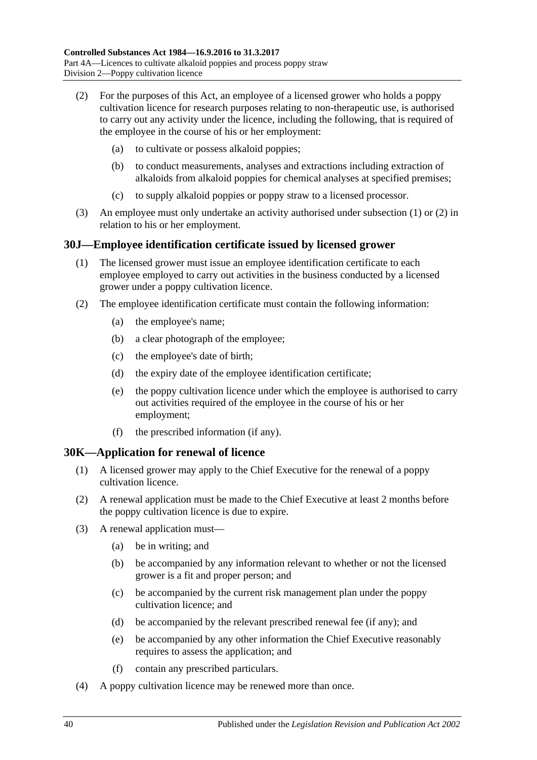(2) For the purposes of this Act, an employee of a licensed grower who holds a poppy cultivation licence for research purposes relating to non-therapeutic use, is authorised to carry out any activity under the licence, including the following, that is required of the employee in the course of his or her employment:

(a) to cultivate or possess alkaloid poppies;

(b) to conduct measurements, analyses and extractions including extraction of alkaloids from alkaloid poppies for chemical analyses at specified premises;

(c) to supply alkaloid poppies or poppy straw to a licensed processor.

(3) An employee must only undertake an activity authorised under subsection (1) or (2) in relation to his or her employment.

## 30J—Employee identification certificate issued by licensed grower

(1) The licensed grower must issue an employee identification certificate to each employee employed to carry out activities in the business conducted by a licensed grower under a poppy cultivation licence.

(2) The employee identification certificate must contain the following information:

(a) the employee's name;

(b) a clear photograph of the employee;

(c) the employee's date of birth;

(d) the expiry date of the employee identification certificate;

(e) the poppy cultivation licence under which the employee is authorised to carry out activities required of the employee in the course of his or her employment;

(f) the prescribed information (if any).

## 30K—Application for renewal of licence

(1) A licensed grower may apply to the Chief Executive for the renewal of a poppy cultivation licence.

(2) A renewal application must be made to the Chief Executive at least 2 months before the poppy cultivation licence is due to expire.

(3) A renewal application must—

(a) be in writing; and

(b) be accompanied by any information relevant to whether or not the licensed grower is a fit and proper person; and

(c) be accompanied by the current risk management plan under the poppy cultivation licence; and

(d) be accompanied by the relevant prescribed renewal fee (if any); and

(e) be accompanied by any other information the Chief Executive reasonably requires to assess the application; and

(f) contain any prescribed particulars.

(4) A poppy cultivation licence may be renewed more than once.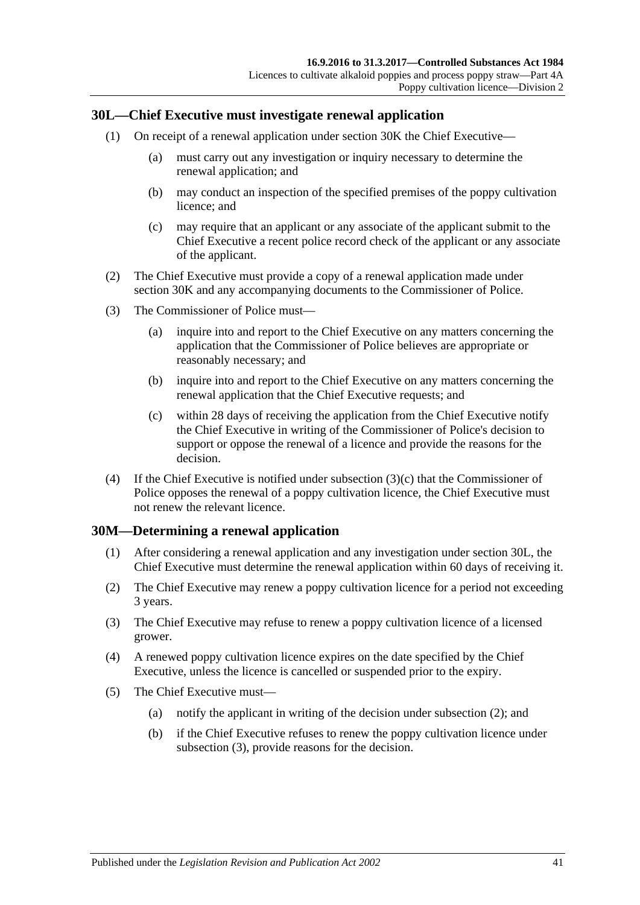## 30L—Chief Executive must investigate renewal application

(1) On receipt of a renewal application under section 30K the Chief Executive—

- (a) must carry out any investigation or inquiry necessary to determine the renewal application; and
- (b) may conduct an inspection of the specified premises of the poppy cultivation licence; and
- (c) may require that an applicant or any associate of the applicant submit to the Chief Executive a recent police record check of the applicant or any associate of the applicant.

(2) The Chief Executive must provide a copy of a renewal application made under section 30K and any accompanying documents to the Commissioner of Police.

(3) The Commissioner of Police must—

- (a) inquire into and report to the Chief Executive on any matters concerning the application that the Commissioner of Police believes are appropriate or reasonably necessary; and
- (b) inquire into and report to the Chief Executive on any matters concerning the renewal application that the Chief Executive requests; and
- (c) within 28 days of receiving the application from the Chief Executive notify the Chief Executive in writing of the Commissioner of Police's decision to support or oppose the renewal of a licence and provide the reasons for the decision.

(4) If the Chief Executive is notified under subsection (3)(c) that the Commissioner of Police opposes the renewal of a poppy cultivation licence, the Chief Executive must not renew the relevant licence.

## 30M—Determining a renewal application

(1) After considering a renewal application and any investigation under section 30L, the Chief Executive must determine the renewal application within 60 days of receiving it.

(2) The Chief Executive may renew a poppy cultivation licence for a period not exceeding 3 years.

(3) The Chief Executive may refuse to renew a poppy cultivation licence of a licensed grower.

(4) A renewed poppy cultivation licence expires on the date specified by the Chief Executive, unless the licence is cancelled or suspended prior to the expiry.

(5) The Chief Executive must—

- (a) notify the applicant in writing of the decision under subsection (2); and
- (b) if the Chief Executive refuses to renew the poppy cultivation licence under subsection (3), provide reasons for the decision.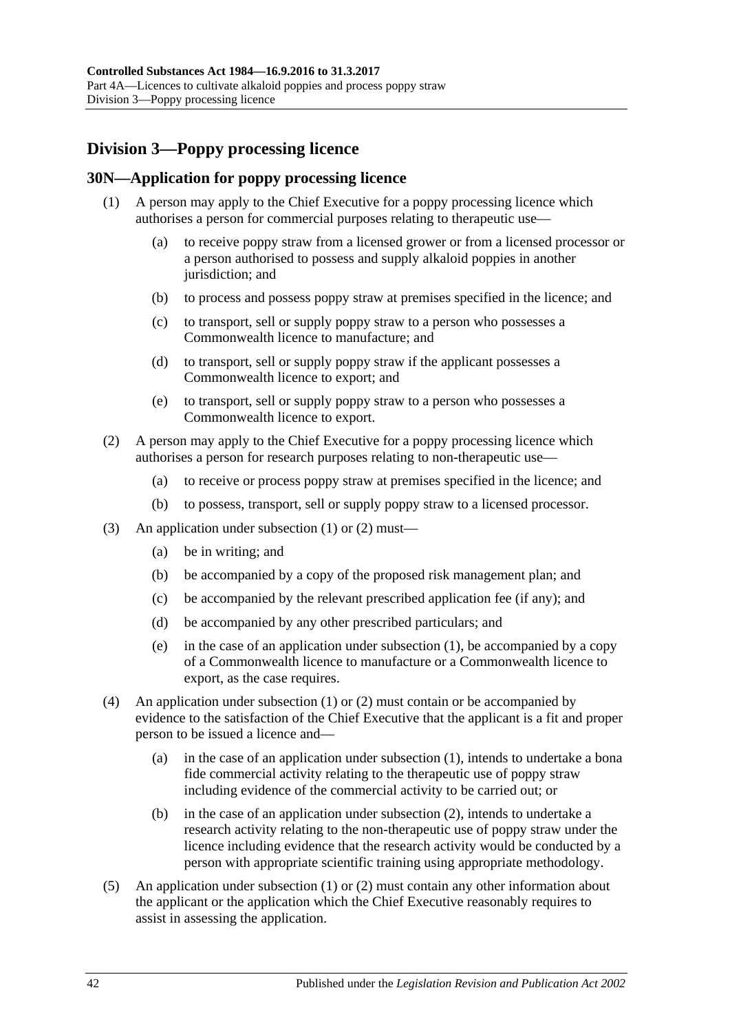## Division 3—Poppy processing licence

### 30N—Application for poppy processing licence

(1) A person may apply to the Chief Executive for a poppy processing licence which authorises a person for commercial purposes relating to therapeutic use—

(a) to receive poppy straw from a licensed grower or from a licensed processor or a person authorised to possess and supply alkaloid poppies in another jurisdiction; and

(b) to process and possess poppy straw at premises specified in the licence; and

(c) to transport, sell or supply poppy straw to a person who possesses a Commonwealth licence to manufacture; and

(d) to transport, sell or supply poppy straw if the applicant possesses a Commonwealth licence to export; and

(e) to transport, sell or supply poppy straw to a person who possesses a Commonwealth licence to export.

(2) A person may apply to the Chief Executive for a poppy processing licence which authorises a person for research purposes relating to non-therapeutic use—

(a) to receive or process poppy straw at premises specified in the licence; and

(b) to possess, transport, sell or supply poppy straw to a licensed processor.

(3) An application under subsection (1) or (2) must—

(a) be in writing; and

(b) be accompanied by a copy of the proposed risk management plan; and

(c) be accompanied by the relevant prescribed application fee (if any); and

(d) be accompanied by any other prescribed particulars; and

(e) in the case of an application under subsection (1), be accompanied by a copy of a Commonwealth licence to manufacture or a Commonwealth licence to export, as the case requires.

(4) An application under subsection (1) or (2) must contain or be accompanied by evidence to the satisfaction of the Chief Executive that the applicant is a fit and proper person to be issued a licence and—

(a) in the case of an application under subsection (1), intends to undertake a bona fide commercial activity relating to the therapeutic use of poppy straw including evidence of the commercial activity to be carried out; or

(b) in the case of an application under subsection (2), intends to undertake a research activity relating to the non-therapeutic use of poppy straw under the licence including evidence that the research activity would be conducted by a person with appropriate scientific training using appropriate methodology.

(5) An application under subsection (1) or (2) must contain any other information about the applicant or the application which the Chief Executive reasonably requires to assist in assessing the application.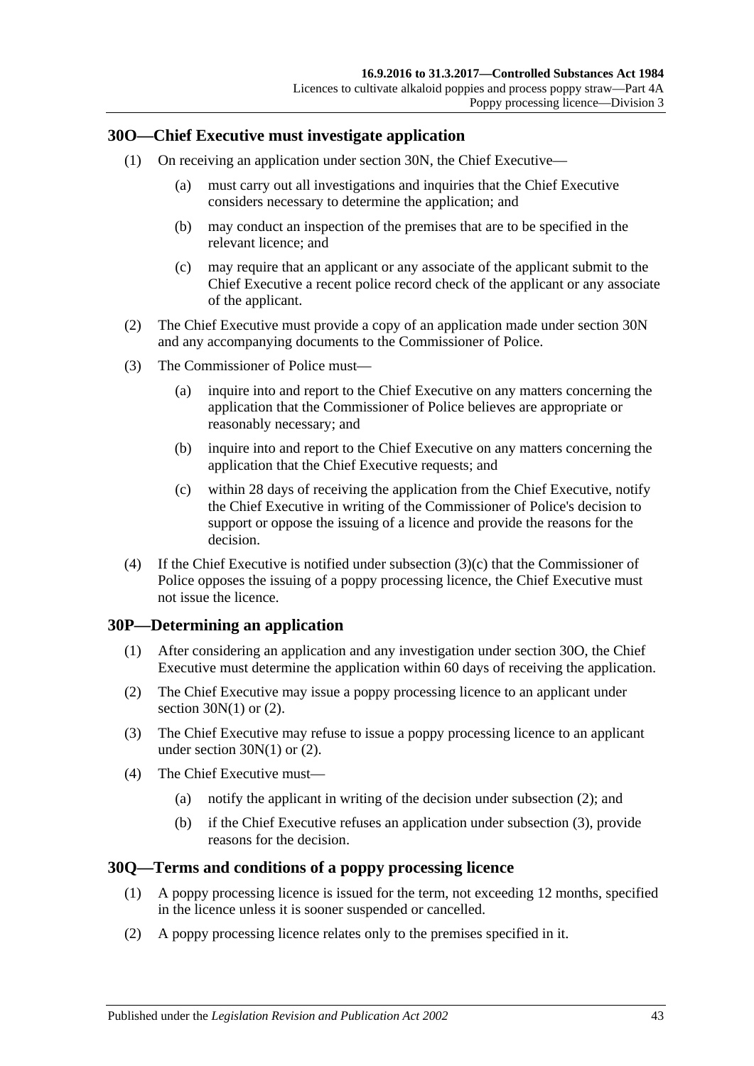## 30O—Chief Executive must investigate application

(1) On receiving an application under section 30N, the Chief Executive—

(a) must carry out all investigations and inquiries that the Chief Executive considers necessary to determine the application; and

(b) may conduct an inspection of the premises that are to be specified in the relevant licence; and

(c) may require that an applicant or any associate of the applicant submit to the Chief Executive a recent police record check of the applicant or any associate of the applicant.

(2) The Chief Executive must provide a copy of an application made under section 30N and any accompanying documents to the Commissioner of Police.

(3) The Commissioner of Police must—

(a) inquire into and report to the Chief Executive on any matters concerning the application that the Commissioner of Police believes are appropriate or reasonably necessary; and

(b) inquire into and report to the Chief Executive on any matters concerning the application that the Chief Executive requests; and

(c) within 28 days of receiving the application from the Chief Executive, notify the Chief Executive in writing of the Commissioner of Police's decision to support or oppose the issuing of a licence and provide the reasons for the decision.

(4) If the Chief Executive is notified under subsection (3)(c) that the Commissioner of Police opposes the issuing of a poppy processing licence, the Chief Executive must not issue the licence.

## 30P—Determining an application

(1) After considering an application and any investigation under section 30O, the Chief Executive must determine the application within 60 days of receiving the application.

(2) The Chief Executive may issue a poppy processing licence to an applicant under section 30N(1) or (2).

(3) The Chief Executive may refuse to issue a poppy processing licence to an applicant under section 30N(1) or (2).

(4) The Chief Executive must—

(a) notify the applicant in writing of the decision under subsection (2); and

(b) if the Chief Executive refuses an application under subsection (3), provide reasons for the decision.

## 30Q—Terms and conditions of a poppy processing licence

(1) A poppy processing licence is issued for the term, not exceeding 12 months, specified in the licence unless it is sooner suspended or cancelled.

(2) A poppy processing licence relates only to the premises specified in it.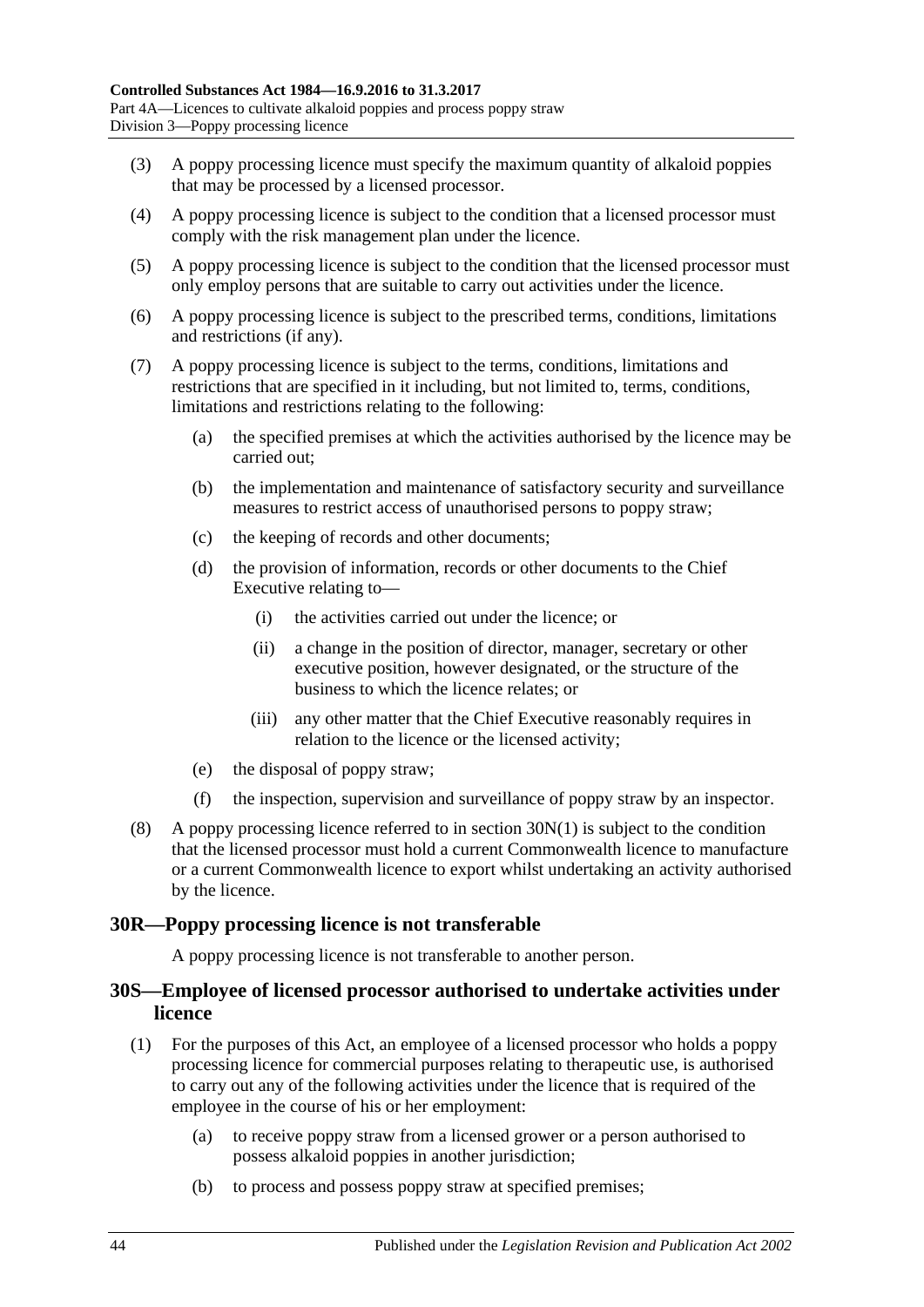(3) A poppy processing licence must specify the maximum quantity of alkaloid poppies that may be processed by a licensed processor.

(4) A poppy processing licence is subject to the condition that a licensed processor must comply with the risk management plan under the licence.

(5) A poppy processing licence is subject to the condition that the licensed processor must only employ persons that are suitable to carry out activities under the licence.

(6) A poppy processing licence is subject to the prescribed terms, conditions, limitations and restrictions (if any).

(7) A poppy processing licence is subject to the terms, conditions, limitations and restrictions that are specified in it including, but not limited to, terms, conditions, limitations and restrictions relating to the following:

- (a) the specified premises at which the activities authorised by the licence may be carried out;
- (b) the implementation and maintenance of satisfactory security and surveillance measures to restrict access of unauthorised persons to poppy straw;
- (c) the keeping of records and other documents;
- (d) the provision of information, records or other documents to the Chief Executive relating to—
  - (i) the activities carried out under the licence; or
  - (ii) a change in the position of director, manager, secretary or other executive position, however designated, or the structure of the business to which the licence relates; or
  - (iii) any other matter that the Chief Executive reasonably requires in relation to the licence or the licensed activity;
- (e) the disposal of poppy straw;
- (f) the inspection, supervision and surveillance of poppy straw by an inspector.

(8) A poppy processing licence referred to in section 30N(1) is subject to the condition that the licensed processor must hold a current Commonwealth licence to manufacture or a current Commonwealth licence to export whilst undertaking an activity authorised by the licence.

## 30R—Poppy processing licence is not transferable

A poppy processing licence is not transferable to another person.

## 30S—Employee of licensed processor authorised to undertake activities under licence

(1) For the purposes of this Act, an employee of a licensed processor who holds a poppy processing licence for commercial purposes relating to therapeutic use, is authorised to carry out any of the following activities under the licence that is required of the employee in the course of his or her employment:

- (a) to receive poppy straw from a licensed grower or a person authorised to possess alkaloid poppies in another jurisdiction;
- (b) to process and possess poppy straw at specified premises;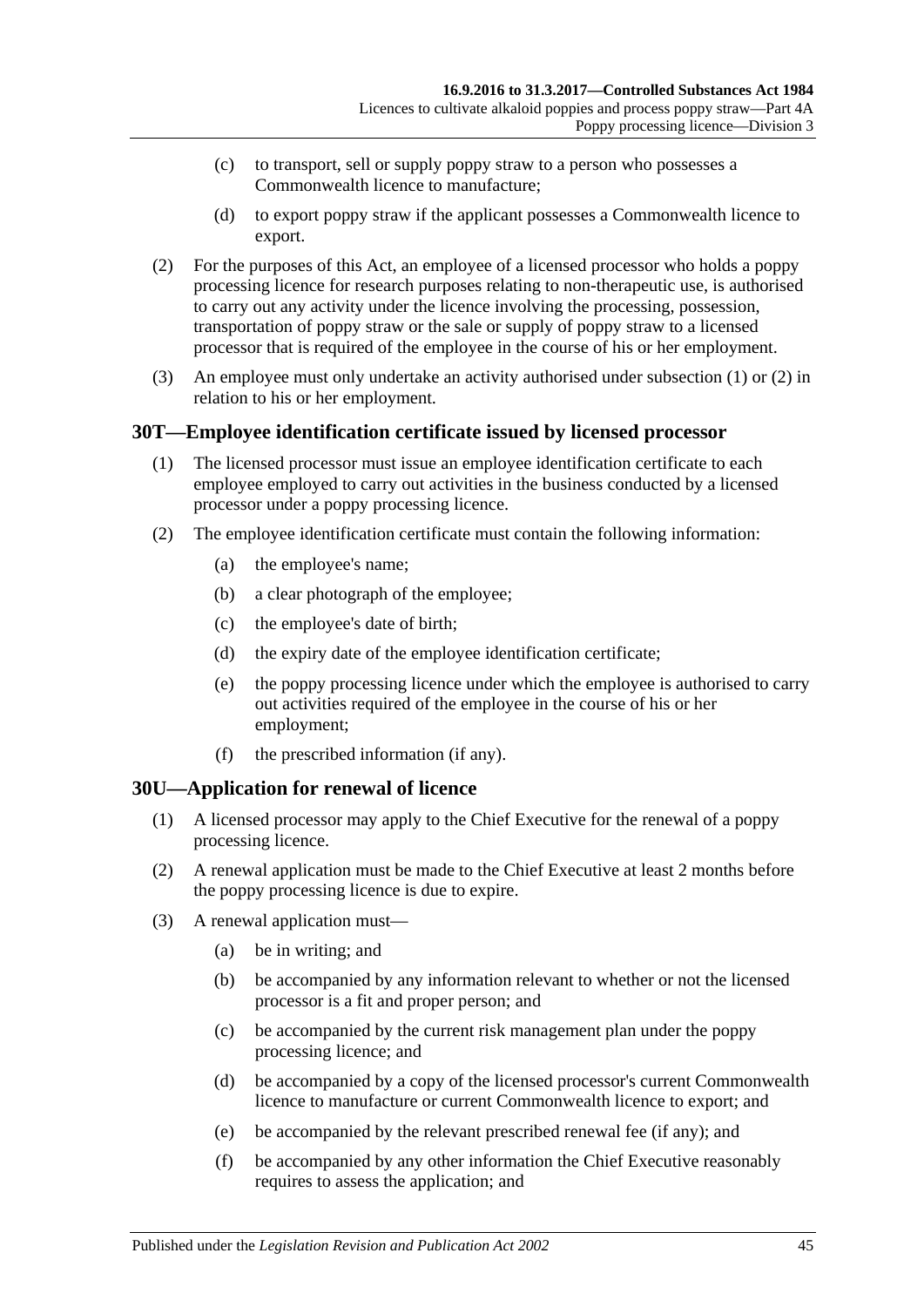- (c) to transport, sell or supply poppy straw to a person who possesses a Commonwealth licence to manufacture;
- (d) to export poppy straw if the applicant possesses a Commonwealth licence to export.

(2) For the purposes of this Act, an employee of a licensed processor who holds a poppy processing licence for research purposes relating to non-therapeutic use, is authorised to carry out any activity under the licence involving the processing, possession, transportation of poppy straw or the sale or supply of poppy straw to a licensed processor that is required of the employee in the course of his or her employment.

(3) An employee must only undertake an activity authorised under subsection (1) or (2) in relation to his or her employment.

## 30T—Employee identification certificate issued by licensed processor

(1) The licensed processor must issue an employee identification certificate to each employee employed to carry out activities in the business conducted by a licensed processor under a poppy processing licence.

(2) The employee identification certificate must contain the following information:

- (a) the employee's name;
- (b) a clear photograph of the employee;
- (c) the employee's date of birth;
- (d) the expiry date of the employee identification certificate;
- (e) the poppy processing licence under which the employee is authorised to carry out activities required of the employee in the course of his or her employment;
- (f) the prescribed information (if any).

## 30U—Application for renewal of licence

(1) A licensed processor may apply to the Chief Executive for the renewal of a poppy processing licence.

(2) A renewal application must be made to the Chief Executive at least 2 months before the poppy processing licence is due to expire.

(3) A renewal application must—

- (a) be in writing; and
- (b) be accompanied by any information relevant to whether or not the licensed processor is a fit and proper person; and
- (c) be accompanied by the current risk management plan under the poppy processing licence; and
- (d) be accompanied by a copy of the licensed processor's current Commonwealth licence to manufacture or current Commonwealth licence to export; and
- (e) be accompanied by the relevant prescribed renewal fee (if any); and
- (f) be accompanied by any other information the Chief Executive reasonably requires to assess the application; and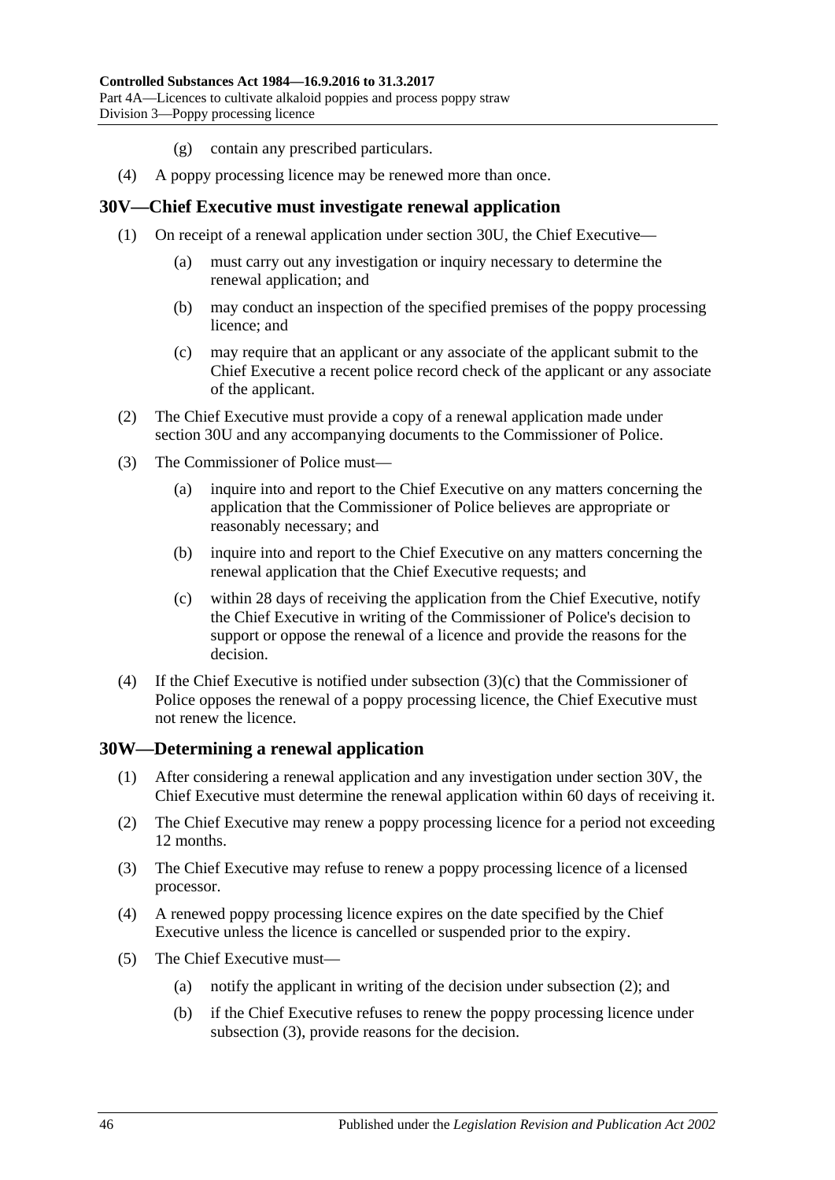- (g) contain any prescribed particulars.

(4) A poppy processing licence may be renewed more than once.

## 30V—Chief Executive must investigate renewal application

(1) On receipt of a renewal application under section 30U, the Chief Executive—

- (a) must carry out any investigation or inquiry necessary to determine the renewal application; and
- (b) may conduct an inspection of the specified premises of the poppy processing licence; and
- (c) may require that an applicant or any associate of the applicant submit to the Chief Executive a recent police record check of the applicant or any associate of the applicant.

(2) The Chief Executive must provide a copy of a renewal application made under section 30U and any accompanying documents to the Commissioner of Police.

(3) The Commissioner of Police must—

- (a) inquire into and report to the Chief Executive on any matters concerning the application that the Commissioner of Police believes are appropriate or reasonably necessary; and
- (b) inquire into and report to the Chief Executive on any matters concerning the renewal application that the Chief Executive requests; and
- (c) within 28 days of receiving the application from the Chief Executive, notify the Chief Executive in writing of the Commissioner of Police's decision to support or oppose the renewal of a licence and provide the reasons for the decision.

(4) If the Chief Executive is notified under subsection (3)(c) that the Commissioner of Police opposes the renewal of a poppy processing licence, the Chief Executive must not renew the licence.

## 30W—Determining a renewal application

(1) After considering a renewal application and any investigation under section 30V, the Chief Executive must determine the renewal application within 60 days of receiving it.

(2) The Chief Executive may renew a poppy processing licence for a period not exceeding 12 months.

(3) The Chief Executive may refuse to renew a poppy processing licence of a licensed processor.

(4) A renewed poppy processing licence expires on the date specified by the Chief Executive unless the licence is cancelled or suspended prior to the expiry.

(5) The Chief Executive must—

- (a) notify the applicant in writing of the decision under subsection (2); and
- (b) if the Chief Executive refuses to renew the poppy processing licence under subsection (3), provide reasons for the decision.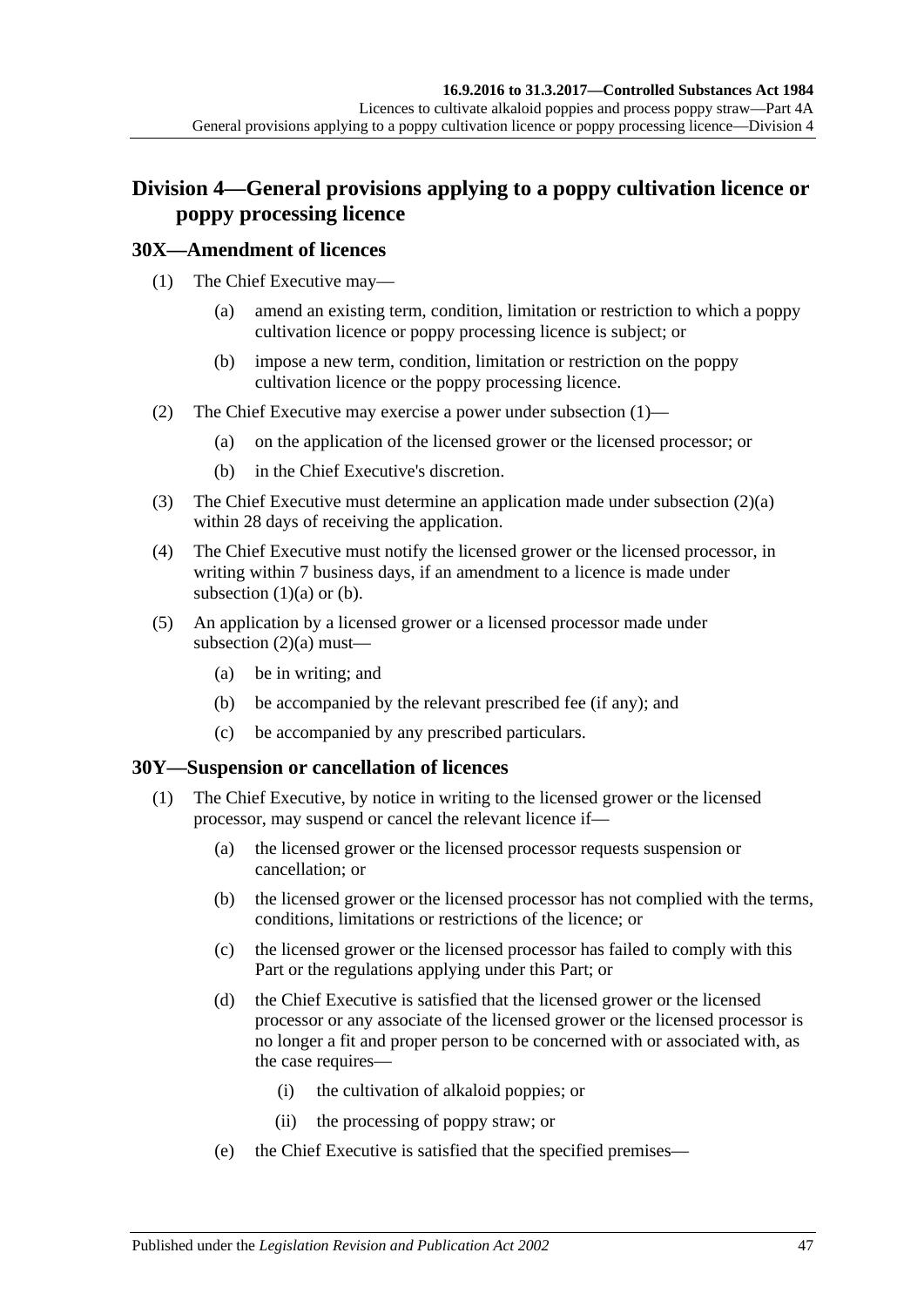## Division 4—General provisions applying to a poppy cultivation licence or poppy processing licence

### 30X—Amendment of licences

(1) The Chief Executive may—

- (a) amend an existing term, condition, limitation or restriction to which a poppy cultivation licence or poppy processing licence is subject; or
- (b) impose a new term, condition, limitation or restriction on the poppy cultivation licence or the poppy processing licence.

(2) The Chief Executive may exercise a power under subsection (1)—

- (a) on the application of the licensed grower or the licensed processor; or
- (b) in the Chief Executive's discretion.

(3) The Chief Executive must determine an application made under subsection (2)(a) within 28 days of receiving the application.

(4) The Chief Executive must notify the licensed grower or the licensed processor, in writing within 7 business days, if an amendment to a licence is made under subsection (1)(a) or (b).

(5) An application by a licensed grower or a licensed processor made under subsection (2)(a) must—

- (a) be in writing; and
- (b) be accompanied by the relevant prescribed fee (if any); and
- (c) be accompanied by any prescribed particulars.

### 30Y—Suspension or cancellation of licences

(1) The Chief Executive, by notice in writing to the licensed grower or the licensed processor, may suspend or cancel the relevant licence if—

- (a) the licensed grower or the licensed processor requests suspension or cancellation; or
- (b) the licensed grower or the licensed processor has not complied with the terms, conditions, limitations or restrictions of the licence; or
- (c) the licensed grower or the licensed processor has failed to comply with this Part or the regulations applying under this Part; or
- (d) the Chief Executive is satisfied that the licensed grower or the licensed processor or any associate of the licensed grower or the licensed processor is no longer a fit and proper person to be concerned with or associated with, as the case requires—
    - (i) the cultivation of alkaloid poppies; or
    - (ii) the processing of poppy straw; or
- (e) the Chief Executive is satisfied that the specified premises—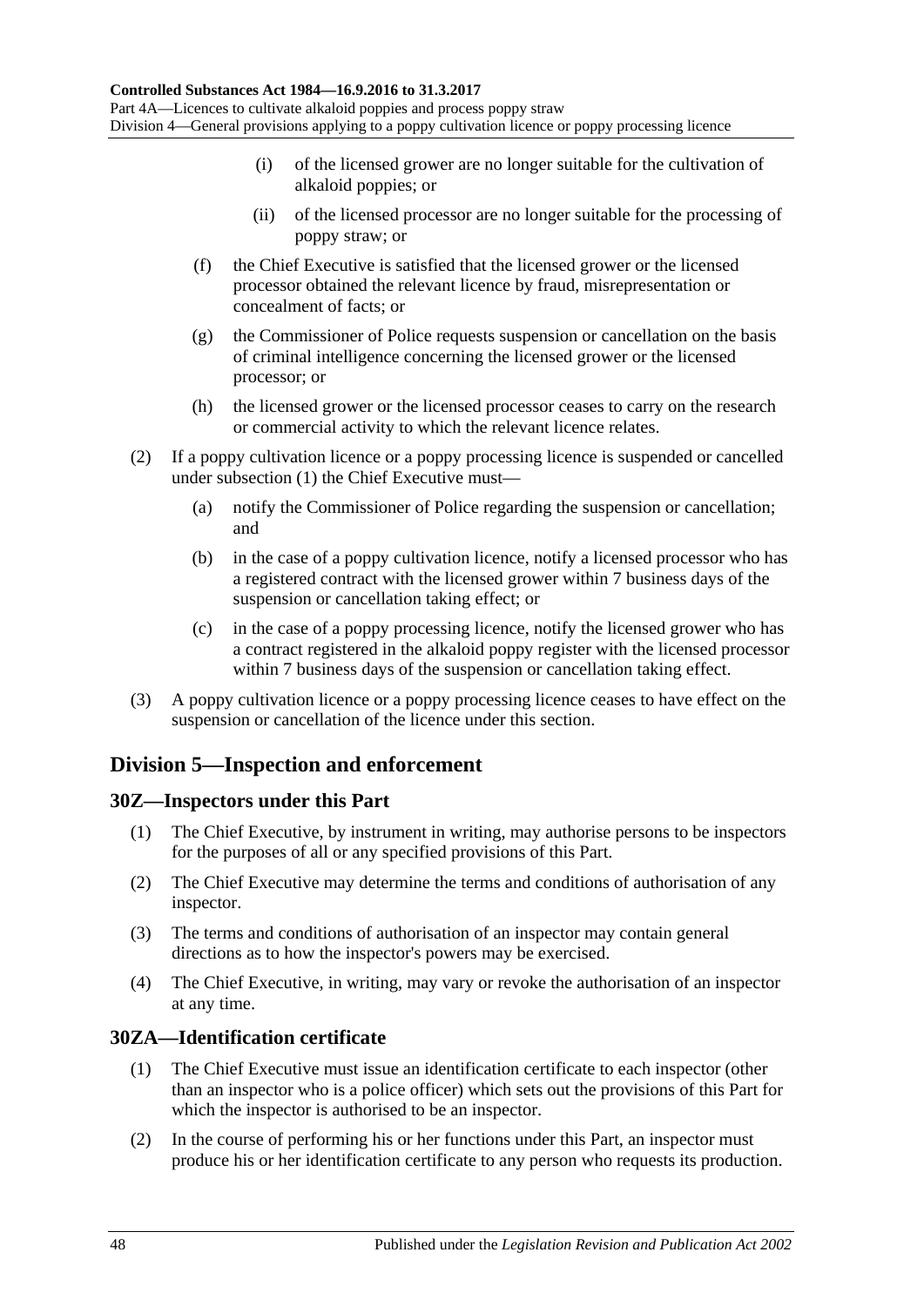(i) of the licensed grower are no longer suitable for the cultivation of alkaloid poppies; or

(ii) of the licensed processor are no longer suitable for the processing of poppy straw; or

(f) the Chief Executive is satisfied that the licensed grower or the licensed processor obtained the relevant licence by fraud, misrepresentation or concealment of facts; or

(g) the Commissioner of Police requests suspension or cancellation on the basis of criminal intelligence concerning the licensed grower or the licensed processor; or

(h) the licensed grower or the licensed processor ceases to carry on the research or commercial activity to which the relevant licence relates.

(2) If a poppy cultivation licence or a poppy processing licence is suspended or cancelled under subsection (1) the Chief Executive must—

(a) notify the Commissioner of Police regarding the suspension or cancellation; and

(b) in the case of a poppy cultivation licence, notify a licensed processor who has a registered contract with the licensed grower within 7 business days of the suspension or cancellation taking effect; or

(c) in the case of a poppy processing licence, notify the licensed grower who has a contract registered in the alkaloid poppy register with the licensed processor within 7 business days of the suspension or cancellation taking effect.

(3) A poppy cultivation licence or a poppy processing licence ceases to have effect on the suspension or cancellation of the licence under this section.

## Division 5—Inspection and enforcement

### 30Z—Inspectors under this Part

(1) The Chief Executive, by instrument in writing, may authorise persons to be inspectors for the purposes of all or any specified provisions of this Part.

(2) The Chief Executive may determine the terms and conditions of authorisation of any inspector.

(3) The terms and conditions of authorisation of an inspector may contain general directions as to how the inspector's powers may be exercised.

(4) The Chief Executive, in writing, may vary or revoke the authorisation of an inspector at any time.

### 30ZA—Identification certificate

(1) The Chief Executive must issue an identification certificate to each inspector (other than an inspector who is a police officer) which sets out the provisions of this Part for which the inspector is authorised to be an inspector.

(2) In the course of performing his or her functions under this Part, an inspector must produce his or her identification certificate to any person who requests its production.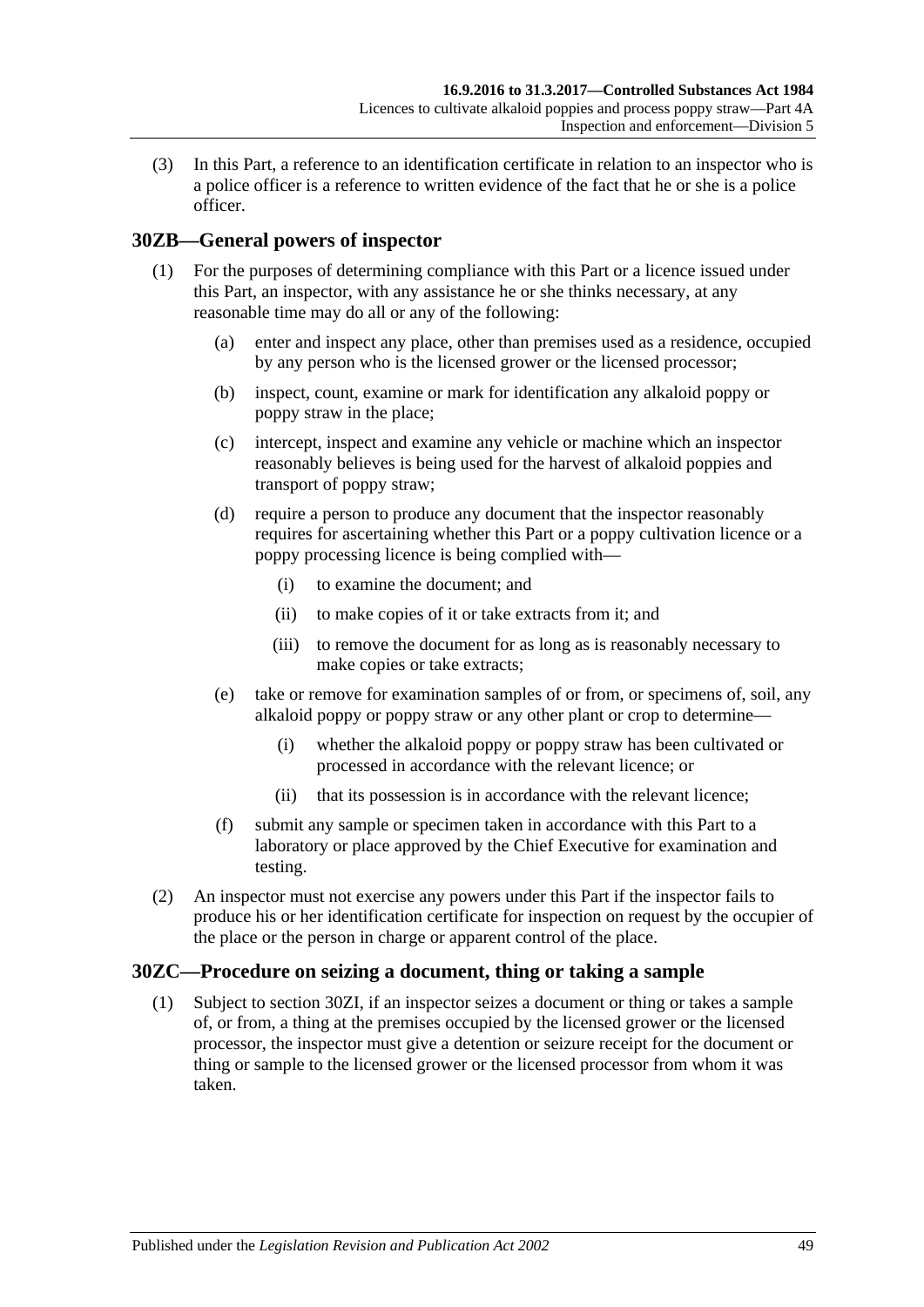(3) In this Part, a reference to an identification certificate in relation to an inspector who is a police officer is a reference to written evidence of the fact that he or she is a police officer.

## 30ZB—General powers of inspector

(1) For the purposes of determining compliance with this Part or a licence issued under this Part, an inspector, with any assistance he or she thinks necessary, at any reasonable time may do all or any of the following:

- (a) enter and inspect any place, other than premises used as a residence, occupied by any person who is the licensed grower or the licensed processor;
- (b) inspect, count, examine or mark for identification any alkaloid poppy or poppy straw in the place;
- (c) intercept, inspect and examine any vehicle or machine which an inspector reasonably believes is being used for the harvest of alkaloid poppies and transport of poppy straw;
- (d) require a person to produce any document that the inspector reasonably requires for ascertaining whether this Part or a poppy cultivation licence or a poppy processing licence is being complied with—
  - (i) to examine the document; and
  - (ii) to make copies of it or take extracts from it; and
  - (iii) to remove the document for as long as is reasonably necessary to make copies or take extracts;
- (e) take or remove for examination samples of or from, or specimens of, soil, any alkaloid poppy or poppy straw or any other plant or crop to determine—
  - (i) whether the alkaloid poppy or poppy straw has been cultivated or processed in accordance with the relevant licence; or
  - (ii) that its possession is in accordance with the relevant licence;
- (f) submit any sample or specimen taken in accordance with this Part to a laboratory or place approved by the Chief Executive for examination and testing.

(2) An inspector must not exercise any powers under this Part if the inspector fails to produce his or her identification certificate for inspection on request by the occupier of the place or the person in charge or apparent control of the place.

## 30ZC—Procedure on seizing a document, thing or taking a sample

(1) Subject to section 30ZI, if an inspector seizes a document or thing or takes a sample of, or from, a thing at the premises occupied by the licensed grower or the licensed processor, the inspector must give a detention or seizure receipt for the document or thing or sample to the licensed grower or the licensed processor from whom it was taken.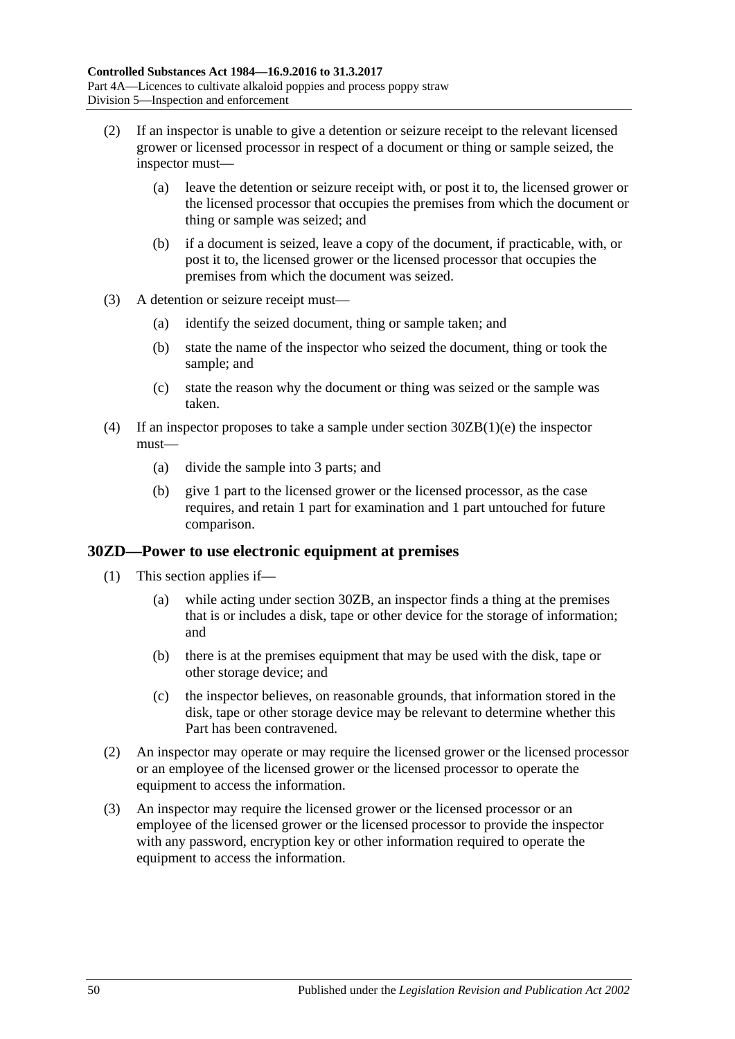(2) If an inspector is unable to give a detention or seizure receipt to the relevant licensed grower or licensed processor in respect of a document or thing or sample seized, the inspector must—

  (a) leave the detention or seizure receipt with, or post it to, the licensed grower or the licensed processor that occupies the premises from which the document or thing or sample was seized; and

  (b) if a document is seized, leave a copy of the document, if practicable, with, or post it to, the licensed grower or the licensed processor that occupies the premises from which the document was seized.

(3) A detention or seizure receipt must—

  (a) identify the seized document, thing or sample taken; and

  (b) state the name of the inspector who seized the document, thing or took the sample; and

  (c) state the reason why the document or thing was seized or the sample was taken.

(4) If an inspector proposes to take a sample under section 30ZB(1)(e) the inspector must—

  (a) divide the sample into 3 parts; and

  (b) give 1 part to the licensed grower or the licensed processor, as the case requires, and retain 1 part for examination and 1 part untouched for future comparison.

## 30ZD—Power to use electronic equipment at premises

(1) This section applies if—

  (a) while acting under section 30ZB, an inspector finds a thing at the premises that is or includes a disk, tape or other device for the storage of information; and

  (b) there is at the premises equipment that may be used with the disk, tape or other storage device; and

  (c) the inspector believes, on reasonable grounds, that information stored in the disk, tape or other storage device may be relevant to determine whether this Part has been contravened.

(2) An inspector may operate or may require the licensed grower or the licensed processor or an employee of the licensed grower or the licensed processor to operate the equipment to access the information.

(3) An inspector may require the licensed grower or the licensed processor or an employee of the licensed grower or the licensed processor to provide the inspector with any password, encryption key or other information required to operate the equipment to access the information.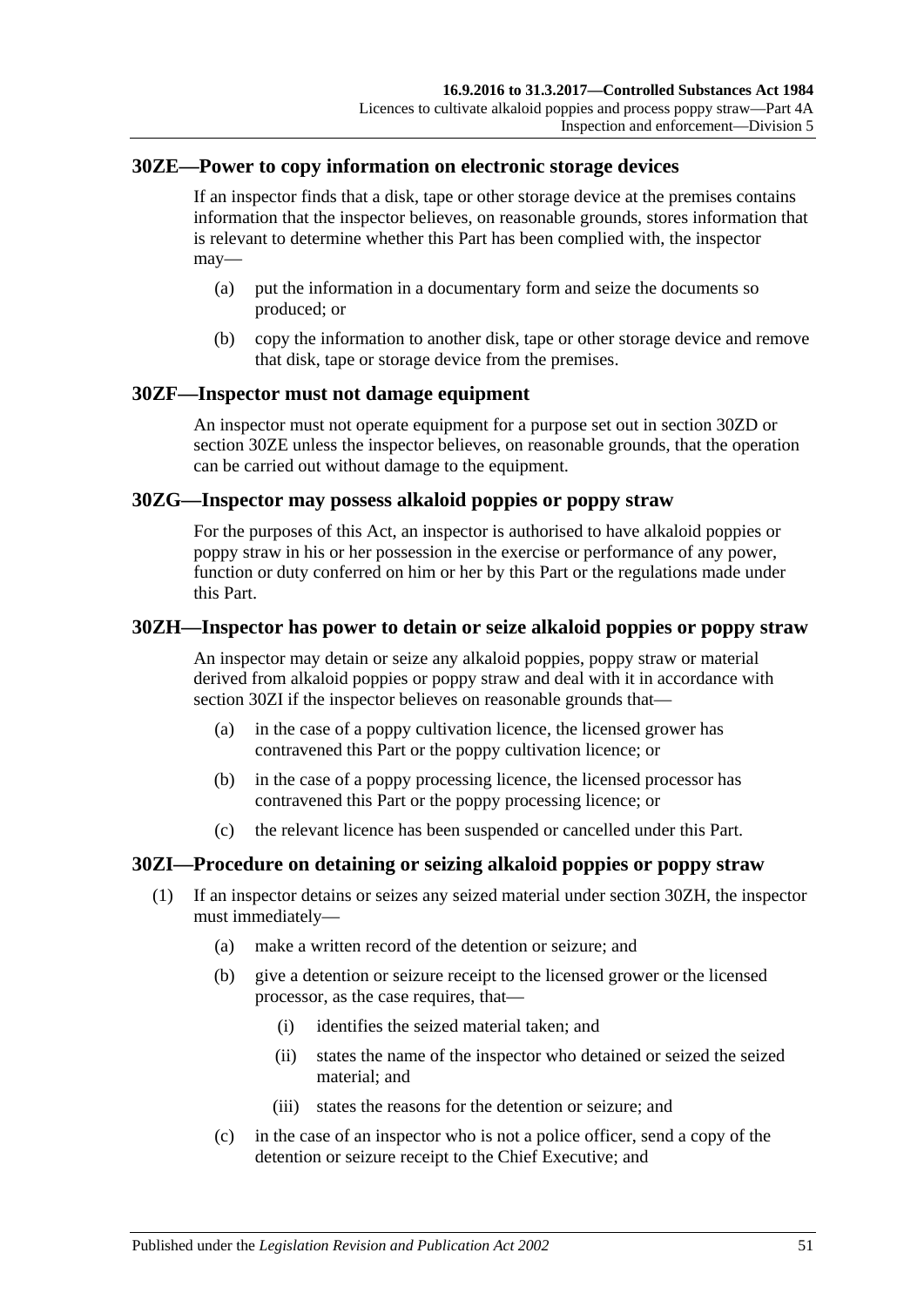## 30ZE—Power to copy information on electronic storage devices

If an inspector finds that a disk, tape or other storage device at the premises contains information that the inspector believes, on reasonable grounds, stores information that is relevant to determine whether this Part has been complied with, the inspector may—

- (a) put the information in a documentary form and seize the documents so produced; or
- (b) copy the information to another disk, tape or other storage device and remove that disk, tape or storage device from the premises.

## 30ZF—Inspector must not damage equipment

An inspector must not operate equipment for a purpose set out in section 30ZD or section 30ZE unless the inspector believes, on reasonable grounds, that the operation can be carried out without damage to the equipment.

## 30ZG—Inspector may possess alkaloid poppies or poppy straw

For the purposes of this Act, an inspector is authorised to have alkaloid poppies or poppy straw in his or her possession in the exercise or performance of any power, function or duty conferred on him or her by this Part or the regulations made under this Part.

## 30ZH—Inspector has power to detain or seize alkaloid poppies or poppy straw

An inspector may detain or seize any alkaloid poppies, poppy straw or material derived from alkaloid poppies or poppy straw and deal with it in accordance with section 30ZI if the inspector believes on reasonable grounds that—

- (a) in the case of a poppy cultivation licence, the licensed grower has contravened this Part or the poppy cultivation licence; or
- (b) in the case of a poppy processing licence, the licensed processor has contravened this Part or the poppy processing licence; or
- (c) the relevant licence has been suspended or cancelled under this Part.

## 30ZI—Procedure on detaining or seizing alkaloid poppies or poppy straw

(1) If an inspector detains or seizes any seized material under section 30ZH, the inspector must immediately—

- (a) make a written record of the detention or seizure; and
- (b) give a detention or seizure receipt to the licensed grower or the licensed processor, as the case requires, that—
  - (i) identifies the seized material taken; and
  - (ii) states the name of the inspector who detained or seized the seized material; and
  - (iii) states the reasons for the detention or seizure; and
- (c) in the case of an inspector who is not a police officer, send a copy of the detention or seizure receipt to the Chief Executive; and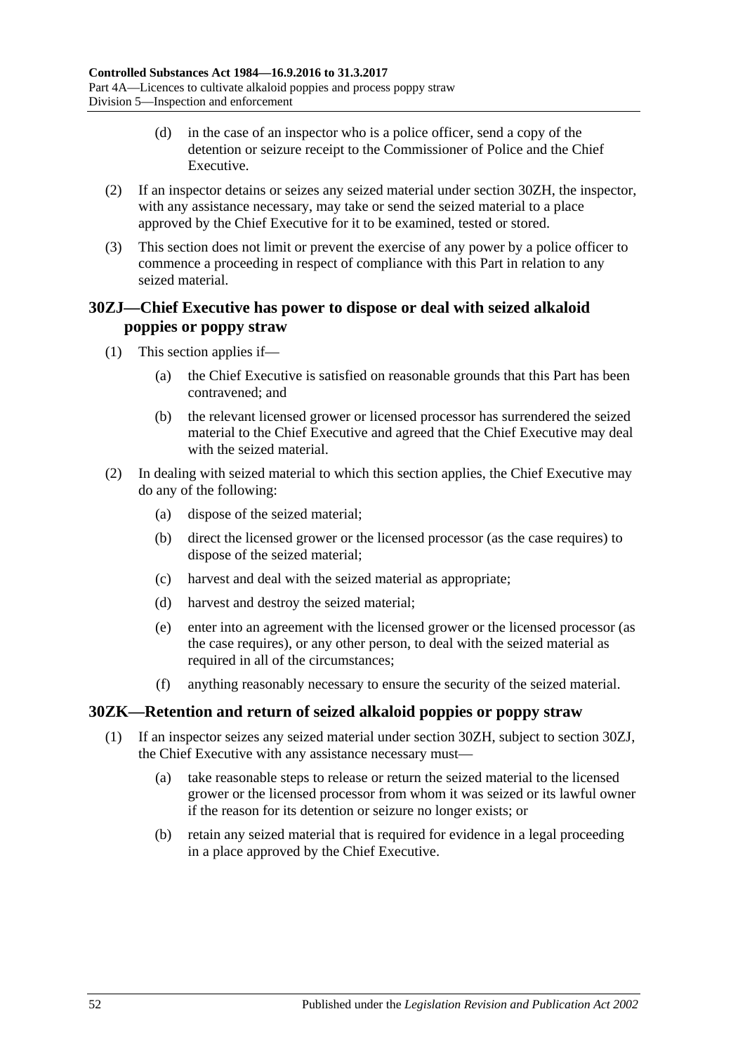(d) in the case of an inspector who is a police officer, send a copy of the detention or seizure receipt to the Commissioner of Police and the Chief Executive.

(2) If an inspector detains or seizes any seized material under section 30ZH, the inspector, with any assistance necessary, may take or send the seized material to a place approved by the Chief Executive for it to be examined, tested or stored.

(3) This section does not limit or prevent the exercise of any power by a police officer to commence a proceeding in respect of compliance with this Part in relation to any seized material.

## 30ZJ—Chief Executive has power to dispose or deal with seized alkaloid poppies or poppy straw

(1) This section applies if—

(a) the Chief Executive is satisfied on reasonable grounds that this Part has been contravened; and

(b) the relevant licensed grower or licensed processor has surrendered the seized material to the Chief Executive and agreed that the Chief Executive may deal with the seized material.

(2) In dealing with seized material to which this section applies, the Chief Executive may do any of the following:

(a) dispose of the seized material;

(b) direct the licensed grower or the licensed processor (as the case requires) to dispose of the seized material;

(c) harvest and deal with the seized material as appropriate;

(d) harvest and destroy the seized material;

(e) enter into an agreement with the licensed grower or the licensed processor (as the case requires), or any other person, to deal with the seized material as required in all of the circumstances;

(f) anything reasonably necessary to ensure the security of the seized material.

## 30ZK—Retention and return of seized alkaloid poppies or poppy straw

(1) If an inspector seizes any seized material under section 30ZH, subject to section 30ZJ, the Chief Executive with any assistance necessary must—

(a) take reasonable steps to release or return the seized material to the licensed grower or the licensed processor from whom it was seized or its lawful owner if the reason for its detention or seizure no longer exists; or

(b) retain any seized material that is required for evidence in a legal proceeding in a place approved by the Chief Executive.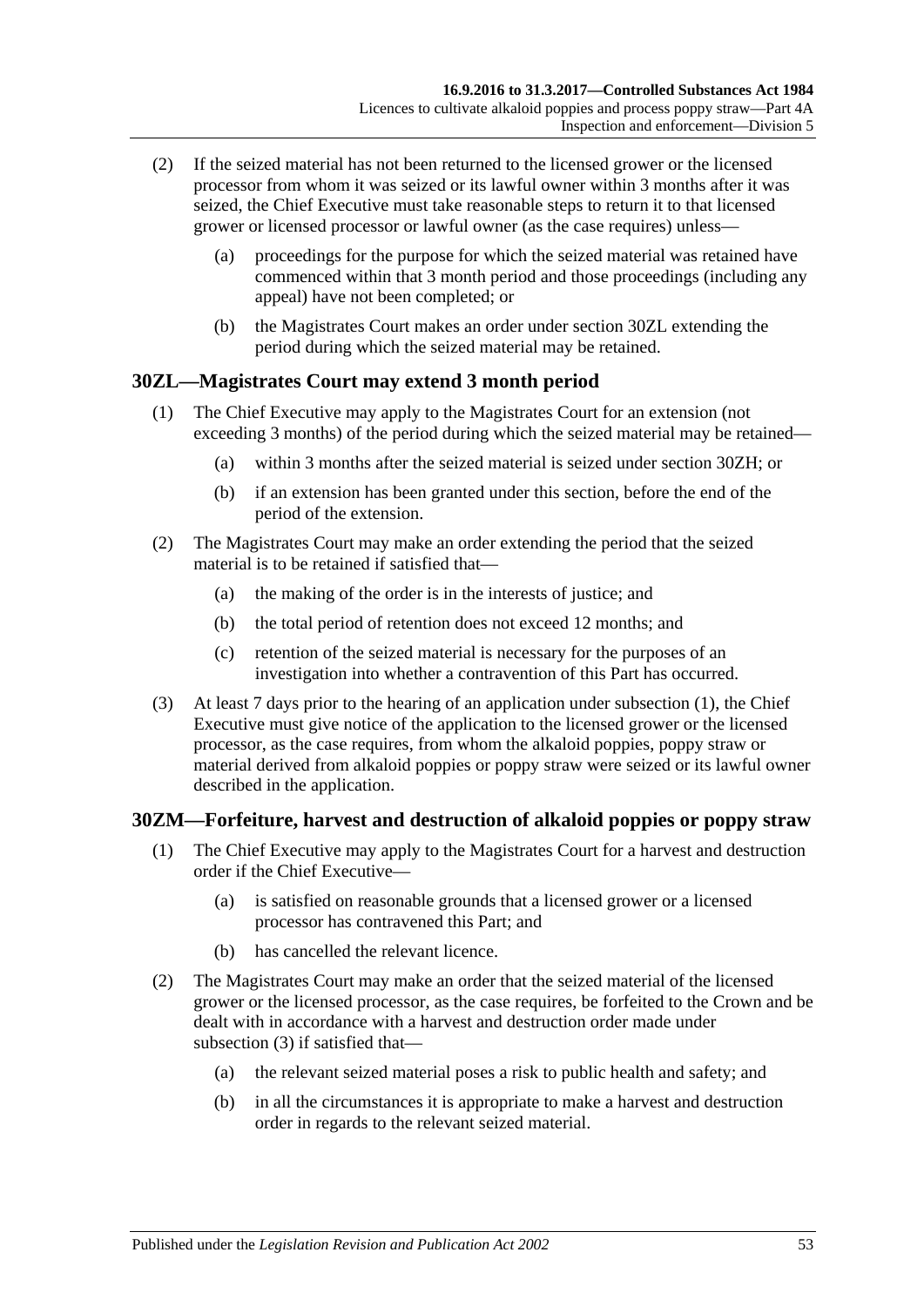(2) If the seized material has not been returned to the licensed grower or the licensed processor from whom it was seized or its lawful owner within 3 months after it was seized, the Chief Executive must take reasonable steps to return it to that licensed grower or licensed processor or lawful owner (as the case requires) unless—

(a) proceedings for the purpose for which the seized material was retained have commenced within that 3 month period and those proceedings (including any appeal) have not been completed; or

(b) the Magistrates Court makes an order under section 30ZL extending the period during which the seized material may be retained.

## 30ZL—Magistrates Court may extend 3 month period

(1) The Chief Executive may apply to the Magistrates Court for an extension (not exceeding 3 months) of the period during which the seized material may be retained—

(a) within 3 months after the seized material is seized under section 30ZH; or

(b) if an extension has been granted under this section, before the end of the period of the extension.

(2) The Magistrates Court may make an order extending the period that the seized material is to be retained if satisfied that—

(a) the making of the order is in the interests of justice; and

(b) the total period of retention does not exceed 12 months; and

(c) retention of the seized material is necessary for the purposes of an investigation into whether a contravention of this Part has occurred.

(3) At least 7 days prior to the hearing of an application under subsection (1), the Chief Executive must give notice of the application to the licensed grower or the licensed processor, as the case requires, from whom the alkaloid poppies, poppy straw or material derived from alkaloid poppies or poppy straw were seized or its lawful owner described in the application.

## 30ZM—Forfeiture, harvest and destruction of alkaloid poppies or poppy straw

(1) The Chief Executive may apply to the Magistrates Court for a harvest and destruction order if the Chief Executive—

(a) is satisfied on reasonable grounds that a licensed grower or a licensed processor has contravened this Part; and

(b) has cancelled the relevant licence.

(2) The Magistrates Court may make an order that the seized material of the licensed grower or the licensed processor, as the case requires, be forfeited to the Crown and be dealt with in accordance with a harvest and destruction order made under subsection (3) if satisfied that—

(a) the relevant seized material poses a risk to public health and safety; and

(b) in all the circumstances it is appropriate to make a harvest and destruction order in regards to the relevant seized material.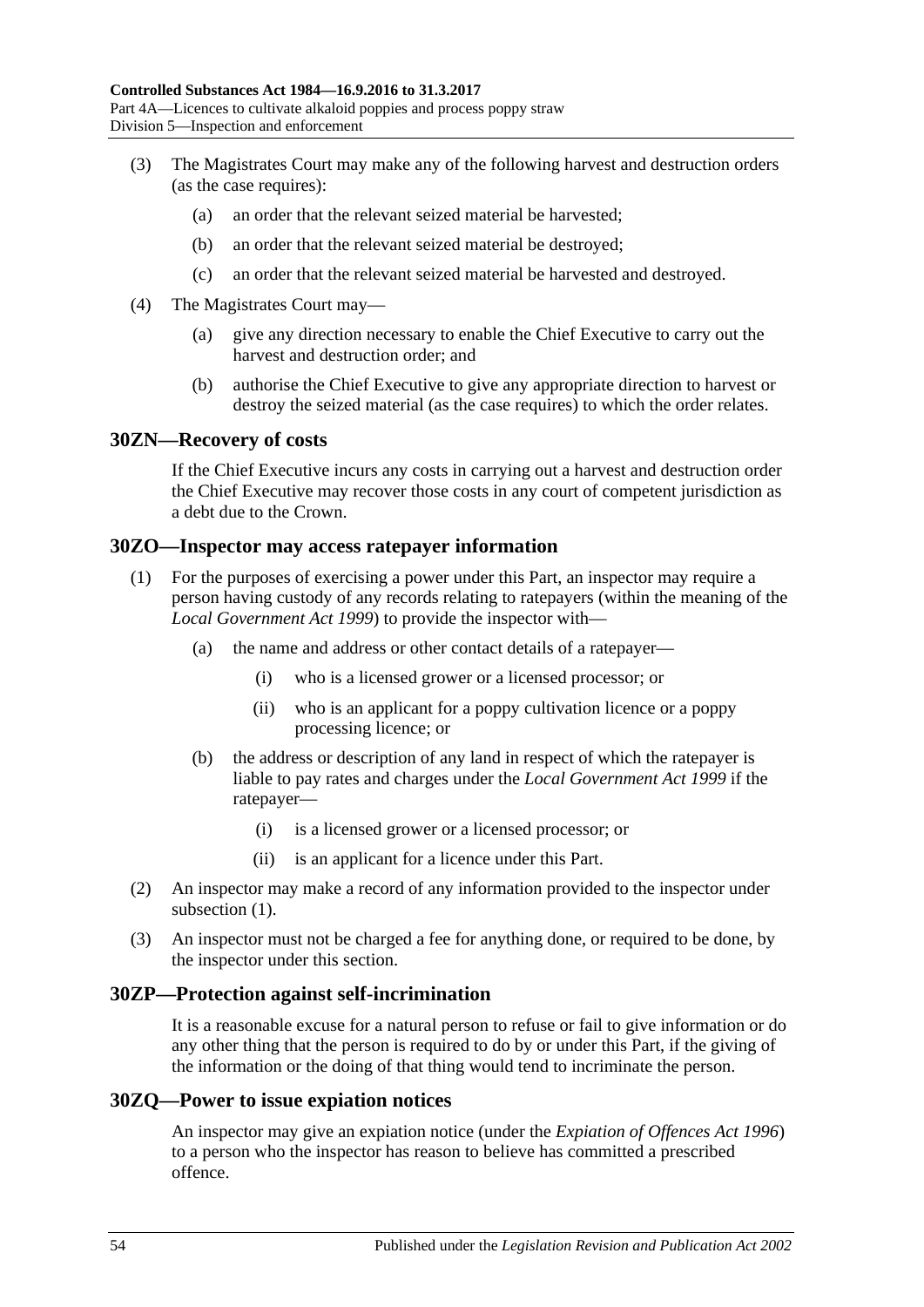(3) The Magistrates Court may make any of the following harvest and destruction orders (as the case requires):

(a) an order that the relevant seized material be harvested;

(b) an order that the relevant seized material be destroyed;

(c) an order that the relevant seized material be harvested and destroyed.

(4) The Magistrates Court may—

(a) give any direction necessary to enable the Chief Executive to carry out the harvest and destruction order; and

(b) authorise the Chief Executive to give any appropriate direction to harvest or destroy the seized material (as the case requires) to which the order relates.

## 30ZN—Recovery of costs

If the Chief Executive incurs any costs in carrying out a harvest and destruction order the Chief Executive may recover those costs in any court of competent jurisdiction as a debt due to the Crown.

## 30ZO—Inspector may access ratepayer information

(1) For the purposes of exercising a power under this Part, an inspector may require a person having custody of any records relating to ratepayers (within the meaning of the *Local Government Act 1999*) to provide the inspector with—

(a) the name and address or other contact details of a ratepayer—

(i) who is a licensed grower or a licensed processor; or

(ii) who is an applicant for a poppy cultivation licence or a poppy processing licence; or

(b) the address or description of any land in respect of which the ratepayer is liable to pay rates and charges under the *Local Government Act 1999* if the ratepayer—

(i) is a licensed grower or a licensed processor; or

(ii) is an applicant for a licence under this Part.

(2) An inspector may make a record of any information provided to the inspector under subsection (1).

(3) An inspector must not be charged a fee for anything done, or required to be done, by the inspector under this section.

## 30ZP—Protection against self-incrimination

It is a reasonable excuse for a natural person to refuse or fail to give information or do any other thing that the person is required to do by or under this Part, if the giving of the information or the doing of that thing would tend to incriminate the person.

## 30ZQ—Power to issue expiation notices

An inspector may give an expiation notice (under the *Expiation of Offences Act 1996*) to a person who the inspector has reason to believe has committed a prescribed offence.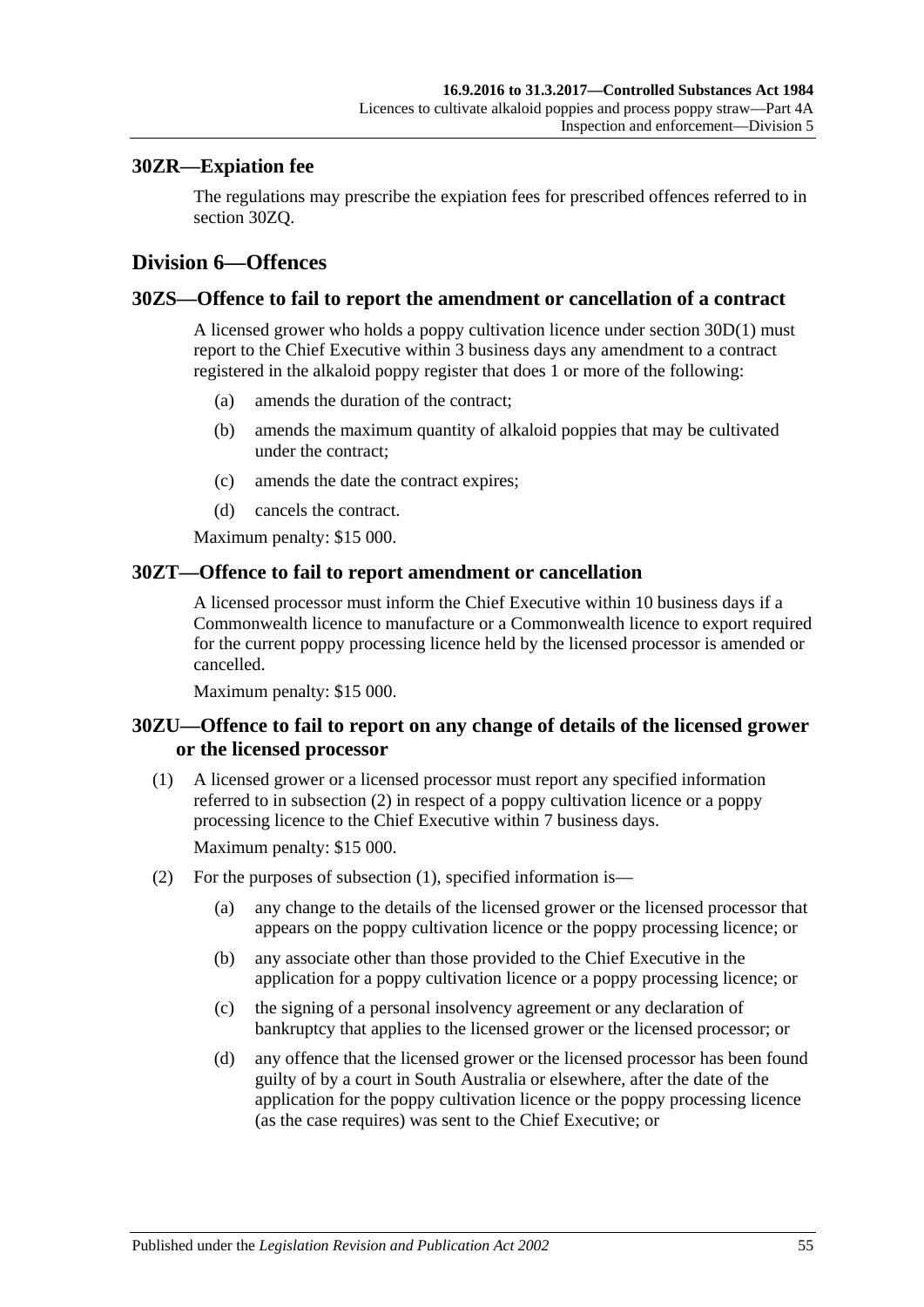## 30ZR—Expiation fee

The regulations may prescribe the expiation fees for prescribed offences referred to in section 30ZQ.

# Division 6—Offences

## 30ZS—Offence to fail to report the amendment or cancellation of a contract

A licensed grower who holds a poppy cultivation licence under section 30D(1) must report to the Chief Executive within 3 business days any amendment to a contract registered in the alkaloid poppy register that does 1 or more of the following:

(a) amends the duration of the contract;

(b) amends the maximum quantity of alkaloid poppies that may be cultivated under the contract;

(c) amends the date the contract expires;

(d) cancels the contract.

Maximum penalty: $15 000.

## 30ZT—Offence to fail to report amendment or cancellation

A licensed processor must inform the Chief Executive within 10 business days if a Commonwealth licence to manufacture or a Commonwealth licence to export required for the current poppy processing licence held by the licensed processor is amended or cancelled.

Maximum penalty: $15 000.

## 30ZU—Offence to fail to report on any change of details of the licensed grower or the licensed processor

(1) A licensed grower or a licensed processor must report any specified information referred to in subsection (2) in respect of a poppy cultivation licence or a poppy processing licence to the Chief Executive within 7 business days.

Maximum penalty: $15 000.

(2) For the purposes of subsection (1), specified information is—

(a) any change to the details of the licensed grower or the licensed processor that appears on the poppy cultivation licence or the poppy processing licence; or

(b) any associate other than those provided to the Chief Executive in the application for a poppy cultivation licence or a poppy processing licence; or

(c) the signing of a personal insolvency agreement or any declaration of bankruptcy that applies to the licensed grower or the licensed processor; or

(d) any offence that the licensed grower or the licensed processor has been found guilty of by a court in South Australia or elsewhere, after the date of the application for the poppy cultivation licence or the poppy processing licence (as the case requires) was sent to the Chief Executive; or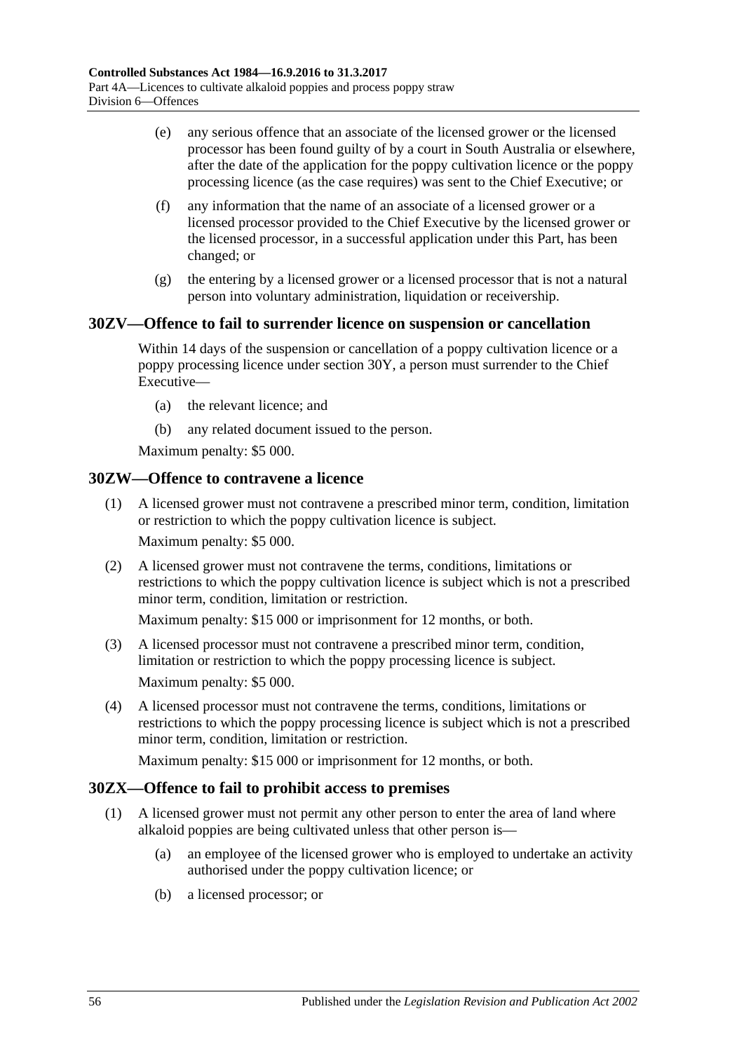(e) any serious offence that an associate of the licensed grower or the licensed processor has been found guilty of by a court in South Australia or elsewhere, after the date of the application for the poppy cultivation licence or the poppy processing licence (as the case requires) was sent to the Chief Executive; or

(f) any information that the name of an associate of a licensed grower or a licensed processor provided to the Chief Executive by the licensed grower or the licensed processor, in a successful application under this Part, has been changed; or

(g) the entering by a licensed grower or a licensed processor that is not a natural person into voluntary administration, liquidation or receivership.

## 30ZV—Offence to fail to surrender licence on suspension or cancellation

Within 14 days of the suspension or cancellation of a poppy cultivation licence or a poppy processing licence under section 30Y, a person must surrender to the Chief Executive—

(a) the relevant licence; and

(b) any related document issued to the person.

Maximum penalty: $5 000.

## 30ZW—Offence to contravene a licence

(1) A licensed grower must not contravene a prescribed minor term, condition, limitation or restriction to which the poppy cultivation licence is subject.

Maximum penalty: $5 000.

(2) A licensed grower must not contravene the terms, conditions, limitations or restrictions to which the poppy cultivation licence is subject which is not a prescribed minor term, condition, limitation or restriction.

Maximum penalty: $15 000 or imprisonment for 12 months, or both.

(3) A licensed processor must not contravene a prescribed minor term, condition, limitation or restriction to which the poppy processing licence is subject.

Maximum penalty: $5 000.

(4) A licensed processor must not contravene the terms, conditions, limitations or restrictions to which the poppy processing licence is subject which is not a prescribed minor term, condition, limitation or restriction.

Maximum penalty: $15 000 or imprisonment for 12 months, or both.

## 30ZX—Offence to fail to prohibit access to premises

(1) A licensed grower must not permit any other person to enter the area of land where alkaloid poppies are being cultivated unless that other person is—

(a) an employee of the licensed grower who is employed to undertake an activity authorised under the poppy cultivation licence; or

(b) a licensed processor; or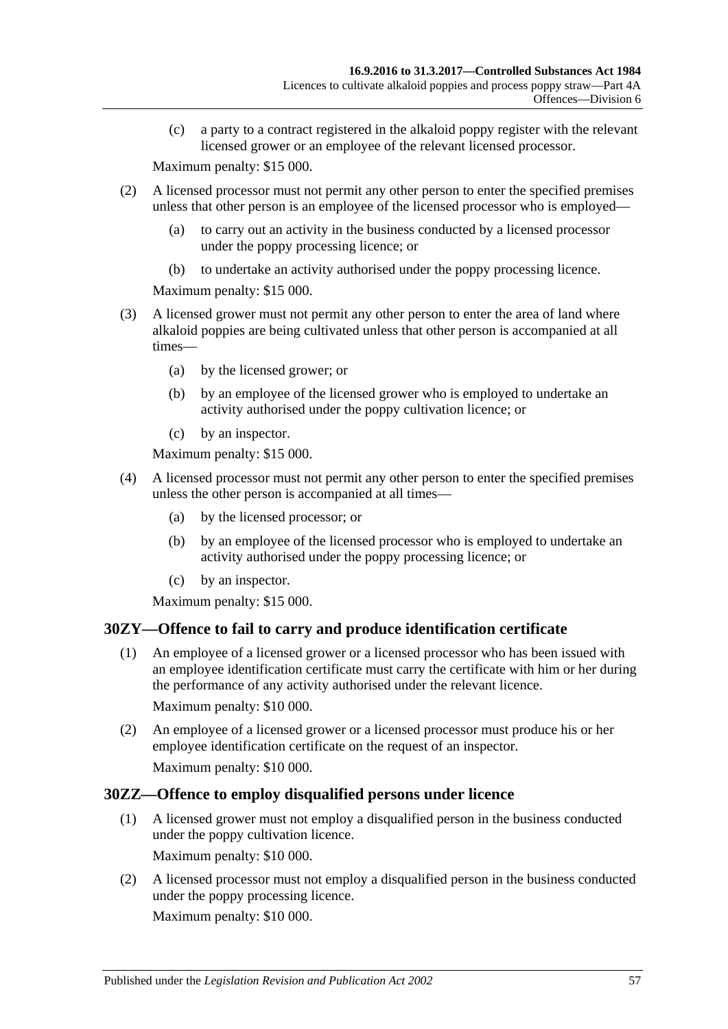(c) a party to a contract registered in the alkaloid poppy register with the relevant licensed grower or an employee of the relevant licensed processor.

Maximum penalty: $15 000.

(2) A licensed processor must not permit any other person to enter the specified premises unless that other person is an employee of the licensed processor who is employed—

(a) to carry out an activity in the business conducted by a licensed processor under the poppy processing licence; or

(b) to undertake an activity authorised under the poppy processing licence.

Maximum penalty: $15 000.

(3) A licensed grower must not permit any other person to enter the area of land where alkaloid poppies are being cultivated unless that other person is accompanied at all times—

(a) by the licensed grower; or

(b) by an employee of the licensed grower who is employed to undertake an activity authorised under the poppy cultivation licence; or

(c) by an inspector.

Maximum penalty: $15 000.

(4) A licensed processor must not permit any other person to enter the specified premises unless the other person is accompanied at all times—

(a) by the licensed processor; or

(b) by an employee of the licensed processor who is employed to undertake an activity authorised under the poppy processing licence; or

(c) by an inspector.

Maximum penalty: $15 000.

## 30ZY—Offence to fail to carry and produce identification certificate

(1) An employee of a licensed grower or a licensed processor who has been issued with an employee identification certificate must carry the certificate with him or her during the performance of any activity authorised under the relevant licence.

Maximum penalty: $10 000.

(2) An employee of a licensed grower or a licensed processor must produce his or her employee identification certificate on the request of an inspector.

Maximum penalty: $10 000.

## 30ZZ—Offence to employ disqualified persons under licence

(1) A licensed grower must not employ a disqualified person in the business conducted under the poppy cultivation licence.

Maximum penalty: $10 000.

(2) A licensed processor must not employ a disqualified person in the business conducted under the poppy processing licence.

Maximum penalty: $10 000.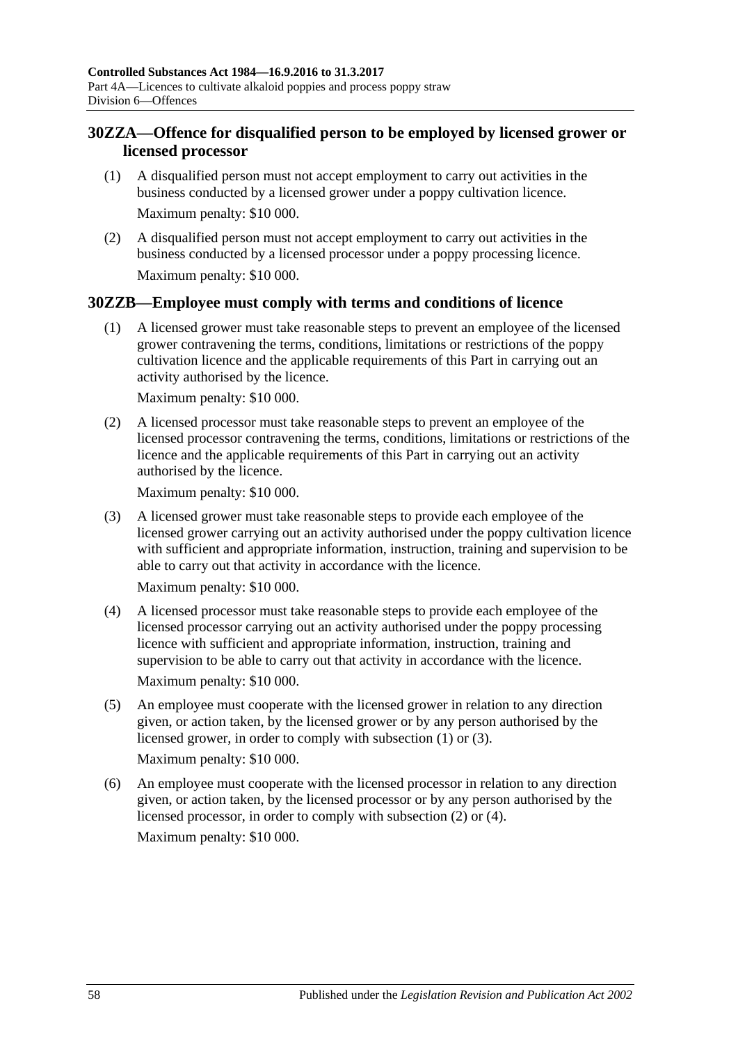## 30ZZA—Offence for disqualified person to be employed by licensed grower or licensed processor

(1) A disqualified person must not accept employment to carry out activities in the business conducted by a licensed grower under a poppy cultivation licence.

Maximum penalty: $10 000.

(2) A disqualified person must not accept employment to carry out activities in the business conducted by a licensed processor under a poppy processing licence.

Maximum penalty: $10 000.

## 30ZZB—Employee must comply with terms and conditions of licence

(1) A licensed grower must take reasonable steps to prevent an employee of the licensed grower contravening the terms, conditions, limitations or restrictions of the poppy cultivation licence and the applicable requirements of this Part in carrying out an activity authorised by the licence.

Maximum penalty: $10 000.

(2) A licensed processor must take reasonable steps to prevent an employee of the licensed processor contravening the terms, conditions, limitations or restrictions of the licence and the applicable requirements of this Part in carrying out an activity authorised by the licence.

Maximum penalty: $10 000.

(3) A licensed grower must take reasonable steps to provide each employee of the licensed grower carrying out an activity authorised under the poppy cultivation licence with sufficient and appropriate information, instruction, training and supervision to be able to carry out that activity in accordance with the licence.

Maximum penalty: $10 000.

(4) A licensed processor must take reasonable steps to provide each employee of the licensed processor carrying out an activity authorised under the poppy processing licence with sufficient and appropriate information, instruction, training and supervision to be able to carry out that activity in accordance with the licence.

Maximum penalty: $10 000.

(5) An employee must cooperate with the licensed grower in relation to any direction given, or action taken, by the licensed grower or by any person authorised by the licensed grower, in order to comply with subsection (1) or (3).

Maximum penalty: $10 000.

(6) An employee must cooperate with the licensed processor in relation to any direction given, or action taken, by the licensed processor or by any person authorised by the licensed processor, in order to comply with subsection (2) or (4).

Maximum penalty: $10 000.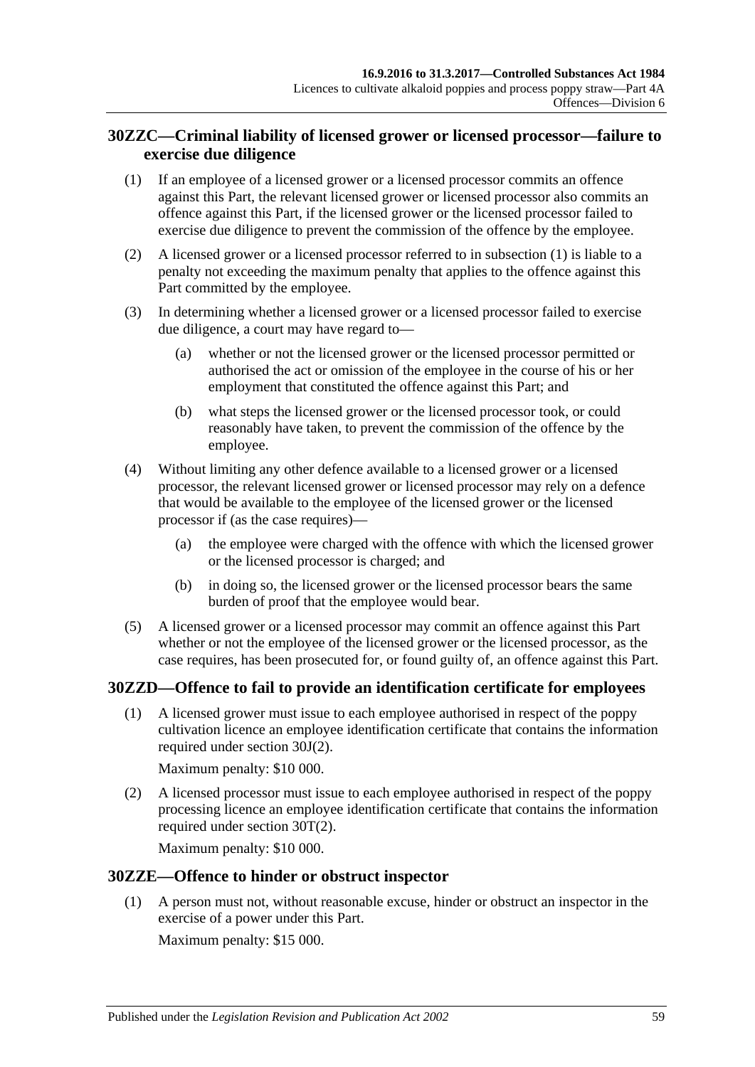## 30ZZC—Criminal liability of licensed grower or licensed processor—failure to exercise due diligence

(1) If an employee of a licensed grower or a licensed processor commits an offence against this Part, the relevant licensed grower or licensed processor also commits an offence against this Part, if the licensed grower or the licensed processor failed to exercise due diligence to prevent the commission of the offence by the employee.

(2) A licensed grower or a licensed processor referred to in subsection (1) is liable to a penalty not exceeding the maximum penalty that applies to the offence against this Part committed by the employee.

(3) In determining whether a licensed grower or a licensed processor failed to exercise due diligence, a court may have regard to—

(a) whether or not the licensed grower or the licensed processor permitted or authorised the act or omission of the employee in the course of his or her employment that constituted the offence against this Part; and

(b) what steps the licensed grower or the licensed processor took, or could reasonably have taken, to prevent the commission of the offence by the employee.

(4) Without limiting any other defence available to a licensed grower or a licensed processor, the relevant licensed grower or licensed processor may rely on a defence that would be available to the employee of the licensed grower or the licensed processor if (as the case requires)—

(a) the employee were charged with the offence with which the licensed grower or the licensed processor is charged; and

(b) in doing so, the licensed grower or the licensed processor bears the same burden of proof that the employee would bear.

(5) A licensed grower or a licensed processor may commit an offence against this Part whether or not the employee of the licensed grower or the licensed processor, as the case requires, has been prosecuted for, or found guilty of, an offence against this Part.

## 30ZZD—Offence to fail to provide an identification certificate for employees

(1) A licensed grower must issue to each employee authorised in respect of the poppy cultivation licence an employee identification certificate that contains the information required under section 30J(2).

Maximum penalty: $10 000.

(2) A licensed processor must issue to each employee authorised in respect of the poppy processing licence an employee identification certificate that contains the information required under section 30T(2).

Maximum penalty: $10 000.

## 30ZZE—Offence to hinder or obstruct inspector

(1) A person must not, without reasonable excuse, hinder or obstruct an inspector in the exercise of a power under this Part.

Maximum penalty: $15 000.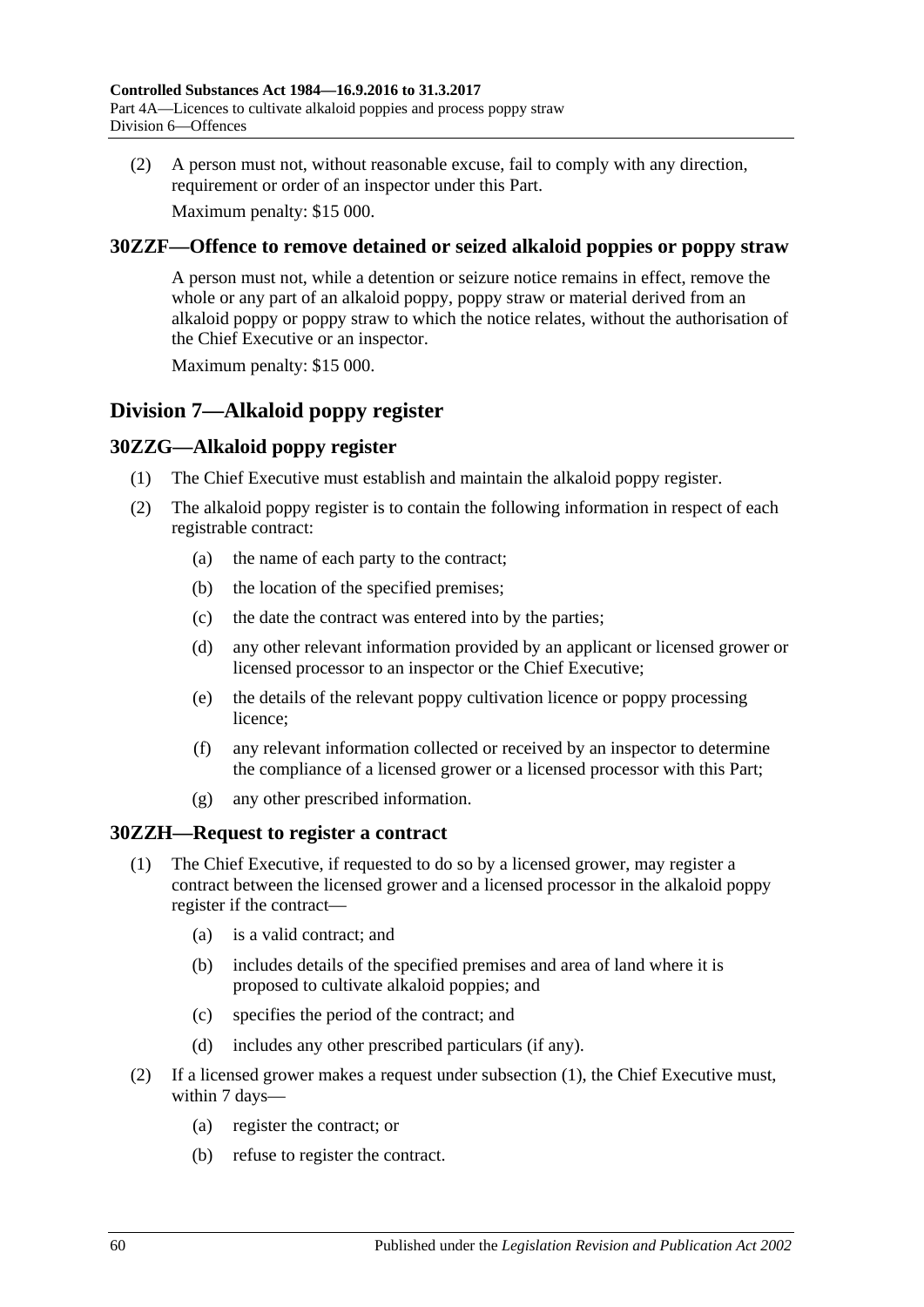(2) A person must not, without reasonable excuse, fail to comply with any direction, requirement or order of an inspector under this Part.

Maximum penalty: $15 000.

### 30ZZF—Offence to remove detained or seized alkaloid poppies or poppy straw

A person must not, while a detention or seizure notice remains in effect, remove the whole or any part of an alkaloid poppy, poppy straw or material derived from an alkaloid poppy or poppy straw to which the notice relates, without the authorisation of the Chief Executive or an inspector.

Maximum penalty: $15 000.

## Division 7—Alkaloid poppy register

### 30ZZG—Alkaloid poppy register

(1) The Chief Executive must establish and maintain the alkaloid poppy register.

(2) The alkaloid poppy register is to contain the following information in respect of each registrable contract:

- (a) the name of each party to the contract;
- (b) the location of the specified premises;
- (c) the date the contract was entered into by the parties;
- (d) any other relevant information provided by an applicant or licensed grower or licensed processor to an inspector or the Chief Executive;
- (e) the details of the relevant poppy cultivation licence or poppy processing licence;
- (f) any relevant information collected or received by an inspector to determine the compliance of a licensed grower or a licensed processor with this Part;
- (g) any other prescribed information.

### 30ZZH—Request to register a contract

(1) The Chief Executive, if requested to do so by a licensed grower, may register a contract between the licensed grower and a licensed processor in the alkaloid poppy register if the contract—

- (a) is a valid contract; and
- (b) includes details of the specified premises and area of land where it is proposed to cultivate alkaloid poppies; and
- (c) specifies the period of the contract; and
- (d) includes any other prescribed particulars (if any).

(2) If a licensed grower makes a request under subsection (1), the Chief Executive must, within 7 days—

- (a) register the contract; or
- (b) refuse to register the contract.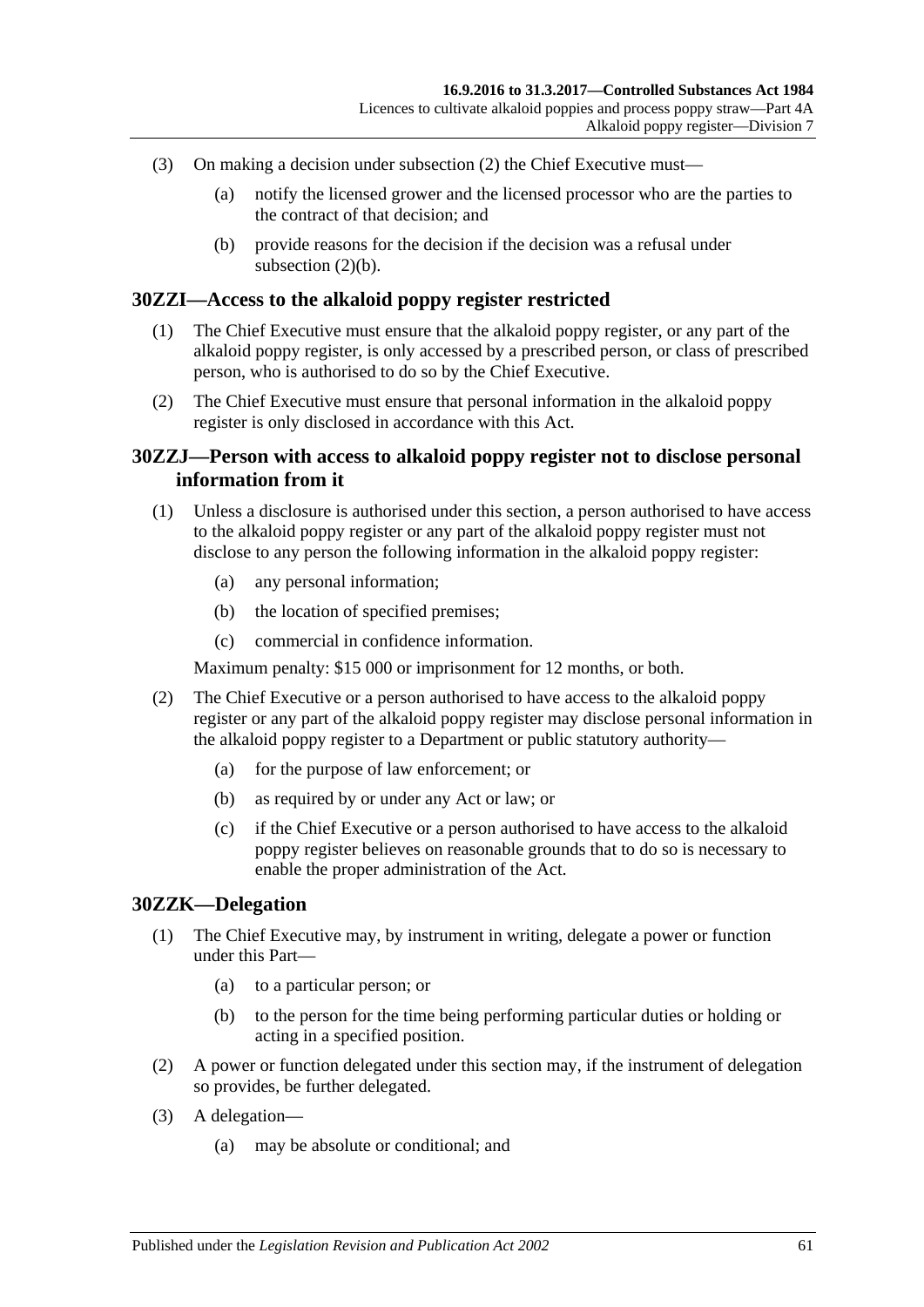(3) On making a decision under subsection (2) the Chief Executive must—

(a) notify the licensed grower and the licensed processor who are the parties to the contract of that decision; and

(b) provide reasons for the decision if the decision was a refusal under subsection (2)(b).

## 30ZZI—Access to the alkaloid poppy register restricted

(1) The Chief Executive must ensure that the alkaloid poppy register, or any part of the alkaloid poppy register, is only accessed by a prescribed person, or class of prescribed person, who is authorised to do so by the Chief Executive.

(2) The Chief Executive must ensure that personal information in the alkaloid poppy register is only disclosed in accordance with this Act.

## 30ZZJ—Person with access to alkaloid poppy register not to disclose personal information from it

(1) Unless a disclosure is authorised under this section, a person authorised to have access to the alkaloid poppy register or any part of the alkaloid poppy register must not disclose to any person the following information in the alkaloid poppy register:

(a) any personal information;

(b) the location of specified premises;

(c) commercial in confidence information.

Maximum penalty: $15 000 or imprisonment for 12 months, or both.

(2) The Chief Executive or a person authorised to have access to the alkaloid poppy register or any part of the alkaloid poppy register may disclose personal information in the alkaloid poppy register to a Department or public statutory authority—

(a) for the purpose of law enforcement; or

(b) as required by or under any Act or law; or

(c) if the Chief Executive or a person authorised to have access to the alkaloid poppy register believes on reasonable grounds that to do so is necessary to enable the proper administration of the Act.

## 30ZZK—Delegation

(1) The Chief Executive may, by instrument in writing, delegate a power or function under this Part—

(a) to a particular person; or

(b) to the person for the time being performing particular duties or holding or acting in a specified position.

(2) A power or function delegated under this section may, if the instrument of delegation so provides, be further delegated.

(3) A delegation—

(a) may be absolute or conditional; and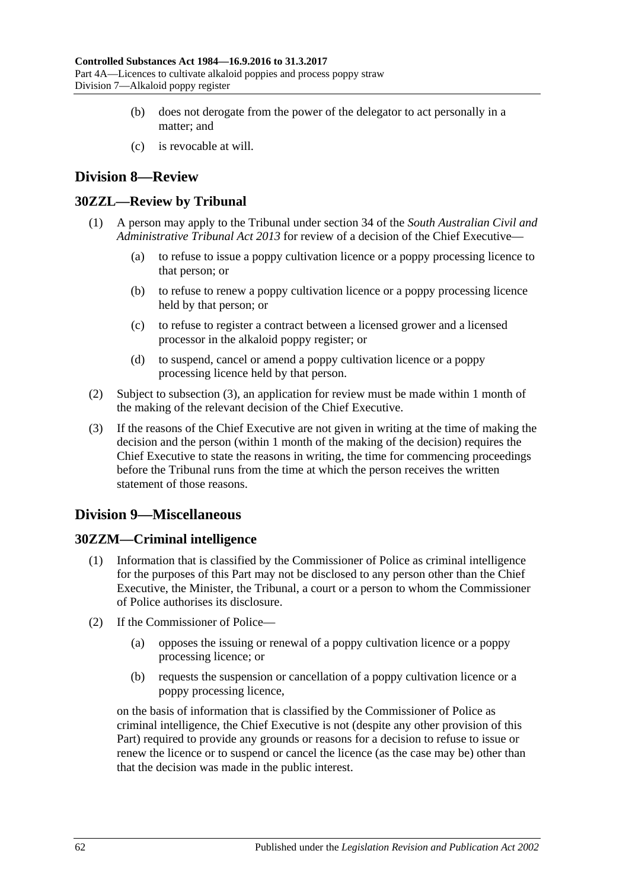(b) does not derogate from the power of the delegator to act personally in a matter; and

(c) is revocable at will.

## Division 8—Review

### 30ZZL—Review by Tribunal

(1) A person may apply to the Tribunal under section 34 of the *South Australian Civil and Administrative Tribunal Act 2013* for review of a decision of the Chief Executive—

(a) to refuse to issue a poppy cultivation licence or a poppy processing licence to that person; or

(b) to refuse to renew a poppy cultivation licence or a poppy processing licence held by that person; or

(c) to refuse to register a contract between a licensed grower and a licensed processor in the alkaloid poppy register; or

(d) to suspend, cancel or amend a poppy cultivation licence or a poppy processing licence held by that person.

(2) Subject to subsection (3), an application for review must be made within 1 month of the making of the relevant decision of the Chief Executive.

(3) If the reasons of the Chief Executive are not given in writing at the time of making the decision and the person (within 1 month of the making of the decision) requires the Chief Executive to state the reasons in writing, the time for commencing proceedings before the Tribunal runs from the time at which the person receives the written statement of those reasons.

## Division 9—Miscellaneous

### 30ZZM—Criminal intelligence

(1) Information that is classified by the Commissioner of Police as criminal intelligence for the purposes of this Part may not be disclosed to any person other than the Chief Executive, the Minister, the Tribunal, a court or a person to whom the Commissioner of Police authorises its disclosure.

(2) If the Commissioner of Police—

(a) opposes the issuing or renewal of a poppy cultivation licence or a poppy processing licence; or

(b) requests the suspension or cancellation of a poppy cultivation licence or a poppy processing licence,

on the basis of information that is classified by the Commissioner of Police as criminal intelligence, the Chief Executive is not (despite any other provision of this Part) required to provide any grounds or reasons for a decision to refuse to issue or renew the licence or to suspend or cancel the licence (as the case may be) other than that the decision was made in the public interest.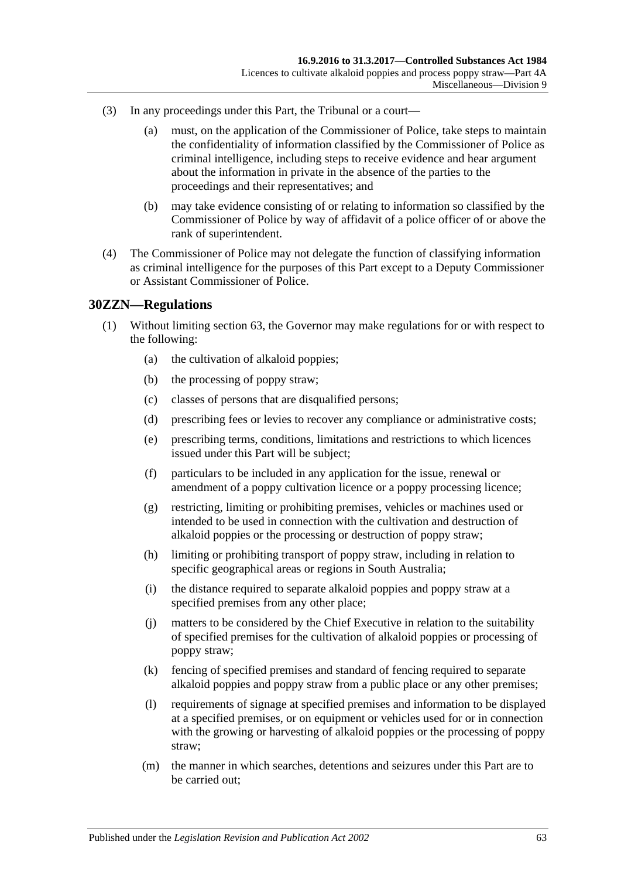(3) In any proceedings under this Part, the Tribunal or a court—

(a) must, on the application of the Commissioner of Police, take steps to maintain the confidentiality of information classified by the Commissioner of Police as criminal intelligence, including steps to receive evidence and hear argument about the information in private in the absence of the parties to the proceedings and their representatives; and

(b) may take evidence consisting of or relating to information so classified by the Commissioner of Police by way of affidavit of a police officer of or above the rank of superintendent.

(4) The Commissioner of Police may not delegate the function of classifying information as criminal intelligence for the purposes of this Part except to a Deputy Commissioner or Assistant Commissioner of Police.

## 30ZZN—Regulations

(1) Without limiting section 63, the Governor may make regulations for or with respect to the following:

(a) the cultivation of alkaloid poppies;

(b) the processing of poppy straw;

(c) classes of persons that are disqualified persons;

(d) prescribing fees or levies to recover any compliance or administrative costs;

(e) prescribing terms, conditions, limitations and restrictions to which licences issued under this Part will be subject;

(f) particulars to be included in any application for the issue, renewal or amendment of a poppy cultivation licence or a poppy processing licence;

(g) restricting, limiting or prohibiting premises, vehicles or machines used or intended to be used in connection with the cultivation and destruction of alkaloid poppies or the processing or destruction of poppy straw;

(h) limiting or prohibiting transport of poppy straw, including in relation to specific geographical areas or regions in South Australia;

(i) the distance required to separate alkaloid poppies and poppy straw at a specified premises from any other place;

(j) matters to be considered by the Chief Executive in relation to the suitability of specified premises for the cultivation of alkaloid poppies or processing of poppy straw;

(k) fencing of specified premises and standard of fencing required to separate alkaloid poppies and poppy straw from a public place or any other premises;

(l) requirements of signage at specified premises and information to be displayed at a specified premises, or on equipment or vehicles used for or in connection with the growing or harvesting of alkaloid poppies or the processing of poppy straw;

(m) the manner in which searches, detentions and seizures under this Part are to be carried out;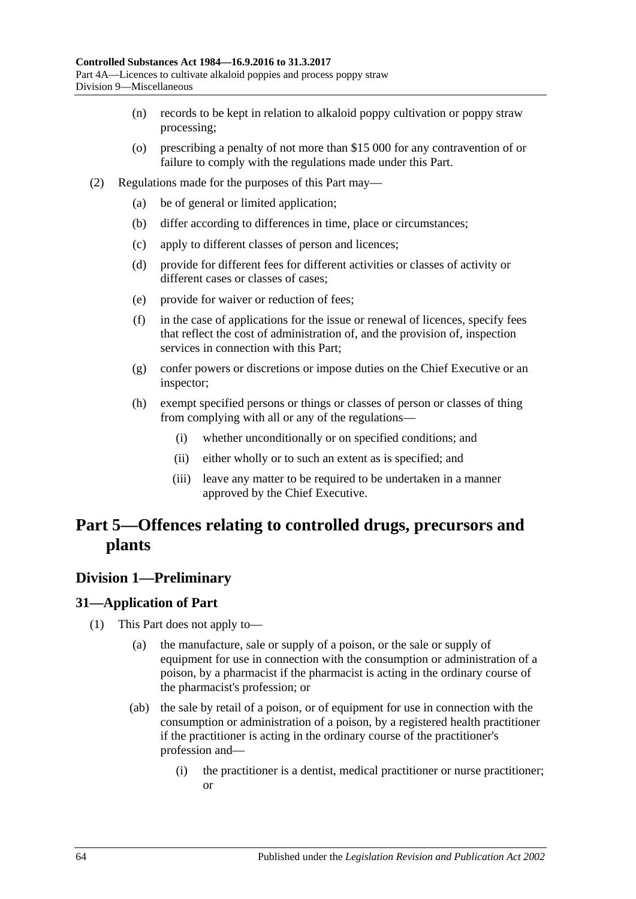(n) records to be kept in relation to alkaloid poppy cultivation or poppy straw processing;

(o) prescribing a penalty of not more than $15 000 for any contravention of or failure to comply with the regulations made under this Part.

(2) Regulations made for the purposes of this Part may—

(a) be of general or limited application;

(b) differ according to differences in time, place or circumstances;

(c) apply to different classes of person and licences;

(d) provide for different fees for different activities or classes of activity or different cases or classes of cases;

(e) provide for waiver or reduction of fees;

(f) in the case of applications for the issue or renewal of licences, specify fees that reflect the cost of administration of, and the provision of, inspection services in connection with this Part;

(g) confer powers or discretions or impose duties on the Chief Executive or an inspector;

(h) exempt specified persons or things or classes of person or classes of thing from complying with all or any of the regulations—

(i) whether unconditionally or on specified conditions; and

(ii) either wholly or to such an extent as is specified; and

(iii) leave any matter to be required to be undertaken in a manner approved by the Chief Executive.

# Part 5—Offences relating to controlled drugs, precursors and plants

## Division 1—Preliminary

### 31—Application of Part

(1) This Part does not apply to—

(a) the manufacture, sale or supply of a poison, or the sale or supply of equipment for use in connection with the consumption or administration of a poison, by a pharmacist if the pharmacist is acting in the ordinary course of the pharmacist's profession; or

(ab) the sale by retail of a poison, or of equipment for use in connection with the consumption or administration of a poison, by a registered health practitioner if the practitioner is acting in the ordinary course of the practitioner's profession and—

(i) the practitioner is a dentist, medical practitioner or nurse practitioner; or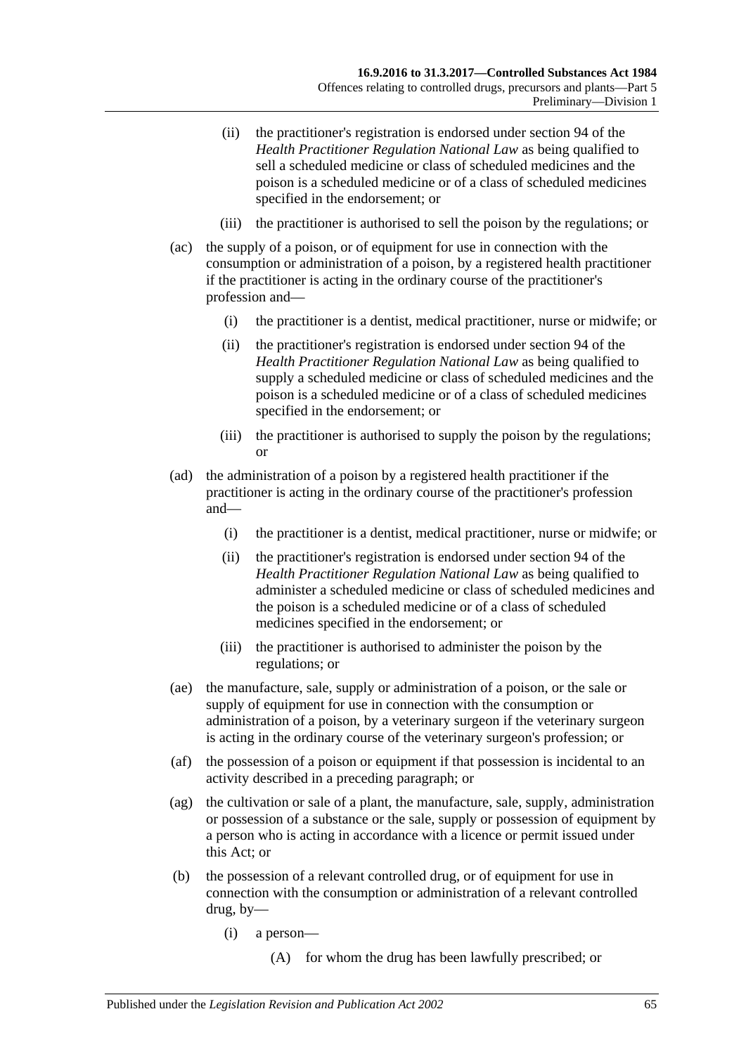(ii) the practitioner's registration is endorsed under section 94 of the *Health Practitioner Regulation National Law* as being qualified to sell a scheduled medicine or class of scheduled medicines and the poison is a scheduled medicine or of a class of scheduled medicines specified in the endorsement; or

(iii) the practitioner is authorised to sell the poison by the regulations; or

(ac) the supply of a poison, or of equipment for use in connection with the consumption or administration of a poison, by a registered health practitioner if the practitioner is acting in the ordinary course of the practitioner's profession and—

(i) the practitioner is a dentist, medical practitioner, nurse or midwife; or

(ii) the practitioner's registration is endorsed under section 94 of the *Health Practitioner Regulation National Law* as being qualified to supply a scheduled medicine or class of scheduled medicines and the poison is a scheduled medicine or of a class of scheduled medicines specified in the endorsement; or

(iii) the practitioner is authorised to supply the poison by the regulations; or

(ad) the administration of a poison by a registered health practitioner if the practitioner is acting in the ordinary course of the practitioner's profession and—

(i) the practitioner is a dentist, medical practitioner, nurse or midwife; or

(ii) the practitioner's registration is endorsed under section 94 of the *Health Practitioner Regulation National Law* as being qualified to administer a scheduled medicine or class of scheduled medicines and the poison is a scheduled medicine or of a class of scheduled medicines specified in the endorsement; or

(iii) the practitioner is authorised to administer the poison by the regulations; or

(ae) the manufacture, sale, supply or administration of a poison, or the sale or supply of equipment for use in connection with the consumption or administration of a poison, by a veterinary surgeon if the veterinary surgeon is acting in the ordinary course of the veterinary surgeon's profession; or

(af) the possession of a poison or equipment if that possession is incidental to an activity described in a preceding paragraph; or

(ag) the cultivation or sale of a plant, the manufacture, sale, supply, administration or possession of a substance or the sale, supply or possession of equipment by a person who is acting in accordance with a licence or permit issued under this Act; or

(b) the possession of a relevant controlled drug, or of equipment for use in connection with the consumption or administration of a relevant controlled drug, by—

(i) a person—

(A) for whom the drug has been lawfully prescribed; or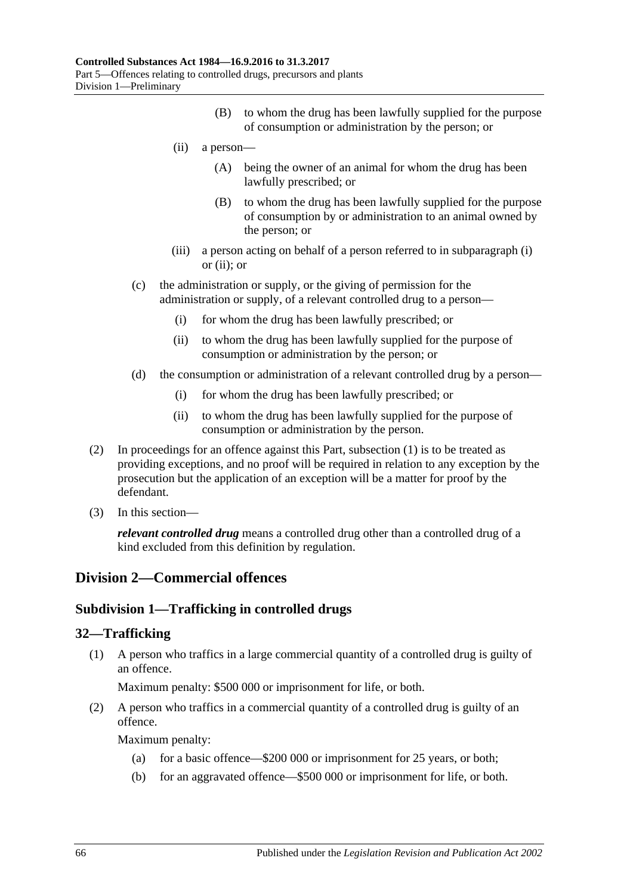(B) to whom the drug has been lawfully supplied for the purpose of consumption or administration by the person; or

(ii) a person—

(A) being the owner of an animal for whom the drug has been lawfully prescribed; or

(B) to whom the drug has been lawfully supplied for the purpose of consumption by or administration to an animal owned by the person; or

(iii) a person acting on behalf of a person referred to in subparagraph (i) or (ii); or

(c) the administration or supply, or the giving of permission for the administration or supply, of a relevant controlled drug to a person—

(i) for whom the drug has been lawfully prescribed; or

(ii) to whom the drug has been lawfully supplied for the purpose of consumption or administration by the person; or

(d) the consumption or administration of a relevant controlled drug by a person—

(i) for whom the drug has been lawfully prescribed; or

(ii) to whom the drug has been lawfully supplied for the purpose of consumption or administration by the person.

(2) In proceedings for an offence against this Part, subsection (1) is to be treated as providing exceptions, and no proof will be required in relation to any exception by the prosecution but the application of an exception will be a matter for proof by the defendant.

(3) In this section—

***relevant controlled drug*** means a controlled drug other than a controlled drug of a kind excluded from this definition by regulation.

## Division 2—Commercial offences

### Subdivision 1—Trafficking in controlled drugs

### 32—Trafficking

(1) A person who traffics in a large commercial quantity of a controlled drug is guilty of an offence.

Maximum penalty: $500 000 or imprisonment for life, or both.

(2) A person who traffics in a commercial quantity of a controlled drug is guilty of an offence.

Maximum penalty:

(a) for a basic offence—$200 000 or imprisonment for 25 years, or both;

(b) for an aggravated offence—$500 000 or imprisonment for life, or both.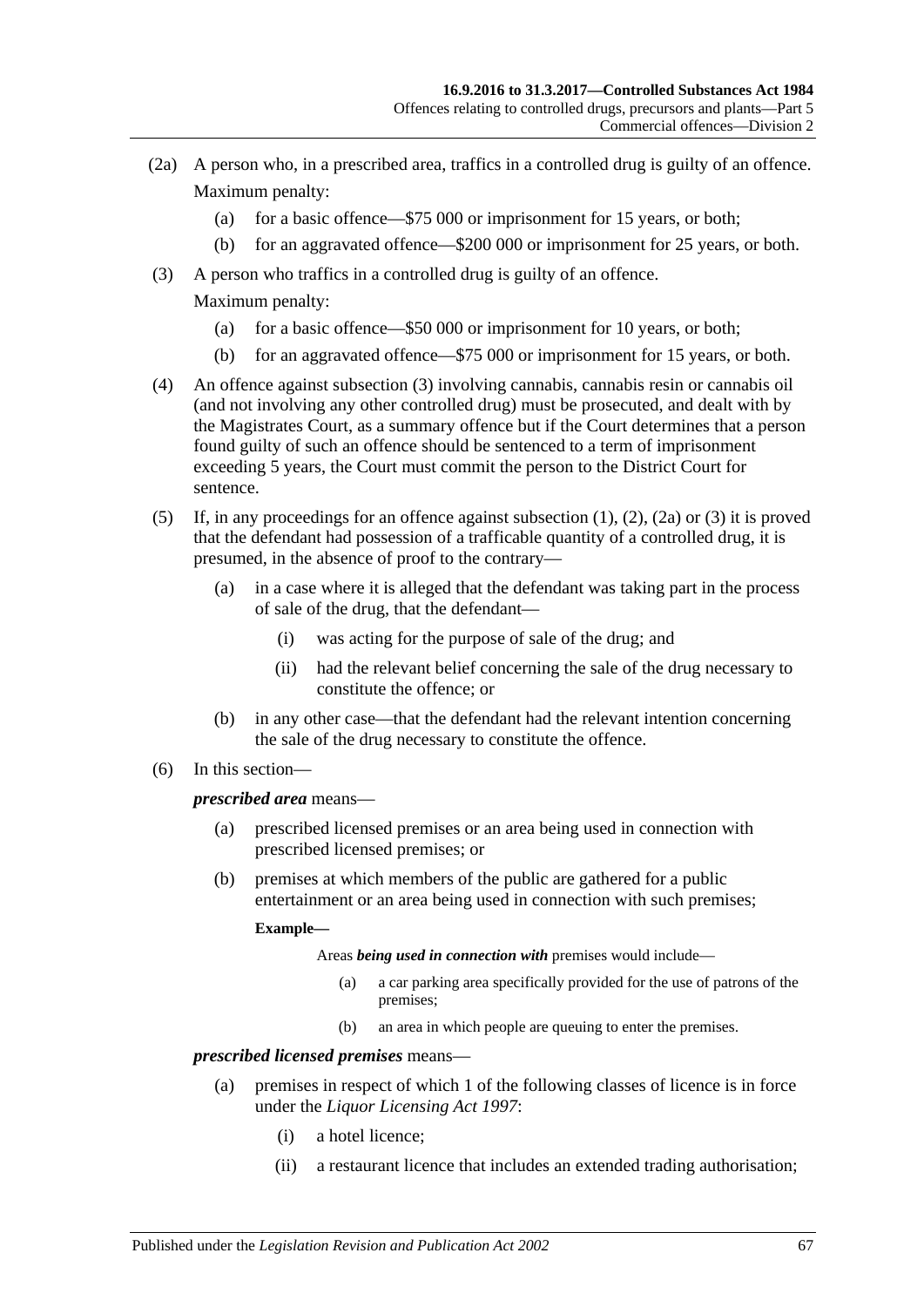(2a) A person who, in a prescribed area, traffics in a controlled drug is guilty of an offence.

Maximum penalty:

- (a) for a basic offence—$75 000 or imprisonment for 15 years, or both;
- (b) for an aggravated offence—$200 000 or imprisonment for 25 years, or both.

(3) A person who traffics in a controlled drug is guilty of an offence.

Maximum penalty:

- (a) for a basic offence—$50 000 or imprisonment for 10 years, or both;
- (b) for an aggravated offence—$75 000 or imprisonment for 15 years, or both.

(4) An offence against subsection (3) involving cannabis, cannabis resin or cannabis oil (and not involving any other controlled drug) must be prosecuted, and dealt with by the Magistrates Court, as a summary offence but if the Court determines that a person found guilty of such an offence should be sentenced to a term of imprisonment exceeding 5 years, the Court must commit the person to the District Court for sentence.

(5) If, in any proceedings for an offence against subsection (1), (2), (2a) or (3) it is proved that the defendant had possession of a trafficable quantity of a controlled drug, it is presumed, in the absence of proof to the contrary—

- (a) in a case where it is alleged that the defendant was taking part in the process of sale of the drug, that the defendant—
  - (i) was acting for the purpose of sale of the drug; and
  - (ii) had the relevant belief concerning the sale of the drug necessary to constitute the offence; or
- (b) in any other case—that the defendant had the relevant intention concerning the sale of the drug necessary to constitute the offence.

(6) In this section—

***prescribed area*** means—

- (a) prescribed licensed premises or an area being used in connection with prescribed licensed premises; or
- (b) premises at which members of the public are gathered for a public entertainment or an area being used in connection with such premises;

**Example—**

Areas ***being used in connection with*** premises would include—

- (a) a car parking area specifically provided for the use of patrons of the premises;
- (b) an area in which people are queuing to enter the premises.

***prescribed licensed premises*** means—

- (a) premises in respect of which 1 of the following classes of licence is in force under the *Liquor Licensing Act 1997*:
  - (i) a hotel licence;
  - (ii) a restaurant licence that includes an extended trading authorisation;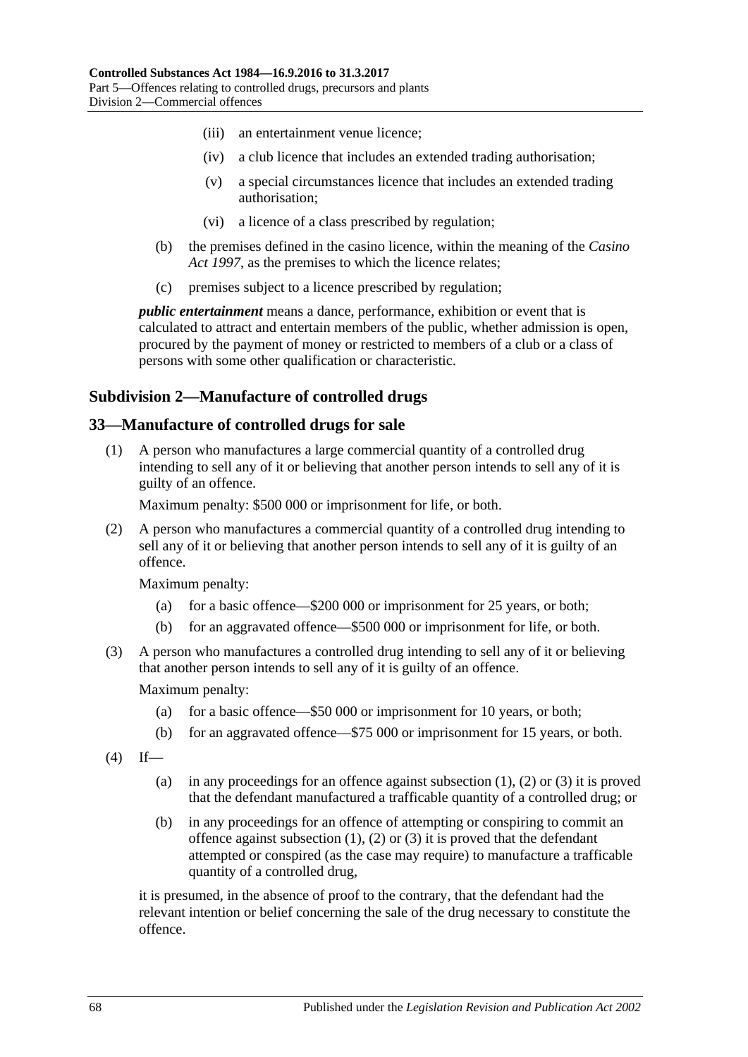- (iii) an entertainment venue licence;
- (iv) a club licence that includes an extended trading authorisation;
- (v) a special circumstances licence that includes an extended trading authorisation;
- (vi) a licence of a class prescribed by regulation;

- (b) the premises defined in the casino licence, within the meaning of the *Casino Act 1997*, as the premises to which the licence relates;
- (c) premises subject to a licence prescribed by regulation;

***public entertainment*** means a dance, performance, exhibition or event that is calculated to attract and entertain members of the public, whether admission is open, procured by the payment of money or restricted to members of a club or a class of persons with some other qualification or characteristic.

## Subdivision 2—Manufacture of controlled drugs

### 33—Manufacture of controlled drugs for sale

(1) A person who manufactures a large commercial quantity of a controlled drug intending to sell any of it or believing that another person intends to sell any of it is guilty of an offence.

Maximum penalty: $500 000 or imprisonment for life, or both.

(2) A person who manufactures a commercial quantity of a controlled drug intending to sell any of it or believing that another person intends to sell any of it is guilty of an offence.

Maximum penalty:

- (a) for a basic offence—$200 000 or imprisonment for 25 years, or both;
- (b) for an aggravated offence—$500 000 or imprisonment for life, or both.

(3) A person who manufactures a controlled drug intending to sell any of it or believing that another person intends to sell any of it is guilty of an offence.

Maximum penalty:

- (a) for a basic offence—$50 000 or imprisonment for 10 years, or both;
- (b) for an aggravated offence—$75 000 or imprisonment for 15 years, or both.

(4) If—

- (a) in any proceedings for an offence against subsection (1), (2) or (3) it is proved that the defendant manufactured a trafficable quantity of a controlled drug; or
- (b) in any proceedings for an offence of attempting or conspiring to commit an offence against subsection (1), (2) or (3) it is proved that the defendant attempted or conspired (as the case may require) to manufacture a trafficable quantity of a controlled drug,

it is presumed, in the absence of proof to the contrary, that the defendant had the relevant intention or belief concerning the sale of the drug necessary to constitute the offence.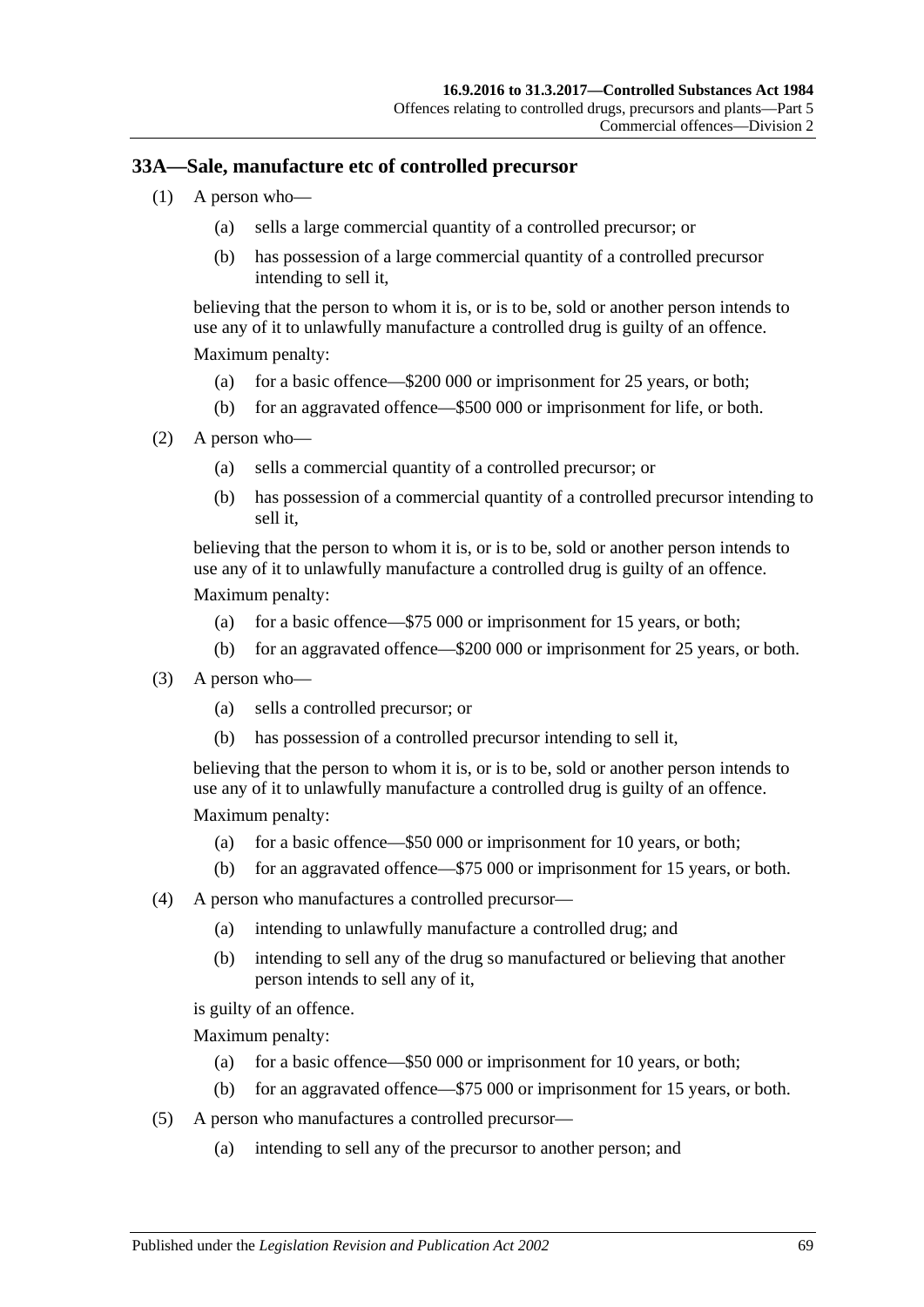## 33A—Sale, manufacture etc of controlled precursor

(1) A person who—

(a) sells a large commercial quantity of a controlled precursor; or

(b) has possession of a large commercial quantity of a controlled precursor intending to sell it,

believing that the person to whom it is, or is to be, sold or another person intends to use any of it to unlawfully manufacture a controlled drug is guilty of an offence.

Maximum penalty:

(a) for a basic offence—$200 000 or imprisonment for 25 years, or both;

(b) for an aggravated offence—$500 000 or imprisonment for life, or both.

(2) A person who—

(a) sells a commercial quantity of a controlled precursor; or

(b) has possession of a commercial quantity of a controlled precursor intending to sell it,

believing that the person to whom it is, or is to be, sold or another person intends to use any of it to unlawfully manufacture a controlled drug is guilty of an offence.

Maximum penalty:

(a) for a basic offence—$75 000 or imprisonment for 15 years, or both;

(b) for an aggravated offence—$200 000 or imprisonment for 25 years, or both.

(3) A person who—

(a) sells a controlled precursor; or

(b) has possession of a controlled precursor intending to sell it,

believing that the person to whom it is, or is to be, sold or another person intends to use any of it to unlawfully manufacture a controlled drug is guilty of an offence.

Maximum penalty:

(a) for a basic offence—$50 000 or imprisonment for 10 years, or both;

(b) for an aggravated offence—$75 000 or imprisonment for 15 years, or both.

(4) A person who manufactures a controlled precursor—

(a) intending to unlawfully manufacture a controlled drug; and

(b) intending to sell any of the drug so manufactured or believing that another person intends to sell any of it,

is guilty of an offence.

Maximum penalty:

(a) for a basic offence—$50 000 or imprisonment for 10 years, or both;

(b) for an aggravated offence—$75 000 or imprisonment for 15 years, or both.

(5) A person who manufactures a controlled precursor—

(a) intending to sell any of the precursor to another person; and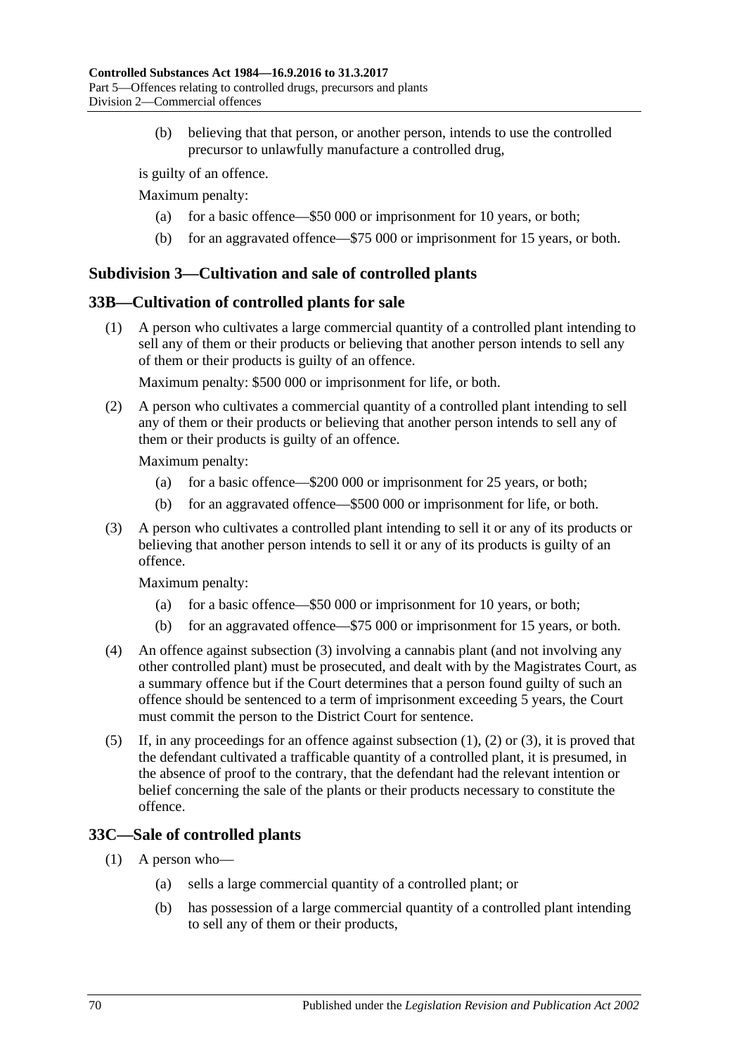(b) believing that that person, or another person, intends to use the controlled precursor to unlawfully manufacture a controlled drug,

is guilty of an offence.

Maximum penalty:

(a) for a basic offence—$50 000 or imprisonment for 10 years, or both;

(b) for an aggravated offence—$75 000 or imprisonment for 15 years, or both.

## Subdivision 3—Cultivation and sale of controlled plants

## 33B—Cultivation of controlled plants for sale

(1) A person who cultivates a large commercial quantity of a controlled plant intending to sell any of them or their products or believing that another person intends to sell any of them or their products is guilty of an offence.

Maximum penalty: $500 000 or imprisonment for life, or both.

(2) A person who cultivates a commercial quantity of a controlled plant intending to sell any of them or their products or believing that another person intends to sell any of them or their products is guilty of an offence.

Maximum penalty:

(a) for a basic offence—$200 000 or imprisonment for 25 years, or both;

(b) for an aggravated offence—$500 000 or imprisonment for life, or both.

(3) A person who cultivates a controlled plant intending to sell it or any of its products or believing that another person intends to sell it or any of its products is guilty of an offence.

Maximum penalty:

(a) for a basic offence—$50 000 or imprisonment for 10 years, or both;

(b) for an aggravated offence—$75 000 or imprisonment for 15 years, or both.

(4) An offence against subsection (3) involving a cannabis plant (and not involving any other controlled plant) must be prosecuted, and dealt with by the Magistrates Court, as a summary offence but if the Court determines that a person found guilty of such an offence should be sentenced to a term of imprisonment exceeding 5 years, the Court must commit the person to the District Court for sentence.

(5) If, in any proceedings for an offence against subsection (1), (2) or (3), it is proved that the defendant cultivated a trafficable quantity of a controlled plant, it is presumed, in the absence of proof to the contrary, that the defendant had the relevant intention or belief concerning the sale of the plants or their products necessary to constitute the offence.

## 33C—Sale of controlled plants

(1) A person who—

(a) sells a large commercial quantity of a controlled plant; or

(b) has possession of a large commercial quantity of a controlled plant intending to sell any of them or their products,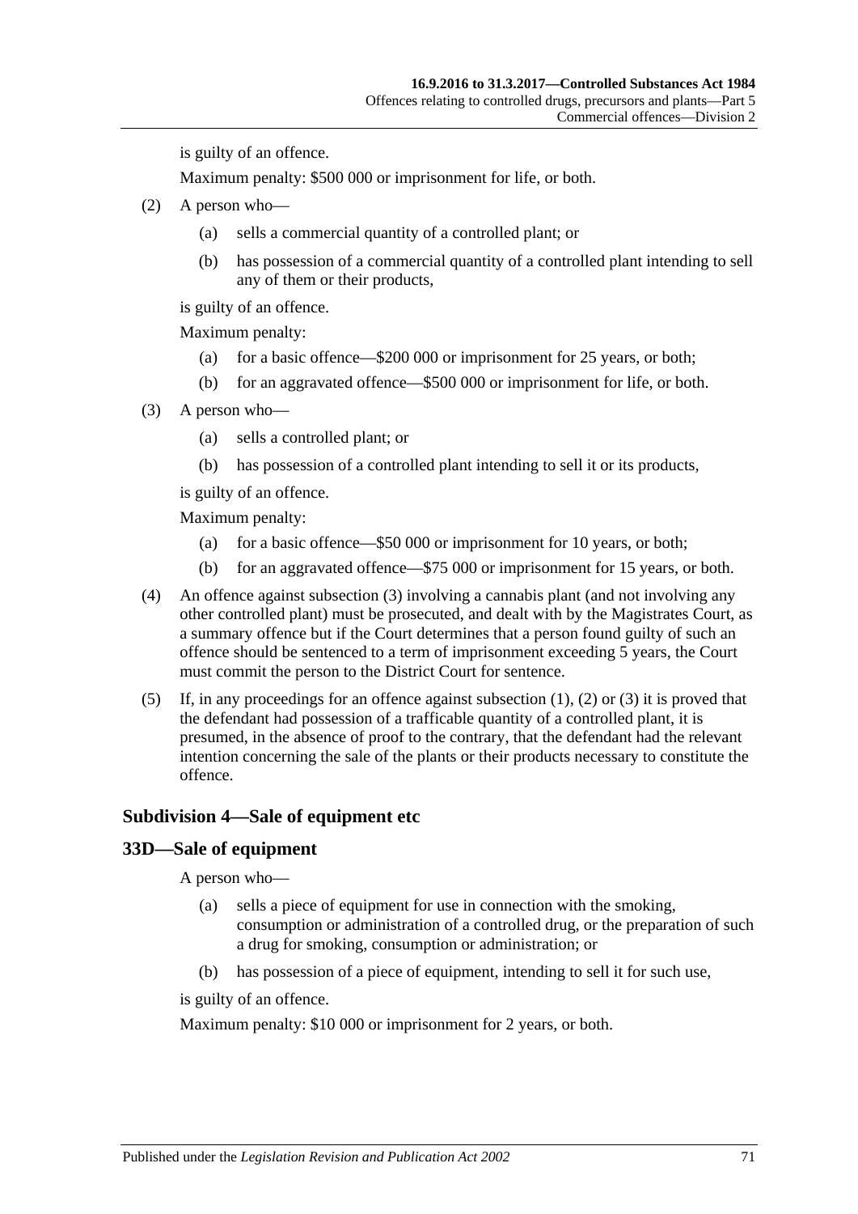is guilty of an offence.

Maximum penalty: $500 000 or imprisonment for life, or both.

(2) A person who—

(a) sells a commercial quantity of a controlled plant; or

(b) has possession of a commercial quantity of a controlled plant intending to sell any of them or their products,

is guilty of an offence.

Maximum penalty:

(a) for a basic offence—$200 000 or imprisonment for 25 years, or both;

(b) for an aggravated offence—$500 000 or imprisonment for life, or both.

(3) A person who—

(a) sells a controlled plant; or

(b) has possession of a controlled plant intending to sell it or its products,

is guilty of an offence.

Maximum penalty:

(a) for a basic offence—$50 000 or imprisonment for 10 years, or both;

(b) for an aggravated offence—$75 000 or imprisonment for 15 years, or both.

(4) An offence against subsection (3) involving a cannabis plant (and not involving any other controlled plant) must be prosecuted, and dealt with by the Magistrates Court, as a summary offence but if the Court determines that a person found guilty of such an offence should be sentenced to a term of imprisonment exceeding 5 years, the Court must commit the person to the District Court for sentence.

(5) If, in any proceedings for an offence against subsection (1), (2) or (3) it is proved that the defendant had possession of a trafficable quantity of a controlled plant, it is presumed, in the absence of proof to the contrary, that the defendant had the relevant intention concerning the sale of the plants or their products necessary to constitute the offence.

## Subdivision 4—Sale of equipment etc

## 33D—Sale of equipment

A person who—

(a) sells a piece of equipment for use in connection with the smoking, consumption or administration of a controlled drug, or the preparation of such a drug for smoking, consumption or administration; or

(b) has possession of a piece of equipment, intending to sell it for such use,

is guilty of an offence.

Maximum penalty: $10 000 or imprisonment for 2 years, or both.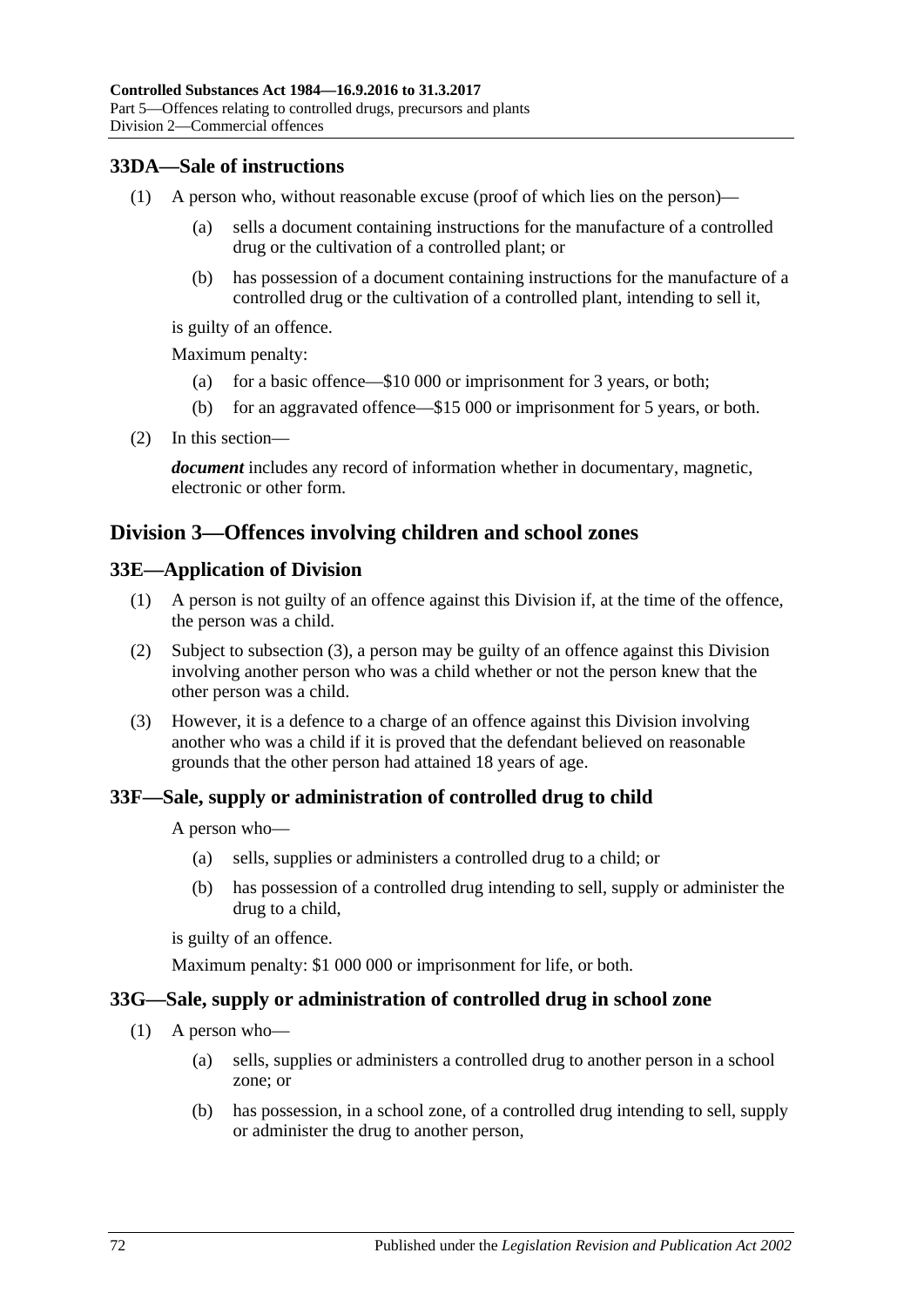## 33DA—Sale of instructions

(1) A person who, without reasonable excuse (proof of which lies on the person)—

(a) sells a document containing instructions for the manufacture of a controlled drug or the cultivation of a controlled plant; or

(b) has possession of a document containing instructions for the manufacture of a controlled drug or the cultivation of a controlled plant, intending to sell it,

is guilty of an offence.

Maximum penalty:

(a) for a basic offence—$10 000 or imprisonment for 3 years, or both;

(b) for an aggravated offence—$15 000 or imprisonment for 5 years, or both.

(2) In this section—

***document*** includes any record of information whether in documentary, magnetic, electronic or other form.

# Division 3—Offences involving children and school zones

## 33E—Application of Division

(1) A person is not guilty of an offence against this Division if, at the time of the offence, the person was a child.

(2) Subject to subsection (3), a person may be guilty of an offence against this Division involving another person who was a child whether or not the person knew that the other person was a child.

(3) However, it is a defence to a charge of an offence against this Division involving another who was a child if it is proved that the defendant believed on reasonable grounds that the other person had attained 18 years of age.

## 33F—Sale, supply or administration of controlled drug to child

A person who—

(a) sells, supplies or administers a controlled drug to a child; or

(b) has possession of a controlled drug intending to sell, supply or administer the drug to a child,

is guilty of an offence.

Maximum penalty: $1 000 000 or imprisonment for life, or both.

## 33G—Sale, supply or administration of controlled drug in school zone

(1) A person who—

(a) sells, supplies or administers a controlled drug to another person in a school zone; or

(b) has possession, in a school zone, of a controlled drug intending to sell, supply or administer the drug to another person,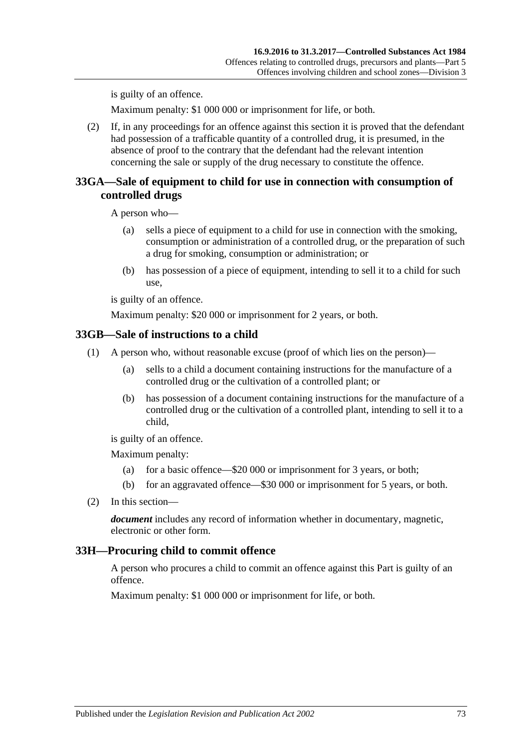is guilty of an offence.

Maximum penalty: $1 000 000 or imprisonment for life, or both.

(2) If, in any proceedings for an offence against this section it is proved that the defendant had possession of a trafficable quantity of a controlled drug, it is presumed, in the absence of proof to the contrary that the defendant had the relevant intention concerning the sale or supply of the drug necessary to constitute the offence.

## 33GA—Sale of equipment to child for use in connection with consumption of controlled drugs

A person who—

(a) sells a piece of equipment to a child for use in connection with the smoking, consumption or administration of a controlled drug, or the preparation of such a drug for smoking, consumption or administration; or

(b) has possession of a piece of equipment, intending to sell it to a child for such use,

is guilty of an offence.

Maximum penalty: $20 000 or imprisonment for 2 years, or both.

## 33GB—Sale of instructions to a child

(1) A person who, without reasonable excuse (proof of which lies on the person)—

(a) sells to a child a document containing instructions for the manufacture of a controlled drug or the cultivation of a controlled plant; or

(b) has possession of a document containing instructions for the manufacture of a controlled drug or the cultivation of a controlled plant, intending to sell it to a child,

is guilty of an offence.

Maximum penalty:

(a) for a basic offence—$20 000 or imprisonment for 3 years, or both;

(b) for an aggravated offence—$30 000 or imprisonment for 5 years, or both.

(2) In this section—

***document*** includes any record of information whether in documentary, magnetic, electronic or other form.

## 33H—Procuring child to commit offence

A person who procures a child to commit an offence against this Part is guilty of an offence.

Maximum penalty: $1 000 000 or imprisonment for life, or both.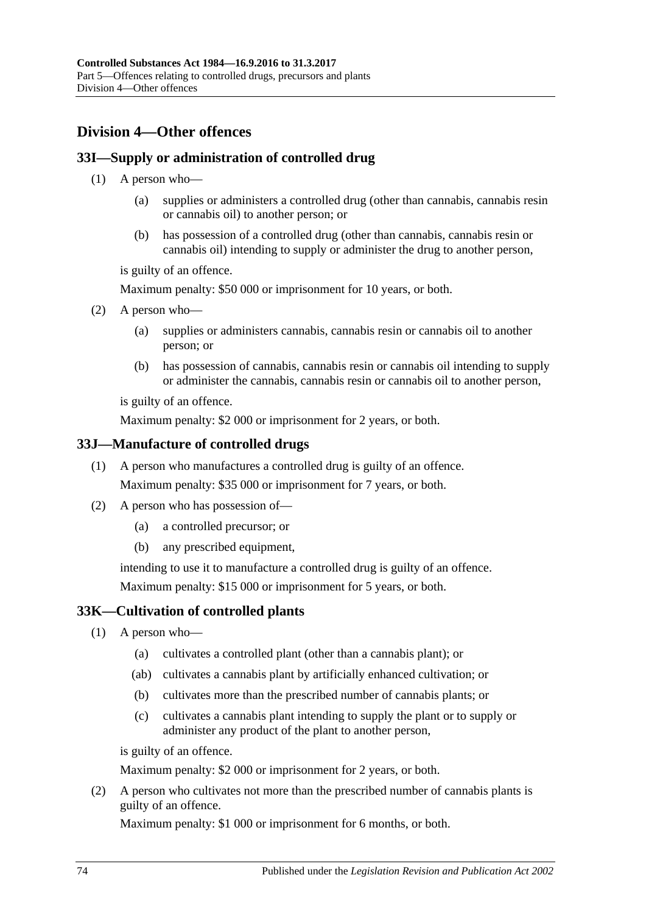## Division 4—Other offences

### 33I—Supply or administration of controlled drug

(1) A person who—

   (a) supplies or administers a controlled drug (other than cannabis, cannabis resin or cannabis oil) to another person; or

   (b) has possession of a controlled drug (other than cannabis, cannabis resin or cannabis oil) intending to supply or administer the drug to another person,

   is guilty of an offence.

   Maximum penalty: $50 000 or imprisonment for 10 years, or both.

(2) A person who—

   (a) supplies or administers cannabis, cannabis resin or cannabis oil to another person; or

   (b) has possession of cannabis, cannabis resin or cannabis oil intending to supply or administer the cannabis, cannabis resin or cannabis oil to another person,

   is guilty of an offence.

   Maximum penalty: $2 000 or imprisonment for 2 years, or both.

### 33J—Manufacture of controlled drugs

(1) A person who manufactures a controlled drug is guilty of an offence.

   Maximum penalty: $35 000 or imprisonment for 7 years, or both.

(2) A person who has possession of—

   (a) a controlled precursor; or

   (b) any prescribed equipment,

   intending to use it to manufacture a controlled drug is guilty of an offence.

   Maximum penalty: $15 000 or imprisonment for 5 years, or both.

### 33K—Cultivation of controlled plants

(1) A person who—

   (a) cultivates a controlled plant (other than a cannabis plant); or

   (ab) cultivates a cannabis plant by artificially enhanced cultivation; or

   (b) cultivates more than the prescribed number of cannabis plants; or

   (c) cultivates a cannabis plant intending to supply the plant or to supply or administer any product of the plant to another person,

   is guilty of an offence.

   Maximum penalty: $2 000 or imprisonment for 2 years, or both.

(2) A person who cultivates not more than the prescribed number of cannabis plants is guilty of an offence.

   Maximum penalty: $1 000 or imprisonment for 6 months, or both.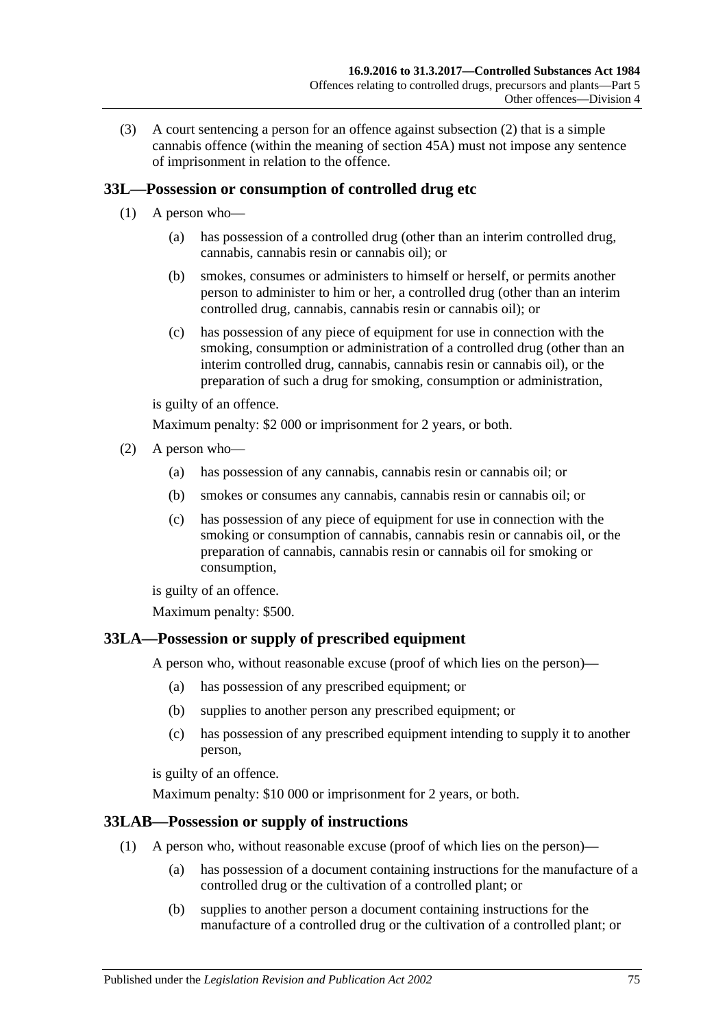(3) A court sentencing a person for an offence against subsection (2) that is a simple cannabis offence (within the meaning of section 45A) must not impose any sentence of imprisonment in relation to the offence.

## 33L—Possession or consumption of controlled drug etc

(1) A person who—

(a) has possession of a controlled drug (other than an interim controlled drug, cannabis, cannabis resin or cannabis oil); or

(b) smokes, consumes or administers to himself or herself, or permits another person to administer to him or her, a controlled drug (other than an interim controlled drug, cannabis, cannabis resin or cannabis oil); or

(c) has possession of any piece of equipment for use in connection with the smoking, consumption or administration of a controlled drug (other than an interim controlled drug, cannabis, cannabis resin or cannabis oil), or the preparation of such a drug for smoking, consumption or administration,

is guilty of an offence.

Maximum penalty: $2 000 or imprisonment for 2 years, or both.

(2) A person who—

(a) has possession of any cannabis, cannabis resin or cannabis oil; or

(b) smokes or consumes any cannabis, cannabis resin or cannabis oil; or

(c) has possession of any piece of equipment for use in connection with the smoking or consumption of cannabis, cannabis resin or cannabis oil, or the preparation of cannabis, cannabis resin or cannabis oil for smoking or consumption,

is guilty of an offence.

Maximum penalty: $500.

## 33LA—Possession or supply of prescribed equipment

A person who, without reasonable excuse (proof of which lies on the person)—

(a) has possession of any prescribed equipment; or

(b) supplies to another person any prescribed equipment; or

(c) has possession of any prescribed equipment intending to supply it to another person,

is guilty of an offence.

Maximum penalty: $10 000 or imprisonment for 2 years, or both.

## 33LAB—Possession or supply of instructions

(1) A person who, without reasonable excuse (proof of which lies on the person)—

(a) has possession of a document containing instructions for the manufacture of a controlled drug or the cultivation of a controlled plant; or

(b) supplies to another person a document containing instructions for the manufacture of a controlled drug or the cultivation of a controlled plant; or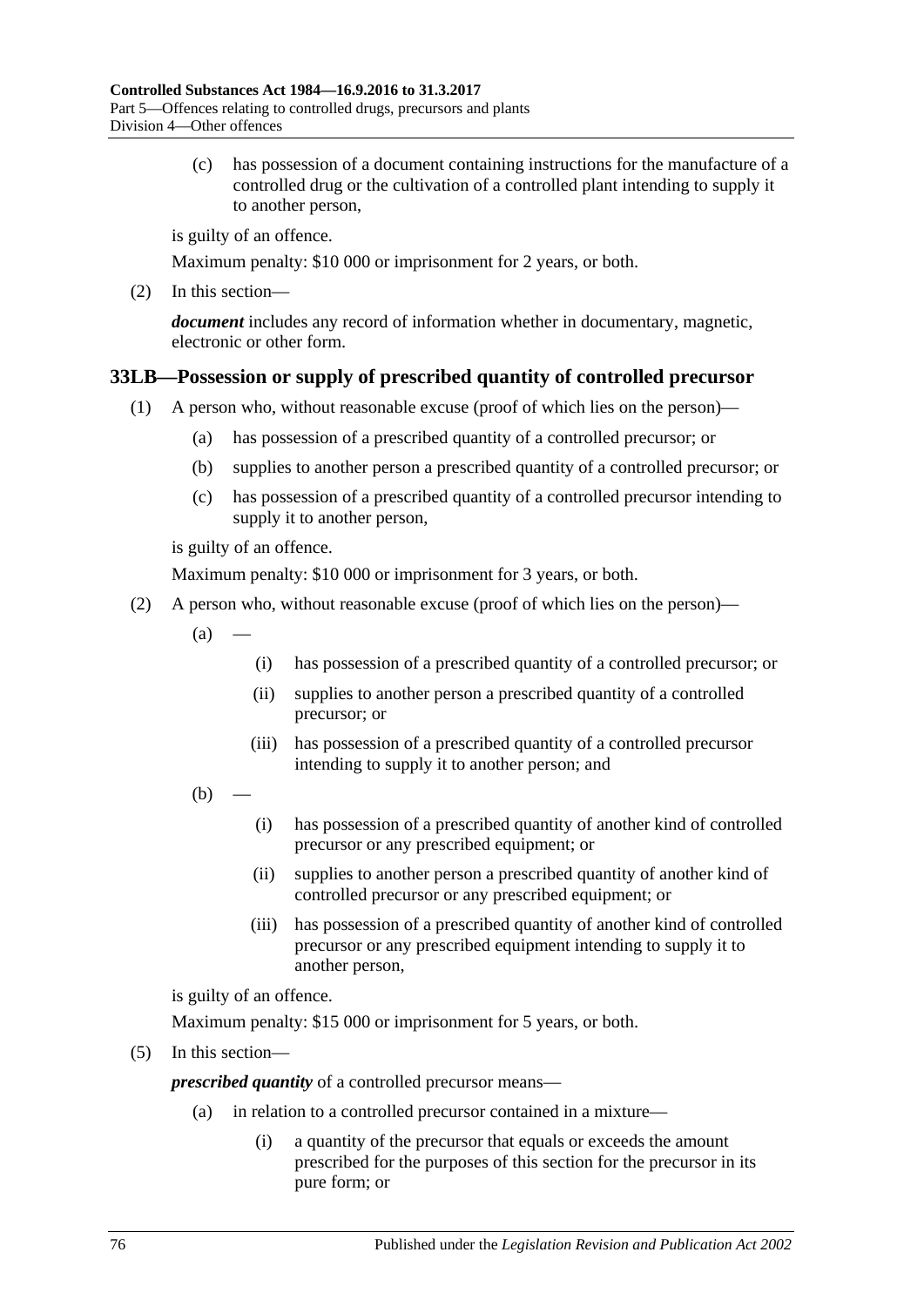(c) has possession of a document containing instructions for the manufacture of a controlled drug or the cultivation of a controlled plant intending to supply it to another person,

is guilty of an offence.

Maximum penalty: $10 000 or imprisonment for 2 years, or both.

(2) In this section—

***document*** includes any record of information whether in documentary, magnetic, electronic or other form.

## 33LB—Possession or supply of prescribed quantity of controlled precursor

(1) A person who, without reasonable excuse (proof of which lies on the person)—

(a) has possession of a prescribed quantity of a controlled precursor; or

(b) supplies to another person a prescribed quantity of a controlled precursor; or

(c) has possession of a prescribed quantity of a controlled precursor intending to supply it to another person,

is guilty of an offence.

Maximum penalty: $10 000 or imprisonment for 3 years, or both.

(2) A person who, without reasonable excuse (proof of which lies on the person)—

(a) —

(i) has possession of a prescribed quantity of a controlled precursor; or

(ii) supplies to another person a prescribed quantity of a controlled precursor; or

(iii) has possession of a prescribed quantity of a controlled precursor intending to supply it to another person; and

(b) —

(i) has possession of a prescribed quantity of another kind of controlled precursor or any prescribed equipment; or

(ii) supplies to another person a prescribed quantity of another kind of controlled precursor or any prescribed equipment; or

(iii) has possession of a prescribed quantity of another kind of controlled precursor or any prescribed equipment intending to supply it to another person,

is guilty of an offence.

Maximum penalty: $15 000 or imprisonment for 5 years, or both.

(5) In this section—

***prescribed quantity*** of a controlled precursor means—

(a) in relation to a controlled precursor contained in a mixture—

(i) a quantity of the precursor that equals or exceeds the amount prescribed for the purposes of this section for the precursor in its pure form; or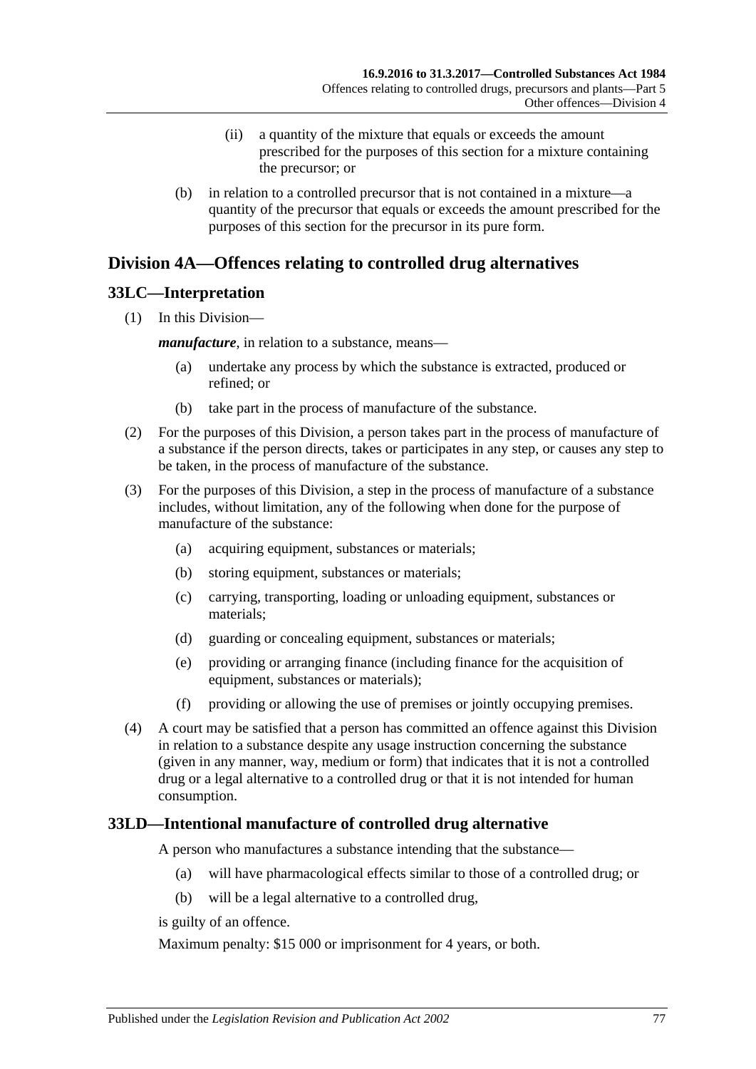(ii) a quantity of the mixture that equals or exceeds the amount prescribed for the purposes of this section for a mixture containing the precursor; or

(b) in relation to a controlled precursor that is not contained in a mixture—a quantity of the precursor that equals or exceeds the amount prescribed for the purposes of this section for the precursor in its pure form.

## Division 4A—Offences relating to controlled drug alternatives

### 33LC—Interpretation

(1) In this Division—

***manufacture***, in relation to a substance, means—

(a) undertake any process by which the substance is extracted, produced or refined; or

(b) take part in the process of manufacture of the substance.

(2) For the purposes of this Division, a person takes part in the process of manufacture of a substance if the person directs, takes or participates in any step, or causes any step to be taken, in the process of manufacture of the substance.

(3) For the purposes of this Division, a step in the process of manufacture of a substance includes, without limitation, any of the following when done for the purpose of manufacture of the substance:

(a) acquiring equipment, substances or materials;

(b) storing equipment, substances or materials;

(c) carrying, transporting, loading or unloading equipment, substances or materials;

(d) guarding or concealing equipment, substances or materials;

(e) providing or arranging finance (including finance for the acquisition of equipment, substances or materials);

(f) providing or allowing the use of premises or jointly occupying premises.

(4) A court may be satisfied that a person has committed an offence against this Division in relation to a substance despite any usage instruction concerning the substance (given in any manner, way, medium or form) that indicates that it is not a controlled drug or a legal alternative to a controlled drug or that it is not intended for human consumption.

### 33LD—Intentional manufacture of controlled drug alternative

A person who manufactures a substance intending that the substance—

(a) will have pharmacological effects similar to those of a controlled drug; or

(b) will be a legal alternative to a controlled drug,

is guilty of an offence.

Maximum penalty: $15 000 or imprisonment for 4 years, or both.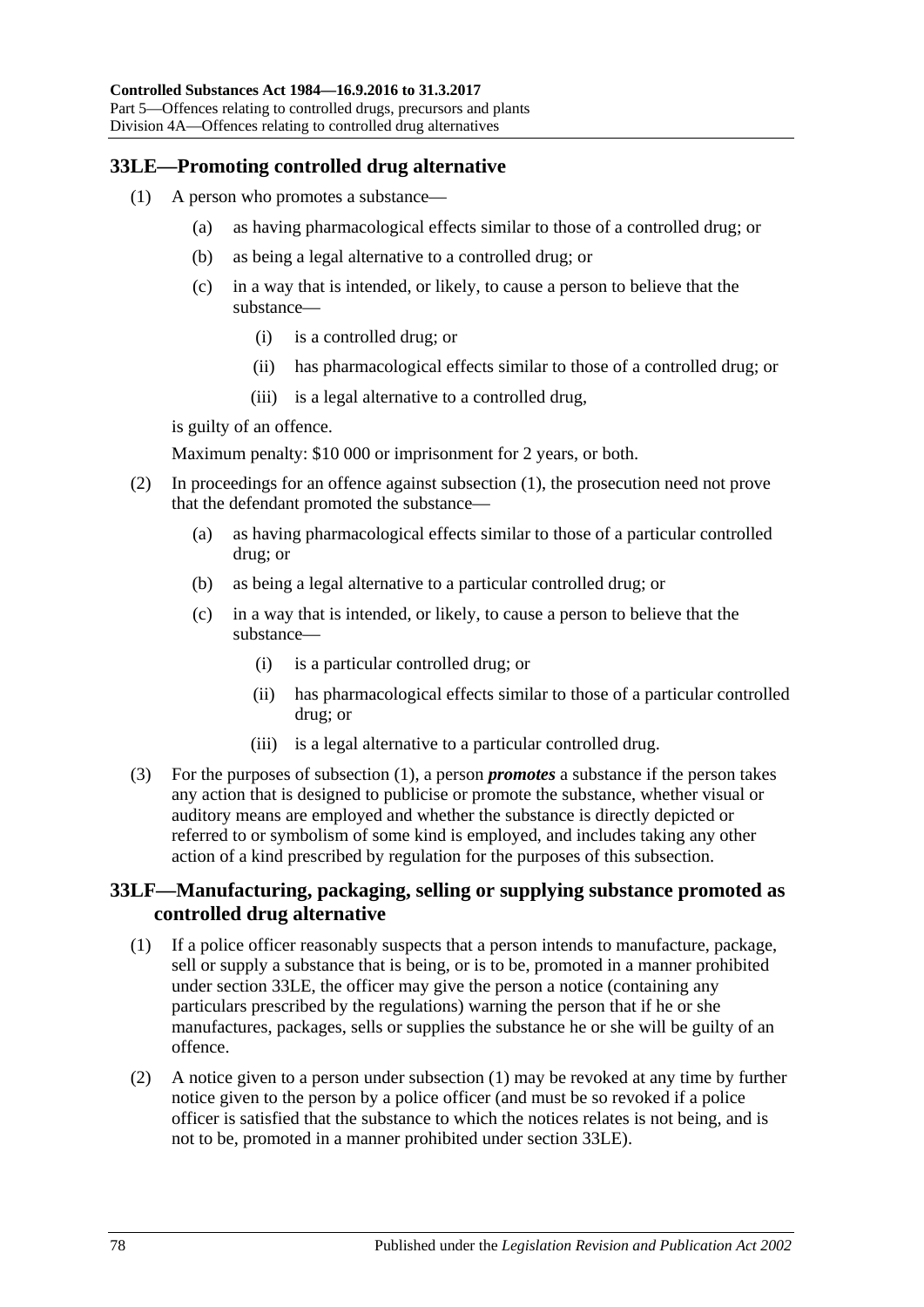## 33LE—Promoting controlled drug alternative

(1) A person who promotes a substance—

  (a) as having pharmacological effects similar to those of a controlled drug; or

  (b) as being a legal alternative to a controlled drug; or

  (c) in a way that is intended, or likely, to cause a person to believe that the substance—

    (i) is a controlled drug; or

    (ii) has pharmacological effects similar to those of a controlled drug; or

    (iii) is a legal alternative to a controlled drug,

is guilty of an offence.

Maximum penalty: $10 000 or imprisonment for 2 years, or both.

(2) In proceedings for an offence against subsection (1), the prosecution need not prove that the defendant promoted the substance—

  (a) as having pharmacological effects similar to those of a particular controlled drug; or

  (b) as being a legal alternative to a particular controlled drug; or

  (c) in a way that is intended, or likely, to cause a person to believe that the substance—

    (i) is a particular controlled drug; or

    (ii) has pharmacological effects similar to those of a particular controlled drug; or

    (iii) is a legal alternative to a particular controlled drug.

(3) For the purposes of subsection (1), a person ***promotes*** a substance if the person takes any action that is designed to publicise or promote the substance, whether visual or auditory means are employed and whether the substance is directly depicted or referred to or symbolism of some kind is employed, and includes taking any other action of a kind prescribed by regulation for the purposes of this subsection.

## 33LF—Manufacturing, packaging, selling or supplying substance promoted as controlled drug alternative

(1) If a police officer reasonably suspects that a person intends to manufacture, package, sell or supply a substance that is being, or is to be, promoted in a manner prohibited under section 33LE, the officer may give the person a notice (containing any particulars prescribed by the regulations) warning the person that if he or she manufactures, packages, sells or supplies the substance he or she will be guilty of an offence.

(2) A notice given to a person under subsection (1) may be revoked at any time by further notice given to the person by a police officer (and must be so revoked if a police officer is satisfied that the substance to which the notices relates is not being, and is not to be, promoted in a manner prohibited under section 33LE).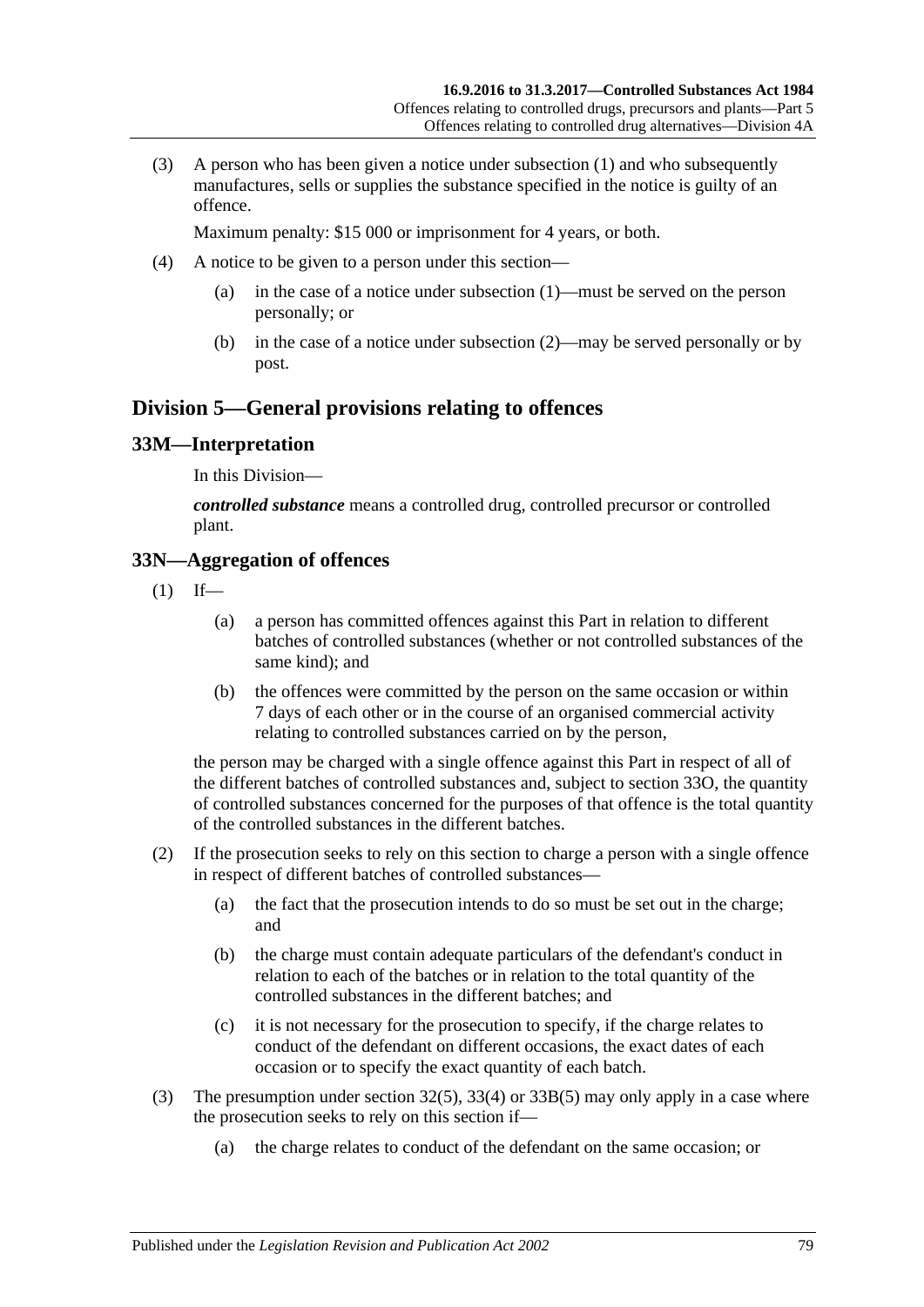(3) A person who has been given a notice under subsection (1) and who subsequently manufactures, sells or supplies the substance specified in the notice is guilty of an offence.

Maximum penalty: $15 000 or imprisonment for 4 years, or both.

(4) A notice to be given to a person under this section—

(a) in the case of a notice under subsection (1)—must be served on the person personally; or

(b) in the case of a notice under subsection (2)—may be served personally or by post.

## Division 5—General provisions relating to offences

### 33M—Interpretation

In this Division—

***controlled substance*** means a controlled drug, controlled precursor or controlled plant.

### 33N—Aggregation of offences

(1) If—

(a) a person has committed offences against this Part in relation to different batches of controlled substances (whether or not controlled substances of the same kind); and

(b) the offences were committed by the person on the same occasion or within 7 days of each other or in the course of an organised commercial activity relating to controlled substances carried on by the person,

the person may be charged with a single offence against this Part in respect of all of the different batches of controlled substances and, subject to section 33O, the quantity of controlled substances concerned for the purposes of that offence is the total quantity of the controlled substances in the different batches.

(2) If the prosecution seeks to rely on this section to charge a person with a single offence in respect of different batches of controlled substances—

(a) the fact that the prosecution intends to do so must be set out in the charge; and

(b) the charge must contain adequate particulars of the defendant's conduct in relation to each of the batches or in relation to the total quantity of the controlled substances in the different batches; and

(c) it is not necessary for the prosecution to specify, if the charge relates to conduct of the defendant on different occasions, the exact dates of each occasion or to specify the exact quantity of each batch.

(3) The presumption under section 32(5), 33(4) or 33B(5) may only apply in a case where the prosecution seeks to rely on this section if—

(a) the charge relates to conduct of the defendant on the same occasion; or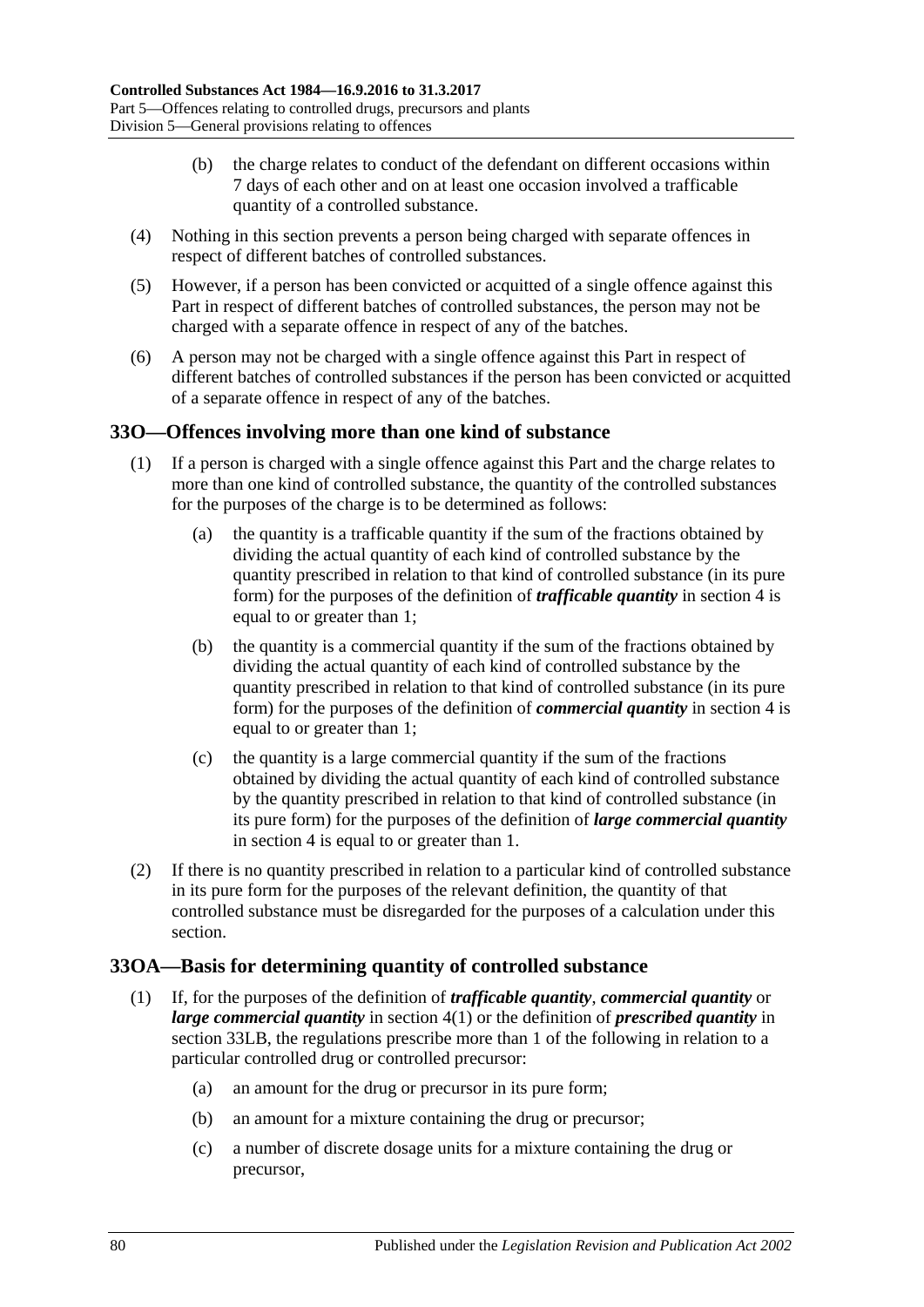(b) the charge relates to conduct of the defendant on different occasions within 7 days of each other and on at least one occasion involved a trafficable quantity of a controlled substance.

(4) Nothing in this section prevents a person being charged with separate offences in respect of different batches of controlled substances.

(5) However, if a person has been convicted or acquitted of a single offence against this Part in respect of different batches of controlled substances, the person may not be charged with a separate offence in respect of any of the batches.

(6) A person may not be charged with a single offence against this Part in respect of different batches of controlled substances if the person has been convicted or acquitted of a separate offence in respect of any of the batches.

## 33O—Offences involving more than one kind of substance

(1) If a person is charged with a single offence against this Part and the charge relates to more than one kind of controlled substance, the quantity of the controlled substances for the purposes of the charge is to be determined as follows:

(a) the quantity is a trafficable quantity if the sum of the fractions obtained by dividing the actual quantity of each kind of controlled substance by the quantity prescribed in relation to that kind of controlled substance (in its pure form) for the purposes of the definition of ***trafficable quantity*** in section 4 is equal to or greater than 1;

(b) the quantity is a commercial quantity if the sum of the fractions obtained by dividing the actual quantity of each kind of controlled substance by the quantity prescribed in relation to that kind of controlled substance (in its pure form) for the purposes of the definition of ***commercial quantity*** in section 4 is equal to or greater than 1;

(c) the quantity is a large commercial quantity if the sum of the fractions obtained by dividing the actual quantity of each kind of controlled substance by the quantity prescribed in relation to that kind of controlled substance (in its pure form) for the purposes of the definition of ***large commercial quantity*** in section 4 is equal to or greater than 1.

(2) If there is no quantity prescribed in relation to a particular kind of controlled substance in its pure form for the purposes of the relevant definition, the quantity of that controlled substance must be disregarded for the purposes of a calculation under this section.

## 33OA—Basis for determining quantity of controlled substance

(1) If, for the purposes of the definition of ***trafficable quantity***, ***commercial quantity*** or ***large commercial quantity*** in section 4(1) or the definition of ***prescribed quantity*** in section 33LB, the regulations prescribe more than 1 of the following in relation to a particular controlled drug or controlled precursor:

(a) an amount for the drug or precursor in its pure form;

(b) an amount for a mixture containing the drug or precursor;

(c) a number of discrete dosage units for a mixture containing the drug or precursor,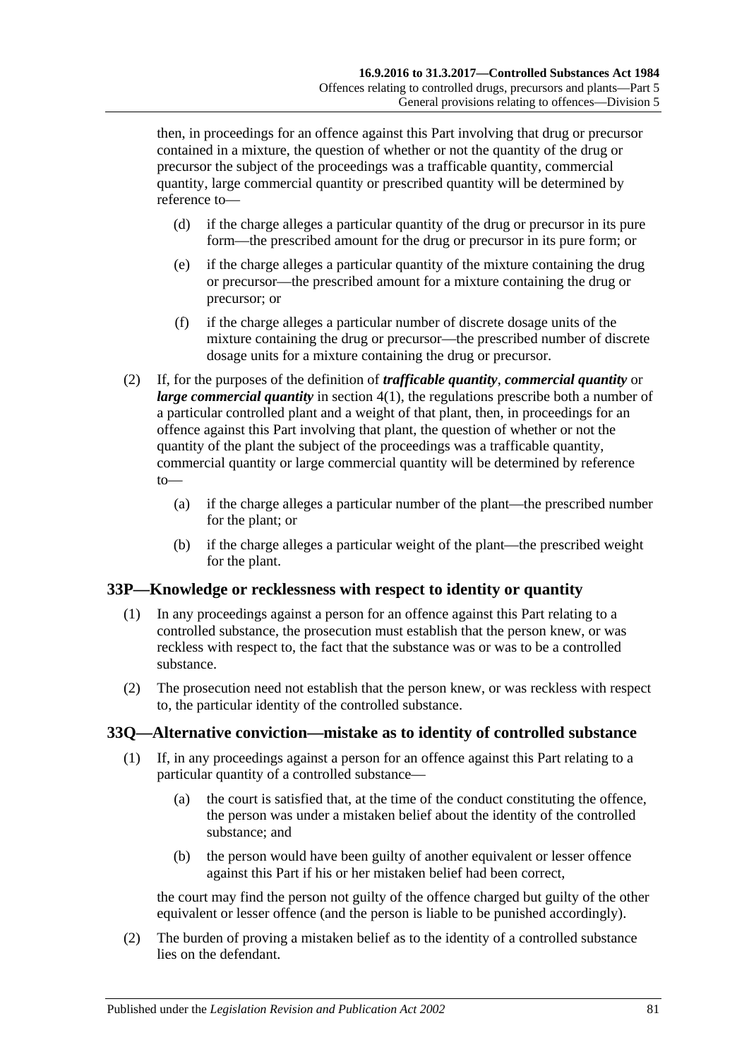then, in proceedings for an offence against this Part involving that drug or precursor contained in a mixture, the question of whether or not the quantity of the drug or precursor the subject of the proceedings was a trafficable quantity, commercial quantity, large commercial quantity or prescribed quantity will be determined by reference to—

- (d) if the charge alleges a particular quantity of the drug or precursor in its pure form—the prescribed amount for the drug or precursor in its pure form; or
- (e) if the charge alleges a particular quantity of the mixture containing the drug or precursor—the prescribed amount for a mixture containing the drug or precursor; or
- (f) if the charge alleges a particular number of discrete dosage units of the mixture containing the drug or precursor—the prescribed number of discrete dosage units for a mixture containing the drug or precursor.

(2) If, for the purposes of the definition of ***trafficable quantity***, ***commercial quantity*** or ***large commercial quantity*** in section 4(1), the regulations prescribe both a number of a particular controlled plant and a weight of that plant, then, in proceedings for an offence against this Part involving that plant, the question of whether or not the quantity of the plant the subject of the proceedings was a trafficable quantity, commercial quantity or large commercial quantity will be determined by reference to—

- (a) if the charge alleges a particular number of the plant—the prescribed number for the plant; or
- (b) if the charge alleges a particular weight of the plant—the prescribed weight for the plant.

## 33P—Knowledge or recklessness with respect to identity or quantity

(1) In any proceedings against a person for an offence against this Part relating to a controlled substance, the prosecution must establish that the person knew, or was reckless with respect to, the fact that the substance was or was to be a controlled substance.

(2) The prosecution need not establish that the person knew, or was reckless with respect to, the particular identity of the controlled substance.

## 33Q—Alternative conviction—mistake as to identity of controlled substance

(1) If, in any proceedings against a person for an offence against this Part relating to a particular quantity of a controlled substance—

- (a) the court is satisfied that, at the time of the conduct constituting the offence, the person was under a mistaken belief about the identity of the controlled substance; and
- (b) the person would have been guilty of another equivalent or lesser offence against this Part if his or her mistaken belief had been correct,

the court may find the person not guilty of the offence charged but guilty of the other equivalent or lesser offence (and the person is liable to be punished accordingly).

(2) The burden of proving a mistaken belief as to the identity of a controlled substance lies on the defendant.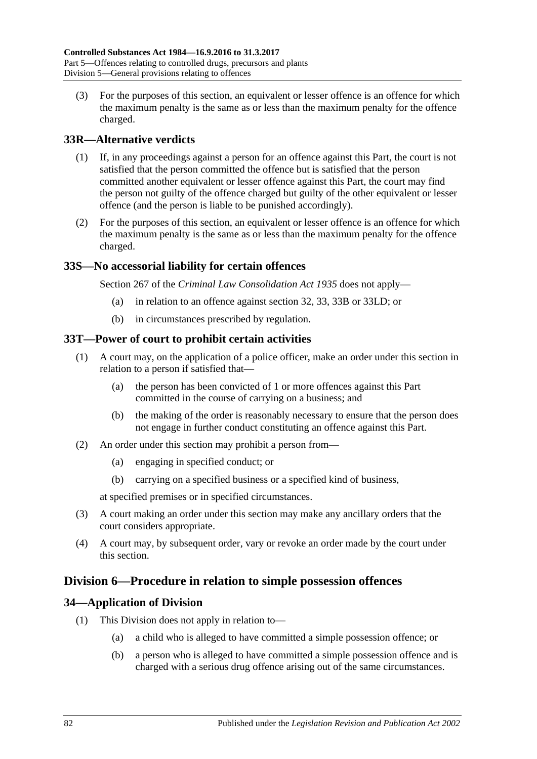(3) For the purposes of this section, an equivalent or lesser offence is an offence for which the maximum penalty is the same as or less than the maximum penalty for the offence charged.

## 33R—Alternative verdicts

(1) If, in any proceedings against a person for an offence against this Part, the court is not satisfied that the person committed the offence but is satisfied that the person committed another equivalent or lesser offence against this Part, the court may find the person not guilty of the offence charged but guilty of the other equivalent or lesser offence (and the person is liable to be punished accordingly).

(2) For the purposes of this section, an equivalent or lesser offence is an offence for which the maximum penalty is the same as or less than the maximum penalty for the offence charged.

## 33S—No accessorial liability for certain offences

Section 267 of the *Criminal Law Consolidation Act 1935* does not apply—

- (a) in relation to an offence against section 32, 33, 33B or 33LD; or
- (b) in circumstances prescribed by regulation.

## 33T—Power of court to prohibit certain activities

(1) A court may, on the application of a police officer, make an order under this section in relation to a person if satisfied that—

- (a) the person has been convicted of 1 or more offences against this Part committed in the course of carrying on a business; and
- (b) the making of the order is reasonably necessary to ensure that the person does not engage in further conduct constituting an offence against this Part.

(2) An order under this section may prohibit a person from—

- (a) engaging in specified conduct; or
- (b) carrying on a specified business or a specified kind of business,

at specified premises or in specified circumstances.

(3) A court making an order under this section may make any ancillary orders that the court considers appropriate.

(4) A court may, by subsequent order, vary or revoke an order made by the court under this section.

# Division 6—Procedure in relation to simple possession offences

## 34—Application of Division

(1) This Division does not apply in relation to—

- (a) a child who is alleged to have committed a simple possession offence; or
- (b) a person who is alleged to have committed a simple possession offence and is charged with a serious drug offence arising out of the same circumstances.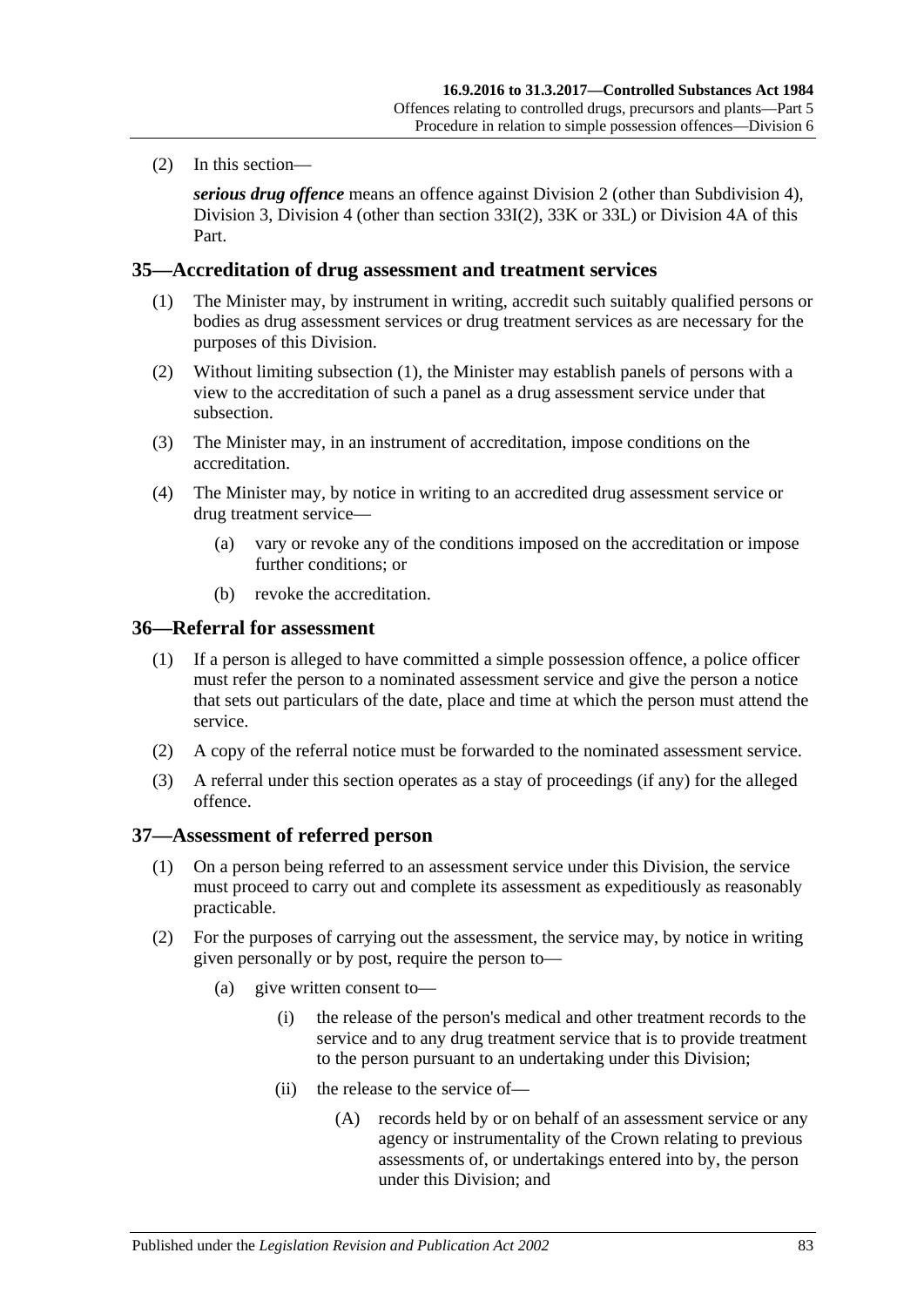(2) In this section—

***serious drug offence*** means an offence against Division 2 (other than Subdivision 4), Division 3, Division 4 (other than section 33I(2), 33K or 33L) or Division 4A of this Part.

## 35—Accreditation of drug assessment and treatment services

(1) The Minister may, by instrument in writing, accredit such suitably qualified persons or bodies as drug assessment services or drug treatment services as are necessary for the purposes of this Division.

(2) Without limiting subsection (1), the Minister may establish panels of persons with a view to the accreditation of such a panel as a drug assessment service under that subsection.

(3) The Minister may, in an instrument of accreditation, impose conditions on the accreditation.

(4) The Minister may, by notice in writing to an accredited drug assessment service or drug treatment service—

- (a) vary or revoke any of the conditions imposed on the accreditation or impose further conditions; or
- (b) revoke the accreditation.

## 36—Referral for assessment

(1) If a person is alleged to have committed a simple possession offence, a police officer must refer the person to a nominated assessment service and give the person a notice that sets out particulars of the date, place and time at which the person must attend the service.

(2) A copy of the referral notice must be forwarded to the nominated assessment service.

(3) A referral under this section operates as a stay of proceedings (if any) for the alleged offence.

## 37—Assessment of referred person

(1) On a person being referred to an assessment service under this Division, the service must proceed to carry out and complete its assessment as expeditiously as reasonably practicable.

(2) For the purposes of carrying out the assessment, the service may, by notice in writing given personally or by post, require the person to—

- (a) give written consent to—
    - (i) the release of the person's medical and other treatment records to the service and to any drug treatment service that is to provide treatment to the person pursuant to an undertaking under this Division;
    - (ii) the release to the service of—
        - (A) records held by or on behalf of an assessment service or any agency or instrumentality of the Crown relating to previous assessments of, or undertakings entered into by, the person under this Division; and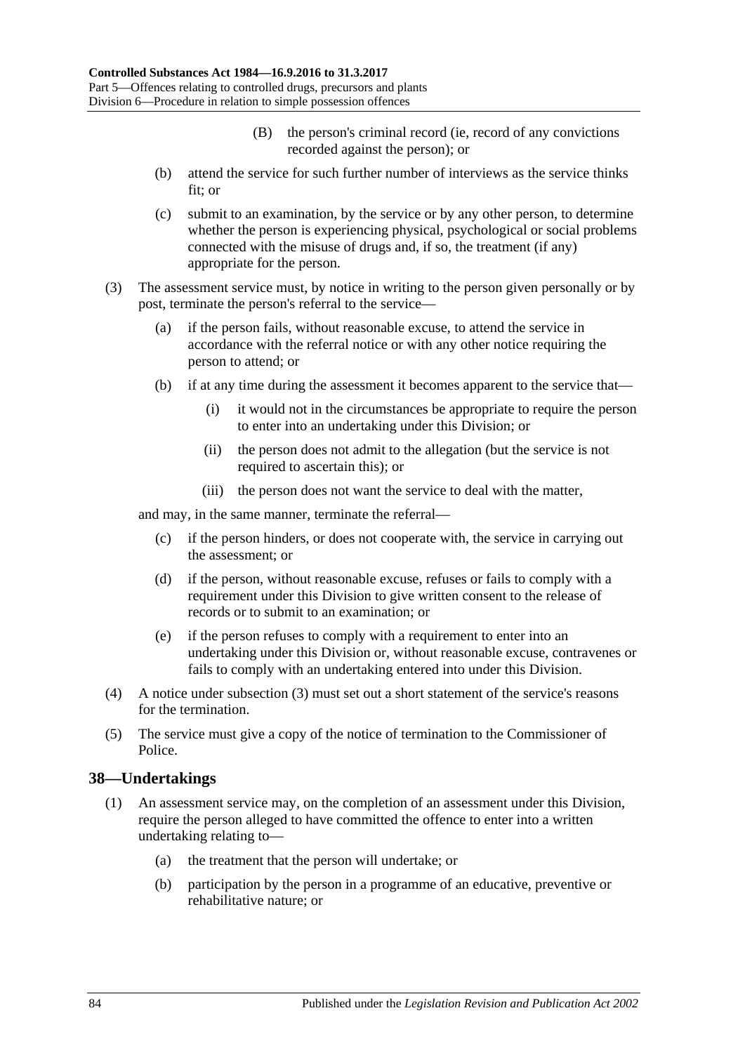(B) the person's criminal record (ie, record of any convictions recorded against the person); or

(b) attend the service for such further number of interviews as the service thinks fit; or

(c) submit to an examination, by the service or by any other person, to determine whether the person is experiencing physical, psychological or social problems connected with the misuse of drugs and, if so, the treatment (if any) appropriate for the person.

(3) The assessment service must, by notice in writing to the person given personally or by post, terminate the person's referral to the service—

(a) if the person fails, without reasonable excuse, to attend the service in accordance with the referral notice or with any other notice requiring the person to attend; or

(b) if at any time during the assessment it becomes apparent to the service that—

(i) it would not in the circumstances be appropriate to require the person to enter into an undertaking under this Division; or

(ii) the person does not admit to the allegation (but the service is not required to ascertain this); or

(iii) the person does not want the service to deal with the matter,

and may, in the same manner, terminate the referral—

(c) if the person hinders, or does not cooperate with, the service in carrying out the assessment; or

(d) if the person, without reasonable excuse, refuses or fails to comply with a requirement under this Division to give written consent to the release of records or to submit to an examination; or

(e) if the person refuses to comply with a requirement to enter into an undertaking under this Division or, without reasonable excuse, contravenes or fails to comply with an undertaking entered into under this Division.

(4) A notice under subsection (3) must set out a short statement of the service's reasons for the termination.

(5) The service must give a copy of the notice of termination to the Commissioner of Police.

## 38—Undertakings

(1) An assessment service may, on the completion of an assessment under this Division, require the person alleged to have committed the offence to enter into a written undertaking relating to—

(a) the treatment that the person will undertake; or

(b) participation by the person in a programme of an educative, preventive or rehabilitative nature; or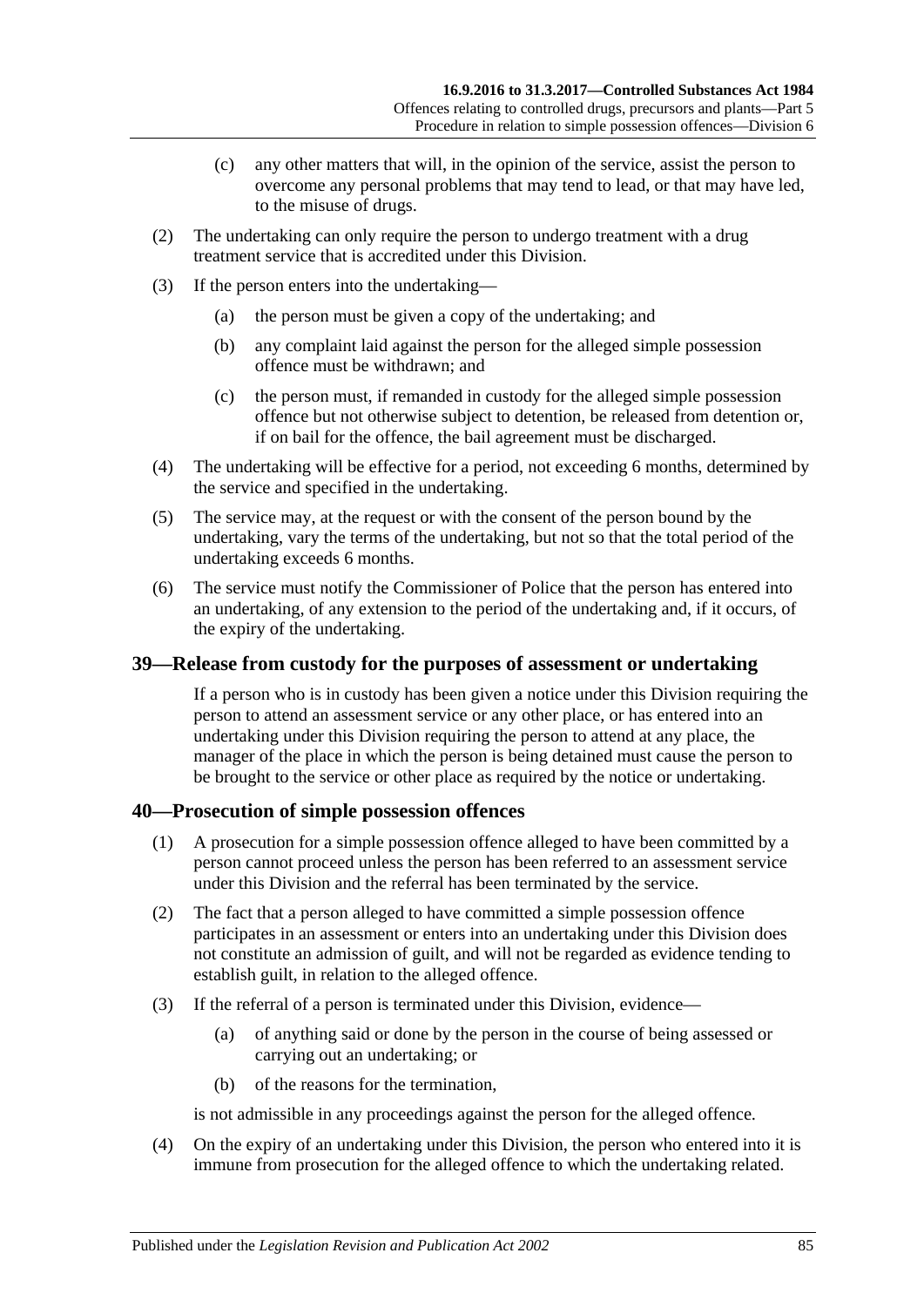(c) any other matters that will, in the opinion of the service, assist the person to overcome any personal problems that may tend to lead, or that may have led, to the misuse of drugs.

(2) The undertaking can only require the person to undergo treatment with a drug treatment service that is accredited under this Division.

(3) If the person enters into the undertaking—

(a) the person must be given a copy of the undertaking; and

(b) any complaint laid against the person for the alleged simple possession offence must be withdrawn; and

(c) the person must, if remanded in custody for the alleged simple possession offence but not otherwise subject to detention, be released from detention or, if on bail for the offence, the bail agreement must be discharged.

(4) The undertaking will be effective for a period, not exceeding 6 months, determined by the service and specified in the undertaking.

(5) The service may, at the request or with the consent of the person bound by the undertaking, vary the terms of the undertaking, but not so that the total period of the undertaking exceeds 6 months.

(6) The service must notify the Commissioner of Police that the person has entered into an undertaking, of any extension to the period of the undertaking and, if it occurs, of the expiry of the undertaking.

## 39—Release from custody for the purposes of assessment or undertaking

If a person who is in custody has been given a notice under this Division requiring the person to attend an assessment service or any other place, or has entered into an undertaking under this Division requiring the person to attend at any place, the manager of the place in which the person is being detained must cause the person to be brought to the service or other place as required by the notice or undertaking.

## 40—Prosecution of simple possession offences

(1) A prosecution for a simple possession offence alleged to have been committed by a person cannot proceed unless the person has been referred to an assessment service under this Division and the referral has been terminated by the service.

(2) The fact that a person alleged to have committed a simple possession offence participates in an assessment or enters into an undertaking under this Division does not constitute an admission of guilt, and will not be regarded as evidence tending to establish guilt, in relation to the alleged offence.

(3) If the referral of a person is terminated under this Division, evidence—

(a) of anything said or done by the person in the course of being assessed or carrying out an undertaking; or

(b) of the reasons for the termination,

is not admissible in any proceedings against the person for the alleged offence.

(4) On the expiry of an undertaking under this Division, the person who entered into it is immune from prosecution for the alleged offence to which the undertaking related.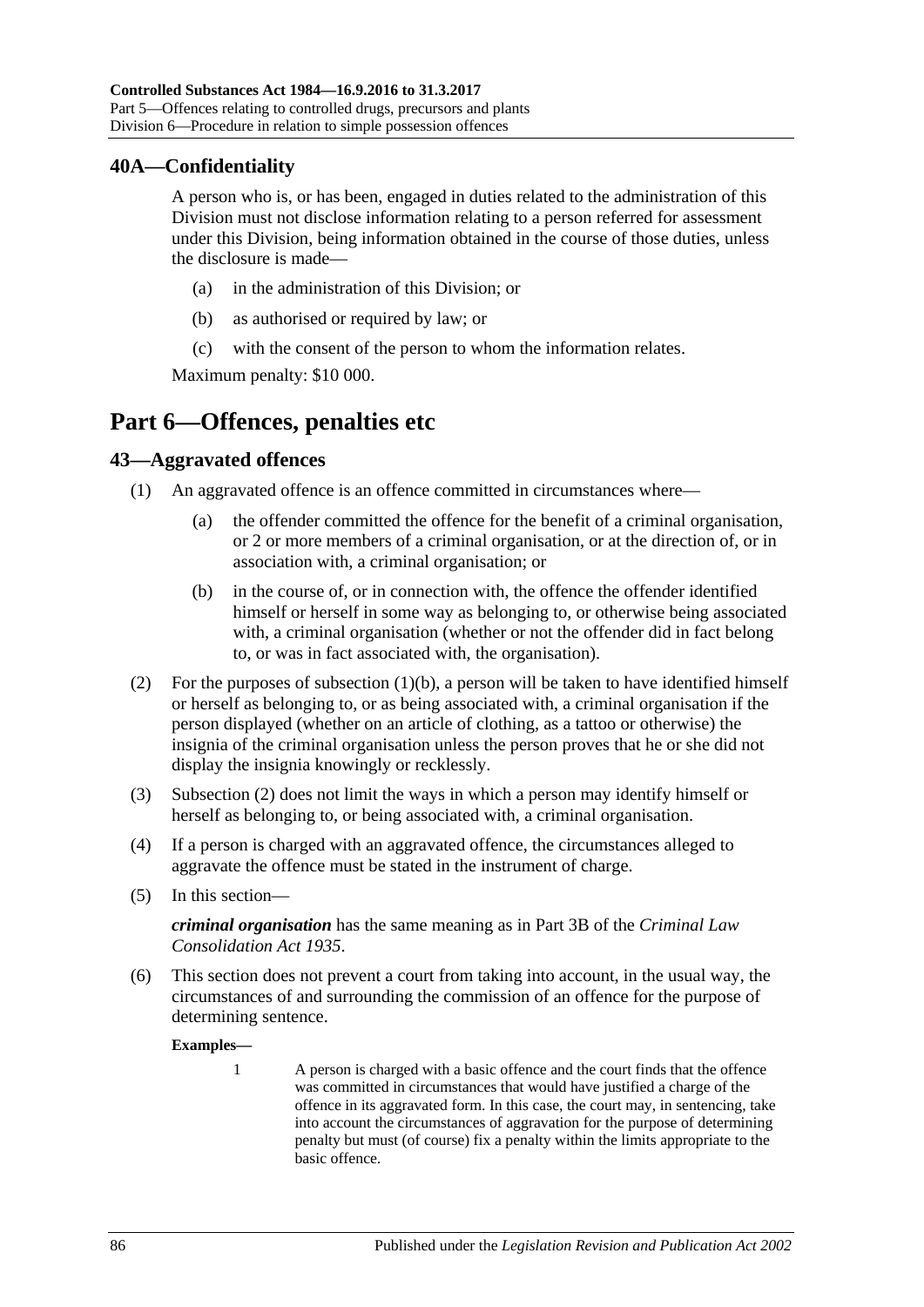## 40A—Confidentiality

A person who is, or has been, engaged in duties related to the administration of this Division must not disclose information relating to a person referred for assessment under this Division, being information obtained in the course of those duties, unless the disclosure is made—

(a) in the administration of this Division; or

(b) as authorised or required by law; or

(c) with the consent of the person to whom the information relates.

Maximum penalty: $10 000.

# Part 6—Offences, penalties etc

## 43—Aggravated offences

(1) An aggravated offence is an offence committed in circumstances where—

(a) the offender committed the offence for the benefit of a criminal organisation, or 2 or more members of a criminal organisation, or at the direction of, or in association with, a criminal organisation; or

(b) in the course of, or in connection with, the offence the offender identified himself or herself in some way as belonging to, or otherwise being associated with, a criminal organisation (whether or not the offender did in fact belong to, or was in fact associated with, the organisation).

(2) For the purposes of subsection (1)(b), a person will be taken to have identified himself or herself as belonging to, or as being associated with, a criminal organisation if the person displayed (whether on an article of clothing, as a tattoo or otherwise) the insignia of the criminal organisation unless the person proves that he or she did not display the insignia knowingly or recklessly.

(3) Subsection (2) does not limit the ways in which a person may identify himself or herself as belonging to, or being associated with, a criminal organisation.

(4) If a person is charged with an aggravated offence, the circumstances alleged to aggravate the offence must be stated in the instrument of charge.

(5) In this section—

***criminal organisation*** has the same meaning as in Part 3B of the *Criminal Law Consolidation Act 1935*.

(6) This section does not prevent a court from taking into account, in the usual way, the circumstances of and surrounding the commission of an offence for the purpose of determining sentence.

**Examples—**

1 A person is charged with a basic offence and the court finds that the offence was committed in circumstances that would have justified a charge of the offence in its aggravated form. In this case, the court may, in sentencing, take into account the circumstances of aggravation for the purpose of determining penalty but must (of course) fix a penalty within the limits appropriate to the basic offence.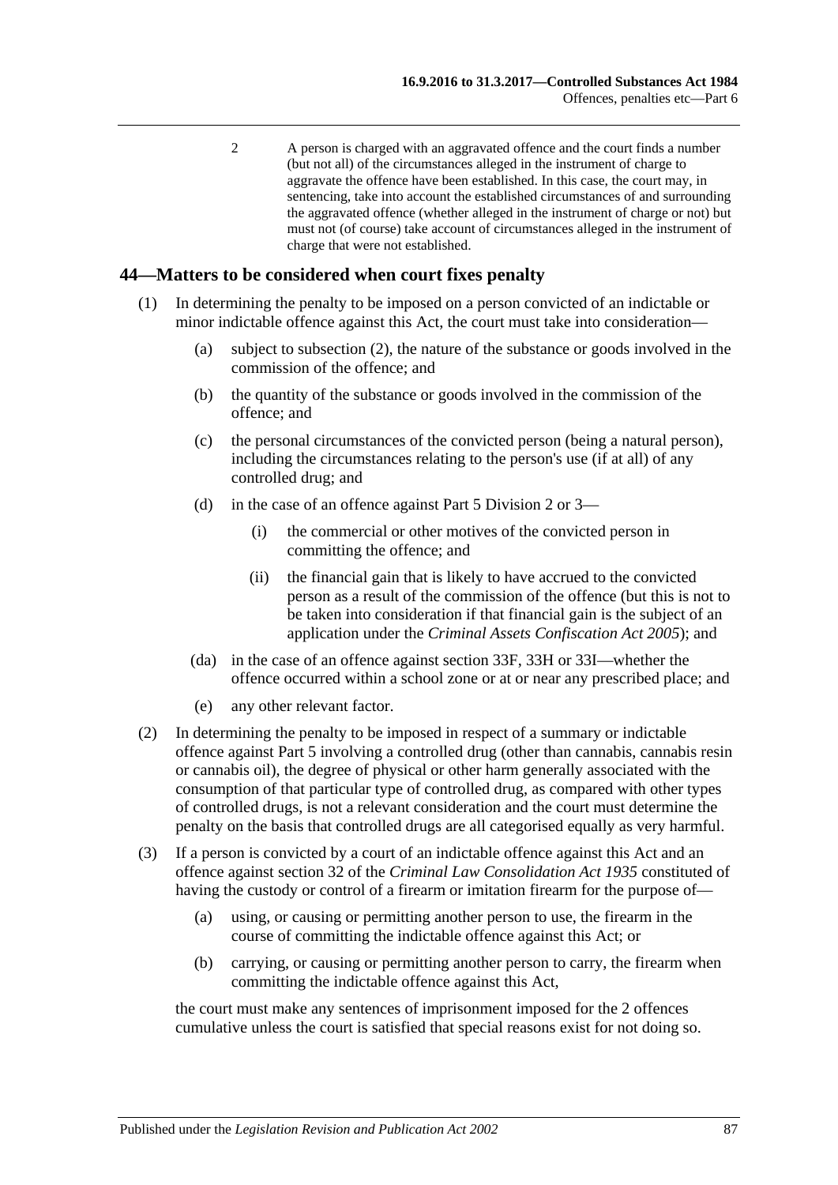2 A person is charged with an aggravated offence and the court finds a number (but not all) of the circumstances alleged in the instrument of charge to aggravate the offence have been established. In this case, the court may, in sentencing, take into account the established circumstances of and surrounding the aggravated offence (whether alleged in the instrument of charge or not) but must not (of course) take account of circumstances alleged in the instrument of charge that were not established.

## 44—Matters to be considered when court fixes penalty

(1) In determining the penalty to be imposed on a person convicted of an indictable or minor indictable offence against this Act, the court must take into consideration—

- (a) subject to subsection (2), the nature of the substance or goods involved in the commission of the offence; and
- (b) the quantity of the substance or goods involved in the commission of the offence; and
- (c) the personal circumstances of the convicted person (being a natural person), including the circumstances relating to the person's use (if at all) of any controlled drug; and
- (d) in the case of an offence against Part 5 Division 2 or 3—
  - (i) the commercial or other motives of the convicted person in committing the offence; and
  - (ii) the financial gain that is likely to have accrued to the convicted person as a result of the commission of the offence (but this is not to be taken into consideration if that financial gain is the subject of an application under the *Criminal Assets Confiscation Act 2005*); and
- (da) in the case of an offence against section 33F, 33H or 33I—whether the offence occurred within a school zone or at or near any prescribed place; and
- (e) any other relevant factor.

(2) In determining the penalty to be imposed in respect of a summary or indictable offence against Part 5 involving a controlled drug (other than cannabis, cannabis resin or cannabis oil), the degree of physical or other harm generally associated with the consumption of that particular type of controlled drug, as compared with other types of controlled drugs, is not a relevant consideration and the court must determine the penalty on the basis that controlled drugs are all categorised equally as very harmful.

(3) If a person is convicted by a court of an indictable offence against this Act and an offence against section 32 of the *Criminal Law Consolidation Act 1935* constituted of having the custody or control of a firearm or imitation firearm for the purpose of—

- (a) using, or causing or permitting another person to use, the firearm in the course of committing the indictable offence against this Act; or
- (b) carrying, or causing or permitting another person to carry, the firearm when committing the indictable offence against this Act,

the court must make any sentences of imprisonment imposed for the 2 offences cumulative unless the court is satisfied that special reasons exist for not doing so.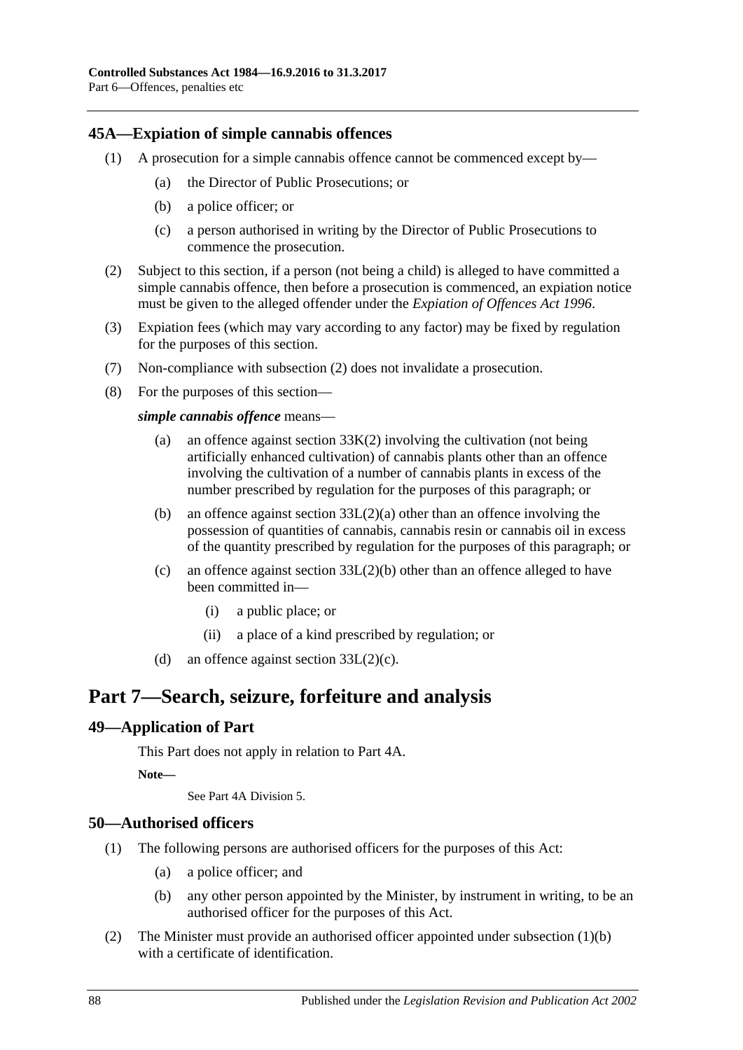### 45A—Expiation of simple cannabis offences

(1) A prosecution for a simple cannabis offence cannot be commenced except by—

(a) the Director of Public Prosecutions; or

(b) a police officer; or

(c) a person authorised in writing by the Director of Public Prosecutions to commence the prosecution.

(2) Subject to this section, if a person (not being a child) is alleged to have committed a simple cannabis offence, then before a prosecution is commenced, an expiation notice must be given to the alleged offender under the *Expiation of Offences Act 1996*.

(3) Expiation fees (which may vary according to any factor) may be fixed by regulation for the purposes of this section.

(7) Non-compliance with subsection (2) does not invalidate a prosecution.

(8) For the purposes of this section—

***simple cannabis offence*** means—

(a) an offence against section 33K(2) involving the cultivation (not being artificially enhanced cultivation) of cannabis plants other than an offence involving the cultivation of a number of cannabis plants in excess of the number prescribed by regulation for the purposes of this paragraph; or

(b) an offence against section 33L(2)(a) other than an offence involving the possession of quantities of cannabis, cannabis resin or cannabis oil in excess of the quantity prescribed by regulation for the purposes of this paragraph; or

(c) an offence against section 33L(2)(b) other than an offence alleged to have been committed in—

(i) a public place; or

(ii) a place of a kind prescribed by regulation; or

(d) an offence against section 33L(2)(c).

## Part 7—Search, seizure, forfeiture and analysis

### 49—Application of Part

This Part does not apply in relation to Part 4A.

**Note—**

See Part 4A Division 5.

### 50—Authorised officers

(1) The following persons are authorised officers for the purposes of this Act:

(a) a police officer; and

(b) any other person appointed by the Minister, by instrument in writing, to be an authorised officer for the purposes of this Act.

(2) The Minister must provide an authorised officer appointed under subsection (1)(b) with a certificate of identification.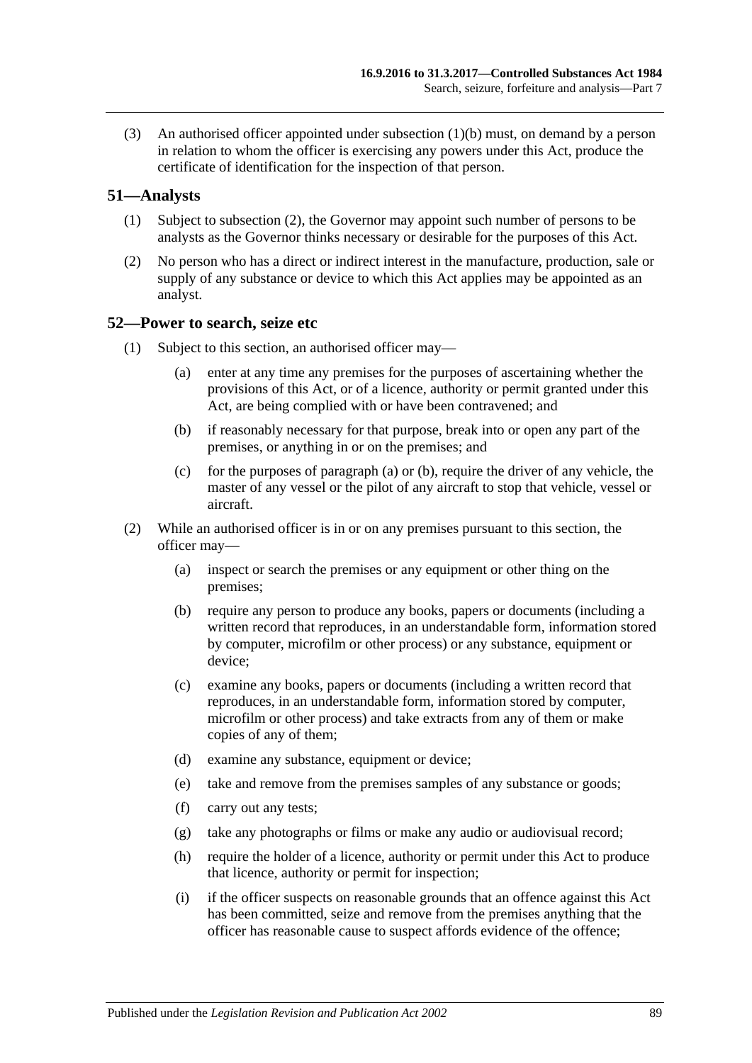(3) An authorised officer appointed under subsection (1)(b) must, on demand by a person in relation to whom the officer is exercising any powers under this Act, produce the certificate of identification for the inspection of that person.

## 51—Analysts

(1) Subject to subsection (2), the Governor may appoint such number of persons to be analysts as the Governor thinks necessary or desirable for the purposes of this Act.

(2) No person who has a direct or indirect interest in the manufacture, production, sale or supply of any substance or device to which this Act applies may be appointed as an analyst.

## 52—Power to search, seize etc

(1) Subject to this section, an authorised officer may—

(a) enter at any time any premises for the purposes of ascertaining whether the provisions of this Act, or of a licence, authority or permit granted under this Act, are being complied with or have been contravened; and

(b) if reasonably necessary for that purpose, break into or open any part of the premises, or anything in or on the premises; and

(c) for the purposes of paragraph (a) or (b), require the driver of any vehicle, the master of any vessel or the pilot of any aircraft to stop that vehicle, vessel or aircraft.

(2) While an authorised officer is in or on any premises pursuant to this section, the officer may—

(a) inspect or search the premises or any equipment or other thing on the premises;

(b) require any person to produce any books, papers or documents (including a written record that reproduces, in an understandable form, information stored by computer, microfilm or other process) or any substance, equipment or device;

(c) examine any books, papers or documents (including a written record that reproduces, in an understandable form, information stored by computer, microfilm or other process) and take extracts from any of them or make copies of any of them;

(d) examine any substance, equipment or device;

(e) take and remove from the premises samples of any substance or goods;

(f) carry out any tests;

(g) take any photographs or films or make any audio or audiovisual record;

(h) require the holder of a licence, authority or permit under this Act to produce that licence, authority or permit for inspection;

(i) if the officer suspects on reasonable grounds that an offence against this Act has been committed, seize and remove from the premises anything that the officer has reasonable cause to suspect affords evidence of the offence;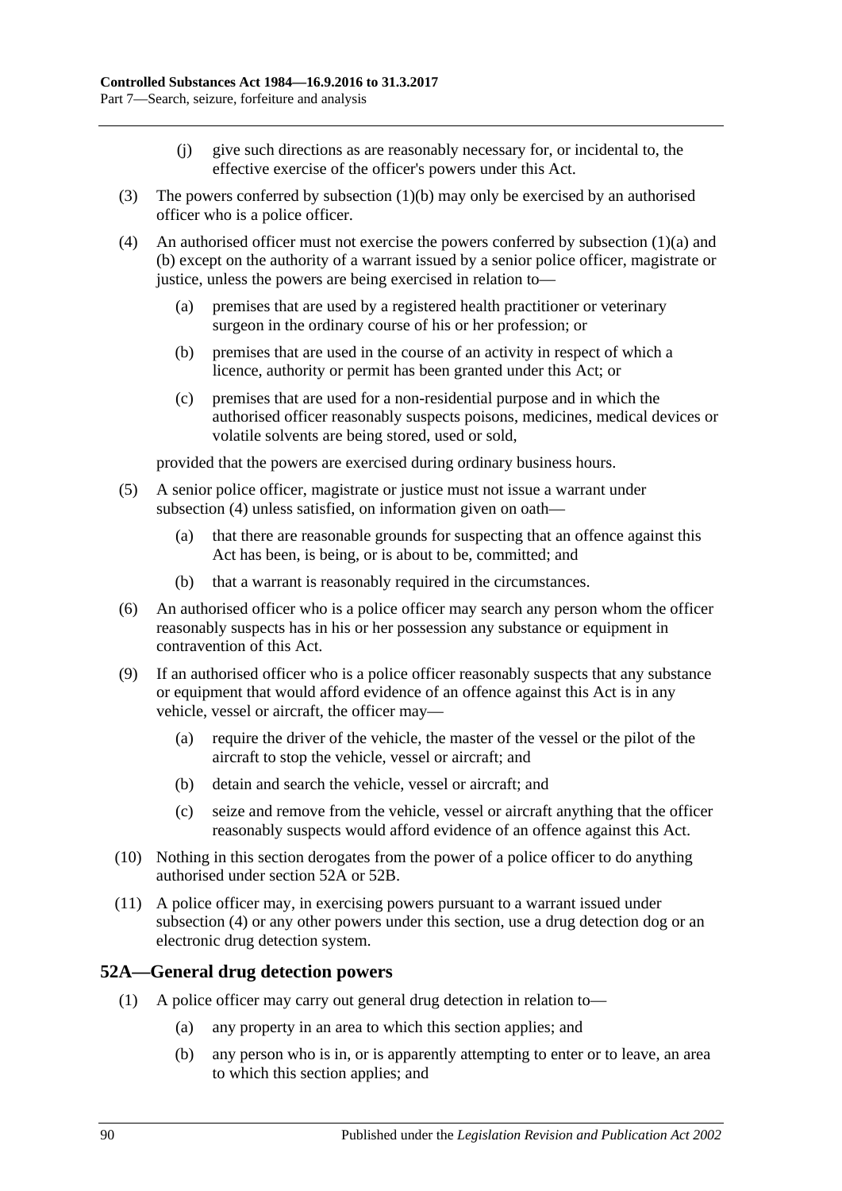(j) give such directions as are reasonably necessary for, or incidental to, the effective exercise of the officer's powers under this Act.

(3) The powers conferred by subsection (1)(b) may only be exercised by an authorised officer who is a police officer.

(4) An authorised officer must not exercise the powers conferred by subsection (1)(a) and (b) except on the authority of a warrant issued by a senior police officer, magistrate or justice, unless the powers are being exercised in relation to—

(a) premises that are used by a registered health practitioner or veterinary surgeon in the ordinary course of his or her profession; or

(b) premises that are used in the course of an activity in respect of which a licence, authority or permit has been granted under this Act; or

(c) premises that are used for a non-residential purpose and in which the authorised officer reasonably suspects poisons, medicines, medical devices or volatile solvents are being stored, used or sold,

provided that the powers are exercised during ordinary business hours.

(5) A senior police officer, magistrate or justice must not issue a warrant under subsection (4) unless satisfied, on information given on oath—

(a) that there are reasonable grounds for suspecting that an offence against this Act has been, is being, or is about to be, committed; and

(b) that a warrant is reasonably required in the circumstances.

(6) An authorised officer who is a police officer may search any person whom the officer reasonably suspects has in his or her possession any substance or equipment in contravention of this Act.

(9) If an authorised officer who is a police officer reasonably suspects that any substance or equipment that would afford evidence of an offence against this Act is in any vehicle, vessel or aircraft, the officer may—

(a) require the driver of the vehicle, the master of the vessel or the pilot of the aircraft to stop the vehicle, vessel or aircraft; and

(b) detain and search the vehicle, vessel or aircraft; and

(c) seize and remove from the vehicle, vessel or aircraft anything that the officer reasonably suspects would afford evidence of an offence against this Act.

(10) Nothing in this section derogates from the power of a police officer to do anything authorised under section 52A or 52B.

(11) A police officer may, in exercising powers pursuant to a warrant issued under subsection (4) or any other powers under this section, use a drug detection dog or an electronic drug detection system.

## 52A—General drug detection powers

(1) A police officer may carry out general drug detection in relation to—

(a) any property in an area to which this section applies; and

(b) any person who is in, or is apparently attempting to enter or to leave, an area to which this section applies; and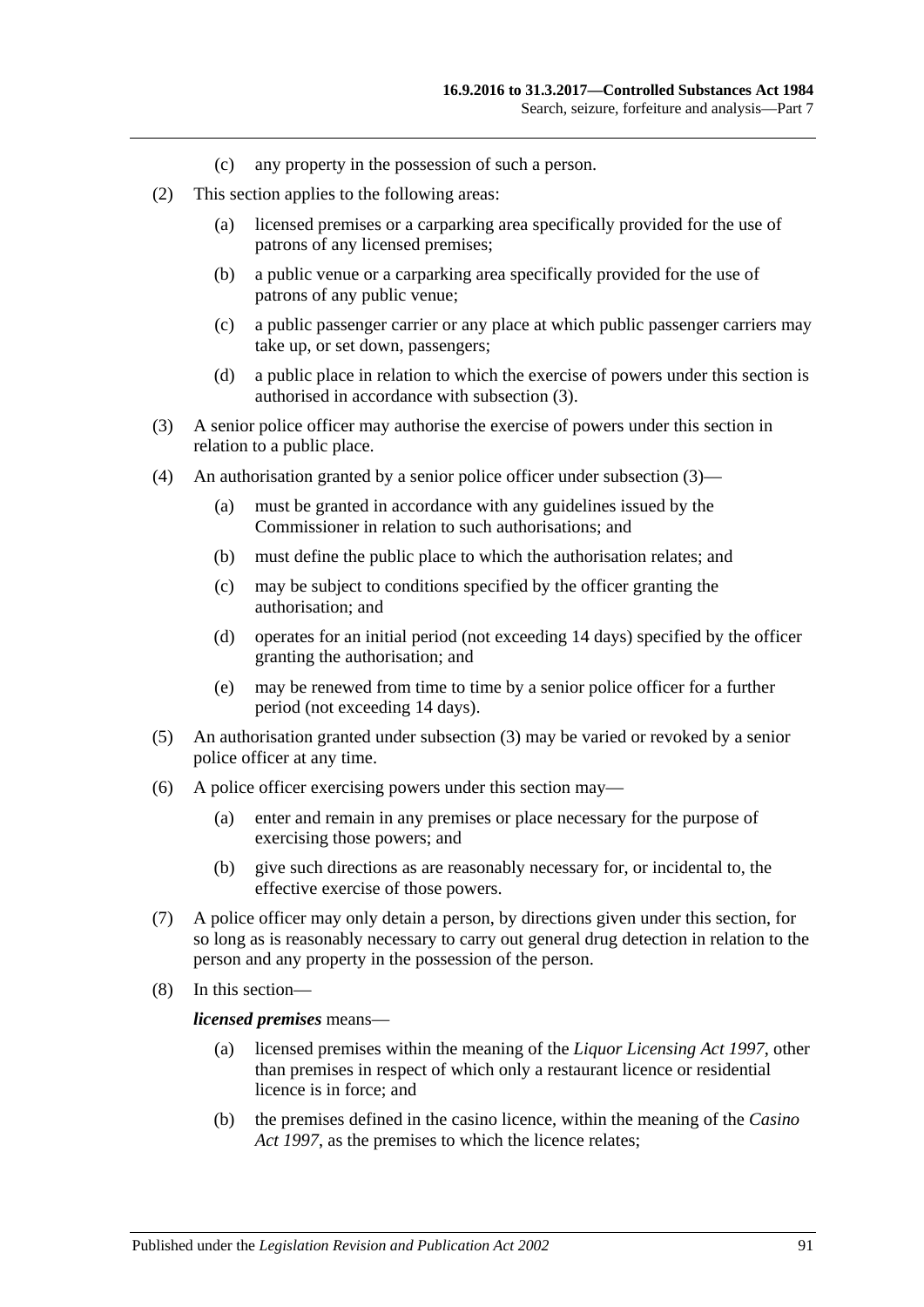(c) any property in the possession of such a person.

(2) This section applies to the following areas:

(a) licensed premises or a carparking area specifically provided for the use of patrons of any licensed premises;

(b) a public venue or a carparking area specifically provided for the use of patrons of any public venue;

(c) a public passenger carrier or any place at which public passenger carriers may take up, or set down, passengers;

(d) a public place in relation to which the exercise of powers under this section is authorised in accordance with subsection (3).

(3) A senior police officer may authorise the exercise of powers under this section in relation to a public place.

(4) An authorisation granted by a senior police officer under subsection (3)—

(a) must be granted in accordance with any guidelines issued by the Commissioner in relation to such authorisations; and

(b) must define the public place to which the authorisation relates; and

(c) may be subject to conditions specified by the officer granting the authorisation; and

(d) operates for an initial period (not exceeding 14 days) specified by the officer granting the authorisation; and

(e) may be renewed from time to time by a senior police officer for a further period (not exceeding 14 days).

(5) An authorisation granted under subsection (3) may be varied or revoked by a senior police officer at any time.

(6) A police officer exercising powers under this section may—

(a) enter and remain in any premises or place necessary for the purpose of exercising those powers; and

(b) give such directions as are reasonably necessary for, or incidental to, the effective exercise of those powers.

(7) A police officer may only detain a person, by directions given under this section, for so long as is reasonably necessary to carry out general drug detection in relation to the person and any property in the possession of the person.

(8) In this section—

***licensed premises*** means—

(a) licensed premises within the meaning of the *Liquor Licensing Act 1997*, other than premises in respect of which only a restaurant licence or residential licence is in force; and

(b) the premises defined in the casino licence, within the meaning of the *Casino Act 1997*, as the premises to which the licence relates;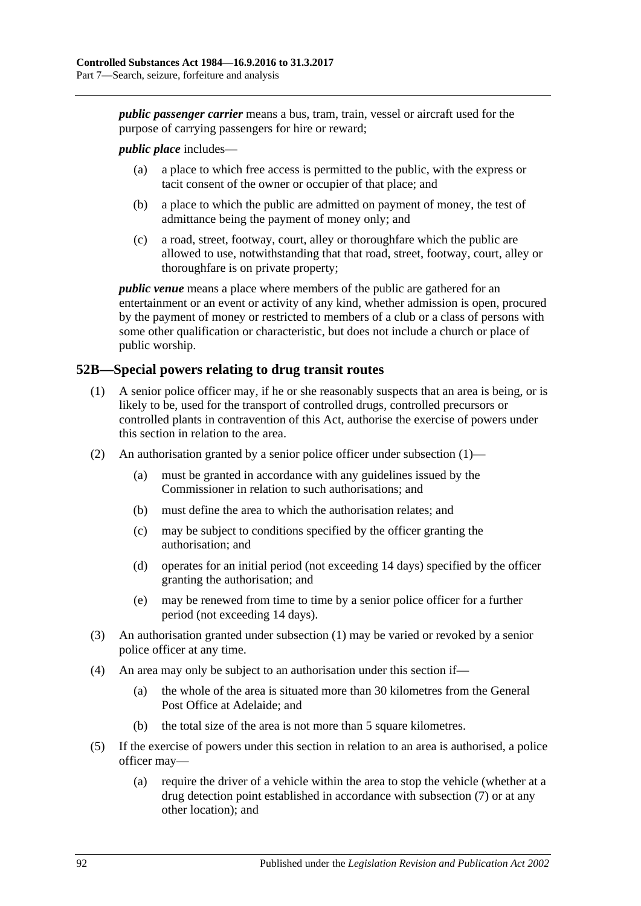***public passenger carrier*** means a bus, tram, train, vessel or aircraft used for the purpose of carrying passengers for hire or reward;

***public place*** includes—

(a) a place to which free access is permitted to the public, with the express or tacit consent of the owner or occupier of that place; and

(b) a place to which the public are admitted on payment of money, the test of admittance being the payment of money only; and

(c) a road, street, footway, court, alley or thoroughfare which the public are allowed to use, notwithstanding that that road, street, footway, court, alley or thoroughfare is on private property;

***public venue*** means a place where members of the public are gathered for an entertainment or an event or activity of any kind, whether admission is open, procured by the payment of money or restricted to members of a club or a class of persons with some other qualification or characteristic, but does not include a church or place of public worship.

## 52B—Special powers relating to drug transit routes

(1) A senior police officer may, if he or she reasonably suspects that an area is being, or is likely to be, used for the transport of controlled drugs, controlled precursors or controlled plants in contravention of this Act, authorise the exercise of powers under this section in relation to the area.

(2) An authorisation granted by a senior police officer under subsection (1)—

(a) must be granted in accordance with any guidelines issued by the Commissioner in relation to such authorisations; and

(b) must define the area to which the authorisation relates; and

(c) may be subject to conditions specified by the officer granting the authorisation; and

(d) operates for an initial period (not exceeding 14 days) specified by the officer granting the authorisation; and

(e) may be renewed from time to time by a senior police officer for a further period (not exceeding 14 days).

(3) An authorisation granted under subsection (1) may be varied or revoked by a senior police officer at any time.

(4) An area may only be subject to an authorisation under this section if—

(a) the whole of the area is situated more than 30 kilometres from the General Post Office at Adelaide; and

(b) the total size of the area is not more than 5 square kilometres.

(5) If the exercise of powers under this section in relation to an area is authorised, a police officer may—

(a) require the driver of a vehicle within the area to stop the vehicle (whether at a drug detection point established in accordance with subsection (7) or at any other location); and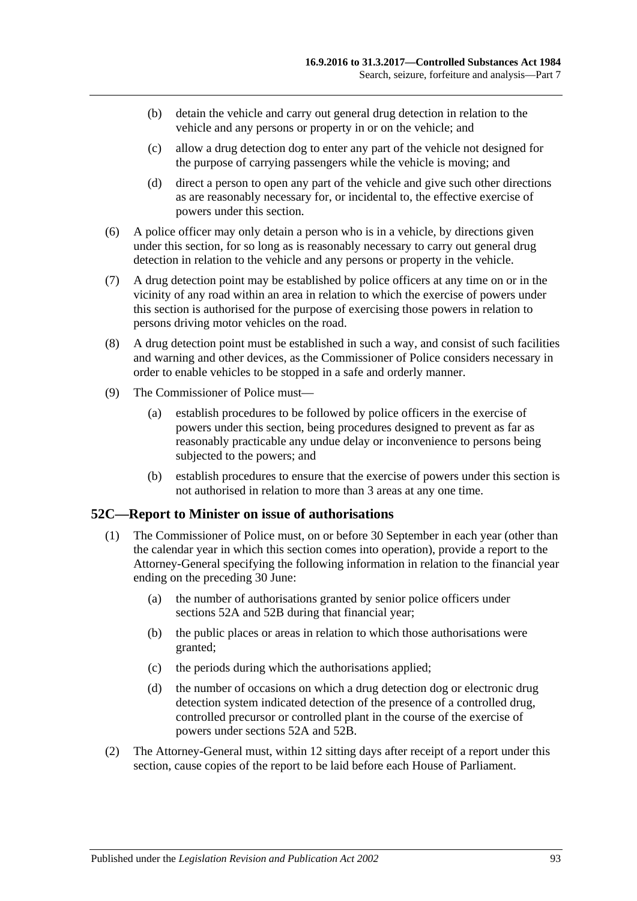(b) detain the vehicle and carry out general drug detection in relation to the vehicle and any persons or property in or on the vehicle; and

(c) allow a drug detection dog to enter any part of the vehicle not designed for the purpose of carrying passengers while the vehicle is moving; and

(d) direct a person to open any part of the vehicle and give such other directions as are reasonably necessary for, or incidental to, the effective exercise of powers under this section.

(6) A police officer may only detain a person who is in a vehicle, by directions given under this section, for so long as is reasonably necessary to carry out general drug detection in relation to the vehicle and any persons or property in the vehicle.

(7) A drug detection point may be established by police officers at any time on or in the vicinity of any road within an area in relation to which the exercise of powers under this section is authorised for the purpose of exercising those powers in relation to persons driving motor vehicles on the road.

(8) A drug detection point must be established in such a way, and consist of such facilities and warning and other devices, as the Commissioner of Police considers necessary in order to enable vehicles to be stopped in a safe and orderly manner.

(9) The Commissioner of Police must—

(a) establish procedures to be followed by police officers in the exercise of powers under this section, being procedures designed to prevent as far as reasonably practicable any undue delay or inconvenience to persons being subjected to the powers; and

(b) establish procedures to ensure that the exercise of powers under this section is not authorised in relation to more than 3 areas at any one time.

## 52C—Report to Minister on issue of authorisations

(1) The Commissioner of Police must, on or before 30 September in each year (other than the calendar year in which this section comes into operation), provide a report to the Attorney-General specifying the following information in relation to the financial year ending on the preceding 30 June:

(a) the number of authorisations granted by senior police officers under sections 52A and 52B during that financial year;

(b) the public places or areas in relation to which those authorisations were granted;

(c) the periods during which the authorisations applied;

(d) the number of occasions on which a drug detection dog or electronic drug detection system indicated detection of the presence of a controlled drug, controlled precursor or controlled plant in the course of the exercise of powers under sections 52A and 52B.

(2) The Attorney-General must, within 12 sitting days after receipt of a report under this section, cause copies of the report to be laid before each House of Parliament.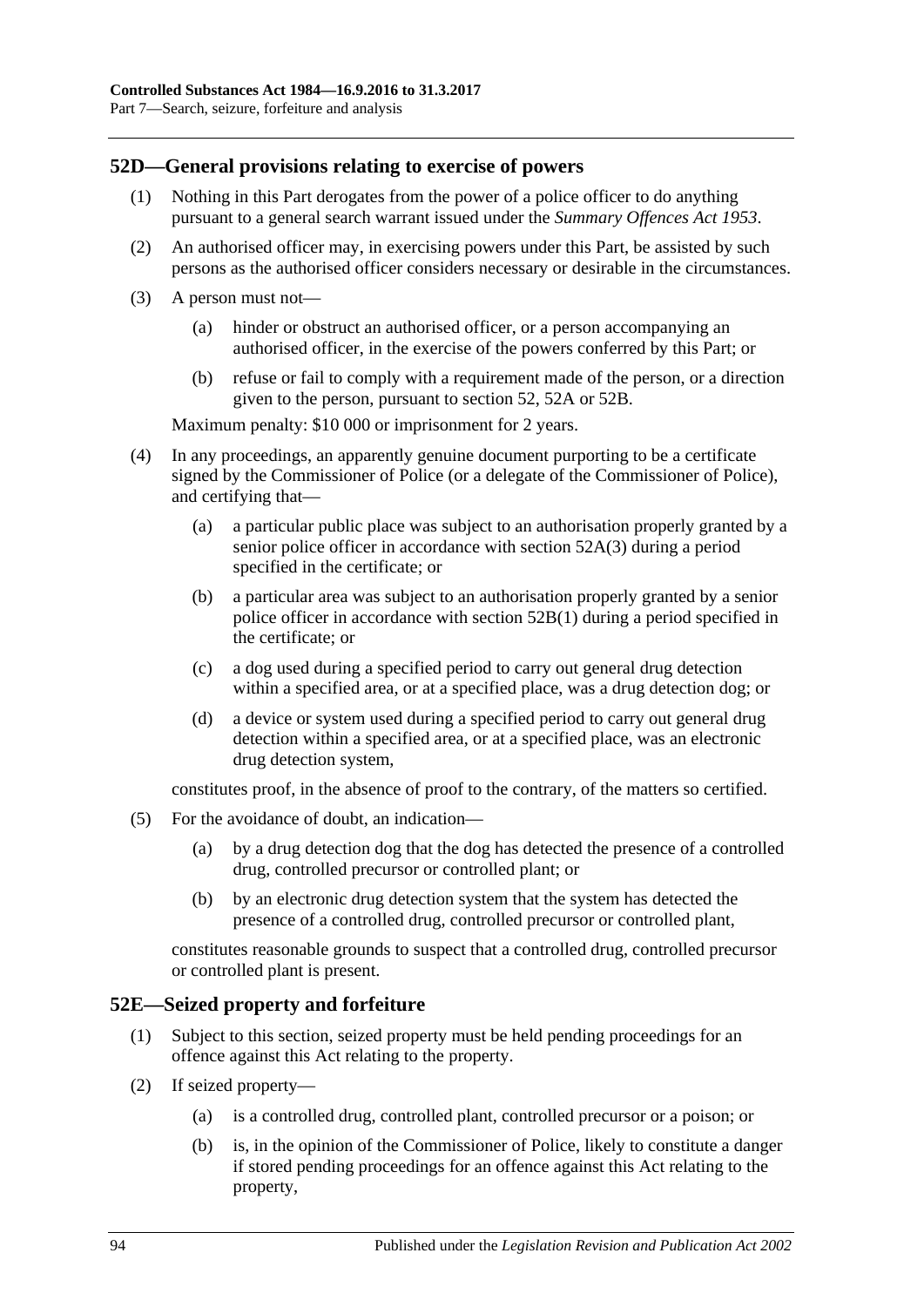## 52D—General provisions relating to exercise of powers

(1) Nothing in this Part derogates from the power of a police officer to do anything pursuant to a general search warrant issued under the *Summary Offences Act 1953*.

(2) An authorised officer may, in exercising powers under this Part, be assisted by such persons as the authorised officer considers necessary or desirable in the circumstances.

(3) A person must not—

> (a) hinder or obstruct an authorised officer, or a person accompanying an authorised officer, in the exercise of the powers conferred by this Part; or
>
> (b) refuse or fail to comply with a requirement made of the person, or a direction given to the person, pursuant to section 52, 52A or 52B.

Maximum penalty: $10 000 or imprisonment for 2 years.

(4) In any proceedings, an apparently genuine document purporting to be a certificate signed by the Commissioner of Police (or a delegate of the Commissioner of Police), and certifying that—

> (a) a particular public place was subject to an authorisation properly granted by a senior police officer in accordance with section 52A(3) during a period specified in the certificate; or
>
> (b) a particular area was subject to an authorisation properly granted by a senior police officer in accordance with section 52B(1) during a period specified in the certificate; or
>
> (c) a dog used during a specified period to carry out general drug detection within a specified area, or at a specified place, was a drug detection dog; or
>
> (d) a device or system used during a specified period to carry out general drug detection within a specified area, or at a specified place, was an electronic drug detection system,

constitutes proof, in the absence of proof to the contrary, of the matters so certified.

(5) For the avoidance of doubt, an indication—

> (a) by a drug detection dog that the dog has detected the presence of a controlled drug, controlled precursor or controlled plant; or
>
> (b) by an electronic drug detection system that the system has detected the presence of a controlled drug, controlled precursor or controlled plant,

constitutes reasonable grounds to suspect that a controlled drug, controlled precursor or controlled plant is present.

## 52E—Seized property and forfeiture

(1) Subject to this section, seized property must be held pending proceedings for an offence against this Act relating to the property.

(2) If seized property—

> (a) is a controlled drug, controlled plant, controlled precursor or a poison; or
>
> (b) is, in the opinion of the Commissioner of Police, likely to constitute a danger if stored pending proceedings for an offence against this Act relating to the property,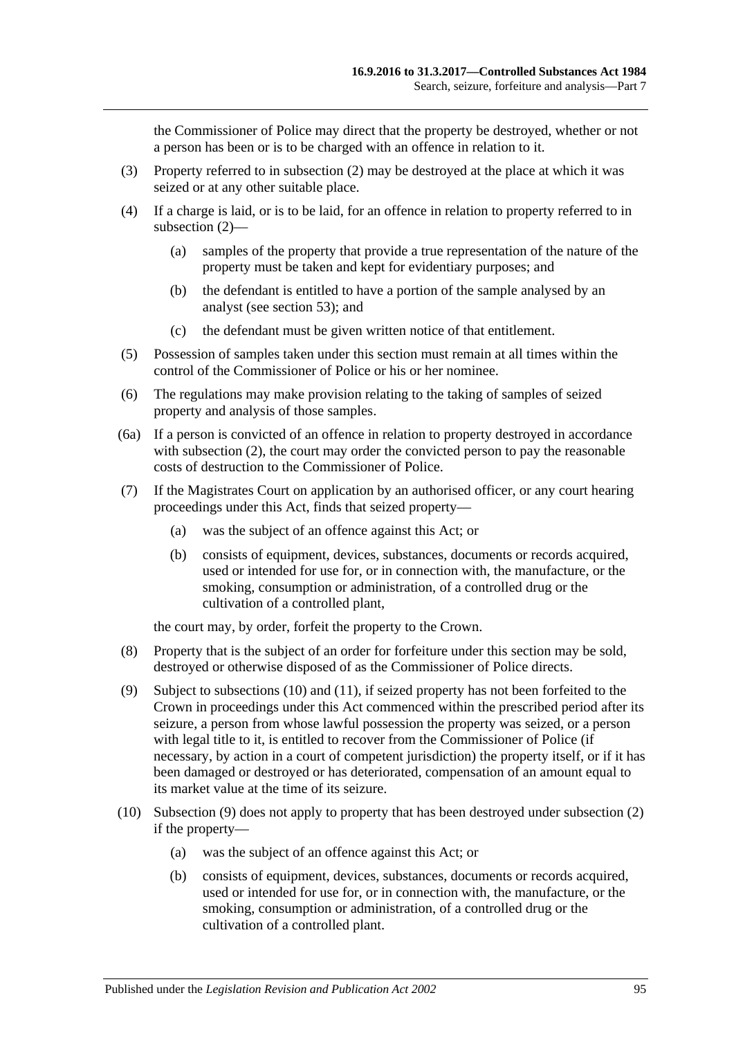the Commissioner of Police may direct that the property be destroyed, whether or not a person has been or is to be charged with an offence in relation to it.

(3) Property referred to in subsection (2) may be destroyed at the place at which it was seized or at any other suitable place.

(4) If a charge is laid, or is to be laid, for an offence in relation to property referred to in subsection (2)—

(a) samples of the property that provide a true representation of the nature of the property must be taken and kept for evidentiary purposes; and

(b) the defendant is entitled to have a portion of the sample analysed by an analyst (see section 53); and

(c) the defendant must be given written notice of that entitlement.

(5) Possession of samples taken under this section must remain at all times within the control of the Commissioner of Police or his or her nominee.

(6) The regulations may make provision relating to the taking of samples of seized property and analysis of those samples.

(6a) If a person is convicted of an offence in relation to property destroyed in accordance with subsection (2), the court may order the convicted person to pay the reasonable costs of destruction to the Commissioner of Police.

(7) If the Magistrates Court on application by an authorised officer, or any court hearing proceedings under this Act, finds that seized property—

(a) was the subject of an offence against this Act; or

(b) consists of equipment, devices, substances, documents or records acquired, used or intended for use for, or in connection with, the manufacture, or the smoking, consumption or administration, of a controlled drug or the cultivation of a controlled plant,

the court may, by order, forfeit the property to the Crown.

(8) Property that is the subject of an order for forfeiture under this section may be sold, destroyed or otherwise disposed of as the Commissioner of Police directs.

(9) Subject to subsections (10) and (11), if seized property has not been forfeited to the Crown in proceedings under this Act commenced within the prescribed period after its seizure, a person from whose lawful possession the property was seized, or a person with legal title to it, is entitled to recover from the Commissioner of Police (if necessary, by action in a court of competent jurisdiction) the property itself, or if it has been damaged or destroyed or has deteriorated, compensation of an amount equal to its market value at the time of its seizure.

(10) Subsection (9) does not apply to property that has been destroyed under subsection (2) if the property—

(a) was the subject of an offence against this Act; or

(b) consists of equipment, devices, substances, documents or records acquired, used or intended for use for, or in connection with, the manufacture, or the smoking, consumption or administration, of a controlled drug or the cultivation of a controlled plant.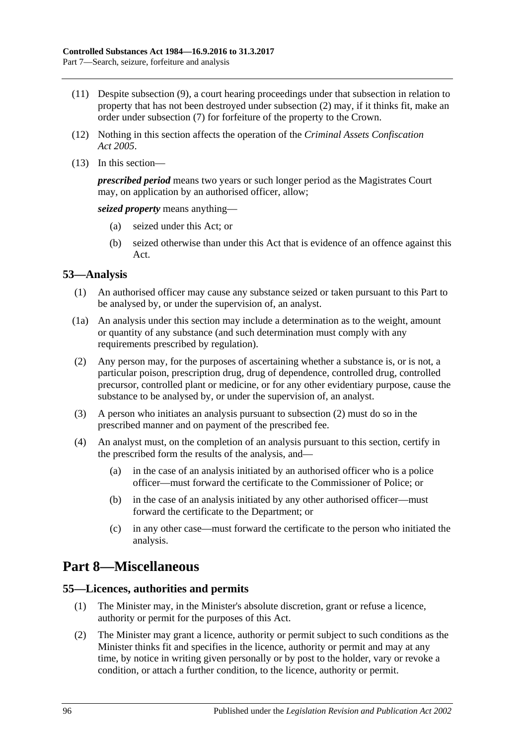(11) Despite subsection (9), a court hearing proceedings under that subsection in relation to property that has not been destroyed under subsection (2) may, if it thinks fit, make an order under subsection (7) for forfeiture of the property to the Crown.

(12) Nothing in this section affects the operation of the *Criminal Assets Confiscation Act 2005*.

(13) In this section—

***prescribed period*** means two years or such longer period as the Magistrates Court may, on application by an authorised officer, allow;

***seized property*** means anything—

(a) seized under this Act; or

(b) seized otherwise than under this Act that is evidence of an offence against this Act.

## 53—Analysis

(1) An authorised officer may cause any substance seized or taken pursuant to this Part to be analysed by, or under the supervision of, an analyst.

(1a) An analysis under this section may include a determination as to the weight, amount or quantity of any substance (and such determination must comply with any requirements prescribed by regulation).

(2) Any person may, for the purposes of ascertaining whether a substance is, or is not, a particular poison, prescription drug, drug of dependence, controlled drug, controlled precursor, controlled plant or medicine, or for any other evidentiary purpose, cause the substance to be analysed by, or under the supervision of, an analyst.

(3) A person who initiates an analysis pursuant to subsection (2) must do so in the prescribed manner and on payment of the prescribed fee.

(4) An analyst must, on the completion of an analysis pursuant to this section, certify in the prescribed form the results of the analysis, and—

(a) in the case of an analysis initiated by an authorised officer who is a police officer—must forward the certificate to the Commissioner of Police; or

(b) in the case of an analysis initiated by any other authorised officer—must forward the certificate to the Department; or

(c) in any other case—must forward the certificate to the person who initiated the analysis.

# Part 8—Miscellaneous

## 55—Licences, authorities and permits

(1) The Minister may, in the Minister's absolute discretion, grant or refuse a licence, authority or permit for the purposes of this Act.

(2) The Minister may grant a licence, authority or permit subject to such conditions as the Minister thinks fit and specifies in the licence, authority or permit and may at any time, by notice in writing given personally or by post to the holder, vary or revoke a condition, or attach a further condition, to the licence, authority or permit.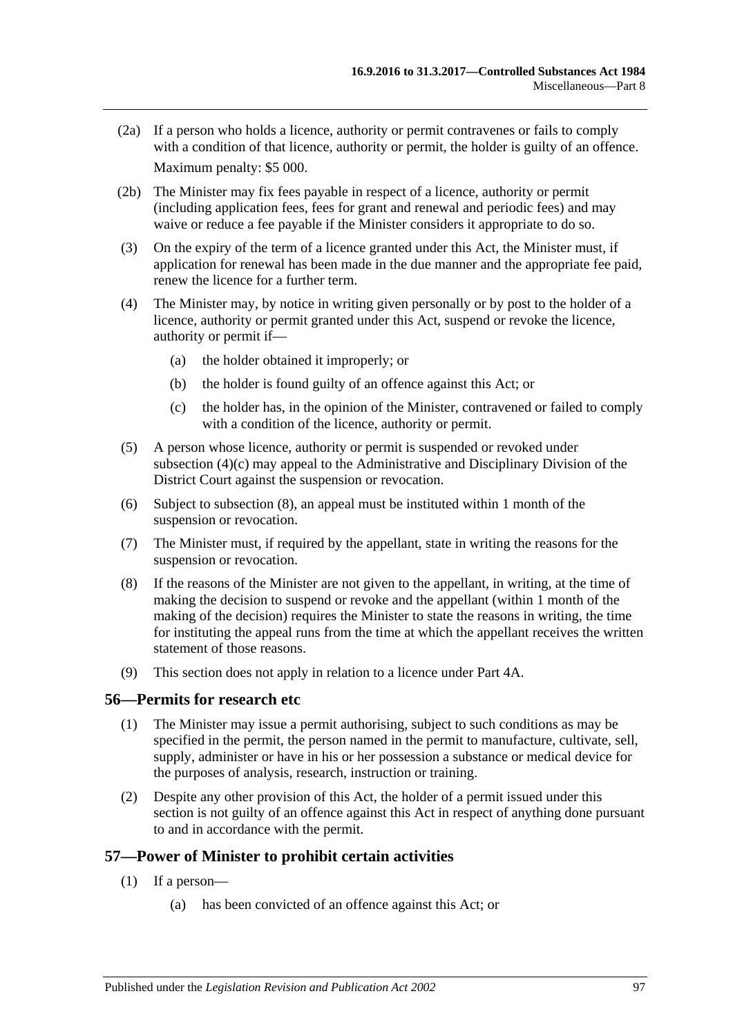(2a) If a person who holds a licence, authority or permit contravenes or fails to comply with a condition of that licence, authority or permit, the holder is guilty of an offence.

Maximum penalty: $5 000.

(2b) The Minister may fix fees payable in respect of a licence, authority or permit (including application fees, fees for grant and renewal and periodic fees) and may waive or reduce a fee payable if the Minister considers it appropriate to do so.

(3) On the expiry of the term of a licence granted under this Act, the Minister must, if application for renewal has been made in the due manner and the appropriate fee paid, renew the licence for a further term.

(4) The Minister may, by notice in writing given personally or by post to the holder of a licence, authority or permit granted under this Act, suspend or revoke the licence, authority or permit if—

(a) the holder obtained it improperly; or

(b) the holder is found guilty of an offence against this Act; or

(c) the holder has, in the opinion of the Minister, contravened or failed to comply with a condition of the licence, authority or permit.

(5) A person whose licence, authority or permit is suspended or revoked under subsection (4)(c) may appeal to the Administrative and Disciplinary Division of the District Court against the suspension or revocation.

(6) Subject to subsection (8), an appeal must be instituted within 1 month of the suspension or revocation.

(7) The Minister must, if required by the appellant, state in writing the reasons for the suspension or revocation.

(8) If the reasons of the Minister are not given to the appellant, in writing, at the time of making the decision to suspend or revoke and the appellant (within 1 month of the making of the decision) requires the Minister to state the reasons in writing, the time for instituting the appeal runs from the time at which the appellant receives the written statement of those reasons.

(9) This section does not apply in relation to a licence under Part 4A.

## 56—Permits for research etc

(1) The Minister may issue a permit authorising, subject to such conditions as may be specified in the permit, the person named in the permit to manufacture, cultivate, sell, supply, administer or have in his or her possession a substance or medical device for the purposes of analysis, research, instruction or training.

(2) Despite any other provision of this Act, the holder of a permit issued under this section is not guilty of an offence against this Act in respect of anything done pursuant to and in accordance with the permit.

## 57—Power of Minister to prohibit certain activities

(1) If a person—

(a) has been convicted of an offence against this Act; or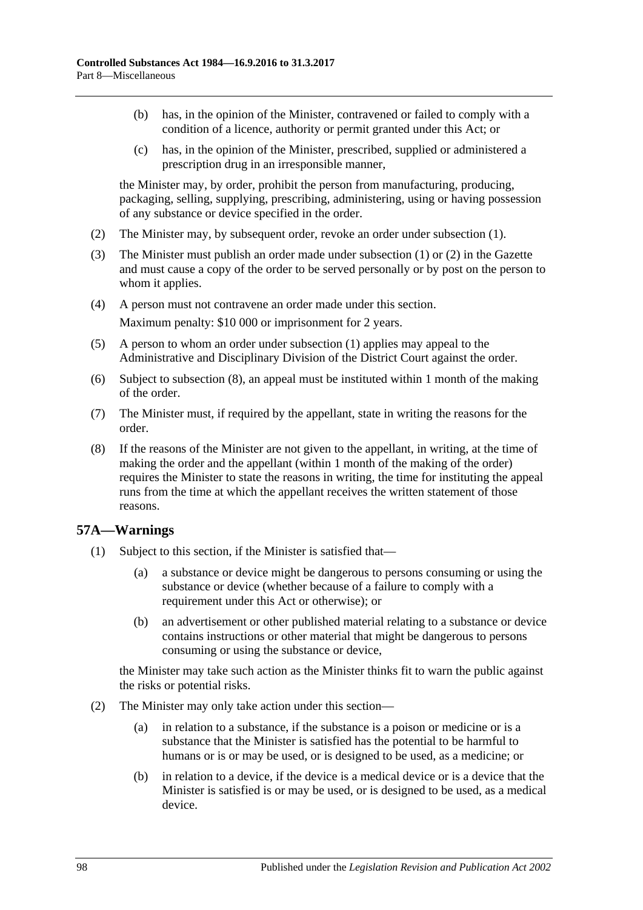(b) has, in the opinion of the Minister, contravened or failed to comply with a condition of a licence, authority or permit granted under this Act; or

(c) has, in the opinion of the Minister, prescribed, supplied or administered a prescription drug in an irresponsible manner,

the Minister may, by order, prohibit the person from manufacturing, producing, packaging, selling, supplying, prescribing, administering, using or having possession of any substance or device specified in the order.

(2) The Minister may, by subsequent order, revoke an order under subsection (1).

(3) The Minister must publish an order made under subsection (1) or (2) in the Gazette and must cause a copy of the order to be served personally or by post on the person to whom it applies.

(4) A person must not contravene an order made under this section.

Maximum penalty: $10 000 or imprisonment for 2 years.

(5) A person to whom an order under subsection (1) applies may appeal to the Administrative and Disciplinary Division of the District Court against the order.

(6) Subject to subsection (8), an appeal must be instituted within 1 month of the making of the order.

(7) The Minister must, if required by the appellant, state in writing the reasons for the order.

(8) If the reasons of the Minister are not given to the appellant, in writing, at the time of making the order and the appellant (within 1 month of the making of the order) requires the Minister to state the reasons in writing, the time for instituting the appeal runs from the time at which the appellant receives the written statement of those reasons.

## 57A—Warnings

(1) Subject to this section, if the Minister is satisfied that—

(a) a substance or device might be dangerous to persons consuming or using the substance or device (whether because of a failure to comply with a requirement under this Act or otherwise); or

(b) an advertisement or other published material relating to a substance or device contains instructions or other material that might be dangerous to persons consuming or using the substance or device,

the Minister may take such action as the Minister thinks fit to warn the public against the risks or potential risks.

(2) The Minister may only take action under this section—

(a) in relation to a substance, if the substance is a poison or medicine or is a substance that the Minister is satisfied has the potential to be harmful to humans or is or may be used, or is designed to be used, as a medicine; or

(b) in relation to a device, if the device is a medical device or is a device that the Minister is satisfied is or may be used, or is designed to be used, as a medical device.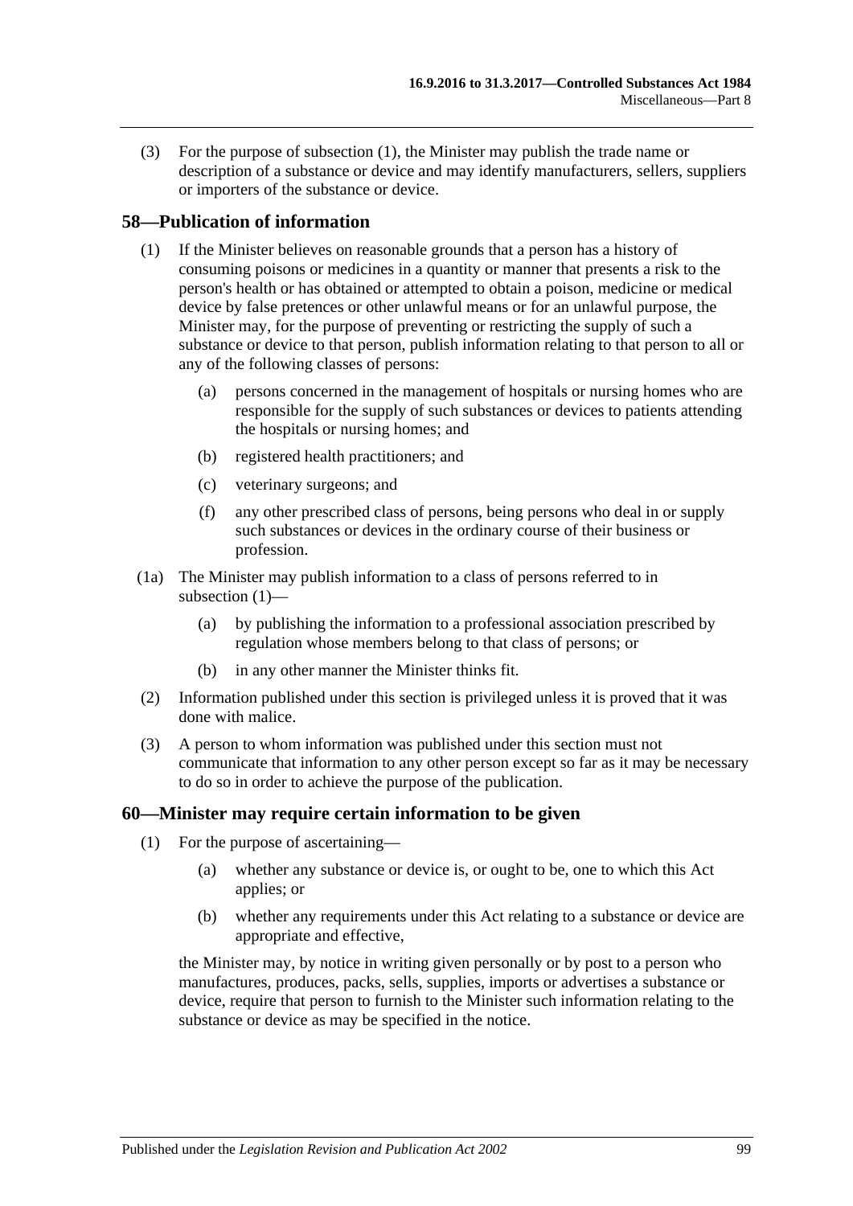(3) For the purpose of subsection (1), the Minister may publish the trade name or description of a substance or device and may identify manufacturers, sellers, suppliers or importers of the substance or device.

## 58—Publication of information

(1) If the Minister believes on reasonable grounds that a person has a history of consuming poisons or medicines in a quantity or manner that presents a risk to the person's health or has obtained or attempted to obtain a poison, medicine or medical device by false pretences or other unlawful means or for an unlawful purpose, the Minister may, for the purpose of preventing or restricting the supply of such a substance or device to that person, publish information relating to that person to all or any of the following classes of persons:

(a) persons concerned in the management of hospitals or nursing homes who are responsible for the supply of such substances or devices to patients attending the hospitals or nursing homes; and

(b) registered health practitioners; and

(c) veterinary surgeons; and

(f) any other prescribed class of persons, being persons who deal in or supply such substances or devices in the ordinary course of their business or profession.

(1a) The Minister may publish information to a class of persons referred to in subsection (1)—

(a) by publishing the information to a professional association prescribed by regulation whose members belong to that class of persons; or

(b) in any other manner the Minister thinks fit.

(2) Information published under this section is privileged unless it is proved that it was done with malice.

(3) A person to whom information was published under this section must not communicate that information to any other person except so far as it may be necessary to do so in order to achieve the purpose of the publication.

## 60—Minister may require certain information to be given

(1) For the purpose of ascertaining—

(a) whether any substance or device is, or ought to be, one to which this Act applies; or

(b) whether any requirements under this Act relating to a substance or device are appropriate and effective,

the Minister may, by notice in writing given personally or by post to a person who manufactures, produces, packs, sells, supplies, imports or advertises a substance or device, require that person to furnish to the Minister such information relating to the substance or device as may be specified in the notice.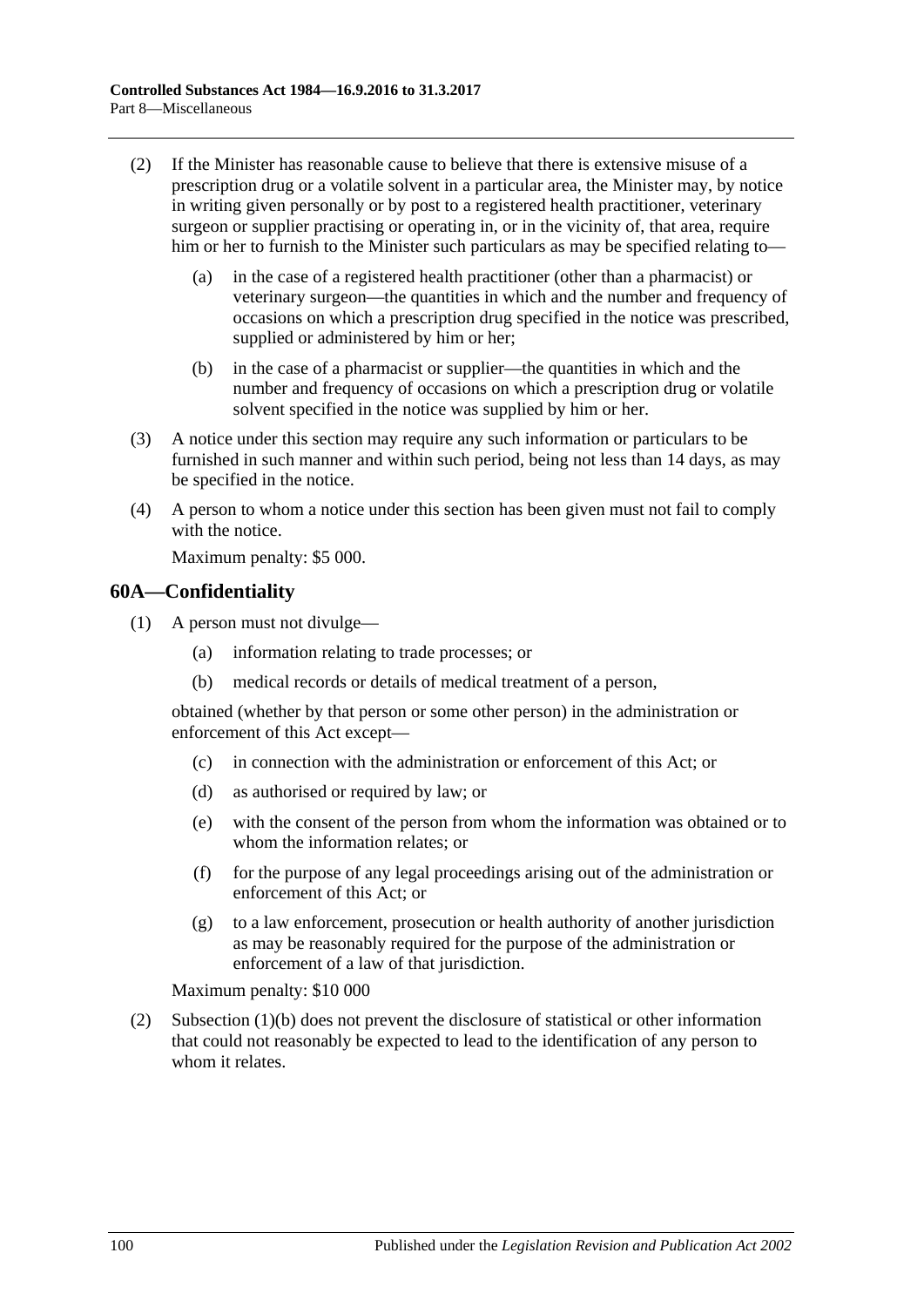(2) If the Minister has reasonable cause to believe that there is extensive misuse of a prescription drug or a volatile solvent in a particular area, the Minister may, by notice in writing given personally or by post to a registered health practitioner, veterinary surgeon or supplier practising or operating in, or in the vicinity of, that area, require him or her to furnish to the Minister such particulars as may be specified relating to—

(a) in the case of a registered health practitioner (other than a pharmacist) or veterinary surgeon—the quantities in which and the number and frequency of occasions on which a prescription drug specified in the notice was prescribed, supplied or administered by him or her;

(b) in the case of a pharmacist or supplier—the quantities in which and the number and frequency of occasions on which a prescription drug or volatile solvent specified in the notice was supplied by him or her.

(3) A notice under this section may require any such information or particulars to be furnished in such manner and within such period, being not less than 14 days, as may be specified in the notice.

(4) A person to whom a notice under this section has been given must not fail to comply with the notice.

Maximum penalty: $5 000.

## 60A—Confidentiality

(1) A person must not divulge—

(a) information relating to trade processes; or

(b) medical records or details of medical treatment of a person,

obtained (whether by that person or some other person) in the administration or enforcement of this Act except—

(c) in connection with the administration or enforcement of this Act; or

(d) as authorised or required by law; or

(e) with the consent of the person from whom the information was obtained or to whom the information relates; or

(f) for the purpose of any legal proceedings arising out of the administration or enforcement of this Act; or

(g) to a law enforcement, prosecution or health authority of another jurisdiction as may be reasonably required for the purpose of the administration or enforcement of a law of that jurisdiction.

Maximum penalty: $10 000

(2) Subsection (1)(b) does not prevent the disclosure of statistical or other information that could not reasonably be expected to lead to the identification of any person to whom it relates.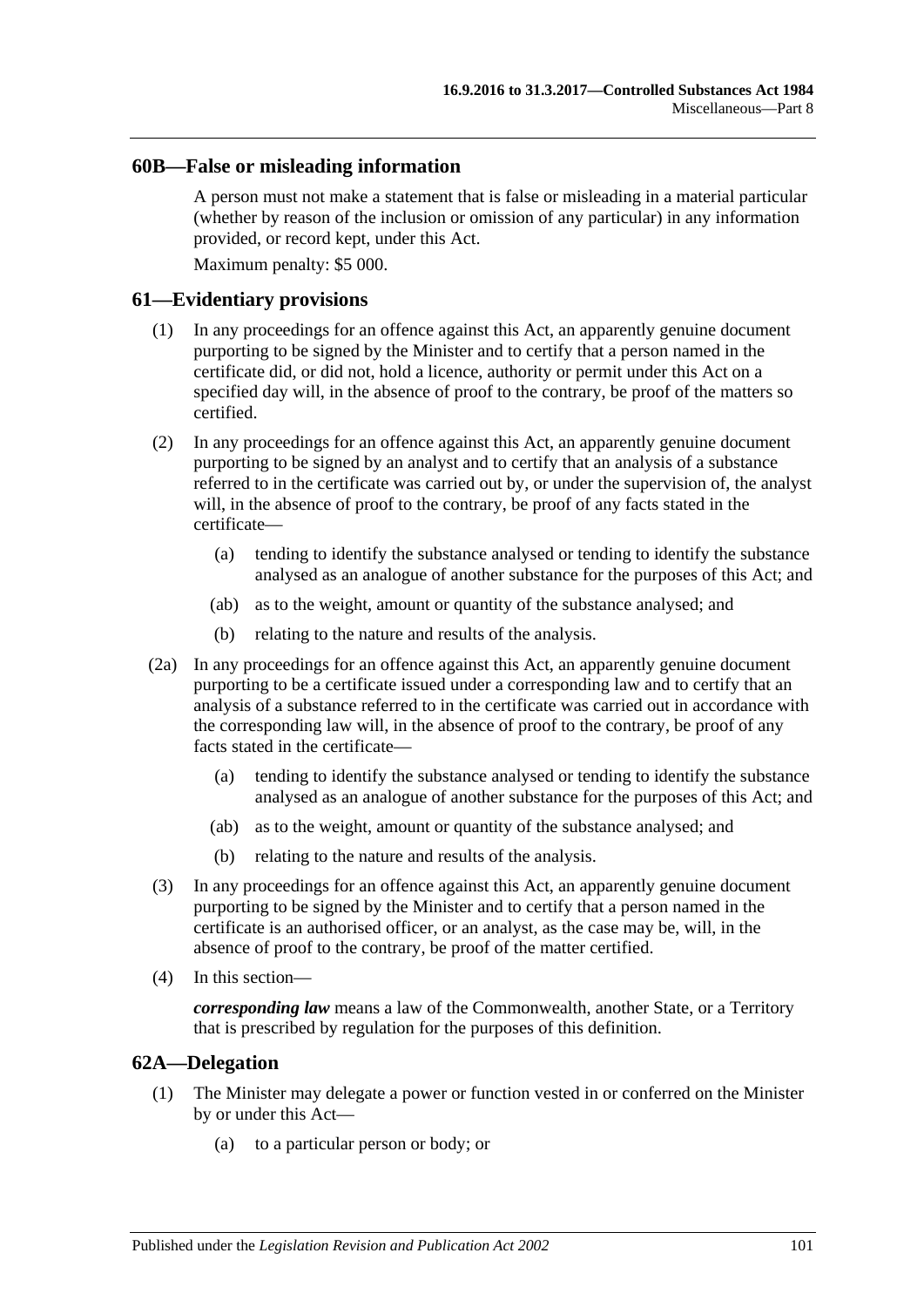## 60B—False or misleading information

A person must not make a statement that is false or misleading in a material particular (whether by reason of the inclusion or omission of any particular) in any information provided, or record kept, under this Act.

Maximum penalty: $5 000.

## 61—Evidentiary provisions

(1) In any proceedings for an offence against this Act, an apparently genuine document purporting to be signed by the Minister and to certify that a person named in the certificate did, or did not, hold a licence, authority or permit under this Act on a specified day will, in the absence of proof to the contrary, be proof of the matters so certified.

(2) In any proceedings for an offence against this Act, an apparently genuine document purporting to be signed by an analyst and to certify that an analysis of a substance referred to in the certificate was carried out by, or under the supervision of, the analyst will, in the absence of proof to the contrary, be proof of any facts stated in the certificate—

- (a) tending to identify the substance analysed or tending to identify the substance analysed as an analogue of another substance for the purposes of this Act; and
- (ab) as to the weight, amount or quantity of the substance analysed; and
- (b) relating to the nature and results of the analysis.

(2a) In any proceedings for an offence against this Act, an apparently genuine document purporting to be a certificate issued under a corresponding law and to certify that an analysis of a substance referred to in the certificate was carried out in accordance with the corresponding law will, in the absence of proof to the contrary, be proof of any facts stated in the certificate—

- (a) tending to identify the substance analysed or tending to identify the substance analysed as an analogue of another substance for the purposes of this Act; and
- (ab) as to the weight, amount or quantity of the substance analysed; and
- (b) relating to the nature and results of the analysis.

(3) In any proceedings for an offence against this Act, an apparently genuine document purporting to be signed by the Minister and to certify that a person named in the certificate is an authorised officer, or an analyst, as the case may be, will, in the absence of proof to the contrary, be proof of the matter certified.

(4) In this section—

***corresponding law*** means a law of the Commonwealth, another State, or a Territory that is prescribed by regulation for the purposes of this definition.

## 62A—Delegation

(1) The Minister may delegate a power or function vested in or conferred on the Minister by or under this Act—

- (a) to a particular person or body; or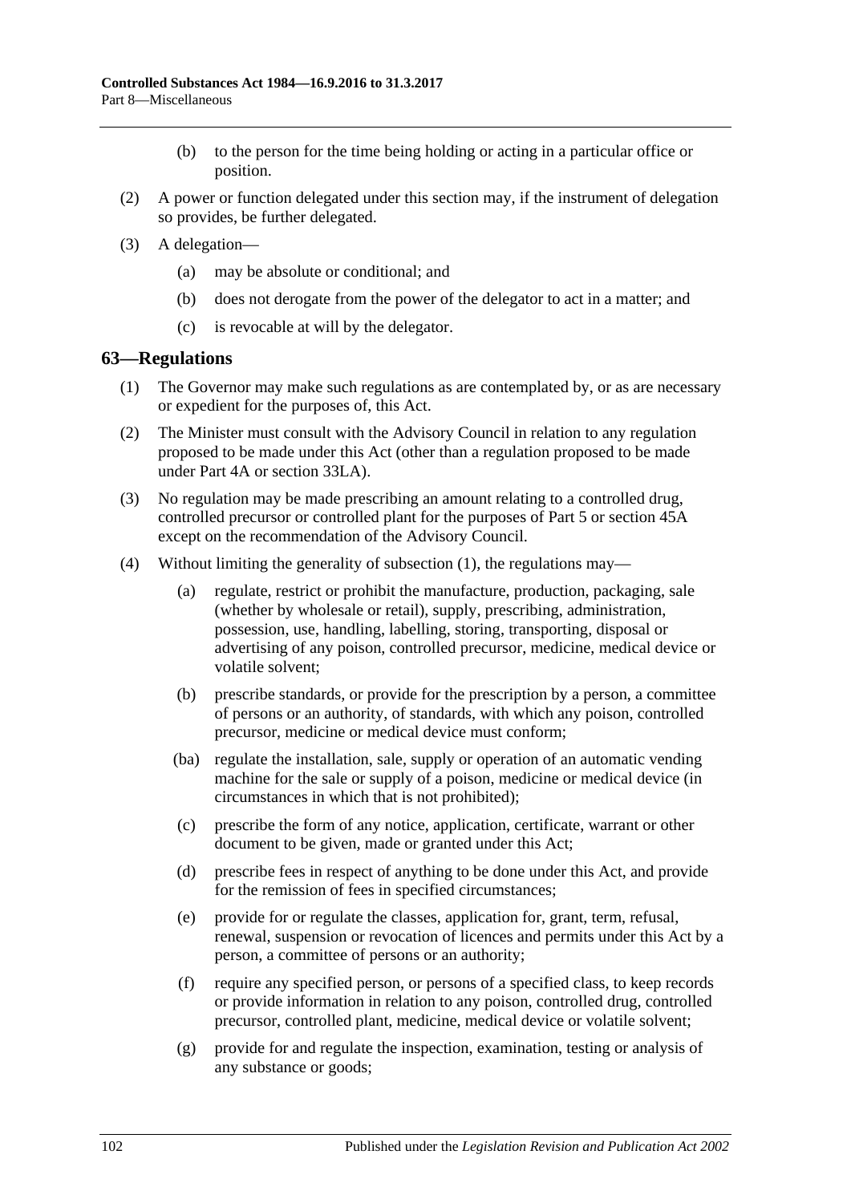(b) to the person for the time being holding or acting in a particular office or position.

(2) A power or function delegated under this section may, if the instrument of delegation so provides, be further delegated.

(3) A delegation—

(a) may be absolute or conditional; and

(b) does not derogate from the power of the delegator to act in a matter; and

(c) is revocable at will by the delegator.

## 63—Regulations

(1) The Governor may make such regulations as are contemplated by, or as are necessary or expedient for the purposes of, this Act.

(2) The Minister must consult with the Advisory Council in relation to any regulation proposed to be made under this Act (other than a regulation proposed to be made under Part 4A or section 33LA).

(3) No regulation may be made prescribing an amount relating to a controlled drug, controlled precursor or controlled plant for the purposes of Part 5 or section 45A except on the recommendation of the Advisory Council.

(4) Without limiting the generality of subsection (1), the regulations may—

(a) regulate, restrict or prohibit the manufacture, production, packaging, sale (whether by wholesale or retail), supply, prescribing, administration, possession, use, handling, labelling, storing, transporting, disposal or advertising of any poison, controlled precursor, medicine, medical device or volatile solvent;

(b) prescribe standards, or provide for the prescription by a person, a committee of persons or an authority, of standards, with which any poison, controlled precursor, medicine or medical device must conform;

(ba) regulate the installation, sale, supply or operation of an automatic vending machine for the sale or supply of a poison, medicine or medical device (in circumstances in which that is not prohibited);

(c) prescribe the form of any notice, application, certificate, warrant or other document to be given, made or granted under this Act;

(d) prescribe fees in respect of anything to be done under this Act, and provide for the remission of fees in specified circumstances;

(e) provide for or regulate the classes, application for, grant, term, refusal, renewal, suspension or revocation of licences and permits under this Act by a person, a committee of persons or an authority;

(f) require any specified person, or persons of a specified class, to keep records or provide information in relation to any poison, controlled drug, controlled precursor, controlled plant, medicine, medical device or volatile solvent;

(g) provide for and regulate the inspection, examination, testing or analysis of any substance or goods;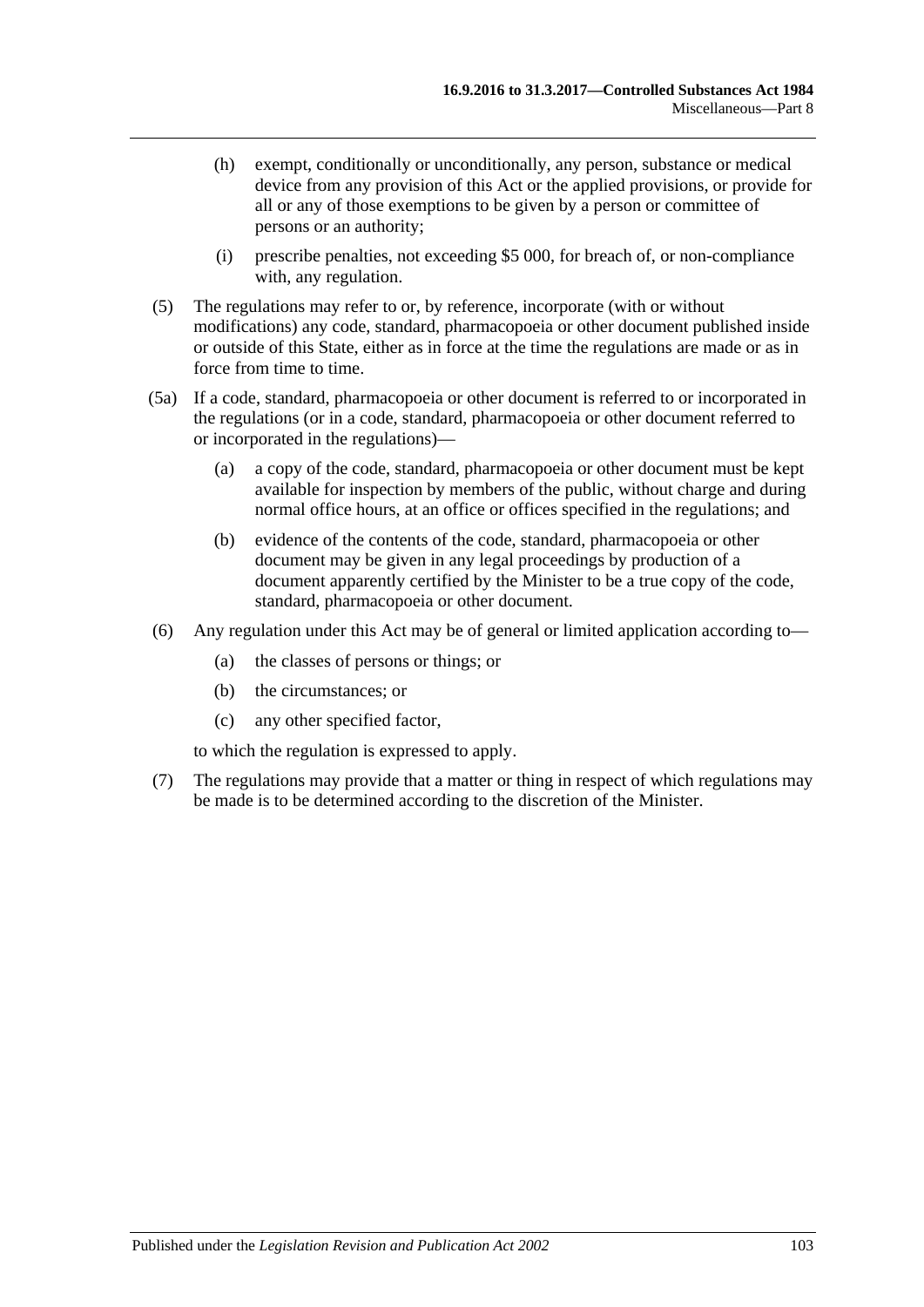(h) exempt, conditionally or unconditionally, any person, substance or medical device from any provision of this Act or the applied provisions, or provide for all or any of those exemptions to be given by a person or committee of persons or an authority;

(i) prescribe penalties, not exceeding $5 000, for breach of, or non-compliance with, any regulation.

(5) The regulations may refer to or, by reference, incorporate (with or without modifications) any code, standard, pharmacopoeia or other document published inside or outside of this State, either as in force at the time the regulations are made or as in force from time to time.

(5a) If a code, standard, pharmacopoeia or other document is referred to or incorporated in the regulations (or in a code, standard, pharmacopoeia or other document referred to or incorporated in the regulations)—

(a) a copy of the code, standard, pharmacopoeia or other document must be kept available for inspection by members of the public, without charge and during normal office hours, at an office or offices specified in the regulations; and

(b) evidence of the contents of the code, standard, pharmacopoeia or other document may be given in any legal proceedings by production of a document apparently certified by the Minister to be a true copy of the code, standard, pharmacopoeia or other document.

(6) Any regulation under this Act may be of general or limited application according to—

(a) the classes of persons or things; or

(b) the circumstances; or

(c) any other specified factor,

to which the regulation is expressed to apply.

(7) The regulations may provide that a matter or thing in respect of which regulations may be made is to be determined according to the discretion of the Minister.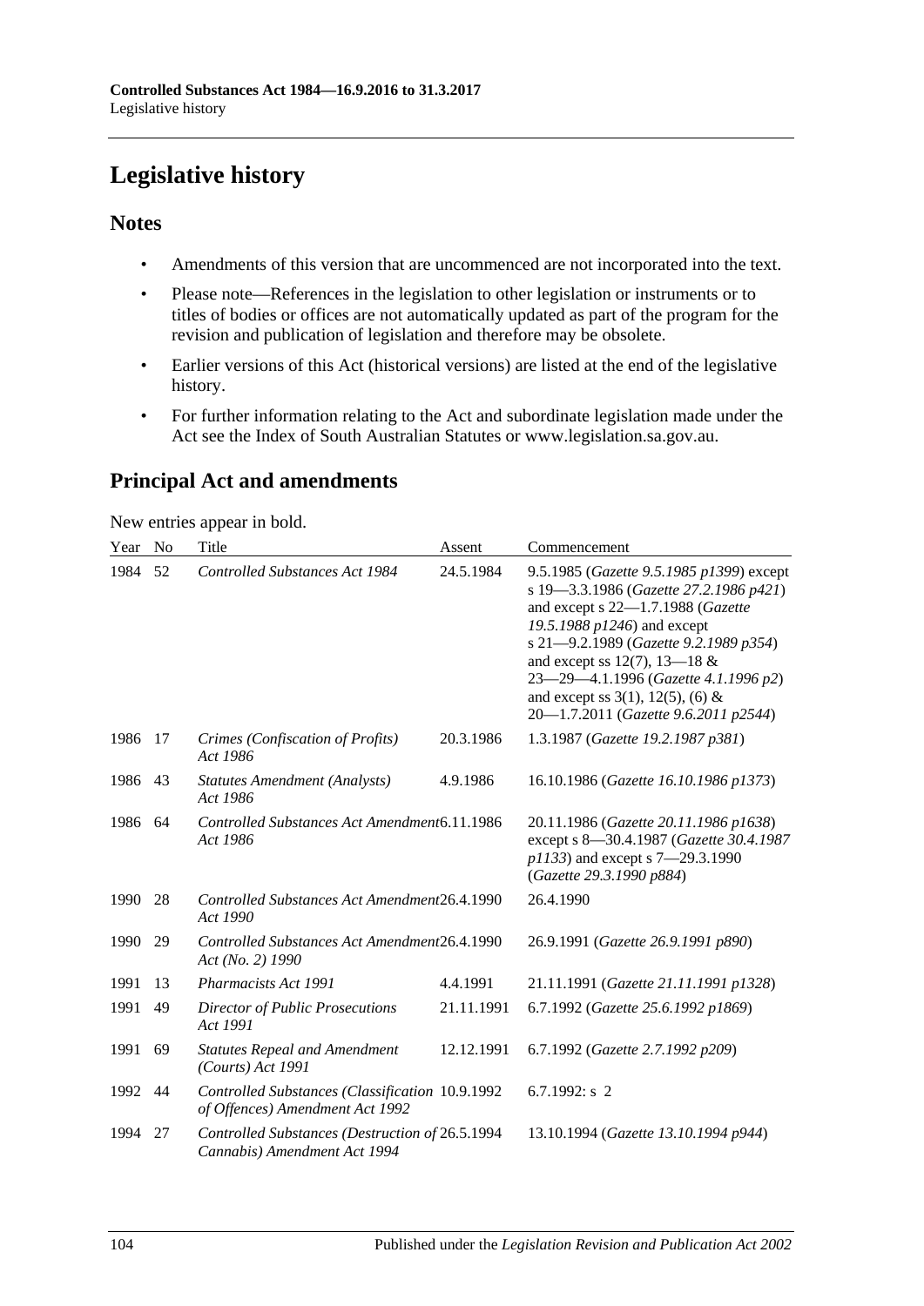# Legislative history

## Notes

- Amendments of this version that are uncommenced are not incorporated into the text.
- Please note—References in the legislation to other legislation or instruments or to titles of bodies or offices are not automatically updated as part of the program for the revision and publication of legislation and therefore may be obsolete.
- Earlier versions of this Act (historical versions) are listed at the end of the legislative history.
- For further information relating to the Act and subordinate legislation made under the Act see the Index of South Australian Statutes or www.legislation.sa.gov.au.

## Principal Act and amendments

New entries appear in bold.

| Year | No | Title | Assent | Commencement |
|---|---|---|---|---|
| 1984 | 52 | *Controlled Substances Act 1984* | 24.5.1984 | 9.5.1985 (*Gazette 9.5.1985 p1399*) except s 19—3.3.1986 (*Gazette 27.2.1986 p421*) and except s 22—1.7.1988 (*Gazette 19.5.1988 p1246*) and except s 21—9.2.1989 (*Gazette 9.2.1989 p354*) and except ss 12(7), 13—18 & 23—29—4.1.1996 (*Gazette 4.1.1996 p2*) and except ss 3(1), 12(5), (6) & 20—1.7.2011 (*Gazette 9.6.2011 p2544*) |
| 1986 | 17 | *Crimes (Confiscation of Profits) Act 1986* | 20.3.1986 | 1.3.1987 (*Gazette 19.2.1987 p381*) |
| 1986 | 43 | *Statutes Amendment (Analysts) Act 1986* | 4.9.1986 | 16.10.1986 (*Gazette 16.10.1986 p1373*) |
| 1986 | 64 | *Controlled Substances Act Amendment Act 1986* | 6.11.1986 | 20.11.1986 (*Gazette 20.11.1986 p1638*) except s 8—30.4.1987 (*Gazette 30.4.1987 p1133*) and except s 7—29.3.1990 (*Gazette 29.3.1990 p884*) |
| 1990 | 28 | *Controlled Substances Act Amendment Act 1990* | 26.4.1990 | 26.4.1990 |
| 1990 | 29 | *Controlled Substances Act Amendment Act (No. 2) 1990* | 26.4.1990 | 26.9.1991 (*Gazette 26.9.1991 p890*) |
| 1991 | 13 | *Pharmacists Act 1991* | 4.4.1991 | 21.11.1991 (*Gazette 21.11.1991 p1328*) |
| 1991 | 49 | *Director of Public Prosecutions Act 1991* | 21.11.1991 | 6.7.1992 (*Gazette 25.6.1992 p1869*) |
| 1991 | 69 | *Statutes Repeal and Amendment (Courts) Act 1991* | 12.12.1991 | 6.7.1992 (*Gazette 2.7.1992 p209*) |
| 1992 | 44 | *Controlled Substances (Classification of Offences) Amendment Act 1992* | 10.9.1992 | 6.7.1992: s 2 |
| 1994 | 27 | *Controlled Substances (Destruction of Cannabis) Amendment Act 1994* | 26.5.1994 | 13.10.1994 (*Gazette 13.10.1994 p944*) |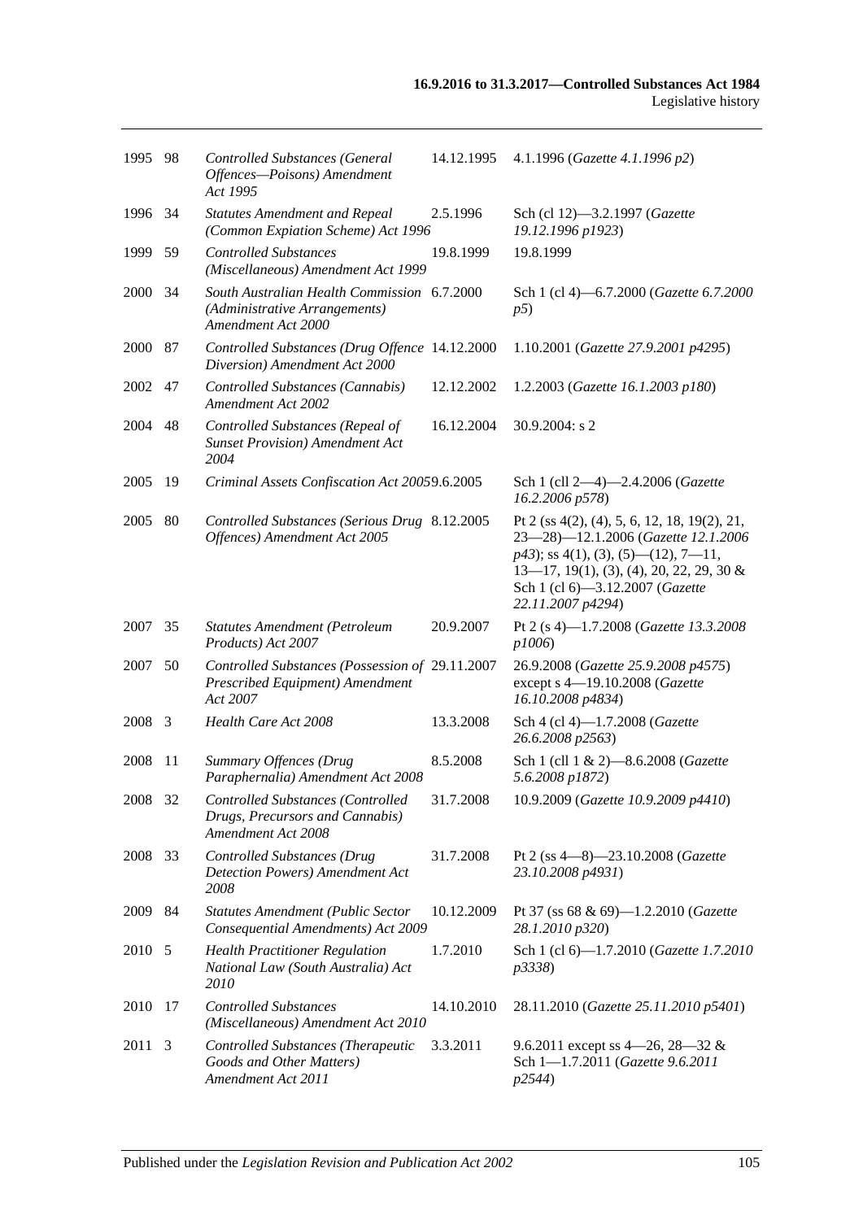| | | | | |
|---|---|---|---|---|
| 1995 | 98 | *Controlled Substances (General Offences—Poisons) Amendment Act 1995* | 14.12.1995 | 4.1.1996 (*Gazette 4.1.1996 p2*) |
| 1996 | 34 | *Statutes Amendment and Repeal (Common Expiation Scheme) Act 1996* | 2.5.1996 | Sch (cl 12)—3.2.1997 (*Gazette 19.12.1996 p1923*) |
| 1999 | 59 | *Controlled Substances (Miscellaneous) Amendment Act 1999* | 19.8.1999 | 19.8.1999 |
| 2000 | 34 | *South Australian Health Commission (Administrative Arrangements) Amendment Act 2000* | 6.7.2000 | Sch 1 (cl 4)—6.7.2000 (*Gazette 6.7.2000 p5*) |
| 2000 | 87 | *Controlled Substances (Drug Offence Diversion) Amendment Act 2000* | 14.12.2000 | 1.10.2001 (*Gazette 27.9.2001 p4295*) |
| 2002 | 47 | *Controlled Substances (Cannabis) Amendment Act 2002* | 12.12.2002 | 1.2.2003 (*Gazette 16.1.2003 p180*) |
| 2004 | 48 | *Controlled Substances (Repeal of Sunset Provision) Amendment Act 2004* | 16.12.2004 | 30.9.2004: s 2 |
| 2005 | 19 | *Criminal Assets Confiscation Act 2005* | 9.6.2005 | Sch 1 (cll 2—4)—2.4.2006 (*Gazette 16.2.2006 p578*) |
| 2005 | 80 | *Controlled Substances (Serious Drug Offences) Amendment Act 2005* | 8.12.2005 | Pt 2 (ss 4(2), (4), 5, 6, 12, 18, 19(2), 21, 23—28)—12.1.2006 (*Gazette 12.1.2006 p43*); ss 4(1), (3), (5)—(12), 7—11, 13—17, 19(1), (3), (4), 20, 22, 29, 30 & Sch 1 (cl 6)—3.12.2007 (*Gazette 22.11.2007 p4294*) |
| 2007 | 35 | *Statutes Amendment (Petroleum Products) Act 2007* | 20.9.2007 | Pt 2 (s 4)—1.7.2008 (*Gazette 13.3.2008 p1006*) |
| 2007 | 50 | *Controlled Substances (Possession of Prescribed Equipment) Amendment Act 2007* | 29.11.2007 | 26.9.2008 (*Gazette 25.9.2008 p4575*) except s 4—19.10.2008 (*Gazette 16.10.2008 p4834*) |
| 2008 | 3 | *Health Care Act 2008* | 13.3.2008 | Sch 4 (cl 4)—1.7.2008 (*Gazette 26.6.2008 p2563*) |
| 2008 | 11 | *Summary Offences (Drug Paraphernalia) Amendment Act 2008* | 8.5.2008 | Sch 1 (cll 1 & 2)—8.6.2008 (*Gazette 5.6.2008 p1872*) |
| 2008 | 32 | *Controlled Substances (Controlled Drugs, Precursors and Cannabis) Amendment Act 2008* | 31.7.2008 | 10.9.2009 (*Gazette 10.9.2009 p4410*) |
| 2008 | 33 | *Controlled Substances (Drug Detection Powers) Amendment Act 2008* | 31.7.2008 | Pt 2 (ss 4—8)—23.10.2008 (*Gazette 23.10.2008 p4931*) |
| 2009 | 84 | *Statutes Amendment (Public Sector Consequential Amendments) Act 2009* | 10.12.2009 | Pt 37 (ss 68 & 69)—1.2.2010 (*Gazette 28.1.2010 p320*) |
| 2010 | 5 | *Health Practitioner Regulation National Law (South Australia) Act 2010* | 1.7.2010 | Sch 1 (cl 6)—1.7.2010 (*Gazette 1.7.2010 p3338*) |
| 2010 | 17 | *Controlled Substances (Miscellaneous) Amendment Act 2010* | 14.10.2010 | 28.11.2010 (*Gazette 25.11.2010 p5401*) |
| 2011 | 3 | *Controlled Substances (Therapeutic Goods and Other Matters) Amendment Act 2011* | 3.3.2011 | 9.6.2011 except ss 4—26, 28—32 & Sch 1—1.7.2011 (*Gazette 9.6.2011 p2544*) |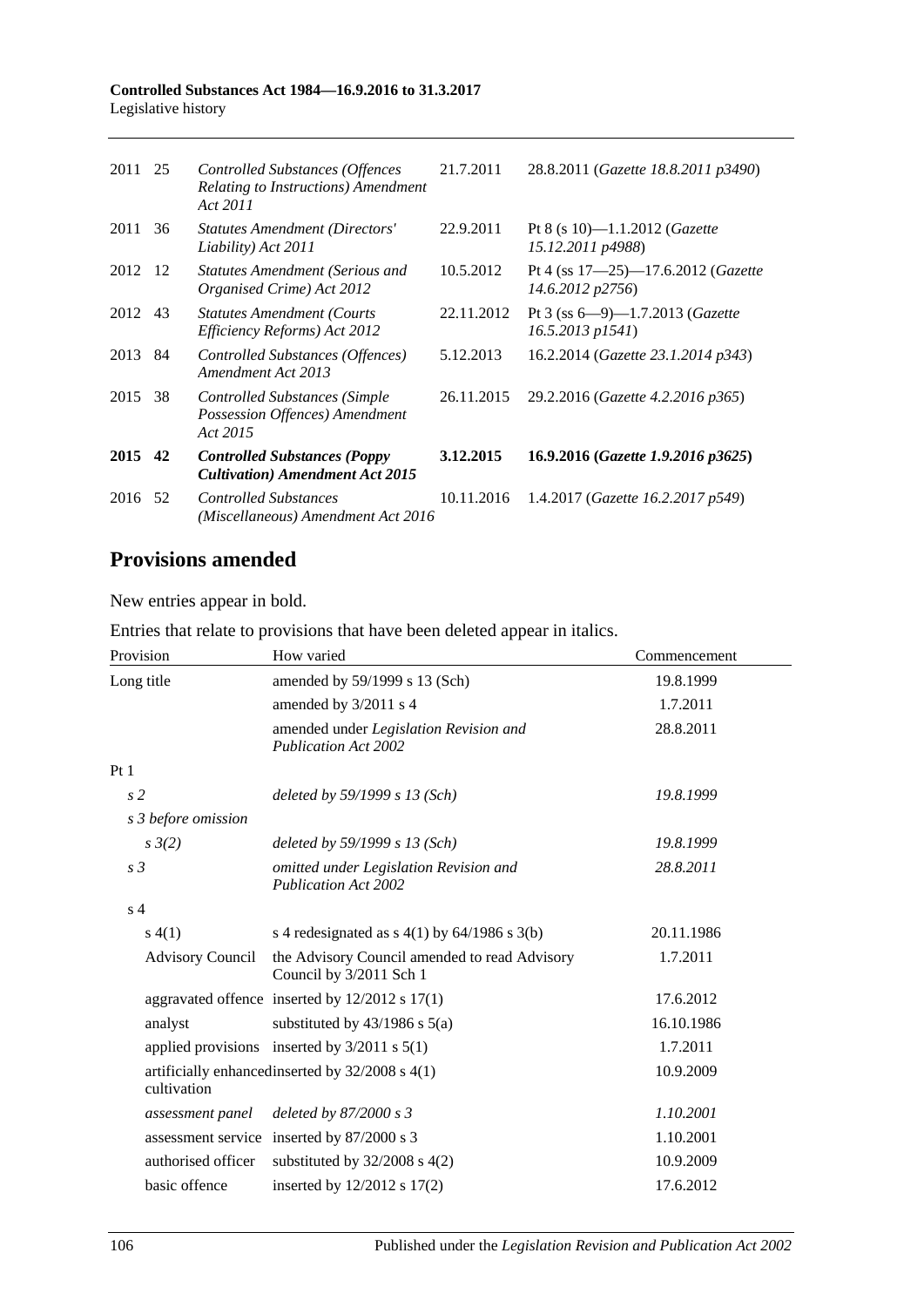| | | | | |
|---|---|---|---|---|
| 2011 | 25 | *Controlled Substances (Offences Relating to Instructions) Amendment Act 2011* | 21.7.2011 | 28.8.2011 (*Gazette 18.8.2011 p3490*) |
| 2011 | 36 | *Statutes Amendment (Directors' Liability) Act 2011* | 22.9.2011 | Pt 8 (s 10)—1.1.2012 (*Gazette 15.12.2011 p4988*) |
| 2012 | 12 | *Statutes Amendment (Serious and Organised Crime) Act 2012* | 10.5.2012 | Pt 4 (ss 17—25)—17.6.2012 (*Gazette 14.6.2012 p2756*) |
| 2012 | 43 | *Statutes Amendment (Courts Efficiency Reforms) Act 2012* | 22.11.2012 | Pt 3 (ss 6—9)—1.7.2013 (*Gazette 16.5.2013 p1541*) |
| 2013 | 84 | *Controlled Substances (Offences) Amendment Act 2013* | 5.12.2013 | 16.2.2014 (*Gazette 23.1.2014 p343*) |
| 2015 | 38 | *Controlled Substances (Simple Possession Offences) Amendment Act 2015* | 26.11.2015 | 29.2.2016 (*Gazette 4.2.2016 p365*) |
| **2015** | **42** | ***Controlled Substances (Poppy Cultivation) Amendment Act 2015*** | **3.12.2015** | **16.9.2016 (*Gazette 1.9.2016 p3625*)** |
| 2016 | 52 | *Controlled Substances (Miscellaneous) Amendment Act 2016* | 10.11.2016 | 1.4.2017 (*Gazette 16.2.2017 p549*) |

## Provisions amended

New entries appear in bold.

Entries that relate to provisions that have been deleted appear in italics.

| Provision | How varied | Commencement |
|---|---|---|
| Long title | amended by 59/1999 s 13 (Sch) | 19.8.1999 |
| | amended by 3/2011 s 4 | 1.7.2011 |
| | amended under *Legislation Revision and Publication Act 2002* | 28.8.2011 |
| Pt 1 | | |
| *s 2* | *deleted by 59/1999 s 13 (Sch)* | *19.8.1999* |
| *s 3 before omission* | | |
| *s 3(2)* | *deleted by 59/1999 s 13 (Sch)* | *19.8.1999* |
| *s 3* | *omitted under Legislation Revision and Publication Act 2002* | *28.8.2011* |
| s 4 | | |
| s 4(1) | s 4 redesignated as s 4(1) by 64/1986 s 3(b) | 20.11.1986 |
| Advisory Council | the Advisory Council amended to read Advisory Council by 3/2011 Sch 1 | 1.7.2011 |
| aggravated offence | inserted by 12/2012 s 17(1) | 17.6.2012 |
| analyst | substituted by 43/1986 s 5(a) | 16.10.1986 |
| applied provisions | inserted by 3/2011 s 5(1) | 1.7.2011 |
| artificially enhanced cultivation | inserted by 32/2008 s 4(1) | 10.9.2009 |
| *assessment panel* | *deleted by 87/2000 s 3* | *1.10.2001* |
| assessment service | inserted by 87/2000 s 3 | 1.10.2001 |
| authorised officer | substituted by 32/2008 s 4(2) | 10.9.2009 |
| basic offence | inserted by 12/2012 s 17(2) | 17.6.2012 |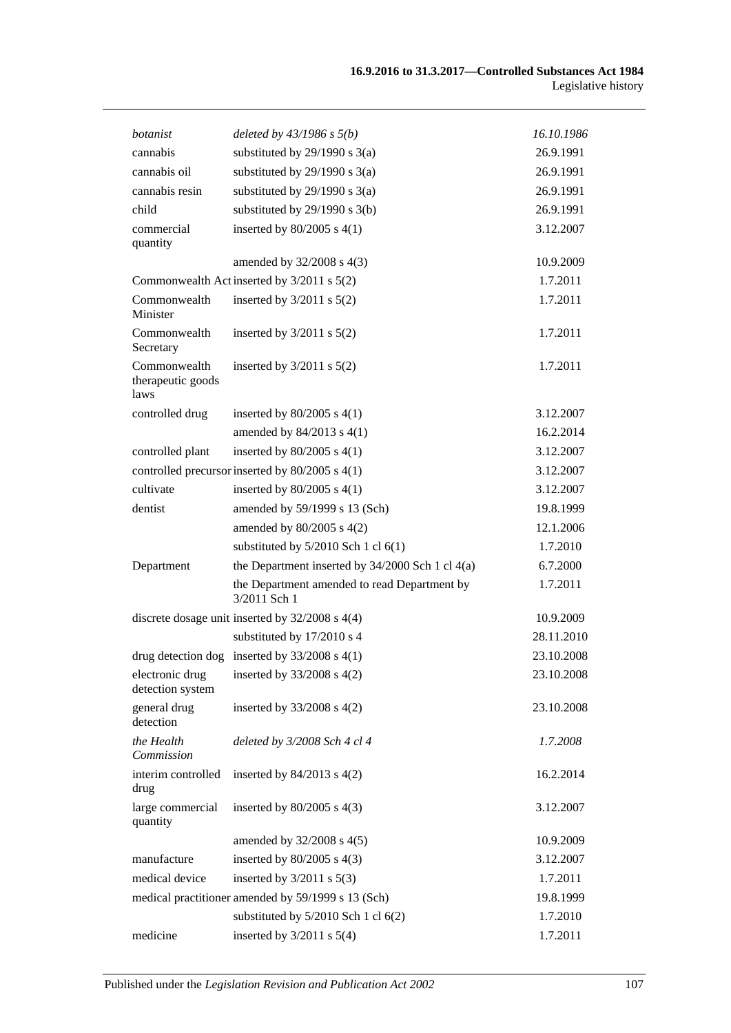| | | |
|---|---|---|
| *botanist* | *deleted by 43/1986 s 5(b)* | *16.10.1986* |
| cannabis | substituted by 29/1990 s 3(a) | 26.9.1991 |
| cannabis oil | substituted by 29/1990 s 3(a) | 26.9.1991 |
| cannabis resin | substituted by 29/1990 s 3(a) | 26.9.1991 |
| child | substituted by 29/1990 s 3(b) | 26.9.1991 |
| commercial quantity | inserted by 80/2005 s 4(1) | 3.12.2007 |
| | amended by 32/2008 s 4(3) | 10.9.2009 |
| Commonwealth Act | inserted by 3/2011 s 5(2) | 1.7.2011 |
| Commonwealth Minister | inserted by 3/2011 s 5(2) | 1.7.2011 |
| Commonwealth Secretary | inserted by 3/2011 s 5(2) | 1.7.2011 |
| Commonwealth therapeutic goods laws | inserted by 3/2011 s 5(2) | 1.7.2011 |
| controlled drug | inserted by 80/2005 s 4(1) | 3.12.2007 |
| | amended by 84/2013 s 4(1) | 16.2.2014 |
| controlled plant | inserted by 80/2005 s 4(1) | 3.12.2007 |
| controlled precursor | inserted by 80/2005 s 4(1) | 3.12.2007 |
| cultivate | inserted by 80/2005 s 4(1) | 3.12.2007 |
| dentist | amended by 59/1999 s 13 (Sch) | 19.8.1999 |
| | amended by 80/2005 s 4(2) | 12.1.2006 |
| | substituted by 5/2010 Sch 1 cl 6(1) | 1.7.2010 |
| Department | the Department inserted by 34/2000 Sch 1 cl 4(a) | 6.7.2000 |
| | the Department amended to read Department by 3/2011 Sch 1 | 1.7.2011 |
| discrete dosage unit | inserted by 32/2008 s 4(4) | 10.9.2009 |
| | substituted by 17/2010 s 4 | 28.11.2010 |
| drug detection dog | inserted by 33/2008 s 4(1) | 23.10.2008 |
| electronic drug detection system | inserted by 33/2008 s 4(2) | 23.10.2008 |
| general drug detection | inserted by 33/2008 s 4(2) | 23.10.2008 |
| *the Health Commission* | *deleted by 3/2008 Sch 4 cl 4* | *1.7.2008* |
| interim controlled drug | inserted by 84/2013 s 4(2) | 16.2.2014 |
| large commercial quantity | inserted by 80/2005 s 4(3) | 3.12.2007 |
| | amended by 32/2008 s 4(5) | 10.9.2009 |
| manufacture | inserted by 80/2005 s 4(3) | 3.12.2007 |
| medical device | inserted by 3/2011 s 5(3) | 1.7.2011 |
| medical practitioner | amended by 59/1999 s 13 (Sch) | 19.8.1999 |
| | substituted by 5/2010 Sch 1 cl 6(2) | 1.7.2010 |
| medicine | inserted by 3/2011 s 5(4) | 1.7.2011 |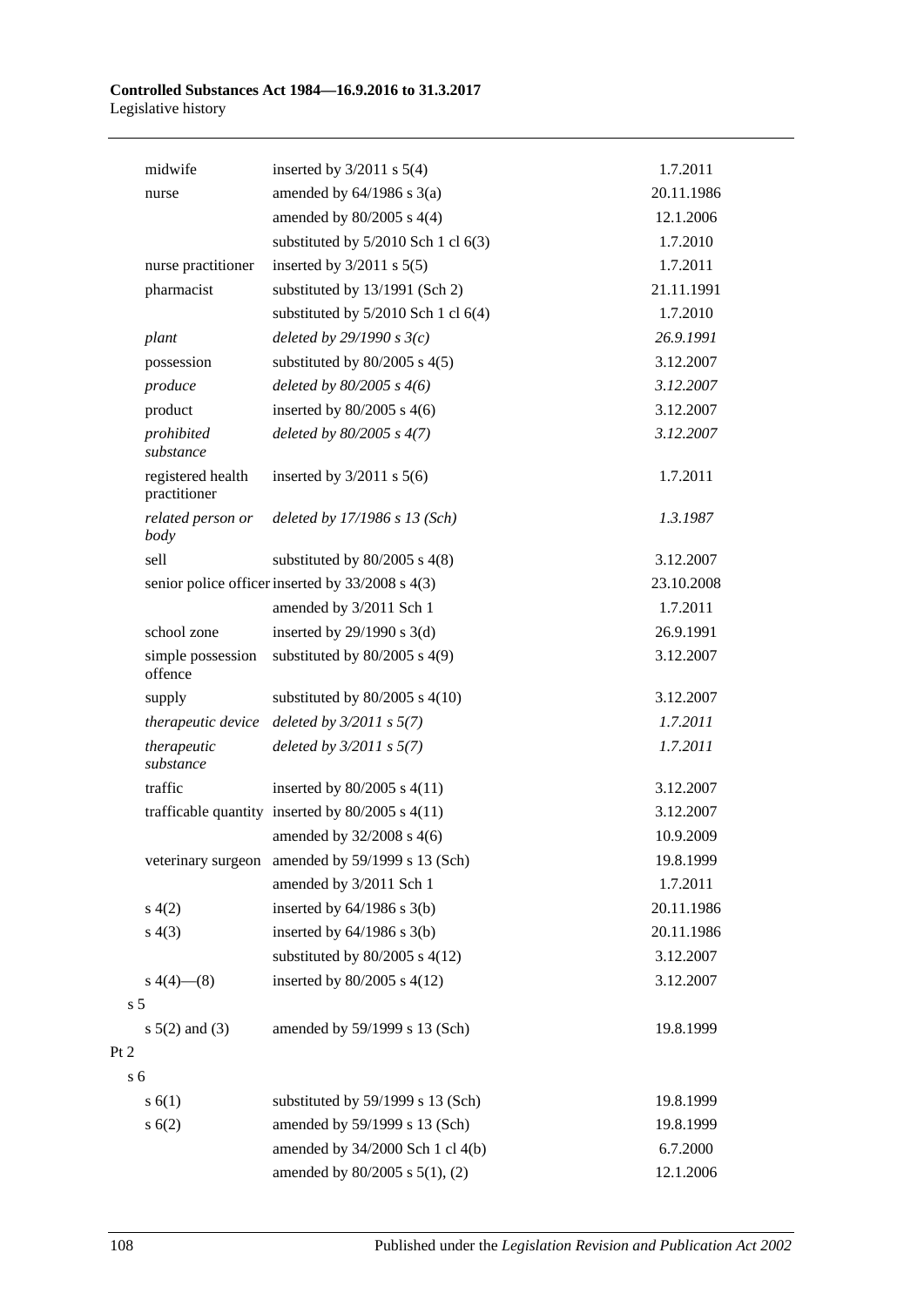| | | |
|---|---|---|
| midwife | inserted by 3/2011 s 5(4) | 1.7.2011 |
| nurse | amended by 64/1986 s 3(a) | 20.11.1986 |
| | amended by 80/2005 s 4(4) | 12.1.2006 |
| | substituted by 5/2010 Sch 1 cl 6(3) | 1.7.2010 |
| nurse practitioner | inserted by 3/2011 s 5(5) | 1.7.2011 |
| pharmacist | substituted by 13/1991 (Sch 2) | 21.11.1991 |
| | substituted by 5/2010 Sch 1 cl 6(4) | 1.7.2010 |
| *plant* | *deleted by 29/1990 s 3(c)* | *26.9.1991* |
| possession | substituted by 80/2005 s 4(5) | 3.12.2007 |
| *produce* | *deleted by 80/2005 s 4(6)* | *3.12.2007* |
| product | inserted by 80/2005 s 4(6) | 3.12.2007 |
| *prohibited substance* | *deleted by 80/2005 s 4(7)* | *3.12.2007* |
| registered health practitioner | inserted by 3/2011 s 5(6) | 1.7.2011 |
| *related person or body* | *deleted by 17/1986 s 13 (Sch)* | *1.3.1987* |
| sell | substituted by 80/2005 s 4(8) | 3.12.2007 |
| senior police officer | inserted by 33/2008 s 4(3) | 23.10.2008 |
| | amended by 3/2011 Sch 1 | 1.7.2011 |
| school zone | inserted by 29/1990 s 3(d) | 26.9.1991 |
| simple possession offence | substituted by 80/2005 s 4(9) | 3.12.2007 |
| supply | substituted by 80/2005 s 4(10) | 3.12.2007 |
| *therapeutic device* | *deleted by 3/2011 s 5(7)* | *1.7.2011* |
| *therapeutic substance* | *deleted by 3/2011 s 5(7)* | *1.7.2011* |
| traffic | inserted by 80/2005 s 4(11) | 3.12.2007 |
| trafficable quantity | inserted by 80/2005 s 4(11) | 3.12.2007 |
| | amended by 32/2008 s 4(6) | 10.9.2009 |
| veterinary surgeon | amended by 59/1999 s 13 (Sch) | 19.8.1999 |
| | amended by 3/2011 Sch 1 | 1.7.2011 |
| s 4(2) | inserted by 64/1986 s 3(b) | 20.11.1986 |
| s 4(3) | inserted by 64/1986 s 3(b) | 20.11.1986 |
| | substituted by 80/2005 s 4(12) | 3.12.2007 |
| s 4(4)—(8) | inserted by 80/2005 s 4(12) | 3.12.2007 |
| s 5 | | |
| s 5(2) and (3) | amended by 59/1999 s 13 (Sch) | 19.8.1999 |
| Pt 2 | | |
| s 6 | | |
| s 6(1) | substituted by 59/1999 s 13 (Sch) | 19.8.1999 |
| s 6(2) | amended by 59/1999 s 13 (Sch) | 19.8.1999 |
| | amended by 34/2000 Sch 1 cl 4(b) | 6.7.2000 |
| | amended by 80/2005 s 5(1), (2) | 12.1.2006 |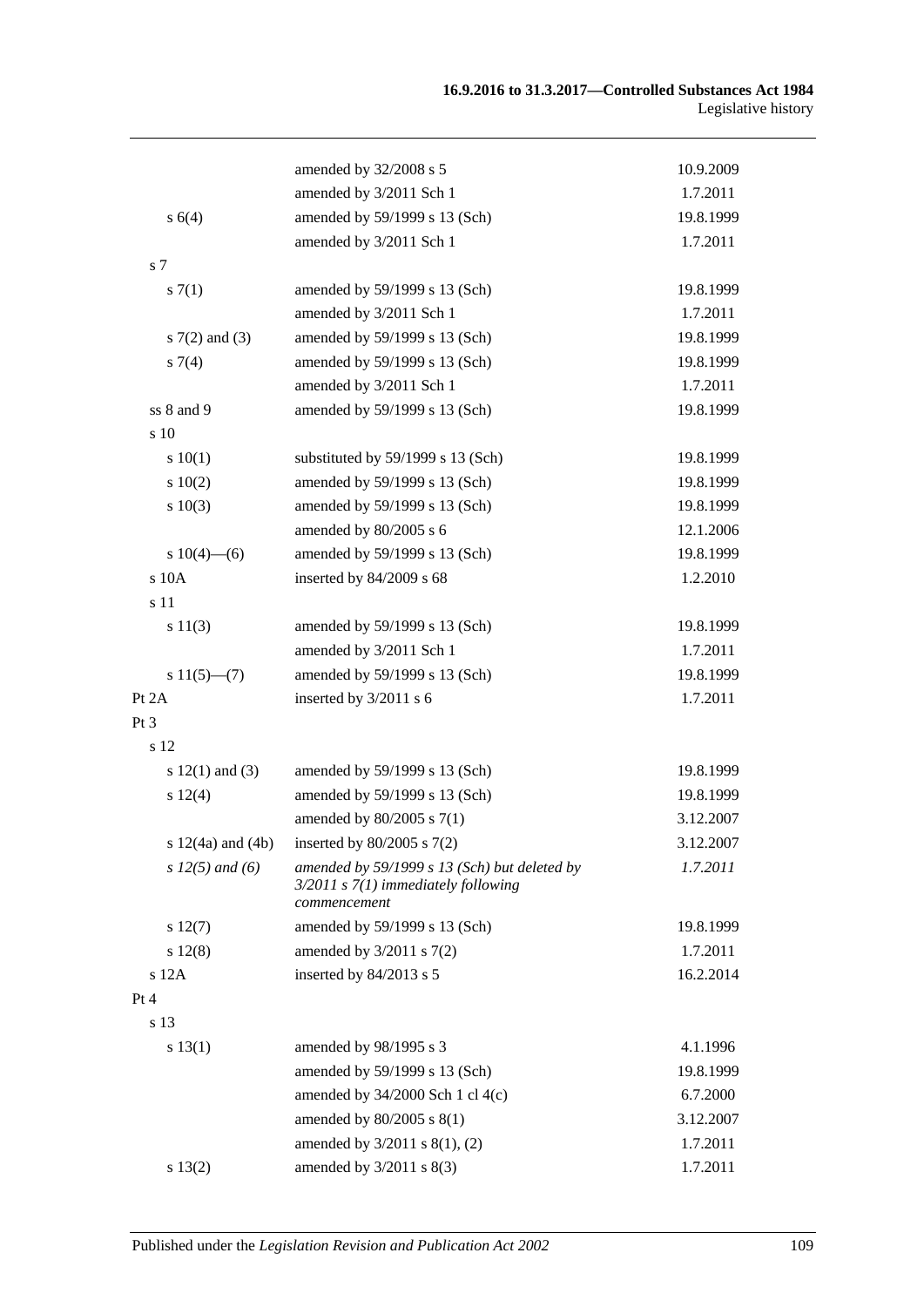| | | |
|---|---|---|
| | amended by 32/2008 s 5 | 10.9.2009 |
| | amended by 3/2011 Sch 1 | 1.7.2011 |
| s 6(4) | amended by 59/1999 s 13 (Sch) | 19.8.1999 |
| | amended by 3/2011 Sch 1 | 1.7.2011 |
| s 7 | | |
| s 7(1) | amended by 59/1999 s 13 (Sch) | 19.8.1999 |
| | amended by 3/2011 Sch 1 | 1.7.2011 |
| s 7(2) and (3) | amended by 59/1999 s 13 (Sch) | 19.8.1999 |
| s 7(4) | amended by 59/1999 s 13 (Sch) | 19.8.1999 |
| | amended by 3/2011 Sch 1 | 1.7.2011 |
| ss 8 and 9 | amended by 59/1999 s 13 (Sch) | 19.8.1999 |
| s 10 | | |
| s 10(1) | substituted by 59/1999 s 13 (Sch) | 19.8.1999 |
| s 10(2) | amended by 59/1999 s 13 (Sch) | 19.8.1999 |
| s 10(3) | amended by 59/1999 s 13 (Sch) | 19.8.1999 |
| | amended by 80/2005 s 6 | 12.1.2006 |
| s 10(4)—(6) | amended by 59/1999 s 13 (Sch) | 19.8.1999 |
| s 10A | inserted by 84/2009 s 68 | 1.2.2010 |
| s 11 | | |
| s 11(3) | amended by 59/1999 s 13 (Sch) | 19.8.1999 |
| | amended by 3/2011 Sch 1 | 1.7.2011 |
| s 11(5)—(7) | amended by 59/1999 s 13 (Sch) | 19.8.1999 |
| Pt 2A | inserted by 3/2011 s 6 | 1.7.2011 |
| Pt 3 | | |
| s 12 | | |
| s 12(1) and (3) | amended by 59/1999 s 13 (Sch) | 19.8.1999 |
| s 12(4) | amended by 59/1999 s 13 (Sch) | 19.8.1999 |
| | amended by 80/2005 s 7(1) | 3.12.2007 |
| s 12(4a) and (4b) | inserted by 80/2005 s 7(2) | 3.12.2007 |
| *s 12(5) and (6)* | *amended by 59/1999 s 13 (Sch) but deleted by 3/2011 s 7(1) immediately following commencement* | *1.7.2011* |
| s 12(7) | amended by 59/1999 s 13 (Sch) | 19.8.1999 |
| s 12(8) | amended by 3/2011 s 7(2) | 1.7.2011 |
| s 12A | inserted by 84/2013 s 5 | 16.2.2014 |
| Pt 4 | | |
| s 13 | | |
| s 13(1) | amended by 98/1995 s 3 | 4.1.1996 |
| | amended by 59/1999 s 13 (Sch) | 19.8.1999 |
| | amended by 34/2000 Sch 1 cl 4(c) | 6.7.2000 |
| | amended by 80/2005 s 8(1) | 3.12.2007 |
| | amended by 3/2011 s 8(1), (2) | 1.7.2011 |
| s 13(2) | amended by 3/2011 s 8(3) | 1.7.2011 |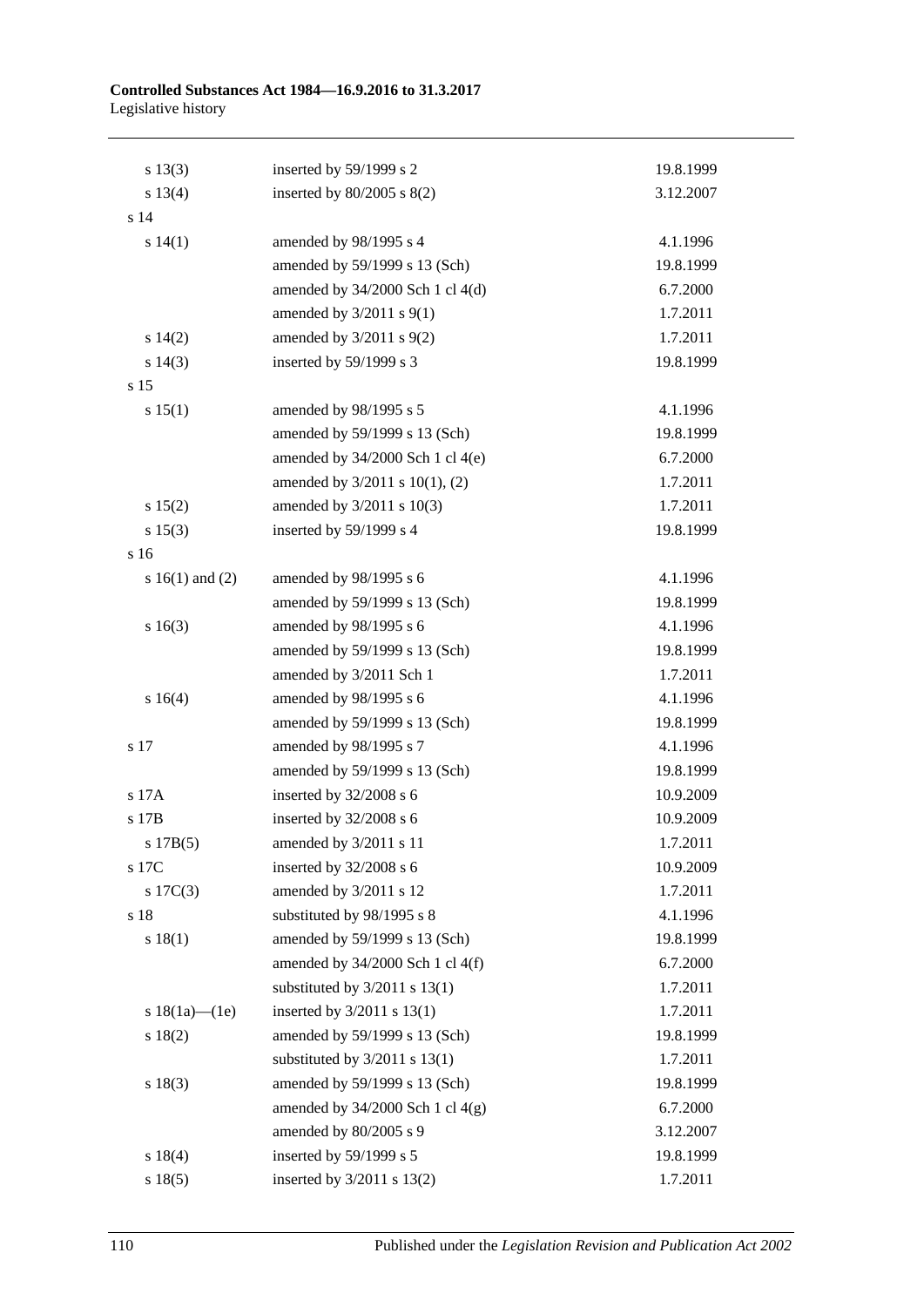| | | |
|---|---|---|
| s 13(3) | inserted by 59/1999 s 2 | 19.8.1999 |
| s 13(4) | inserted by 80/2005 s 8(2) | 3.12.2007 |
| s 14 | | |
| s 14(1) | amended by 98/1995 s 4 | 4.1.1996 |
| | amended by 59/1999 s 13 (Sch) | 19.8.1999 |
| | amended by 34/2000 Sch 1 cl 4(d) | 6.7.2000 |
| | amended by 3/2011 s 9(1) | 1.7.2011 |
| s 14(2) | amended by 3/2011 s 9(2) | 1.7.2011 |
| s 14(3) | inserted by 59/1999 s 3 | 19.8.1999 |
| s 15 | | |
| s 15(1) | amended by 98/1995 s 5 | 4.1.1996 |
| | amended by 59/1999 s 13 (Sch) | 19.8.1999 |
| | amended by 34/2000 Sch 1 cl 4(e) | 6.7.2000 |
| | amended by 3/2011 s 10(1), (2) | 1.7.2011 |
| s 15(2) | amended by 3/2011 s 10(3) | 1.7.2011 |
| s 15(3) | inserted by 59/1999 s 4 | 19.8.1999 |
| s 16 | | |
| s 16(1) and (2) | amended by 98/1995 s 6 | 4.1.1996 |
| | amended by 59/1999 s 13 (Sch) | 19.8.1999 |
| s 16(3) | amended by 98/1995 s 6 | 4.1.1996 |
| | amended by 59/1999 s 13 (Sch) | 19.8.1999 |
| | amended by 3/2011 Sch 1 | 1.7.2011 |
| s 16(4) | amended by 98/1995 s 6 | 4.1.1996 |
| | amended by 59/1999 s 13 (Sch) | 19.8.1999 |
| s 17 | amended by 98/1995 s 7 | 4.1.1996 |
| | amended by 59/1999 s 13 (Sch) | 19.8.1999 |
| s 17A | inserted by 32/2008 s 6 | 10.9.2009 |
| s 17B | inserted by 32/2008 s 6 | 10.9.2009 |
| s 17B(5) | amended by 3/2011 s 11 | 1.7.2011 |
| s 17C | inserted by 32/2008 s 6 | 10.9.2009 |
| s 17C(3) | amended by 3/2011 s 12 | 1.7.2011 |
| s 18 | substituted by 98/1995 s 8 | 4.1.1996 |
| s 18(1) | amended by 59/1999 s 13 (Sch) | 19.8.1999 |
| | amended by 34/2000 Sch 1 cl 4(f) | 6.7.2000 |
| | substituted by 3/2011 s 13(1) | 1.7.2011 |
| s 18(1a)—(1e) | inserted by 3/2011 s 13(1) | 1.7.2011 |
| s 18(2) | amended by 59/1999 s 13 (Sch) | 19.8.1999 |
| | substituted by 3/2011 s 13(1) | 1.7.2011 |
| s 18(3) | amended by 59/1999 s 13 (Sch) | 19.8.1999 |
| | amended by 34/2000 Sch 1 cl 4(g) | 6.7.2000 |
| | amended by 80/2005 s 9 | 3.12.2007 |
| s 18(4) | inserted by 59/1999 s 5 | 19.8.1999 |
| s 18(5) | inserted by 3/2011 s 13(2) | 1.7.2011 |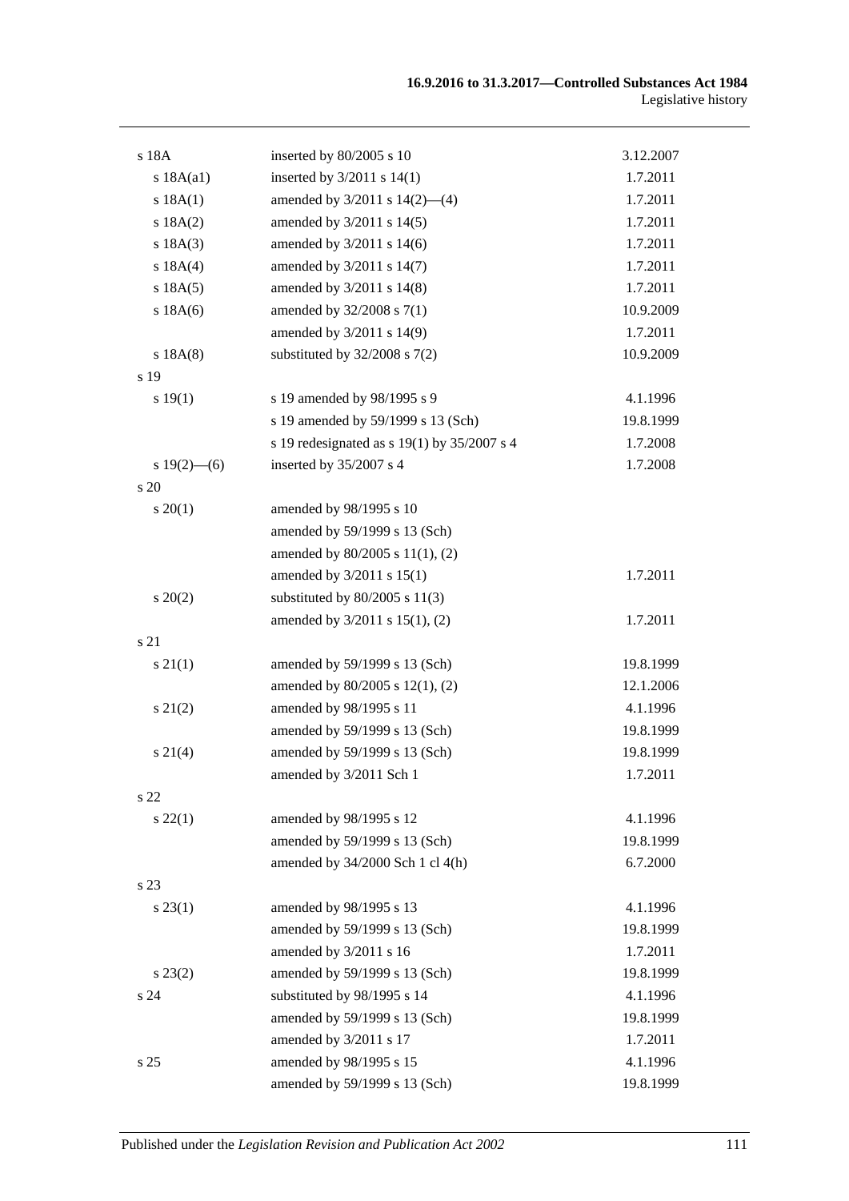| | | |
|---|---|---|
| s 18A | inserted by 80/2005 s 10 | 3.12.2007 |
| s 18A(a1) | inserted by 3/2011 s 14(1) | 1.7.2011 |
| s 18A(1) | amended by 3/2011 s 14(2)—(4) | 1.7.2011 |
| s 18A(2) | amended by 3/2011 s 14(5) | 1.7.2011 |
| s 18A(3) | amended by 3/2011 s 14(6) | 1.7.2011 |
| s 18A(4) | amended by 3/2011 s 14(7) | 1.7.2011 |
| s 18A(5) | amended by 3/2011 s 14(8) | 1.7.2011 |
| s 18A(6) | amended by 32/2008 s 7(1) | 10.9.2009 |
| | amended by 3/2011 s 14(9) | 1.7.2011 |
| s 18A(8) | substituted by 32/2008 s 7(2) | 10.9.2009 |
| s 19 | | |
| s 19(1) | s 19 amended by 98/1995 s 9 | 4.1.1996 |
| | s 19 amended by 59/1999 s 13 (Sch) | 19.8.1999 |
| | s 19 redesignated as s 19(1) by 35/2007 s 4 | 1.7.2008 |
| s 19(2)—(6) | inserted by 35/2007 s 4 | 1.7.2008 |
| s 20 | | |
| s 20(1) | amended by 98/1995 s 10 | |
| | amended by 59/1999 s 13 (Sch) | |
| | amended by 80/2005 s 11(1), (2) | |
| | amended by 3/2011 s 15(1) | 1.7.2011 |
| s 20(2) | substituted by 80/2005 s 11(3) | |
| | amended by 3/2011 s 15(1), (2) | 1.7.2011 |
| s 21 | | |
| s 21(1) | amended by 59/1999 s 13 (Sch) | 19.8.1999 |
| | amended by 80/2005 s 12(1), (2) | 12.1.2006 |
| s 21(2) | amended by 98/1995 s 11 | 4.1.1996 |
| | amended by 59/1999 s 13 (Sch) | 19.8.1999 |
| s 21(4) | amended by 59/1999 s 13 (Sch) | 19.8.1999 |
| | amended by 3/2011 Sch 1 | 1.7.2011 |
| s 22 | | |
| s 22(1) | amended by 98/1995 s 12 | 4.1.1996 |
| | amended by 59/1999 s 13 (Sch) | 19.8.1999 |
| | amended by 34/2000 Sch 1 cl 4(h) | 6.7.2000 |
| s 23 | | |
| s 23(1) | amended by 98/1995 s 13 | 4.1.1996 |
| | amended by 59/1999 s 13 (Sch) | 19.8.1999 |
| | amended by 3/2011 s 16 | 1.7.2011 |
| s 23(2) | amended by 59/1999 s 13 (Sch) | 19.8.1999 |
| s 24 | substituted by 98/1995 s 14 | 4.1.1996 |
| | amended by 59/1999 s 13 (Sch) | 19.8.1999 |
| | amended by 3/2011 s 17 | 1.7.2011 |
| s 25 | amended by 98/1995 s 15 | 4.1.1996 |
| | amended by 59/1999 s 13 (Sch) | 19.8.1999 |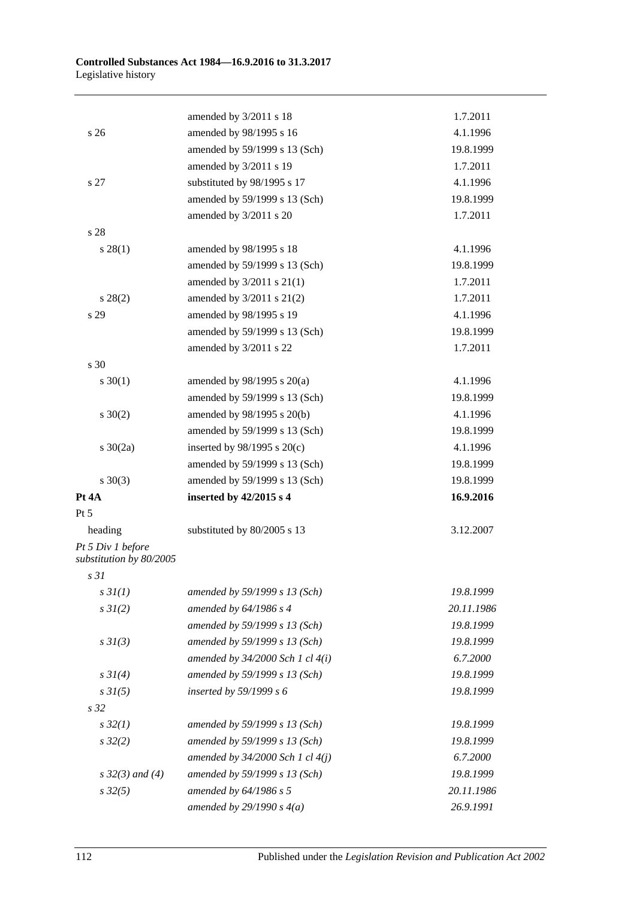| | | |
|---|---|---|
| | amended by 3/2011 s 18 | 1.7.2011 |
| s 26 | amended by 98/1995 s 16 | 4.1.1996 |
| | amended by 59/1999 s 13 (Sch) | 19.8.1999 |
| | amended by 3/2011 s 19 | 1.7.2011 |
| s 27 | substituted by 98/1995 s 17 | 4.1.1996 |
| | amended by 59/1999 s 13 (Sch) | 19.8.1999 |
| | amended by 3/2011 s 20 | 1.7.2011 |
| s 28 | | |
| s 28(1) | amended by 98/1995 s 18 | 4.1.1996 |
| | amended by 59/1999 s 13 (Sch) | 19.8.1999 |
| | amended by 3/2011 s 21(1) | 1.7.2011 |
| s 28(2) | amended by 3/2011 s 21(2) | 1.7.2011 |
| s 29 | amended by 98/1995 s 19 | 4.1.1996 |
| | amended by 59/1999 s 13 (Sch) | 19.8.1999 |
| | amended by 3/2011 s 22 | 1.7.2011 |
| s 30 | | |
| s 30(1) | amended by 98/1995 s 20(a) | 4.1.1996 |
| | amended by 59/1999 s 13 (Sch) | 19.8.1999 |
| s 30(2) | amended by 98/1995 s 20(b) | 4.1.1996 |
| | amended by 59/1999 s 13 (Sch) | 19.8.1999 |
| s 30(2a) | inserted by 98/1995 s 20(c) | 4.1.1996 |
| | amended by 59/1999 s 13 (Sch) | 19.8.1999 |
| s 30(3) | amended by 59/1999 s 13 (Sch) | 19.8.1999 |
| **Pt 4A** | **inserted by 42/2015 s 4** | **16.9.2016** |
| Pt 5 | | |
| heading | substituted by 80/2005 s 13 | 3.12.2007 |
| *Pt 5 Div 1 before substitution by 80/2005* | | |
| *s 31* | | |
| *s 31(1)* | *amended by 59/1999 s 13 (Sch)* | *19.8.1999* |
| *s 31(2)* | *amended by 64/1986 s 4* | *20.11.1986* |
| | *amended by 59/1999 s 13 (Sch)* | *19.8.1999* |
| *s 31(3)* | *amended by 59/1999 s 13 (Sch)* | *19.8.1999* |
| | *amended by 34/2000 Sch 1 cl 4(i)* | *6.7.2000* |
| *s 31(4)* | *amended by 59/1999 s 13 (Sch)* | *19.8.1999* |
| *s 31(5)* | *inserted by 59/1999 s 6* | *19.8.1999* |
| *s 32* | | |
| *s 32(1)* | *amended by 59/1999 s 13 (Sch)* | *19.8.1999* |
| *s 32(2)* | *amended by 59/1999 s 13 (Sch)* | *19.8.1999* |
| | *amended by 34/2000 Sch 1 cl 4(j)* | *6.7.2000* |
| *s 32(3) and (4)* | *amended by 59/1999 s 13 (Sch)* | *19.8.1999* |
| *s 32(5)* | *amended by 64/1986 s 5* | *20.11.1986* |
| | *amended by 29/1990 s 4(a)* | *26.9.1991* |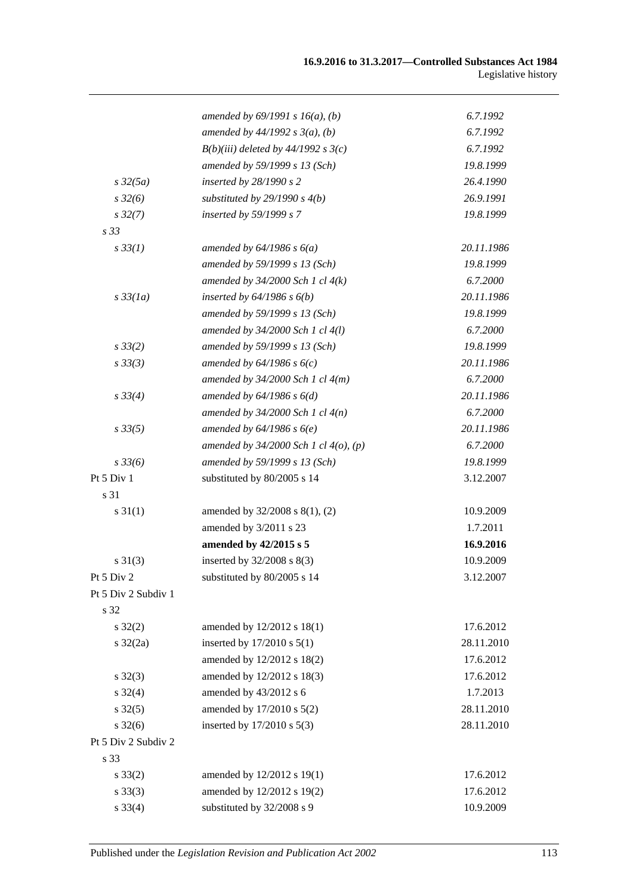| | | |
|---|---|---|
| | *amended by 69/1991 s 16(a), (b)* | *6.7.1992* |
| | *amended by 44/1992 s 3(a), (b)* | *6.7.1992* |
| | *B(b)(iii) deleted by 44/1992 s 3(c)* | *6.7.1992* |
| | *amended by 59/1999 s 13 (Sch)* | *19.8.1999* |
| *s 32(5a)* | *inserted by 28/1990 s 2* | *26.4.1990* |
| *s 32(6)* | *substituted by 29/1990 s 4(b)* | *26.9.1991* |
| *s 32(7)* | *inserted by 59/1999 s 7* | *19.8.1999* |
| *s 33* | | |
| *s 33(1)* | *amended by 64/1986 s 6(a)* | *20.11.1986* |
| | *amended by 59/1999 s 13 (Sch)* | *19.8.1999* |
| | *amended by 34/2000 Sch 1 cl 4(k)* | *6.7.2000* |
| *s 33(1a)* | *inserted by 64/1986 s 6(b)* | *20.11.1986* |
| | *amended by 59/1999 s 13 (Sch)* | *19.8.1999* |
| | *amended by 34/2000 Sch 1 cl 4(l)* | *6.7.2000* |
| *s 33(2)* | *amended by 59/1999 s 13 (Sch)* | *19.8.1999* |
| *s 33(3)* | *amended by 64/1986 s 6(c)* | *20.11.1986* |
| | *amended by 34/2000 Sch 1 cl 4(m)* | *6.7.2000* |
| *s 33(4)* | *amended by 64/1986 s 6(d)* | *20.11.1986* |
| | *amended by 34/2000 Sch 1 cl 4(n)* | *6.7.2000* |
| *s 33(5)* | *amended by 64/1986 s 6(e)* | *20.11.1986* |
| | *amended by 34/2000 Sch 1 cl 4(o), (p)* | *6.7.2000* |
| *s 33(6)* | *amended by 59/1999 s 13 (Sch)* | *19.8.1999* |
| Pt 5 Div 1 | substituted by 80/2005 s 14 | 3.12.2007 |
| s 31 | | |
| s 31(1) | amended by 32/2008 s 8(1), (2) | 10.9.2009 |
| | amended by 3/2011 s 23 | 1.7.2011 |
| | **amended by 42/2015 s 5** | **16.9.2016** |
| s 31(3) | inserted by 32/2008 s 8(3) | 10.9.2009 |
| Pt 5 Div 2 | substituted by 80/2005 s 14 | 3.12.2007 |
| Pt 5 Div 2 Subdiv 1 | | |
| s 32 | | |
| s 32(2) | amended by 12/2012 s 18(1) | 17.6.2012 |
| s 32(2a) | inserted by 17/2010 s 5(1) | 28.11.2010 |
| | amended by 12/2012 s 18(2) | 17.6.2012 |
| s 32(3) | amended by 12/2012 s 18(3) | 17.6.2012 |
| s 32(4) | amended by 43/2012 s 6 | 1.7.2013 |
| s 32(5) | amended by 17/2010 s 5(2) | 28.11.2010 |
| s 32(6) | inserted by 17/2010 s 5(3) | 28.11.2010 |
| Pt 5 Div 2 Subdiv 2 | | |
| s 33 | | |
| s 33(2) | amended by 12/2012 s 19(1) | 17.6.2012 |
| s 33(3) | amended by 12/2012 s 19(2) | 17.6.2012 |
| s 33(4) | substituted by 32/2008 s 9 | 10.9.2009 |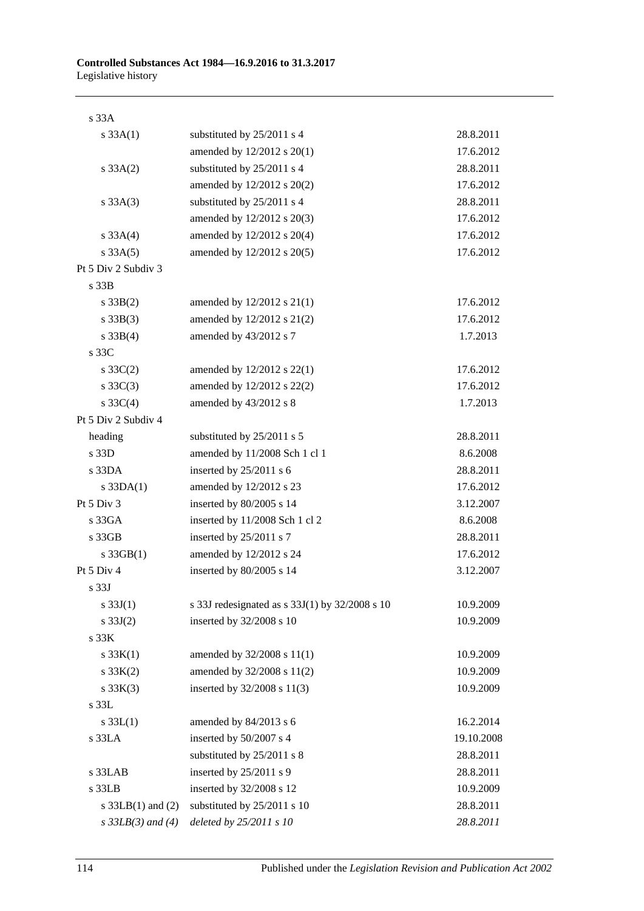| | | |
|---|---|---|
| s 33A | | |
| s 33A(1) | substituted by 25/2011 s 4 | 28.8.2011 |
| | amended by 12/2012 s 20(1) | 17.6.2012 |
| s 33A(2) | substituted by 25/2011 s 4 | 28.8.2011 |
| | amended by 12/2012 s 20(2) | 17.6.2012 |
| s 33A(3) | substituted by 25/2011 s 4 | 28.8.2011 |
| | amended by 12/2012 s 20(3) | 17.6.2012 |
| s 33A(4) | amended by 12/2012 s 20(4) | 17.6.2012 |
| s 33A(5) | amended by 12/2012 s 20(5) | 17.6.2012 |
| Pt 5 Div 2 Subdiv 3 | | |
| s 33B | | |
| s 33B(2) | amended by 12/2012 s 21(1) | 17.6.2012 |
| s 33B(3) | amended by 12/2012 s 21(2) | 17.6.2012 |
| s 33B(4) | amended by 43/2012 s 7 | 1.7.2013 |
| s 33C | | |
| s 33C(2) | amended by 12/2012 s 22(1) | 17.6.2012 |
| s 33C(3) | amended by 12/2012 s 22(2) | 17.6.2012 |
| s 33C(4) | amended by 43/2012 s 8 | 1.7.2013 |
| Pt 5 Div 2 Subdiv 4 | | |
| heading | substituted by 25/2011 s 5 | 28.8.2011 |
| s 33D | amended by 11/2008 Sch 1 cl 1 | 8.6.2008 |
| s 33DA | inserted by 25/2011 s 6 | 28.8.2011 |
| s 33DA(1) | amended by 12/2012 s 23 | 17.6.2012 |
| Pt 5 Div 3 | inserted by 80/2005 s 14 | 3.12.2007 |
| s 33GA | inserted by 11/2008 Sch 1 cl 2 | 8.6.2008 |
| s 33GB | inserted by 25/2011 s 7 | 28.8.2011 |
| s 33GB(1) | amended by 12/2012 s 24 | 17.6.2012 |
| Pt 5 Div 4 | inserted by 80/2005 s 14 | 3.12.2007 |
| s 33J | | |
| s 33J(1) | s 33J redesignated as s 33J(1) by 32/2008 s 10 | 10.9.2009 |
| s 33J(2) | inserted by 32/2008 s 10 | 10.9.2009 |
| s 33K | | |
| s 33K(1) | amended by 32/2008 s 11(1) | 10.9.2009 |
| s 33K(2) | amended by 32/2008 s 11(2) | 10.9.2009 |
| s 33K(3) | inserted by 32/2008 s 11(3) | 10.9.2009 |
| s 33L | | |
| s 33L(1) | amended by 84/2013 s 6 | 16.2.2014 |
| s 33LA | inserted by 50/2007 s 4 | 19.10.2008 |
| | substituted by 25/2011 s 8 | 28.8.2011 |
| s 33LAB | inserted by 25/2011 s 9 | 28.8.2011 |
| s 33LB | inserted by 32/2008 s 12 | 10.9.2009 |
| s 33LB(1) and (2) | substituted by 25/2011 s 10 | 28.8.2011 |
| *s 33LB(3) and (4)* | *deleted by 25/2011 s 10* | *28.8.2011* |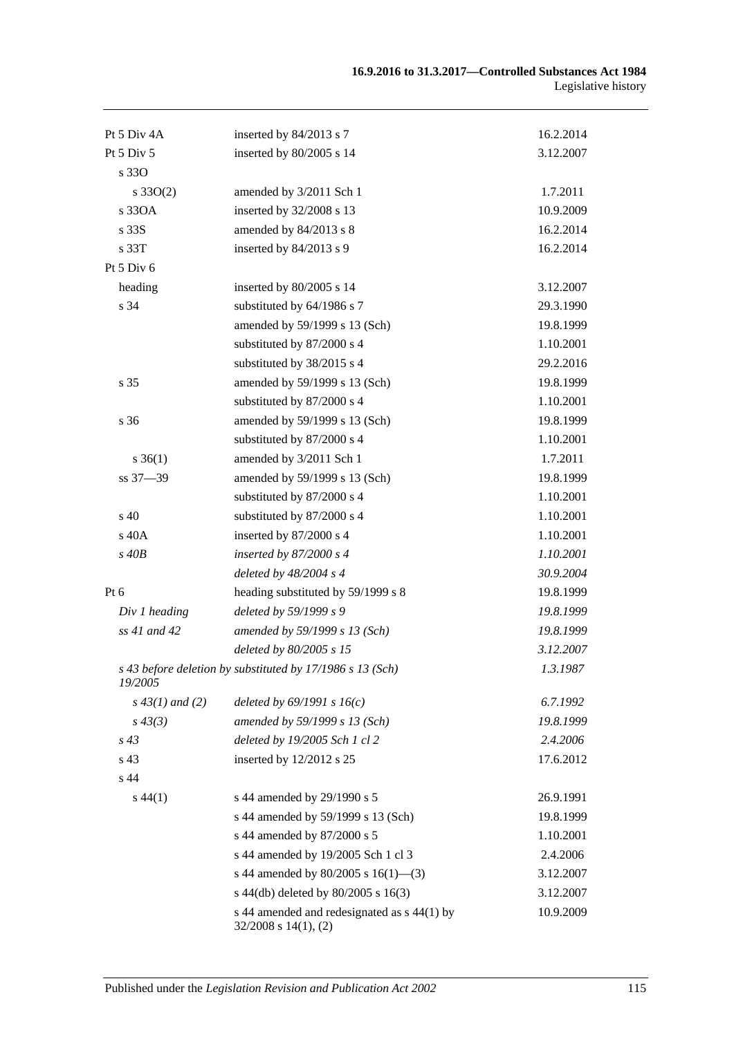| | | |
|---|---|---|
| Pt 5 Div 4A | inserted by 84/2013 s 7 | 16.2.2014 |
| Pt 5 Div 5 | inserted by 80/2005 s 14 | 3.12.2007 |
| s 33O | | |
| s 33O(2) | amended by 3/2011 Sch 1 | 1.7.2011 |
| s 33OA | inserted by 32/2008 s 13 | 10.9.2009 |
| s 33S | amended by 84/2013 s 8 | 16.2.2014 |
| s 33T | inserted by 84/2013 s 9 | 16.2.2014 |
| Pt 5 Div 6 | | |
| heading | inserted by 80/2005 s 14 | 3.12.2007 |
| s 34 | substituted by 64/1986 s 7 | 29.3.1990 |
| | amended by 59/1999 s 13 (Sch) | 19.8.1999 |
| | substituted by 87/2000 s 4 | 1.10.2001 |
| | substituted by 38/2015 s 4 | 29.2.2016 |
| s 35 | amended by 59/1999 s 13 (Sch) | 19.8.1999 |
| | substituted by 87/2000 s 4 | 1.10.2001 |
| s 36 | amended by 59/1999 s 13 (Sch) | 19.8.1999 |
| | substituted by 87/2000 s 4 | 1.10.2001 |
| s 36(1) | amended by 3/2011 Sch 1 | 1.7.2011 |
| ss 37—39 | amended by 59/1999 s 13 (Sch) | 19.8.1999 |
| | substituted by 87/2000 s 4 | 1.10.2001 |
| s 40 | substituted by 87/2000 s 4 | 1.10.2001 |
| s 40A | inserted by 87/2000 s 4 | 1.10.2001 |
| *s 40B* | *inserted by 87/2000 s 4* | *1.10.2001* |
| | *deleted by 48/2004 s 4* | *30.9.2004* |
| Pt 6 | heading substituted by 59/1999 s 8 | 19.8.1999 |
| *Div 1 heading* | *deleted by 59/1999 s 9* | *19.8.1999* |
| *ss 41 and 42* | *amended by 59/1999 s 13 (Sch)* | *19.8.1999* |
| | *deleted by 80/2005 s 15* | *3.12.2007* |
| *s 43 before deletion by 19/2005* | *substituted by 17/1986 s 13 (Sch)* | *1.3.1987* |
| *s 43(1) and (2)* | *deleted by 69/1991 s 16(c)* | *6.7.1992* |
| *s 43(3)* | *amended by 59/1999 s 13 (Sch)* | *19.8.1999* |
| *s 43* | *deleted by 19/2005 Sch 1 cl 2* | *2.4.2006* |
| s 43 | inserted by 12/2012 s 25 | 17.6.2012 |
| s 44 | | |
| s 44(1) | s 44 amended by 29/1990 s 5 | 26.9.1991 |
| | s 44 amended by 59/1999 s 13 (Sch) | 19.8.1999 |
| | s 44 amended by 87/2000 s 5 | 1.10.2001 |
| | s 44 amended by 19/2005 Sch 1 cl 3 | 2.4.2006 |
| | s 44 amended by 80/2005 s 16(1)—(3) | 3.12.2007 |
| | s 44(db) deleted by 80/2005 s 16(3) | 3.12.2007 |
| | s 44 amended and redesignated as s 44(1) by 32/2008 s 14(1), (2) | 10.9.2009 |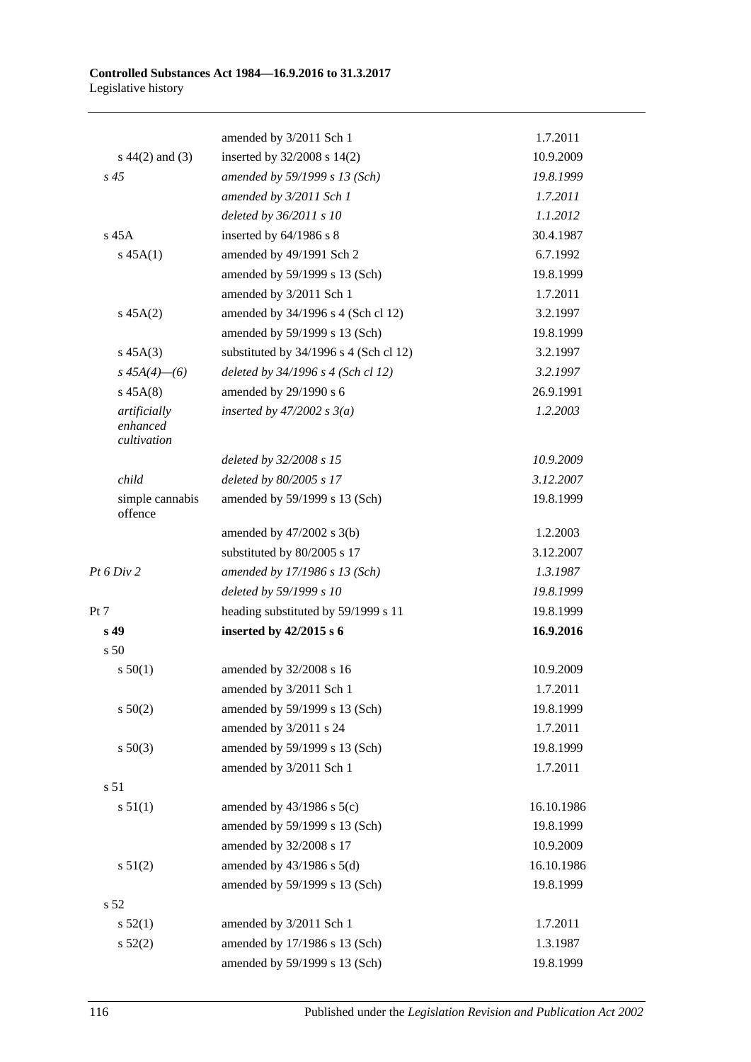| | | |
|---|---|---|
| | amended by 3/2011 Sch 1 | 1.7.2011 |
| s 44(2) and (3) | inserted by 32/2008 s 14(2) | 10.9.2009 |
| *s 45* | *amended by 59/1999 s 13 (Sch)* | *19.8.1999* |
| | *amended by 3/2011 Sch 1* | *1.7.2011* |
| | *deleted by 36/2011 s 10* | *1.1.2012* |
| s 45A | inserted by 64/1986 s 8 | 30.4.1987 |
| s 45A(1) | amended by 49/1991 Sch 2 | 6.7.1992 |
| | amended by 59/1999 s 13 (Sch) | 19.8.1999 |
| | amended by 3/2011 Sch 1 | 1.7.2011 |
| s 45A(2) | amended by 34/1996 s 4 (Sch cl 12) | 3.2.1997 |
| | amended by 59/1999 s 13 (Sch) | 19.8.1999 |
| s 45A(3) | substituted by 34/1996 s 4 (Sch cl 12) | 3.2.1997 |
| *s 45A(4)—(6)* | *deleted by 34/1996 s 4 (Sch cl 12)* | *3.2.1997* |
| s 45A(8) | amended by 29/1990 s 6 | 26.9.1991 |
| *artificially enhanced cultivation* | *inserted by 47/2002 s 3(a)* | *1.2.2003* |
| | *deleted by 32/2008 s 15* | *10.9.2009* |
| *child* | *deleted by 80/2005 s 17* | *3.12.2007* |
| simple cannabis offence | amended by 59/1999 s 13 (Sch) | 19.8.1999 |
| | amended by 47/2002 s 3(b) | 1.2.2003 |
| | substituted by 80/2005 s 17 | 3.12.2007 |
| *Pt 6 Div 2* | *amended by 17/1986 s 13 (Sch)* | *1.3.1987* |
| | *deleted by 59/1999 s 10* | *19.8.1999* |
| Pt 7 | heading substituted by 59/1999 s 11 | 19.8.1999 |
| **s 49** | **inserted by 42/2015 s 6** | **16.9.2016** |
| s 50 | | |
| s 50(1) | amended by 32/2008 s 16 | 10.9.2009 |
| | amended by 3/2011 Sch 1 | 1.7.2011 |
| s 50(2) | amended by 59/1999 s 13 (Sch) | 19.8.1999 |
| | amended by 3/2011 s 24 | 1.7.2011 |
| s 50(3) | amended by 59/1999 s 13 (Sch) | 19.8.1999 |
| | amended by 3/2011 Sch 1 | 1.7.2011 |
| s 51 | | |
| s 51(1) | amended by 43/1986 s 5(c) | 16.10.1986 |
| | amended by 59/1999 s 13 (Sch) | 19.8.1999 |
| | amended by 32/2008 s 17 | 10.9.2009 |
| s 51(2) | amended by 43/1986 s 5(d) | 16.10.1986 |
| | amended by 59/1999 s 13 (Sch) | 19.8.1999 |
| s 52 | | |
| s 52(1) | amended by 3/2011 Sch 1 | 1.7.2011 |
| s 52(2) | amended by 17/1986 s 13 (Sch) | 1.3.1987 |
| | amended by 59/1999 s 13 (Sch) | 19.8.1999 |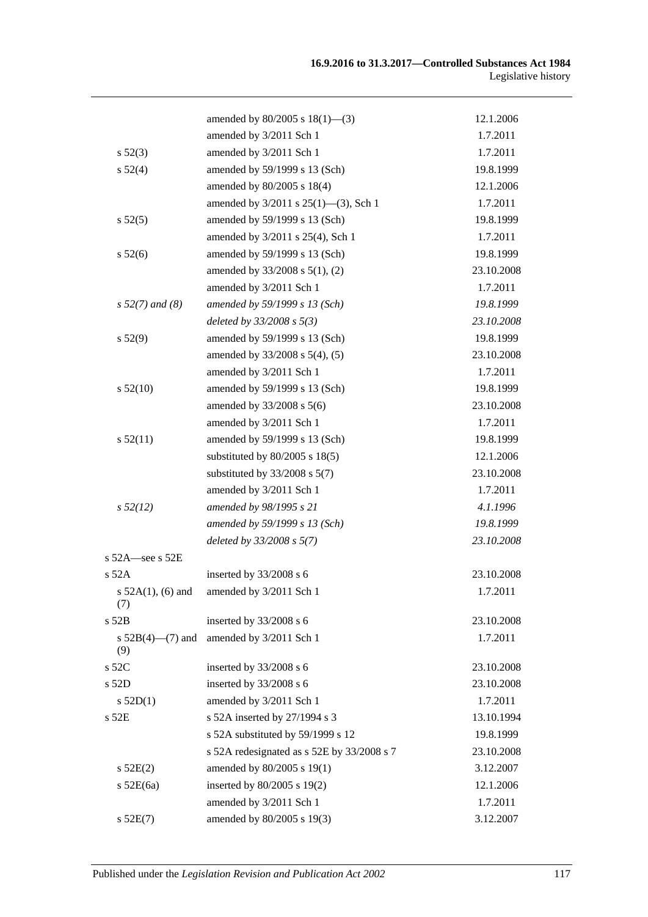| | | |
|---|---|---|
| | amended by 80/2005 s 18(1)—(3) | 12.1.2006 |
| | amended by 3/2011 Sch 1 | 1.7.2011 |
| s 52(3) | amended by 3/2011 Sch 1 | 1.7.2011 |
| s 52(4) | amended by 59/1999 s 13 (Sch) | 19.8.1999 |
| | amended by 80/2005 s 18(4) | 12.1.2006 |
| | amended by 3/2011 s 25(1)—(3), Sch 1 | 1.7.2011 |
| s 52(5) | amended by 59/1999 s 13 (Sch) | 19.8.1999 |
| | amended by 3/2011 s 25(4), Sch 1 | 1.7.2011 |
| s 52(6) | amended by 59/1999 s 13 (Sch) | 19.8.1999 |
| | amended by 33/2008 s 5(1), (2) | 23.10.2008 |
| | amended by 3/2011 Sch 1 | 1.7.2011 |
| *s 52(7) and (8)* | *amended by 59/1999 s 13 (Sch)* | *19.8.1999* |
| | *deleted by 33/2008 s 5(3)* | *23.10.2008* |
| s 52(9) | amended by 59/1999 s 13 (Sch) | 19.8.1999 |
| | amended by 33/2008 s 5(4), (5) | 23.10.2008 |
| | amended by 3/2011 Sch 1 | 1.7.2011 |
| s 52(10) | amended by 59/1999 s 13 (Sch) | 19.8.1999 |
| | amended by 33/2008 s 5(6) | 23.10.2008 |
| | amended by 3/2011 Sch 1 | 1.7.2011 |
| s 52(11) | amended by 59/1999 s 13 (Sch) | 19.8.1999 |
| | substituted by 80/2005 s 18(5) | 12.1.2006 |
| | substituted by 33/2008 s 5(7) | 23.10.2008 |
| | amended by 3/2011 Sch 1 | 1.7.2011 |
| *s 52(12)* | *amended by 98/1995 s 21* | *4.1.1996* |
| | *amended by 59/1999 s 13 (Sch)* | *19.8.1999* |
| | *deleted by 33/2008 s 5(7)* | *23.10.2008* |
| s 52A—see s 52E | | |
| s 52A | inserted by 33/2008 s 6 | 23.10.2008 |
| s 52A(1), (6) and (7) | amended by 3/2011 Sch 1 | 1.7.2011 |
| s 52B | inserted by 33/2008 s 6 | 23.10.2008 |
| s 52B(4)—(7) and (9) | amended by 3/2011 Sch 1 | 1.7.2011 |
| s 52C | inserted by 33/2008 s 6 | 23.10.2008 |
| s 52D | inserted by 33/2008 s 6 | 23.10.2008 |
| s 52D(1) | amended by 3/2011 Sch 1 | 1.7.2011 |
| s 52E | s 52A inserted by 27/1994 s 3 | 13.10.1994 |
| | s 52A substituted by 59/1999 s 12 | 19.8.1999 |
| | s 52A redesignated as s 52E by 33/2008 s 7 | 23.10.2008 |
| s 52E(2) | amended by 80/2005 s 19(1) | 3.12.2007 |
| s 52E(6a) | inserted by 80/2005 s 19(2) | 12.1.2006 |
| | amended by 3/2011 Sch 1 | 1.7.2011 |
| s 52E(7) | amended by 80/2005 s 19(3) | 3.12.2007 |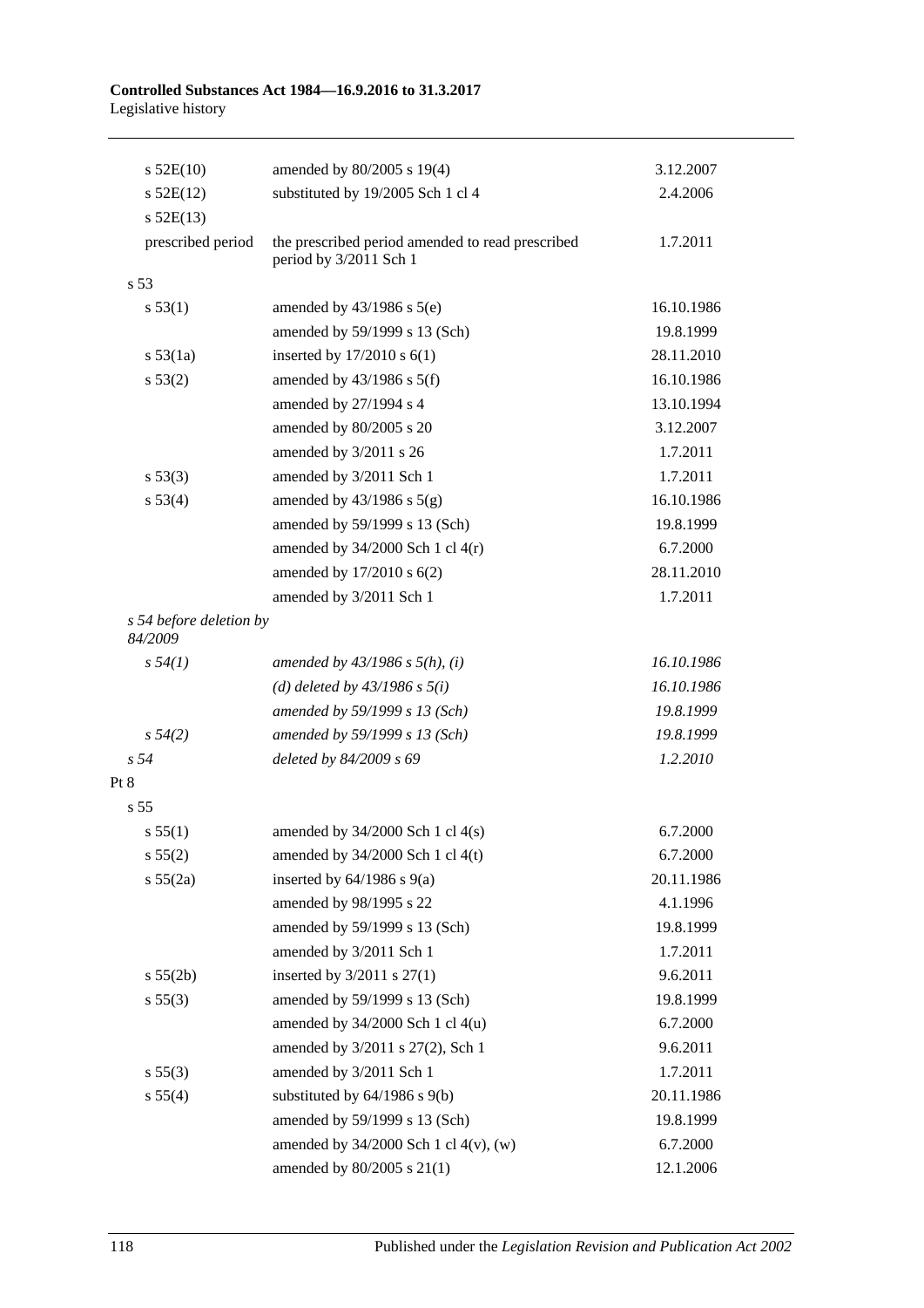| | | |
|---|---|---|
| s 52E(10) | amended by 80/2005 s 19(4) | 3.12.2007 |
| s 52E(12) | substituted by 19/2005 Sch 1 cl 4 | 2.4.2006 |
| s 52E(13) | | |
| prescribed period | the prescribed period amended to read prescribed period by 3/2011 Sch 1 | 1.7.2011 |
| s 53 | | |
| s 53(1) | amended by 43/1986 s 5(e) | 16.10.1986 |
| | amended by 59/1999 s 13 (Sch) | 19.8.1999 |
| s 53(1a) | inserted by 17/2010 s 6(1) | 28.11.2010 |
| s 53(2) | amended by 43/1986 s 5(f) | 16.10.1986 |
| | amended by 27/1994 s 4 | 13.10.1994 |
| | amended by 80/2005 s 20 | 3.12.2007 |
| | amended by 3/2011 s 26 | 1.7.2011 |
| s 53(3) | amended by 3/2011 Sch 1 | 1.7.2011 |
| s 53(4) | amended by 43/1986 s 5(g) | 16.10.1986 |
| | amended by 59/1999 s 13 (Sch) | 19.8.1999 |
| | amended by 34/2000 Sch 1 cl 4(r) | 6.7.2000 |
| | amended by 17/2010 s 6(2) | 28.11.2010 |
| | amended by 3/2011 Sch 1 | 1.7.2011 |
| *s 54 before deletion by 84/2009* | | |
| *s 54(1)* | *amended by 43/1986 s 5(h), (i)* | *16.10.1986* |
| | *(d) deleted by 43/1986 s 5(i)* | *16.10.1986* |
| | *amended by 59/1999 s 13 (Sch)* | *19.8.1999* |
| *s 54(2)* | *amended by 59/1999 s 13 (Sch)* | *19.8.1999* |
| *s 54* | *deleted by 84/2009 s 69* | *1.2.2010* |
| Pt 8 | | |
| s 55 | | |
| s 55(1) | amended by 34/2000 Sch 1 cl 4(s) | 6.7.2000 |
| s 55(2) | amended by 34/2000 Sch 1 cl 4(t) | 6.7.2000 |
| s 55(2a) | inserted by 64/1986 s 9(a) | 20.11.1986 |
| | amended by 98/1995 s 22 | 4.1.1996 |
| | amended by 59/1999 s 13 (Sch) | 19.8.1999 |
| | amended by 3/2011 Sch 1 | 1.7.2011 |
| s 55(2b) | inserted by 3/2011 s 27(1) | 9.6.2011 |
| s 55(3) | amended by 59/1999 s 13 (Sch) | 19.8.1999 |
| | amended by 34/2000 Sch 1 cl 4(u) | 6.7.2000 |
| | amended by 3/2011 s 27(2), Sch 1 | 9.6.2011 |
| s 55(3) | amended by 3/2011 Sch 1 | 1.7.2011 |
| s 55(4) | substituted by 64/1986 s 9(b) | 20.11.1986 |
| | amended by 59/1999 s 13 (Sch) | 19.8.1999 |
| | amended by 34/2000 Sch 1 cl 4(v), (w) | 6.7.2000 |
| | amended by 80/2005 s 21(1) | 12.1.2006 |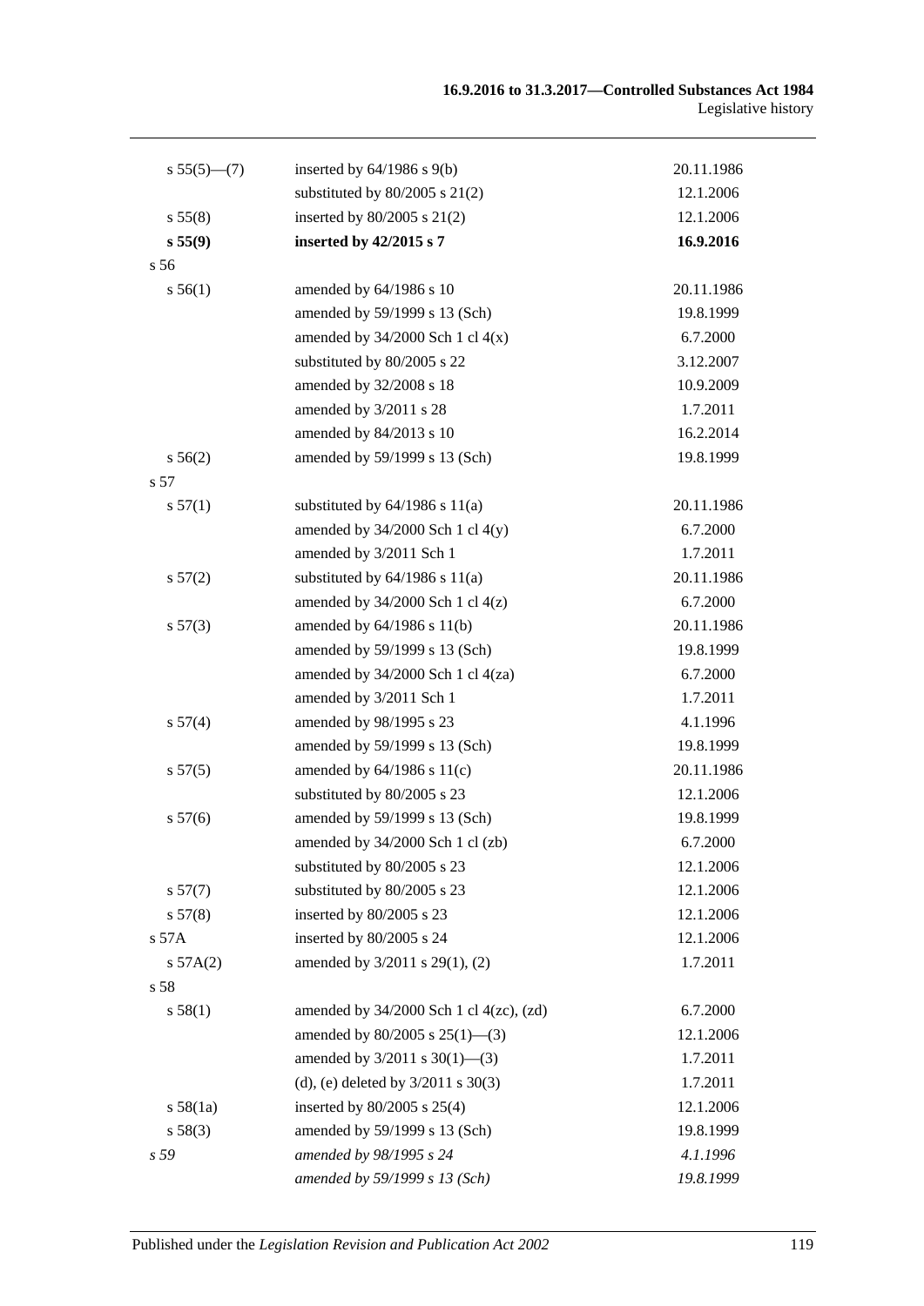| | | |
|---|---|---|
| s 55(5)—(7) | inserted by 64/1986 s 9(b) | 20.11.1986 |
| | substituted by 80/2005 s 21(2) | 12.1.2006 |
| s 55(8) | inserted by 80/2005 s 21(2) | 12.1.2006 |
| **s 55(9)** | **inserted by 42/2015 s 7** | **16.9.2016** |
| s 56 | | |
| s 56(1) | amended by 64/1986 s 10 | 20.11.1986 |
| | amended by 59/1999 s 13 (Sch) | 19.8.1999 |
| | amended by 34/2000 Sch 1 cl 4(x) | 6.7.2000 |
| | substituted by 80/2005 s 22 | 3.12.2007 |
| | amended by 32/2008 s 18 | 10.9.2009 |
| | amended by 3/2011 s 28 | 1.7.2011 |
| | amended by 84/2013 s 10 | 16.2.2014 |
| s 56(2) | amended by 59/1999 s 13 (Sch) | 19.8.1999 |
| s 57 | | |
| s 57(1) | substituted by 64/1986 s 11(a) | 20.11.1986 |
| | amended by 34/2000 Sch 1 cl 4(y) | 6.7.2000 |
| | amended by 3/2011 Sch 1 | 1.7.2011 |
| s 57(2) | substituted by 64/1986 s 11(a) | 20.11.1986 |
| | amended by 34/2000 Sch 1 cl 4(z) | 6.7.2000 |
| s 57(3) | amended by 64/1986 s 11(b) | 20.11.1986 |
| | amended by 59/1999 s 13 (Sch) | 19.8.1999 |
| | amended by 34/2000 Sch 1 cl 4(za) | 6.7.2000 |
| | amended by 3/2011 Sch 1 | 1.7.2011 |
| s 57(4) | amended by 98/1995 s 23 | 4.1.1996 |
| | amended by 59/1999 s 13 (Sch) | 19.8.1999 |
| s 57(5) | amended by 64/1986 s 11(c) | 20.11.1986 |
| | substituted by 80/2005 s 23 | 12.1.2006 |
| s 57(6) | amended by 59/1999 s 13 (Sch) | 19.8.1999 |
| | amended by 34/2000 Sch 1 cl (zb) | 6.7.2000 |
| | substituted by 80/2005 s 23 | 12.1.2006 |
| s 57(7) | substituted by 80/2005 s 23 | 12.1.2006 |
| s 57(8) | inserted by 80/2005 s 23 | 12.1.2006 |
| s 57A | inserted by 80/2005 s 24 | 12.1.2006 |
| s 57A(2) | amended by 3/2011 s 29(1), (2) | 1.7.2011 |
| s 58 | | |
| s 58(1) | amended by 34/2000 Sch 1 cl 4(zc), (zd) | 6.7.2000 |
| | amended by 80/2005 s 25(1)—(3) | 12.1.2006 |
| | amended by 3/2011 s 30(1)—(3) | 1.7.2011 |
| | (d), (e) deleted by 3/2011 s 30(3) | 1.7.2011 |
| s 58(1a) | inserted by 80/2005 s 25(4) | 12.1.2006 |
| s 58(3) | amended by 59/1999 s 13 (Sch) | 19.8.1999 |
| *s 59* | *amended by 98/1995 s 24* | *4.1.1996* |
| | *amended by 59/1999 s 13 (Sch)* | *19.8.1999* |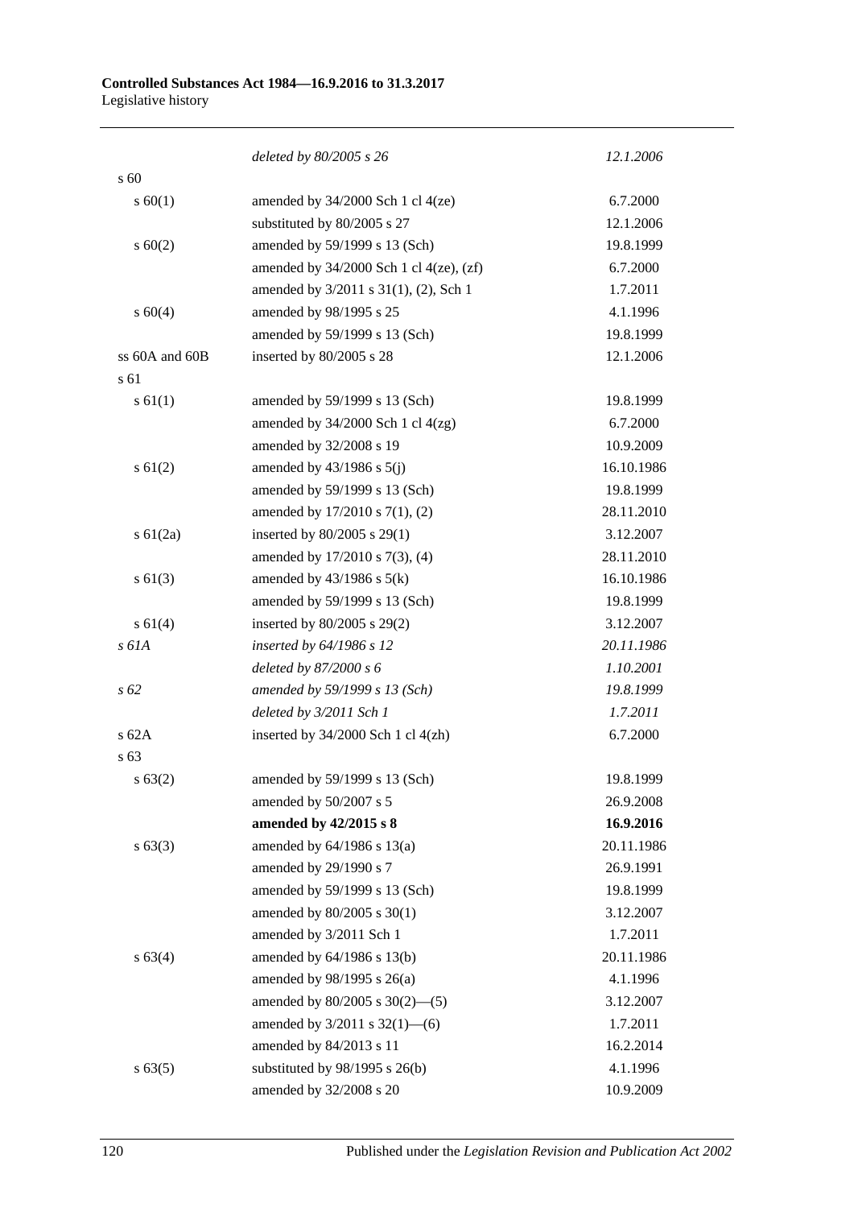| | | |
|---|---|---|
| | *deleted by 80/2005 s 26* | *12.1.2006* |
| s 60 | | |
| s 60(1) | amended by 34/2000 Sch 1 cl 4(ze) | 6.7.2000 |
| | substituted by 80/2005 s 27 | 12.1.2006 |
| s 60(2) | amended by 59/1999 s 13 (Sch) | 19.8.1999 |
| | amended by 34/2000 Sch 1 cl 4(ze), (zf) | 6.7.2000 |
| | amended by 3/2011 s 31(1), (2), Sch 1 | 1.7.2011 |
| s 60(4) | amended by 98/1995 s 25 | 4.1.1996 |
| | amended by 59/1999 s 13 (Sch) | 19.8.1999 |
| ss 60A and 60B | inserted by 80/2005 s 28 | 12.1.2006 |
| s 61 | | |
| s 61(1) | amended by 59/1999 s 13 (Sch) | 19.8.1999 |
| | amended by 34/2000 Sch 1 cl 4(zg) | 6.7.2000 |
| | amended by 32/2008 s 19 | 10.9.2009 |
| s 61(2) | amended by 43/1986 s 5(j) | 16.10.1986 |
| | amended by 59/1999 s 13 (Sch) | 19.8.1999 |
| | amended by 17/2010 s 7(1), (2) | 28.11.2010 |
| s 61(2a) | inserted by 80/2005 s 29(1) | 3.12.2007 |
| | amended by 17/2010 s 7(3), (4) | 28.11.2010 |
| s 61(3) | amended by 43/1986 s 5(k) | 16.10.1986 |
| | amended by 59/1999 s 13 (Sch) | 19.8.1999 |
| s 61(4) | inserted by 80/2005 s 29(2) | 3.12.2007 |
| *s 61A* | *inserted by 64/1986 s 12* | *20.11.1986* |
| | *deleted by 87/2000 s 6* | *1.10.2001* |
| *s 62* | *amended by 59/1999 s 13 (Sch)* | *19.8.1999* |
| | *deleted by 3/2011 Sch 1* | *1.7.2011* |
| s 62A | inserted by 34/2000 Sch 1 cl 4(zh) | 6.7.2000 |
| s 63 | | |
| s 63(2) | amended by 59/1999 s 13 (Sch) | 19.8.1999 |
| | amended by 50/2007 s 5 | 26.9.2008 |
| | **amended by 42/2015 s 8** | **16.9.2016** |
| s 63(3) | amended by 64/1986 s 13(a) | 20.11.1986 |
| | amended by 29/1990 s 7 | 26.9.1991 |
| | amended by 59/1999 s 13 (Sch) | 19.8.1999 |
| | amended by 80/2005 s 30(1) | 3.12.2007 |
| | amended by 3/2011 Sch 1 | 1.7.2011 |
| s 63(4) | amended by 64/1986 s 13(b) | 20.11.1986 |
| | amended by 98/1995 s 26(a) | 4.1.1996 |
| | amended by 80/2005 s 30(2)—(5) | 3.12.2007 |
| | amended by 3/2011 s 32(1)—(6) | 1.7.2011 |
| | amended by 84/2013 s 11 | 16.2.2014 |
| s 63(5) | substituted by 98/1995 s 26(b) | 4.1.1996 |
| | amended by 32/2008 s 20 | 10.9.2009 |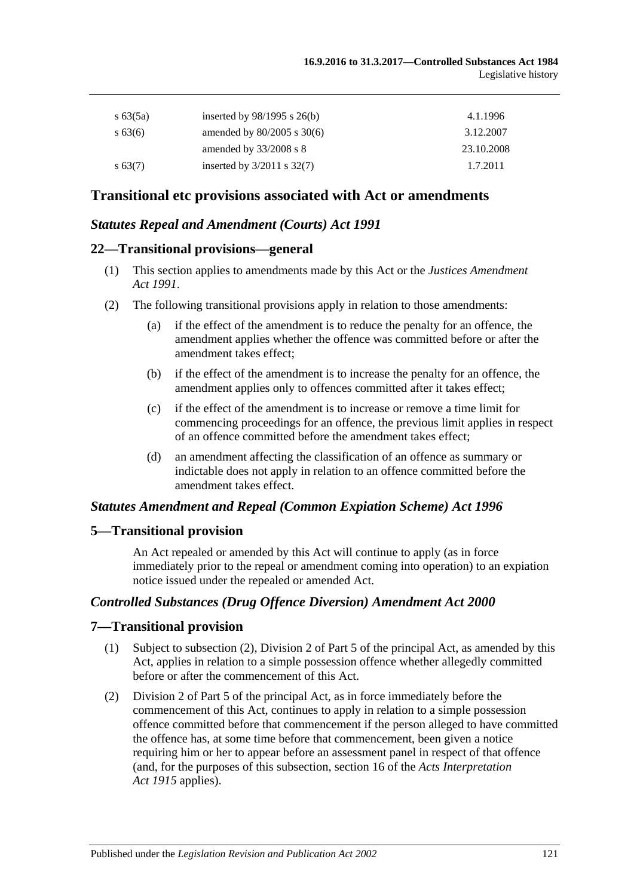| | | |
|---|---|---|
| s 63(5a) | inserted by 98/1995 s 26(b) | 4.1.1996 |
| s 63(6) | amended by 80/2005 s 30(6) | 3.12.2007 |
| | amended by 33/2008 s 8 | 23.10.2008 |
| s 63(7) | inserted by 3/2011 s 32(7) | 1.7.2011 |

## Transitional etc provisions associated with Act or amendments

### *Statutes Repeal and Amendment (Courts) Act 1991*

### 22—Transitional provisions—general

(1) This section applies to amendments made by this Act or the *Justices Amendment Act 1991*.

(2) The following transitional provisions apply in relation to those amendments:

- (a) if the effect of the amendment is to reduce the penalty for an offence, the amendment applies whether the offence was committed before or after the amendment takes effect;
- (b) if the effect of the amendment is to increase the penalty for an offence, the amendment applies only to offences committed after it takes effect;
- (c) if the effect of the amendment is to increase or remove a time limit for commencing proceedings for an offence, the previous limit applies in respect of an offence committed before the amendment takes effect;
- (d) an amendment affecting the classification of an offence as summary or indictable does not apply in relation to an offence committed before the amendment takes effect.

### *Statutes Amendment and Repeal (Common Expiation Scheme) Act 1996*

### 5—Transitional provision

An Act repealed or amended by this Act will continue to apply (as in force immediately prior to the repeal or amendment coming into operation) to an expiation notice issued under the repealed or amended Act.

### *Controlled Substances (Drug Offence Diversion) Amendment Act 2000*

### 7—Transitional provision

(1) Subject to subsection (2), Division 2 of Part 5 of the principal Act, as amended by this Act, applies in relation to a simple possession offence whether allegedly committed before or after the commencement of this Act.

(2) Division 2 of Part 5 of the principal Act, as in force immediately before the commencement of this Act, continues to apply in relation to a simple possession offence committed before that commencement if the person alleged to have committed the offence has, at some time before that commencement, been given a notice requiring him or her to appear before an assessment panel in respect of that offence (and, for the purposes of this subsection, section 16 of the *Acts Interpretation Act 1915* applies).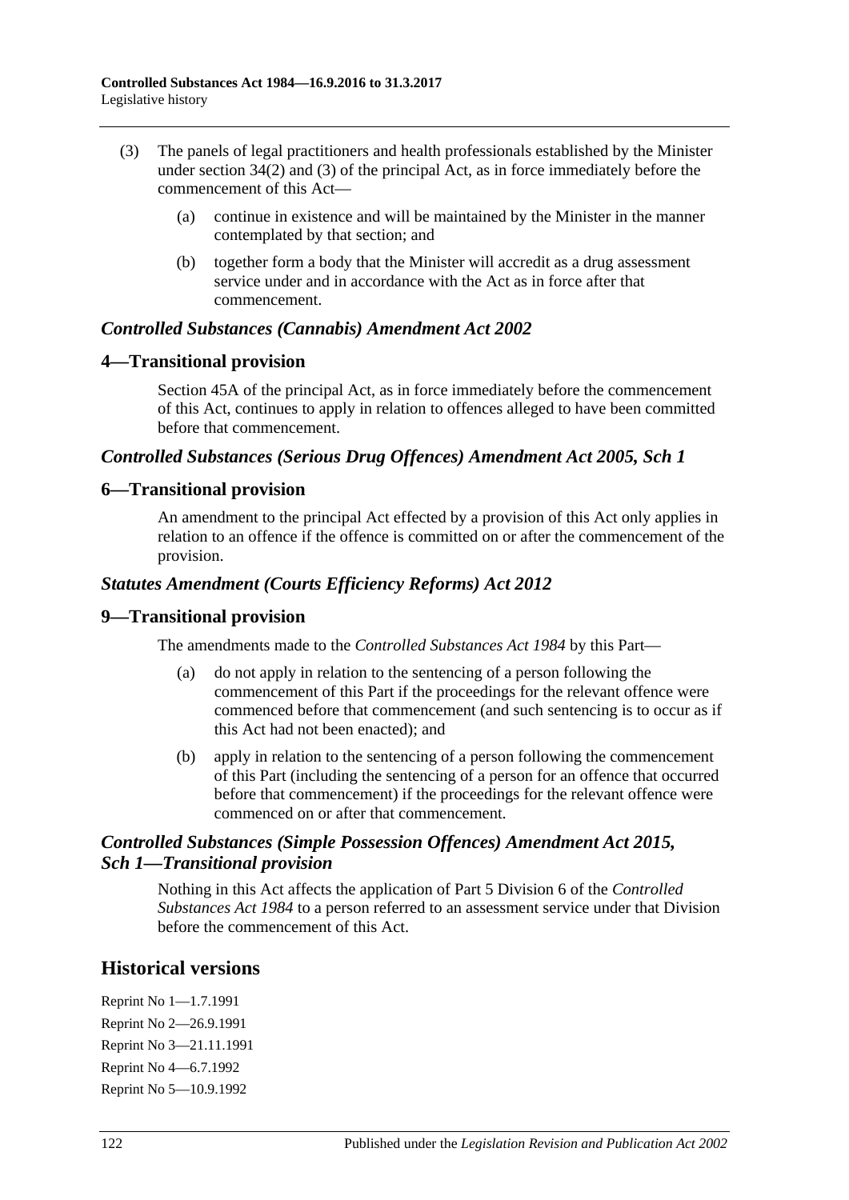(3) The panels of legal practitioners and health professionals established by the Minister under section 34(2) and (3) of the principal Act, as in force immediately before the commencement of this Act—

(a) continue in existence and will be maintained by the Minister in the manner contemplated by that section; and

(b) together form a body that the Minister will accredit as a drug assessment service under and in accordance with the Act as in force after that commencement.

### *Controlled Substances (Cannabis) Amendment Act 2002*

## 4—Transitional provision

Section 45A of the principal Act, as in force immediately before the commencement of this Act, continues to apply in relation to offences alleged to have been committed before that commencement.

### *Controlled Substances (Serious Drug Offences) Amendment Act 2005, Sch 1*

## 6—Transitional provision

An amendment to the principal Act effected by a provision of this Act only applies in relation to an offence if the offence is committed on or after the commencement of the provision.

### *Statutes Amendment (Courts Efficiency Reforms) Act 2012*

## 9—Transitional provision

The amendments made to the *Controlled Substances Act 1984* by this Part—

(a) do not apply in relation to the sentencing of a person following the commencement of this Part if the proceedings for the relevant offence were commenced before that commencement (and such sentencing is to occur as if this Act had not been enacted); and

(b) apply in relation to the sentencing of a person following the commencement of this Part (including the sentencing of a person for an offence that occurred before that commencement) if the proceedings for the relevant offence were commenced on or after that commencement.

### *Controlled Substances (Simple Possession Offences) Amendment Act 2015, Sch 1—Transitional provision*

Nothing in this Act affects the application of Part 5 Division 6 of the *Controlled Substances Act 1984* to a person referred to an assessment service under that Division before the commencement of this Act.

# Historical versions

Reprint No 1—1.7.1991

Reprint No 2—26.9.1991

Reprint No 3—21.11.1991

Reprint No 4—6.7.1992

Reprint No 5—10.9.1992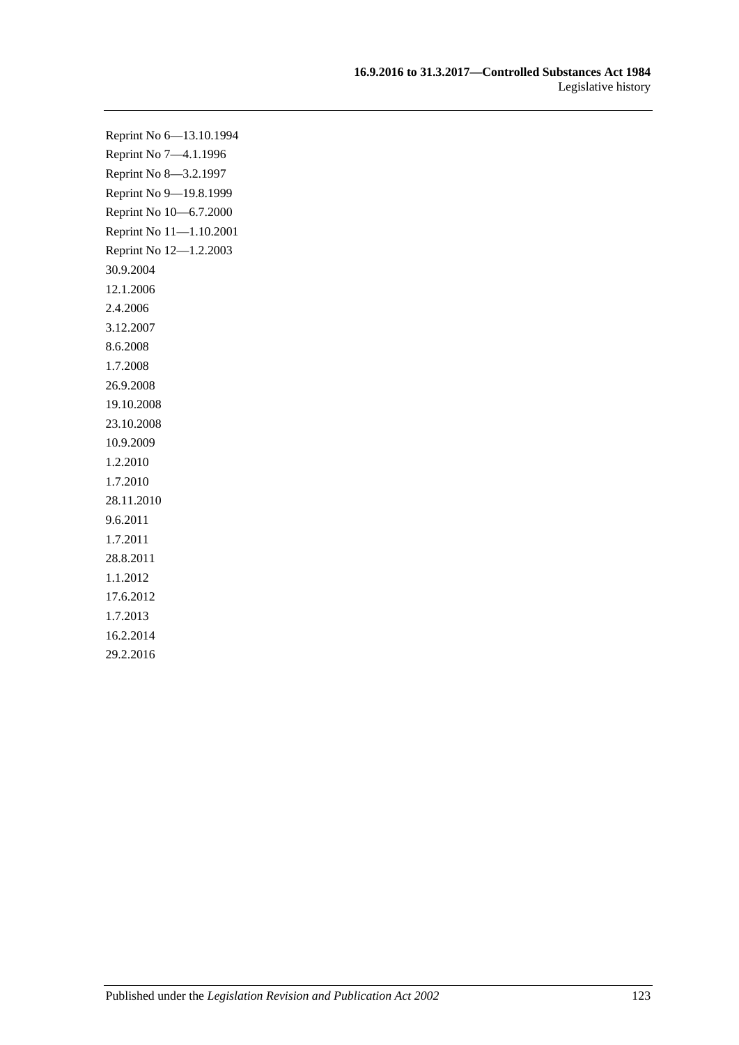Reprint No 6—13.10.1994

Reprint No 7—4.1.1996

Reprint No 8—3.2.1997

Reprint No 9—19.8.1999

Reprint No 10—6.7.2000

Reprint No 11—1.10.2001

Reprint No 12—1.2.2003

30.9.2004

12.1.2006

2.4.2006

3.12.2007

8.6.2008

1.7.2008

26.9.2008

19.10.2008

23.10.2008

10.9.2009

1.2.2010

1.7.2010

28.11.2010

9.6.2011

1.7.2011

28.8.2011

1.1.2012

17.6.2012

1.7.2013

16.2.2014

29.2.2016